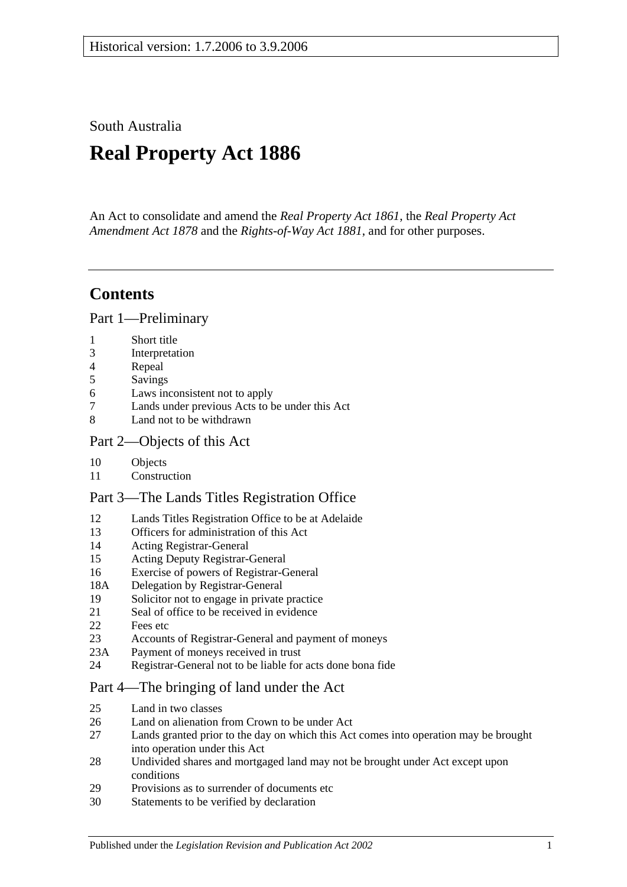Historical version: 1.7.2006 to 3.9.2006

South Australia

# Real Property Act 1886

An Act to consolidate and amend the *Real Property Act 1861*, the *Real Property Act Amendment Act 1878* and the *Rights-of-Way Act 1881*, and for other purposes.

## Contents

### Part 1—Preliminary

1 Short title
3 Interpretation
4 Repeal
5 Savings
6 Laws inconsistent not to apply
7 Lands under previous Acts to be under this Act
8 Land not to be withdrawn

### Part 2—Objects of this Act

10 Objects
11 Construction

### Part 3—The Lands Titles Registration Office

12 Lands Titles Registration Office to be at Adelaide
13 Officers for administration of this Act
14 Acting Registrar-General
15 Acting Deputy Registrar-General
16 Exercise of powers of Registrar-General
18A Delegation by Registrar-General
19 Solicitor not to engage in private practice
21 Seal of office to be received in evidence
22 Fees etc
23 Accounts of Registrar-General and payment of moneys
23A Payment of moneys received in trust
24 Registrar-General not to be liable for acts done bona fide

### Part 4—The bringing of land under the Act

25 Land in two classes
26 Land on alienation from Crown to be under Act
27 Lands granted prior to the day on which this Act comes into operation may be brought into operation under this Act
28 Undivided shares and mortgaged land may not be brought under Act except upon conditions
29 Provisions as to surrender of documents etc
30 Statements to be verified by declaration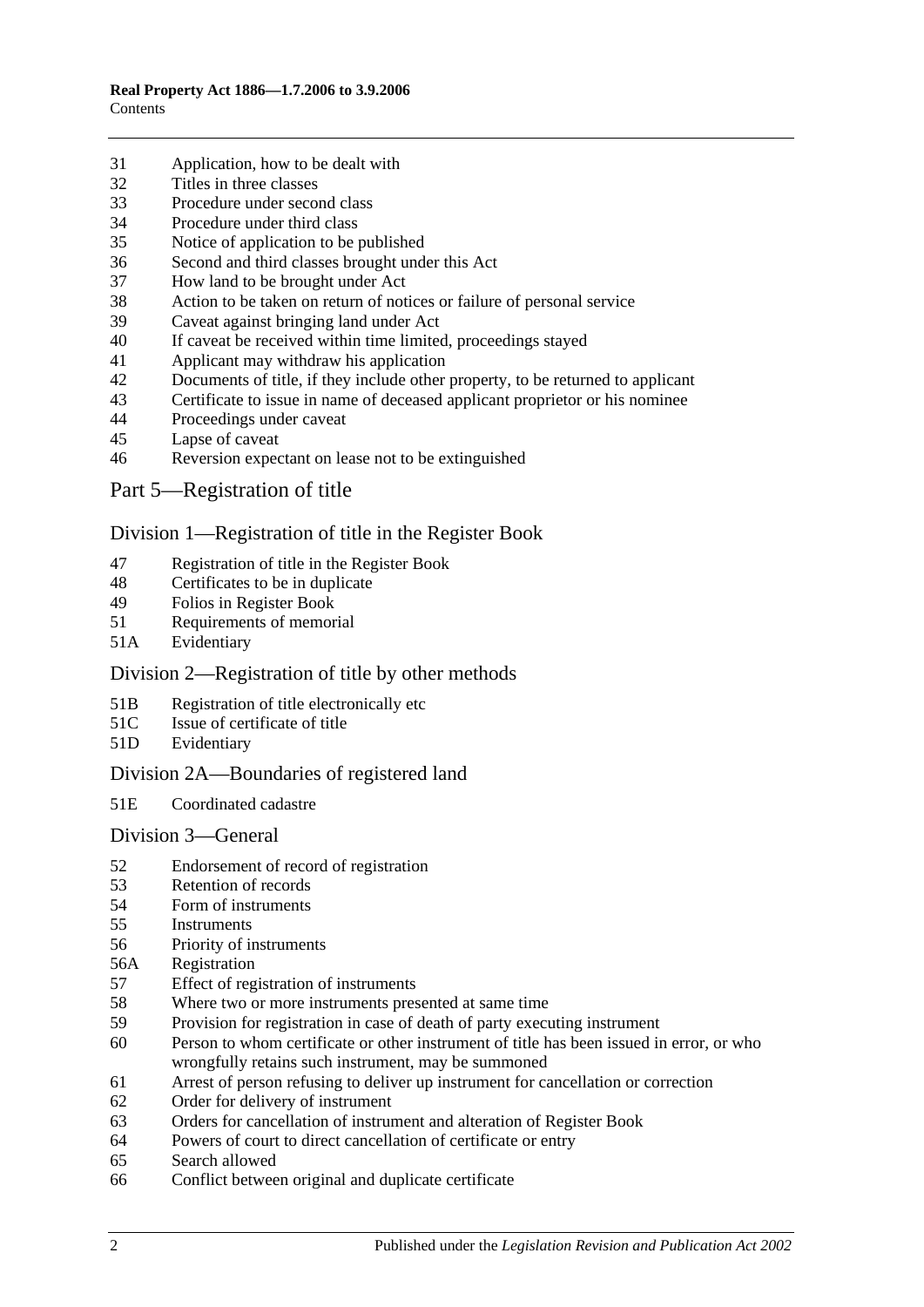31 Application, how to be dealt with
32 Titles in three classes
33 Procedure under second class
34 Procedure under third class
35 Notice of application to be published
36 Second and third classes brought under this Act
37 How land to be brought under Act
38 Action to be taken on return of notices or failure of personal service
39 Caveat against bringing land under Act
40 If caveat be received within time limited, proceedings stayed
41 Applicant may withdraw his application
42 Documents of title, if they include other property, to be returned to applicant
43 Certificate to issue in name of deceased applicant proprietor or his nominee
44 Proceedings under caveat
45 Lapse of caveat
46 Reversion expectant on lease not to be extinguished

## Part 5—Registration of title

### Division 1—Registration of title in the Register Book

47 Registration of title in the Register Book
48 Certificates to be in duplicate
49 Folios in Register Book
51 Requirements of memorial
51A Evidentiary

### Division 2—Registration of title by other methods

51B Registration of title electronically etc
51C Issue of certificate of title
51D Evidentiary

### Division 2A—Boundaries of registered land

51E Coordinated cadastre

### Division 3—General

52 Endorsement of record of registration
53 Retention of records
54 Form of instruments
55 Instruments
56 Priority of instruments
56A Registration
57 Effect of registration of instruments
58 Where two or more instruments presented at same time
59 Provision for registration in case of death of party executing instrument
60 Person to whom certificate or other instrument of title has been issued in error, or who wrongfully retains such instrument, may be summoned
61 Arrest of person refusing to deliver up instrument for cancellation or correction
62 Order for delivery of instrument
63 Orders for cancellation of instrument and alteration of Register Book
64 Powers of court to direct cancellation of certificate or entry
65 Search allowed
66 Conflict between original and duplicate certificate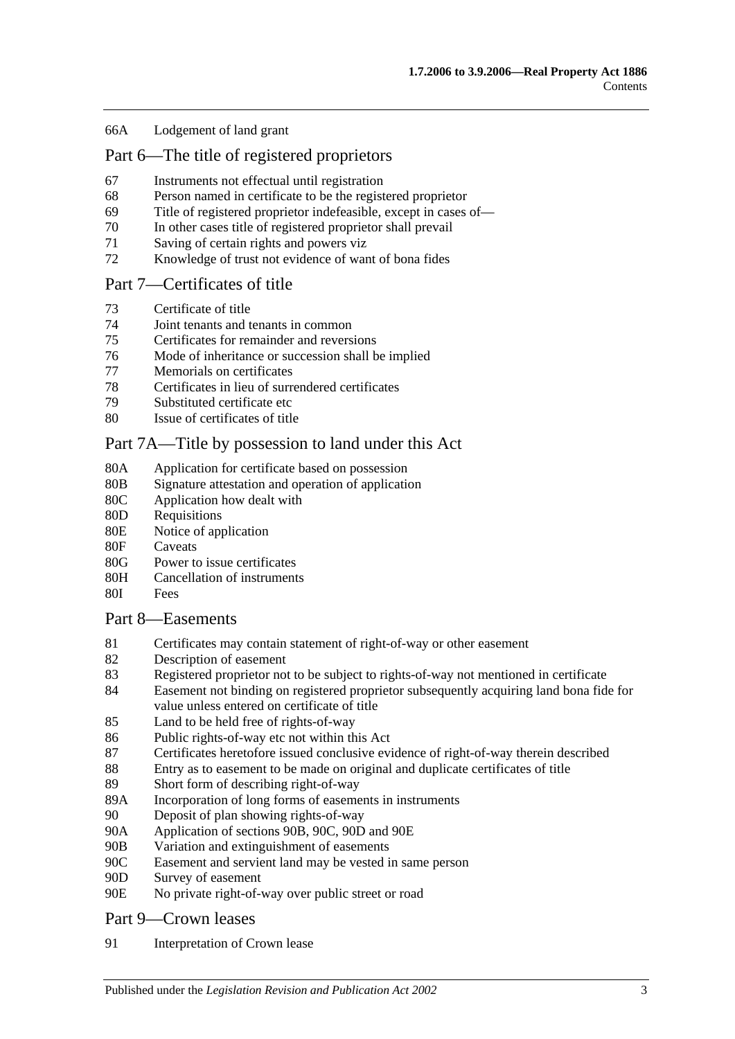66A Lodgement of land grant

## Part 6—The title of registered proprietors

67 Instruments not effectual until registration
68 Person named in certificate to be the registered proprietor
69 Title of registered proprietor indefeasible, except in cases of—
70 In other cases title of registered proprietor shall prevail
71 Saving of certain rights and powers viz
72 Knowledge of trust not evidence of want of bona fides

## Part 7—Certificates of title

73 Certificate of title
74 Joint tenants and tenants in common
75 Certificates for remainder and reversions
76 Mode of inheritance or succession shall be implied
77 Memorials on certificates
78 Certificates in lieu of surrendered certificates
79 Substituted certificate etc
80 Issue of certificates of title

## Part 7A—Title by possession to land under this Act

80A Application for certificate based on possession
80B Signature attestation and operation of application
80C Application how dealt with
80D Requisitions
80E Notice of application
80F Caveats
80G Power to issue certificates
80H Cancellation of instruments
80I Fees

## Part 8—Easements

81 Certificates may contain statement of right-of-way or other easement
82 Description of easement
83 Registered proprietor not to be subject to rights-of-way not mentioned in certificate
84 Easement not binding on registered proprietor subsequently acquiring land bona fide for value unless entered on certificate of title
85 Land to be held free of rights-of-way
86 Public rights-of-way etc not within this Act
87 Certificates heretofore issued conclusive evidence of right-of-way therein described
88 Entry as to easement to be made on original and duplicate certificates of title
89 Short form of describing right-of-way
89A Incorporation of long forms of easements in instruments
90 Deposit of plan showing rights-of-way
90A Application of sections 90B, 90C, 90D and 90E
90B Variation and extinguishment of easements
90C Easement and servient land may be vested in same person
90D Survey of easement
90E No private right-of-way over public street or road

## Part 9—Crown leases

91 Interpretation of Crown lease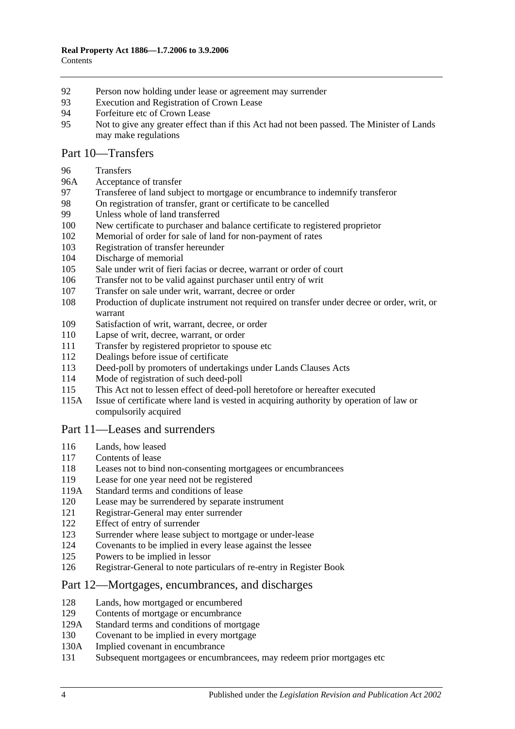92 Person now holding under lease or agreement may surrender
93 Execution and Registration of Crown Lease
94 Forfeiture etc of Crown Lease
95 Not to give any greater effect than if this Act had not been passed. The Minister of Lands may make regulations

## Part 10—Transfers

96 Transfers
96A Acceptance of transfer
97 Transferee of land subject to mortgage or encumbrance to indemnify transferor
98 On registration of transfer, grant or certificate to be cancelled
99 Unless whole of land transferred
100 New certificate to purchaser and balance certificate to registered proprietor
102 Memorial of order for sale of land for non-payment of rates
103 Registration of transfer hereunder
104 Discharge of memorial
105 Sale under writ of fieri facias or decree, warrant or order of court
106 Transfer not to be valid against purchaser until entry of writ
107 Transfer on sale under writ, warrant, decree or order
108 Production of duplicate instrument not required on transfer under decree or order, writ, or warrant
109 Satisfaction of writ, warrant, decree, or order
110 Lapse of writ, decree, warrant, or order
111 Transfer by registered proprietor to spouse etc
112 Dealings before issue of certificate
113 Deed-poll by promoters of undertakings under Lands Clauses Acts
114 Mode of registration of such deed-poll
115 This Act not to lessen effect of deed-poll heretofore or hereafter executed
115A Issue of certificate where land is vested in acquiring authority by operation of law or compulsorily acquired

## Part 11—Leases and surrenders

116 Lands, how leased
117 Contents of lease
118 Leases not to bind non-consenting mortgagees or encumbrancees
119 Lease for one year need not be registered
119A Standard terms and conditions of lease
120 Lease may be surrendered by separate instrument
121 Registrar-General may enter surrender
122 Effect of entry of surrender
123 Surrender where lease subject to mortgage or under-lease
124 Covenants to be implied in every lease against the lessee
125 Powers to be implied in lessor
126 Registrar-General to note particulars of re-entry in Register Book

## Part 12—Mortgages, encumbrances, and discharges

128 Lands, how mortgaged or encumbered
129 Contents of mortgage or encumbrance
129A Standard terms and conditions of mortgage
130 Covenant to be implied in every mortgage
130A Implied covenant in encumbrance
131 Subsequent mortgagees or encumbrancees, may redeem prior mortgages etc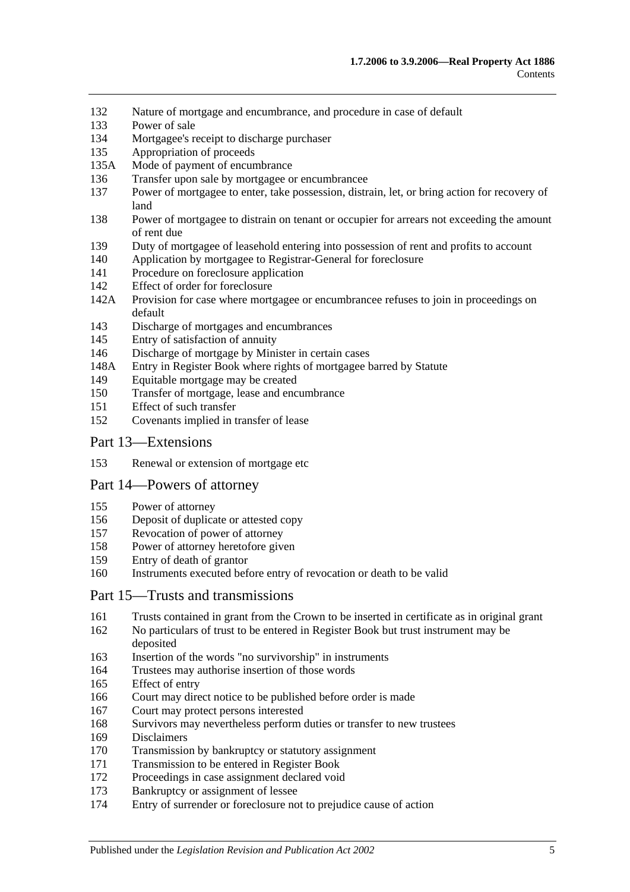132 Nature of mortgage and encumbrance, and procedure in case of default
133 Power of sale
134 Mortgagee's receipt to discharge purchaser
135 Appropriation of proceeds
135A Mode of payment of encumbrance
136 Transfer upon sale by mortgagee or encumbrancee
137 Power of mortgagee to enter, take possession, distrain, let, or bring action for recovery of land
138 Power of mortgagee to distrain on tenant or occupier for arrears not exceeding the amount of rent due
139 Duty of mortgagee of leasehold entering into possession of rent and profits to account
140 Application by mortgagee to Registrar-General for foreclosure
141 Procedure on foreclosure application
142 Effect of order for foreclosure
142A Provision for case where mortgagee or encumbrancee refuses to join in proceedings on default
143 Discharge of mortgages and encumbrances
145 Entry of satisfaction of annuity
146 Discharge of mortgage by Minister in certain cases
148A Entry in Register Book where rights of mortgagee barred by Statute
149 Equitable mortgage may be created
150 Transfer of mortgage, lease and encumbrance
151 Effect of such transfer
152 Covenants implied in transfer of lease

## Part 13—Extensions

153 Renewal or extension of mortgage etc

## Part 14—Powers of attorney

155 Power of attorney
156 Deposit of duplicate or attested copy
157 Revocation of power of attorney
158 Power of attorney heretofore given
159 Entry of death of grantor
160 Instruments executed before entry of revocation or death to be valid

## Part 15—Trusts and transmissions

161 Trusts contained in grant from the Crown to be inserted in certificate as in original grant
162 No particulars of trust to be entered in Register Book but trust instrument may be deposited
163 Insertion of the words "no survivorship" in instruments
164 Trustees may authorise insertion of those words
165 Effect of entry
166 Court may direct notice to be published before order is made
167 Court may protect persons interested
168 Survivors may nevertheless perform duties or transfer to new trustees
169 Disclaimers
170 Transmission by bankruptcy or statutory assignment
171 Transmission to be entered in Register Book
172 Proceedings in case assignment declared void
173 Bankruptcy or assignment of lessee
174 Entry of surrender or foreclosure not to prejudice cause of action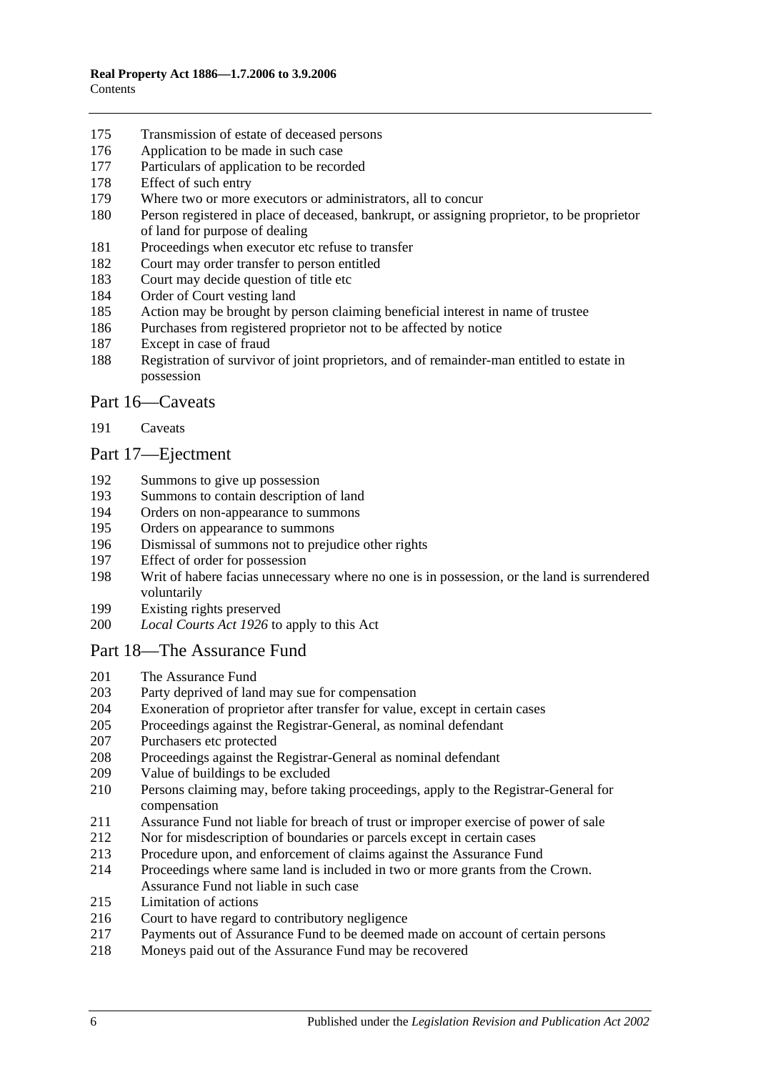175 Transmission of estate of deceased persons
176 Application to be made in such case
177 Particulars of application to be recorded
178 Effect of such entry
179 Where two or more executors or administrators, all to concur
180 Person registered in place of deceased, bankrupt, or assigning proprietor, to be proprietor of land for purpose of dealing
181 Proceedings when executor etc refuse to transfer
182 Court may order transfer to person entitled
183 Court may decide question of title etc
184 Order of Court vesting land
185 Action may be brought by person claiming beneficial interest in name of trustee
186 Purchases from registered proprietor not to be affected by notice
187 Except in case of fraud
188 Registration of survivor of joint proprietors, and of remainder-man entitled to estate in possession

## Part 16—Caveats

191 Caveats

## Part 17—Ejectment

192 Summons to give up possession
193 Summons to contain description of land
194 Orders on non-appearance to summons
195 Orders on appearance to summons
196 Dismissal of summons not to prejudice other rights
197 Effect of order for possession
198 Writ of habere facias unnecessary where no one is in possession, or the land is surrendered voluntarily
199 Existing rights preserved
200 *Local Courts Act 1926* to apply to this Act

## Part 18—The Assurance Fund

201 The Assurance Fund
203 Party deprived of land may sue for compensation
204 Exoneration of proprietor after transfer for value, except in certain cases
205 Proceedings against the Registrar-General, as nominal defendant
207 Purchasers etc protected
208 Proceedings against the Registrar-General as nominal defendant
209 Value of buildings to be excluded
210 Persons claiming may, before taking proceedings, apply to the Registrar-General for compensation
211 Assurance Fund not liable for breach of trust or improper exercise of power of sale
212 Nor for misdescription of boundaries or parcels except in certain cases
213 Procedure upon, and enforcement of claims against the Assurance Fund
214 Proceedings where same land is included in two or more grants from the Crown. Assurance Fund not liable in such case
215 Limitation of actions
216 Court to have regard to contributory negligence
217 Payments out of Assurance Fund to be deemed made on account of certain persons
218 Moneys paid out of the Assurance Fund may be recovered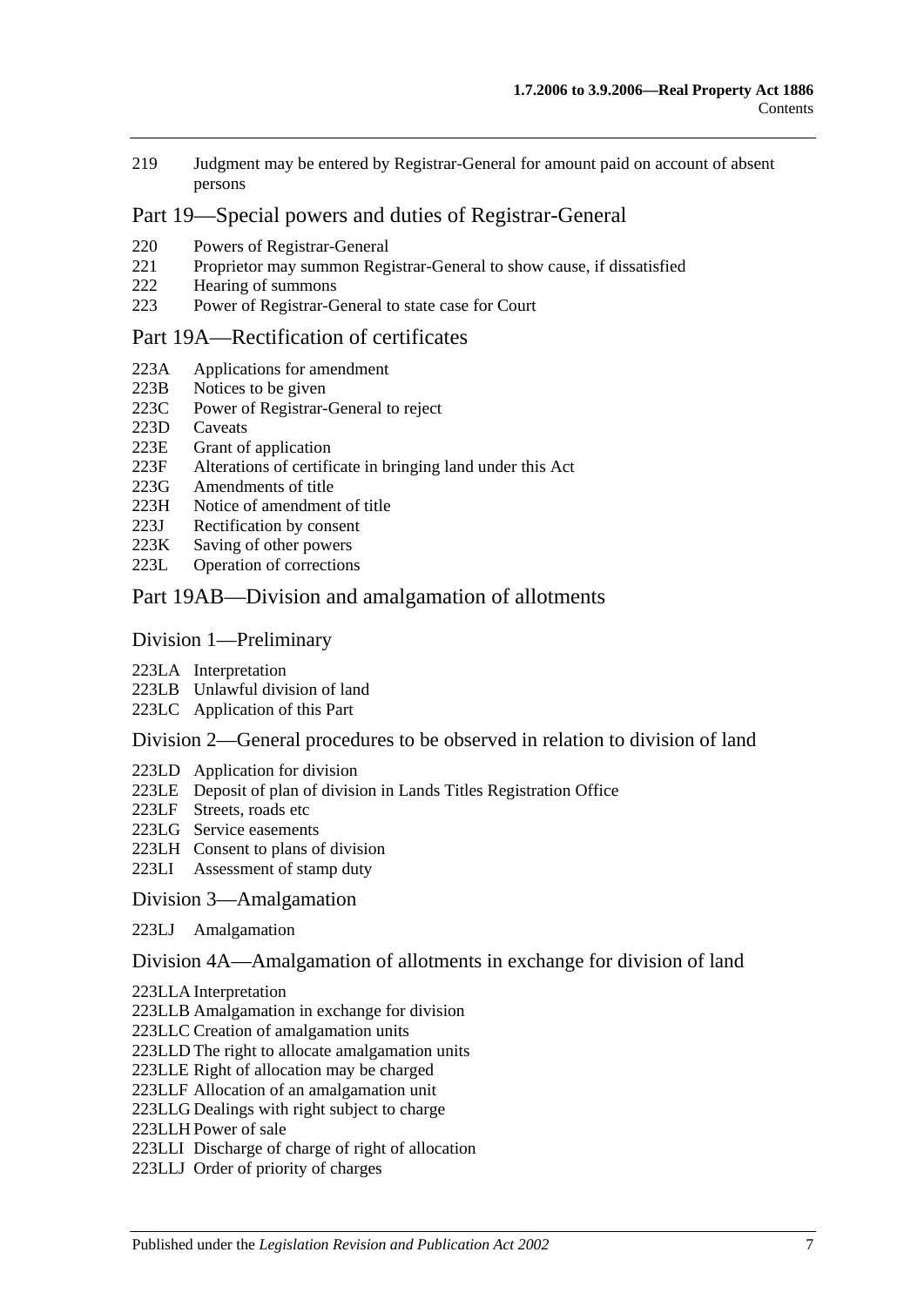219 Judgment may be entered by Registrar-General for amount paid on account of absent persons

## Part 19—Special powers and duties of Registrar-General

220 Powers of Registrar-General
221 Proprietor may summon Registrar-General to show cause, if dissatisfied
222 Hearing of summons
223 Power of Registrar-General to state case for Court

## Part 19A—Rectification of certificates

223A Applications for amendment
223B Notices to be given
223C Power of Registrar-General to reject
223D Caveats
223E Grant of application
223F Alterations of certificate in bringing land under this Act
223G Amendments of title
223H Notice of amendment of title
223J Rectification by consent
223K Saving of other powers
223L Operation of corrections

## Part 19AB—Division and amalgamation of allotments

### Division 1—Preliminary

223LA Interpretation
223LB Unlawful division of land
223LC Application of this Part

### Division 2—General procedures to be observed in relation to division of land

223LD Application for division
223LE Deposit of plan of division in Lands Titles Registration Office
223LF Streets, roads etc
223LG Service easements
223LH Consent to plans of division
223LI Assessment of stamp duty

### Division 3—Amalgamation

223LJ Amalgamation

### Division 4A—Amalgamation of allotments in exchange for division of land

223LLA Interpretation
223LLB Amalgamation in exchange for division
223LLC Creation of amalgamation units
223LLD The right to allocate amalgamation units
223LLE Right of allocation may be charged
223LLF Allocation of an amalgamation unit
223LLG Dealings with right subject to charge
223LLH Power of sale
223LLI Discharge of charge of right of allocation
223LLJ Order of priority of charges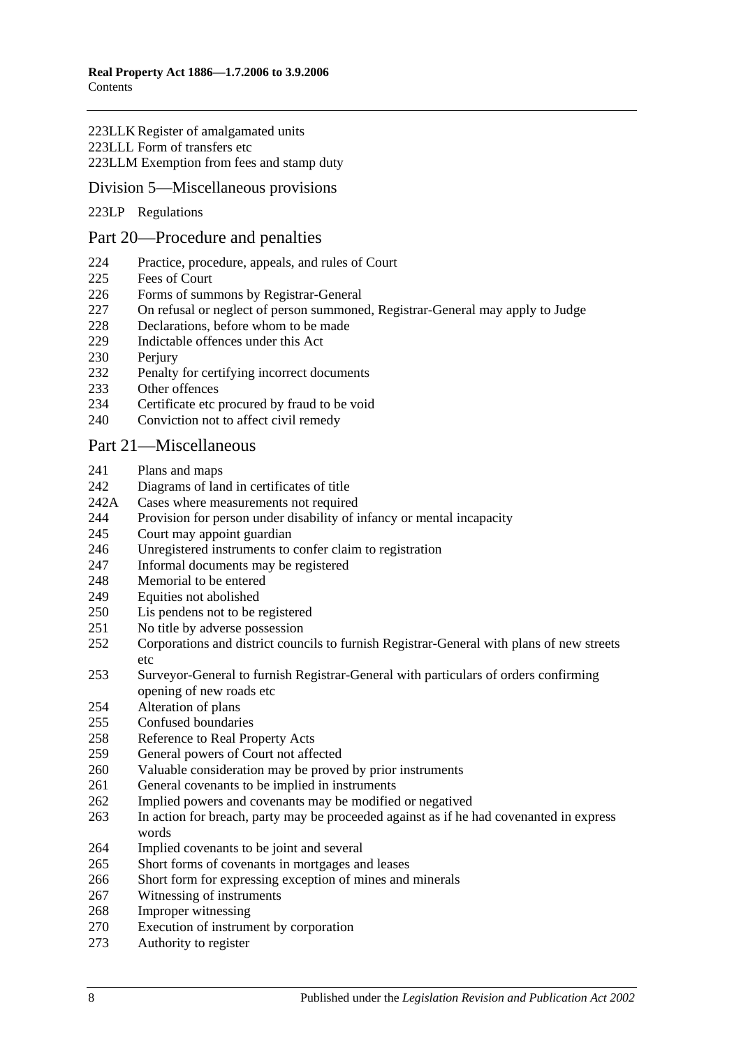223LLK Register of amalgamated units
223LLL Form of transfers etc
223LLM Exemption from fees and stamp duty

## Division 5—Miscellaneous provisions

223LP Regulations

# Part 20—Procedure and penalties

224 Practice, procedure, appeals, and rules of Court
225 Fees of Court
226 Forms of summons by Registrar-General
227 On refusal or neglect of person summoned, Registrar-General may apply to Judge
228 Declarations, before whom to be made
229 Indictable offences under this Act
230 Perjury
232 Penalty for certifying incorrect documents
233 Other offences
234 Certificate etc procured by fraud to be void
240 Conviction not to affect civil remedy

# Part 21—Miscellaneous

241 Plans and maps
242 Diagrams of land in certificates of title
242A Cases where measurements not required
244 Provision for person under disability of infancy or mental incapacity
245 Court may appoint guardian
246 Unregistered instruments to confer claim to registration
247 Informal documents may be registered
248 Memorial to be entered
249 Equities not abolished
250 Lis pendens not to be registered
251 No title by adverse possession
252 Corporations and district councils to furnish Registrar-General with plans of new streets etc
253 Surveyor-General to furnish Registrar-General with particulars of orders confirming opening of new roads etc
254 Alteration of plans
255 Confused boundaries
258 Reference to Real Property Acts
259 General powers of Court not affected
260 Valuable consideration may be proved by prior instruments
261 General covenants to be implied in instruments
262 Implied powers and covenants may be modified or negatived
263 In action for breach, party may be proceeded against as if he had covenanted in express words
264 Implied covenants to be joint and several
265 Short forms of covenants in mortgages and leases
266 Short form for expressing exception of mines and minerals
267 Witnessing of instruments
268 Improper witnessing
270 Execution of instrument by corporation
273 Authority to register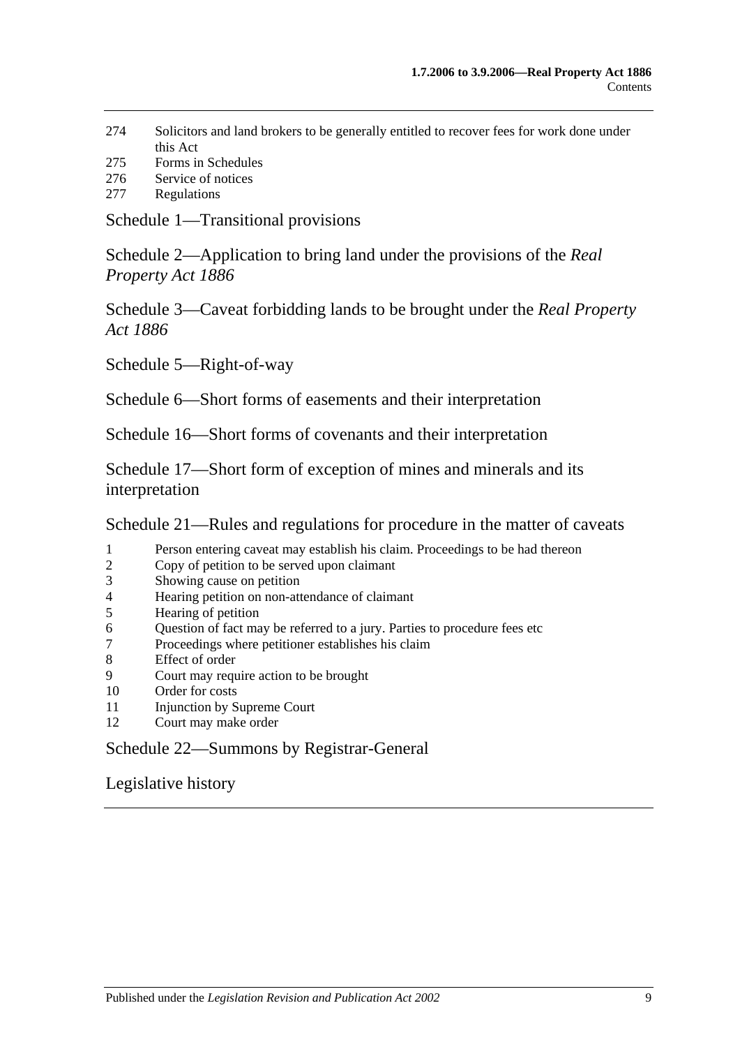274 Solicitors and land brokers to be generally entitled to recover fees for work done under this Act
275 Forms in Schedules
276 Service of notices
277 Regulations

## Schedule 1—Transitional provisions

## Schedule 2—Application to bring land under the provisions of the *Real Property Act 1886*

## Schedule 3—Caveat forbidding lands to be brought under the *Real Property Act 1886*

## Schedule 5—Right-of-way

## Schedule 6—Short forms of easements and their interpretation

## Schedule 16—Short forms of covenants and their interpretation

## Schedule 17—Short form of exception of mines and minerals and its interpretation

## Schedule 21—Rules and regulations for procedure in the matter of caveats

1 Person entering caveat may establish his claim. Proceedings to be had thereon
2 Copy of petition to be served upon claimant
3 Showing cause on petition
4 Hearing petition on non-attendance of claimant
5 Hearing of petition
6 Question of fact may be referred to a jury. Parties to procedure fees etc
7 Proceedings where petitioner establishes his claim
8 Effect of order
9 Court may require action to be brought
10 Order for costs
11 Injunction by Supreme Court
12 Court may make order

## Schedule 22—Summons by Registrar-General

## Legislative history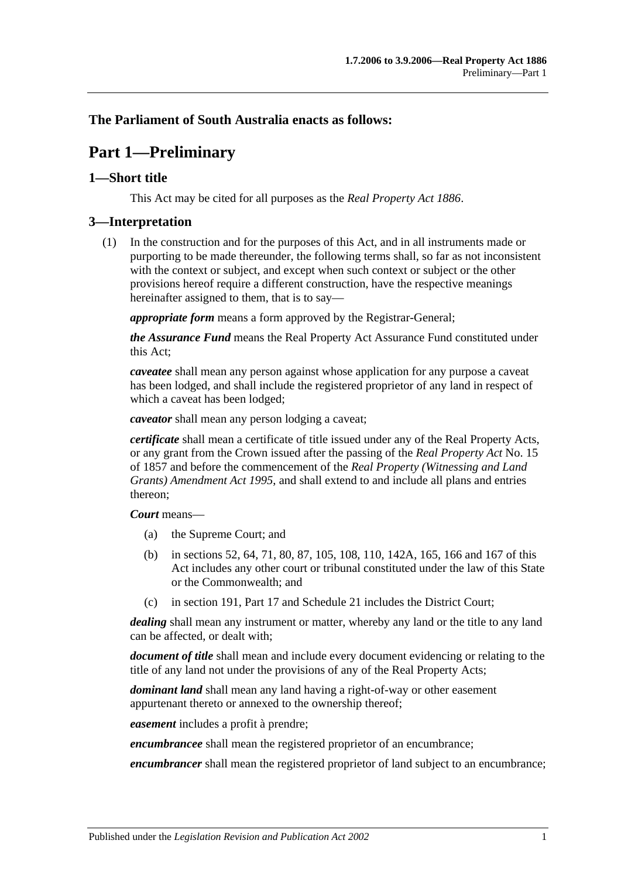**The Parliament of South Australia enacts as follows:**

# Part 1—Preliminary

## 1—Short title

This Act may be cited for all purposes as the *Real Property Act 1886*.

## 3—Interpretation

(1) In the construction and for the purposes of this Act, and in all instruments made or purporting to be made thereunder, the following terms shall, so far as not inconsistent with the context or subject, and except when such context or subject or the other provisions hereof require a different construction, have the respective meanings hereinafter assigned to them, that is to say—

***appropriate form*** means a form approved by the Registrar-General;

***the Assurance Fund*** means the Real Property Act Assurance Fund constituted under this Act;

***caveatee*** shall mean any person against whose application for any purpose a caveat has been lodged, and shall include the registered proprietor of any land in respect of which a caveat has been lodged;

***caveator*** shall mean any person lodging a caveat;

***certificate*** shall mean a certificate of title issued under any of the Real Property Acts, or any grant from the Crown issued after the passing of the *Real Property Act* No. 15 of 1857 and before the commencement of the *Real Property (Witnessing and Land Grants) Amendment Act 1995*, and shall extend to and include all plans and entries thereon;

***Court*** means—

(a) the Supreme Court; and

(b) in sections 52, 64, 71, 80, 87, 105, 108, 110, 142A, 165, 166 and 167 of this Act includes any other court or tribunal constituted under the law of this State or the Commonwealth; and

(c) in section 191, Part 17 and Schedule 21 includes the District Court;

***dealing*** shall mean any instrument or matter, whereby any land or the title to any land can be affected, or dealt with;

***document of title*** shall mean and include every document evidencing or relating to the title of any land not under the provisions of any of the Real Property Acts;

***dominant land*** shall mean any land having a right-of-way or other easement appurtenant thereto or annexed to the ownership thereof;

***easement*** includes a profit à prendre;

***encumbrancee*** shall mean the registered proprietor of an encumbrance;

***encumbrancer*** shall mean the registered proprietor of land subject to an encumbrance;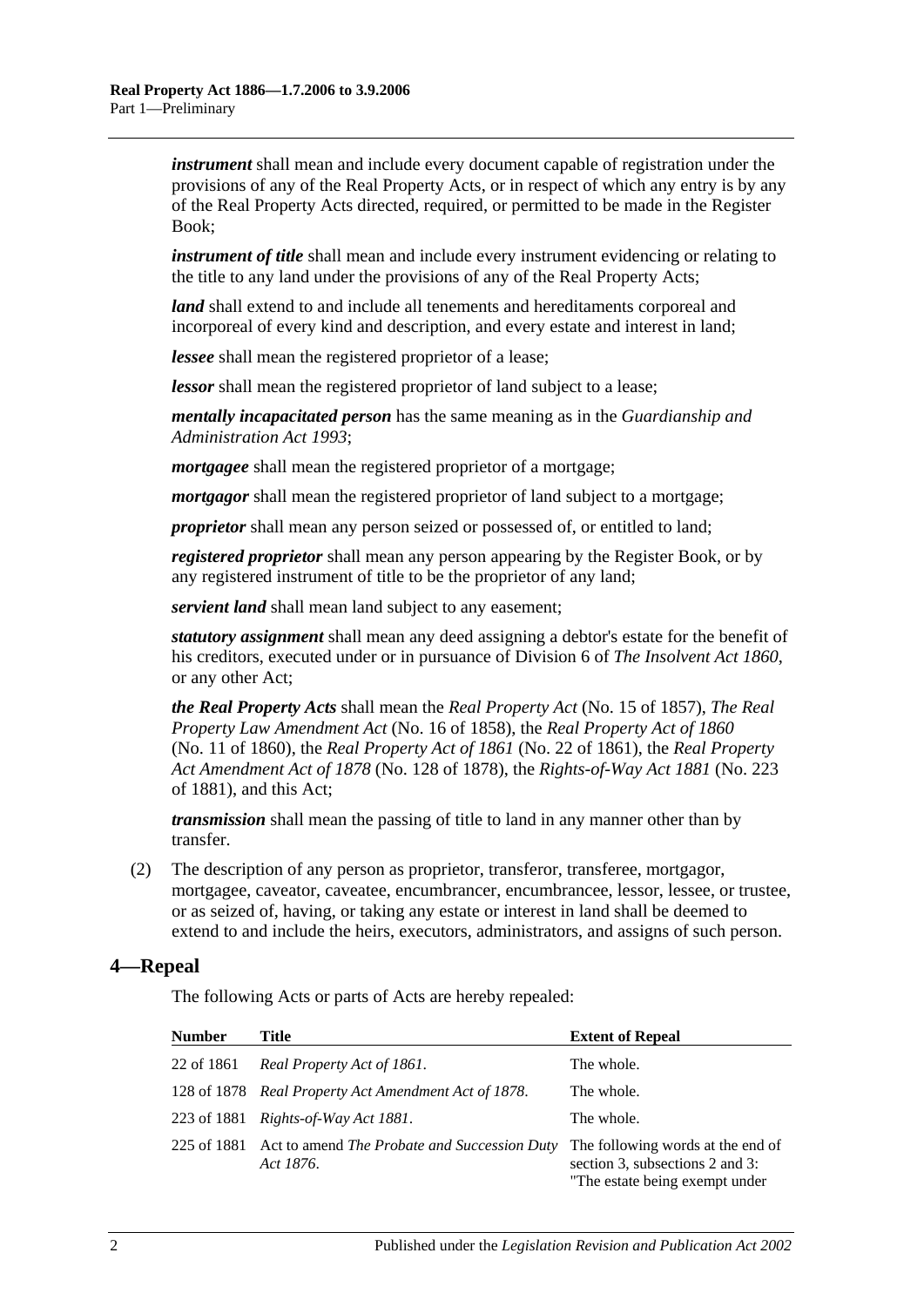***instrument*** shall mean and include every document capable of registration under the provisions of any of the Real Property Acts, or in respect of which any entry is by any of the Real Property Acts directed, required, or permitted to be made in the Register Book;

***instrument of title*** shall mean and include every instrument evidencing or relating to the title to any land under the provisions of any of the Real Property Acts;

***land*** shall extend to and include all tenements and hereditaments corporeal and incorporeal of every kind and description, and every estate and interest in land;

***lessee*** shall mean the registered proprietor of a lease;

***lessor*** shall mean the registered proprietor of land subject to a lease;

***mentally incapacitated person*** has the same meaning as in the *Guardianship and Administration Act 1993*;

***mortgagee*** shall mean the registered proprietor of a mortgage;

***mortgagor*** shall mean the registered proprietor of land subject to a mortgage;

***proprietor*** shall mean any person seized or possessed of, or entitled to land;

***registered proprietor*** shall mean any person appearing by the Register Book, or by any registered instrument of title to be the proprietor of any land;

***servient land*** shall mean land subject to any easement;

***statutory assignment*** shall mean any deed assigning a debtor's estate for the benefit of his creditors, executed under or in pursuance of Division 6 of *The Insolvent Act 1860*, or any other Act;

***the Real Property Acts*** shall mean the *Real Property Act* (No. 15 of 1857), *The Real Property Law Amendment Act* (No. 16 of 1858), the *Real Property Act of 1860* (No. 11 of 1860), the *Real Property Act of 1861* (No. 22 of 1861), the *Real Property Act Amendment Act of 1878* (No. 128 of 1878), the *Rights-of-Way Act 1881* (No. 223 of 1881), and this Act;

***transmission*** shall mean the passing of title to land in any manner other than by transfer.

(2) The description of any person as proprietor, transferor, transferee, mortgagor, mortgagee, caveator, caveatee, encumbrancer, encumbrancee, lessor, lessee, or trustee, or as seized of, having, or taking any estate or interest in land shall be deemed to extend to and include the heirs, executors, administrators, and assigns of such person.

## 4—Repeal

The following Acts or parts of Acts are hereby repealed:

| Number | Title | Extent of Repeal |
|---|---|---|
| 22 of 1861 | *Real Property Act of 1861*. | The whole. |
| 128 of 1878 | *Real Property Act Amendment Act of 1878*. | The whole. |
| 223 of 1881 | *Rights-of-Way Act 1881*. | The whole. |
| 225 of 1881 | Act to amend *The Probate and Succession Duty Act 1876*. | The following words at the end of section 3, subsections 2 and 3: "The estate being exempt under |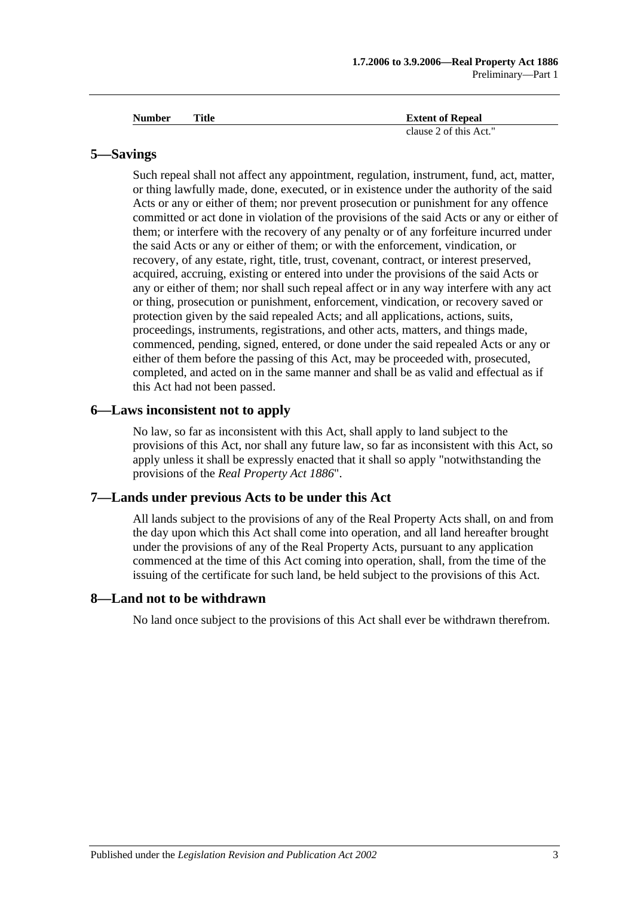| Number | Title | Extent of Repeal |
|---|---|---|
| | | clause 2 of this Act." |

## 5—Savings

Such repeal shall not affect any appointment, regulation, instrument, fund, act, matter, or thing lawfully made, done, executed, or in existence under the authority of the said Acts or any or either of them; nor prevent prosecution or punishment for any offence committed or act done in violation of the provisions of the said Acts or any or either of them; or interfere with the recovery of any penalty or of any forfeiture incurred under the said Acts or any or either of them; or with the enforcement, vindication, or recovery, of any estate, right, title, trust, covenant, contract, or interest preserved, acquired, accruing, existing or entered into under the provisions of the said Acts or any or either of them; nor shall such repeal affect or in any way interfere with any act or thing, prosecution or punishment, enforcement, vindication, or recovery saved or protection given by the said repealed Acts; and all applications, actions, suits, proceedings, instruments, registrations, and other acts, matters, and things made, commenced, pending, signed, entered, or done under the said repealed Acts or any or either of them before the passing of this Act, may be proceeded with, prosecuted, completed, and acted on in the same manner and shall be as valid and effectual as if this Act had not been passed.

## 6—Laws inconsistent not to apply

No law, so far as inconsistent with this Act, shall apply to land subject to the provisions of this Act, nor shall any future law, so far as inconsistent with this Act, so apply unless it shall be expressly enacted that it shall so apply "notwithstanding the provisions of the *Real Property Act 1886*".

## 7—Lands under previous Acts to be under this Act

All lands subject to the provisions of any of the Real Property Acts shall, on and from the day upon which this Act shall come into operation, and all land hereafter brought under the provisions of any of the Real Property Acts, pursuant to any application commenced at the time of this Act coming into operation, shall, from the time of the issuing of the certificate for such land, be held subject to the provisions of this Act.

## 8—Land not to be withdrawn

No land once subject to the provisions of this Act shall ever be withdrawn therefrom.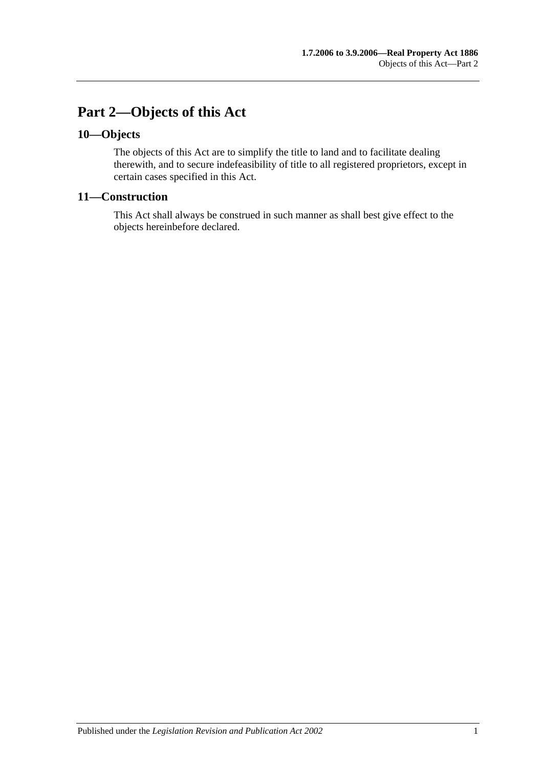# Part 2—Objects of this Act

## 10—Objects

The objects of this Act are to simplify the title to land and to facilitate dealing therewith, and to secure indefeasibility of title to all registered proprietors, except in certain cases specified in this Act.

## 11—Construction

This Act shall always be construed in such manner as shall best give effect to the objects hereinbefore declared.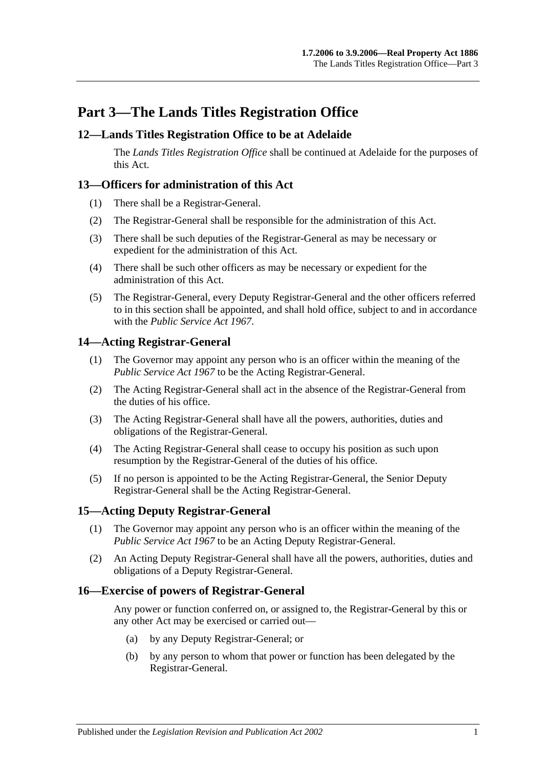# Part 3—The Lands Titles Registration Office

## 12—Lands Titles Registration Office to be at Adelaide

The *Lands Titles Registration Office* shall be continued at Adelaide for the purposes of this Act.

## 13—Officers for administration of this Act

(1) There shall be a Registrar-General.

(2) The Registrar-General shall be responsible for the administration of this Act.

(3) There shall be such deputies of the Registrar-General as may be necessary or expedient for the administration of this Act.

(4) There shall be such other officers as may be necessary or expedient for the administration of this Act.

(5) The Registrar-General, every Deputy Registrar-General and the other officers referred to in this section shall be appointed, and shall hold office, subject to and in accordance with the *Public Service Act 1967*.

## 14—Acting Registrar-General

(1) The Governor may appoint any person who is an officer within the meaning of the *Public Service Act 1967* to be the Acting Registrar-General.

(2) The Acting Registrar-General shall act in the absence of the Registrar-General from the duties of his office.

(3) The Acting Registrar-General shall have all the powers, authorities, duties and obligations of the Registrar-General.

(4) The Acting Registrar-General shall cease to occupy his position as such upon resumption by the Registrar-General of the duties of his office.

(5) If no person is appointed to be the Acting Registrar-General, the Senior Deputy Registrar-General shall be the Acting Registrar-General.

## 15—Acting Deputy Registrar-General

(1) The Governor may appoint any person who is an officer within the meaning of the *Public Service Act 1967* to be an Acting Deputy Registrar-General.

(2) An Acting Deputy Registrar-General shall have all the powers, authorities, duties and obligations of a Deputy Registrar-General.

## 16—Exercise of powers of Registrar-General

Any power or function conferred on, or assigned to, the Registrar-General by this or any other Act may be exercised or carried out—

(a) by any Deputy Registrar-General; or

(b) by any person to whom that power or function has been delegated by the Registrar-General.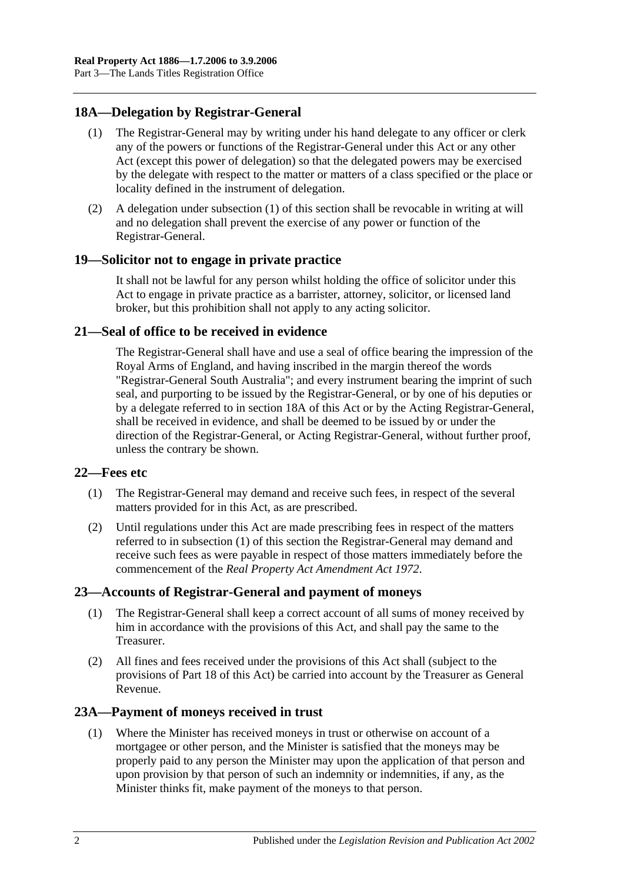## 18A—Delegation by Registrar-General

(1) The Registrar-General may by writing under his hand delegate to any officer or clerk any of the powers or functions of the Registrar-General under this Act or any other Act (except this power of delegation) so that the delegated powers may be exercised by the delegate with respect to the matter or matters of a class specified or the place or locality defined in the instrument of delegation.

(2) A delegation under subsection (1) of this section shall be revocable in writing at will and no delegation shall prevent the exercise of any power or function of the Registrar-General.

## 19—Solicitor not to engage in private practice

It shall not be lawful for any person whilst holding the office of solicitor under this Act to engage in private practice as a barrister, attorney, solicitor, or licensed land broker, but this prohibition shall not apply to any acting solicitor.

## 21—Seal of office to be received in evidence

The Registrar-General shall have and use a seal of office bearing the impression of the Royal Arms of England, and having inscribed in the margin thereof the words "Registrar-General South Australia"; and every instrument bearing the imprint of such seal, and purporting to be issued by the Registrar-General, or by one of his deputies or by a delegate referred to in section 18A of this Act or by the Acting Registrar-General, shall be received in evidence, and shall be deemed to be issued by or under the direction of the Registrar-General, or Acting Registrar-General, without further proof, unless the contrary be shown.

## 22—Fees etc

(1) The Registrar-General may demand and receive such fees, in respect of the several matters provided for in this Act, as are prescribed.

(2) Until regulations under this Act are made prescribing fees in respect of the matters referred to in subsection (1) of this section the Registrar-General may demand and receive such fees as were payable in respect of those matters immediately before the commencement of the *Real Property Act Amendment Act 1972*.

## 23—Accounts of Registrar-General and payment of moneys

(1) The Registrar-General shall keep a correct account of all sums of money received by him in accordance with the provisions of this Act, and shall pay the same to the Treasurer.

(2) All fines and fees received under the provisions of this Act shall (subject to the provisions of Part 18 of this Act) be carried into account by the Treasurer as General Revenue.

## 23A—Payment of moneys received in trust

(1) Where the Minister has received moneys in trust or otherwise on account of a mortgagee or other person, and the Minister is satisfied that the moneys may be properly paid to any person the Minister may upon the application of that person and upon provision by that person of such an indemnity or indemnities, if any, as the Minister thinks fit, make payment of the moneys to that person.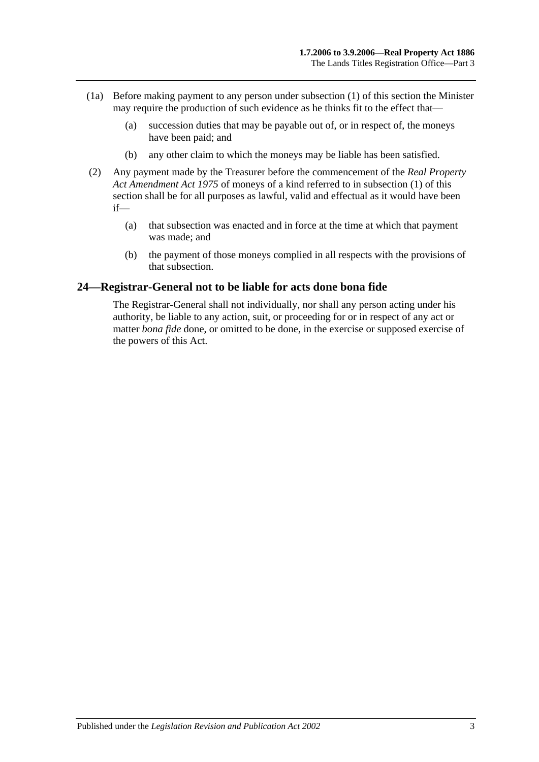(1a) Before making payment to any person under subsection (1) of this section the Minister may require the production of such evidence as he thinks fit to the effect that—

(a) succession duties that may be payable out of, or in respect of, the moneys have been paid; and

(b) any other claim to which the moneys may be liable has been satisfied.

(2) Any payment made by the Treasurer before the commencement of the *Real Property Act Amendment Act 1975* of moneys of a kind referred to in subsection (1) of this section shall be for all purposes as lawful, valid and effectual as it would have been if—

(a) that subsection was enacted and in force at the time at which that payment was made; and

(b) the payment of those moneys complied in all respects with the provisions of that subsection.

## 24—Registrar-General not to be liable for acts done bona fide

The Registrar-General shall not individually, nor shall any person acting under his authority, be liable to any action, suit, or proceeding for or in respect of any act or matter *bona fide* done, or omitted to be done, in the exercise or supposed exercise of the powers of this Act.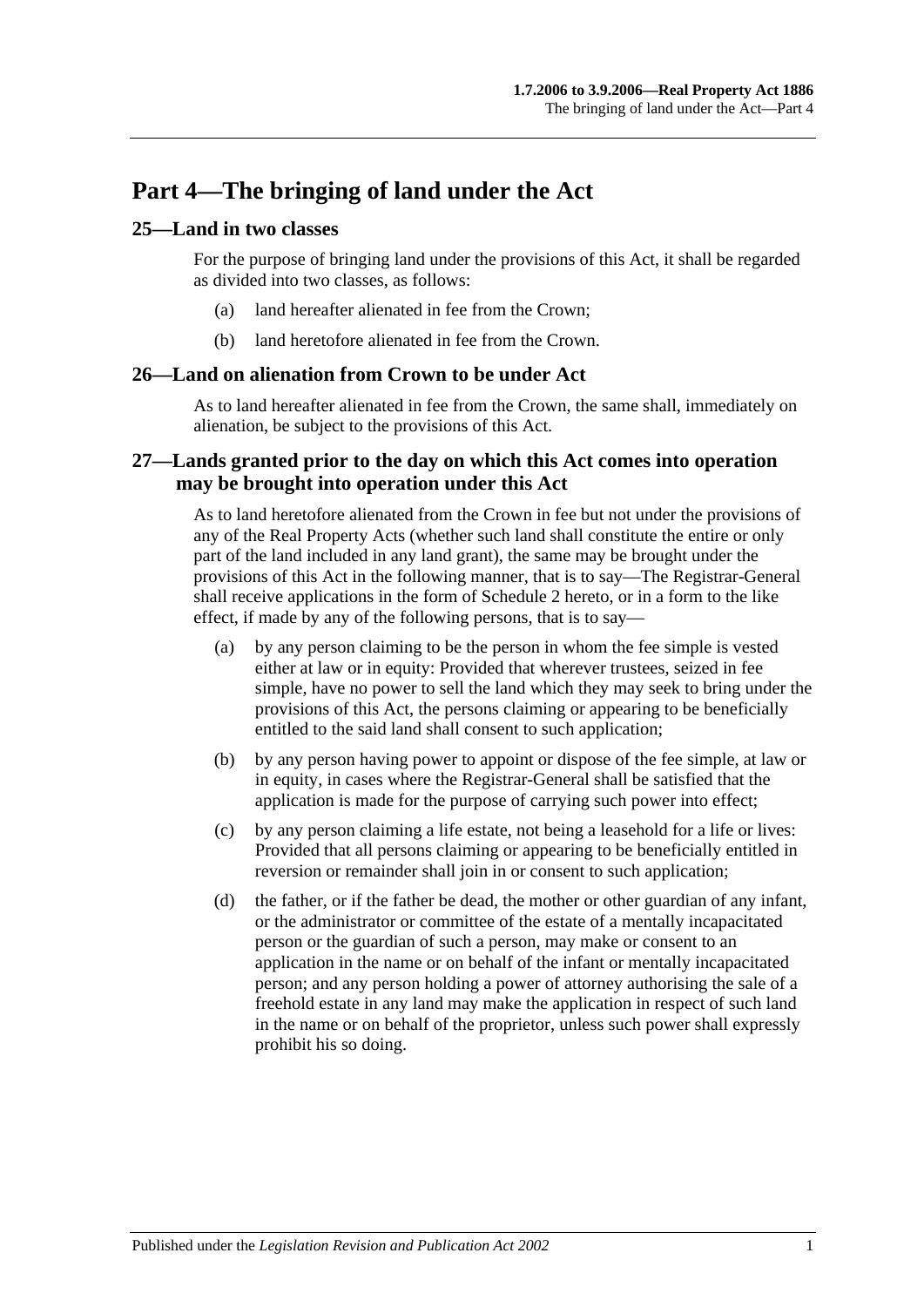# Part 4—The bringing of land under the Act

## 25—Land in two classes

For the purpose of bringing land under the provisions of this Act, it shall be regarded as divided into two classes, as follows:

(a) land hereafter alienated in fee from the Crown;

(b) land heretofore alienated in fee from the Crown.

## 26—Land on alienation from Crown to be under Act

As to land hereafter alienated in fee from the Crown, the same shall, immediately on alienation, be subject to the provisions of this Act.

## 27—Lands granted prior to the day on which this Act comes into operation may be brought into operation under this Act

As to land heretofore alienated from the Crown in fee but not under the provisions of any of the Real Property Acts (whether such land shall constitute the entire or only part of the land included in any land grant), the same may be brought under the provisions of this Act in the following manner, that is to say—The Registrar-General shall receive applications in the form of Schedule 2 hereto, or in a form to the like effect, if made by any of the following persons, that is to say—

(a) by any person claiming to be the person in whom the fee simple is vested either at law or in equity: Provided that wherever trustees, seized in fee simple, have no power to sell the land which they may seek to bring under the provisions of this Act, the persons claiming or appearing to be beneficially entitled to the said land shall consent to such application;

(b) by any person having power to appoint or dispose of the fee simple, at law or in equity, in cases where the Registrar-General shall be satisfied that the application is made for the purpose of carrying such power into effect;

(c) by any person claiming a life estate, not being a leasehold for a life or lives: Provided that all persons claiming or appearing to be beneficially entitled in reversion or remainder shall join in or consent to such application;

(d) the father, or if the father be dead, the mother or other guardian of any infant, or the administrator or committee of the estate of a mentally incapacitated person or the guardian of such a person, may make or consent to an application in the name or on behalf of the infant or mentally incapacitated person; and any person holding a power of attorney authorising the sale of a freehold estate in any land may make the application in respect of such land in the name or on behalf of the proprietor, unless such power shall expressly prohibit his so doing.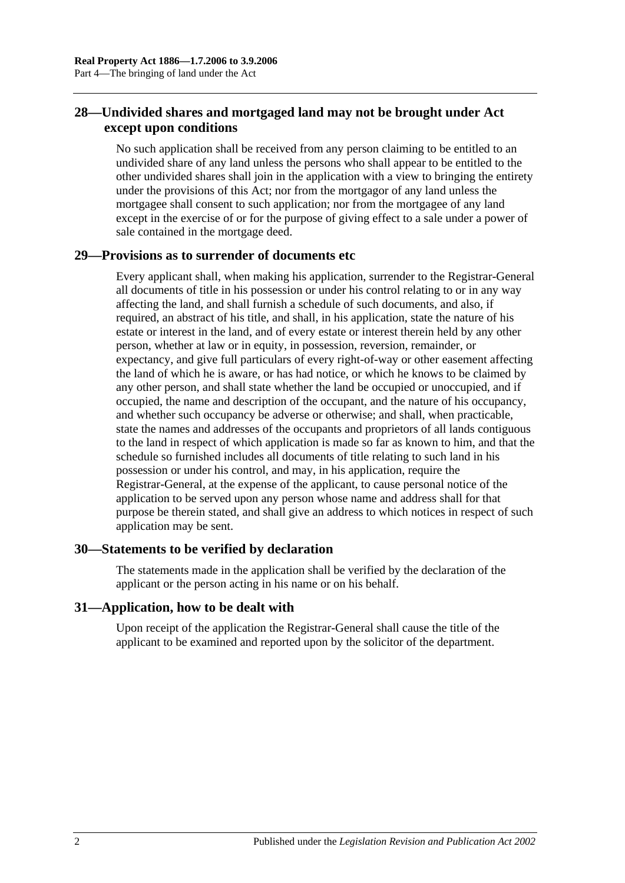## 28—Undivided shares and mortgaged land may not be brought under Act except upon conditions

No such application shall be received from any person claiming to be entitled to an undivided share of any land unless the persons who shall appear to be entitled to the other undivided shares shall join in the application with a view to bringing the entirety under the provisions of this Act; nor from the mortgagor of any land unless the mortgagee shall consent to such application; nor from the mortgagee of any land except in the exercise of or for the purpose of giving effect to a sale under a power of sale contained in the mortgage deed.

## 29—Provisions as to surrender of documents etc

Every applicant shall, when making his application, surrender to the Registrar-General all documents of title in his possession or under his control relating to or in any way affecting the land, and shall furnish a schedule of such documents, and also, if required, an abstract of his title, and shall, in his application, state the nature of his estate or interest in the land, and of every estate or interest therein held by any other person, whether at law or in equity, in possession, reversion, remainder, or expectancy, and give full particulars of every right-of-way or other easement affecting the land of which he is aware, or has had notice, or which he knows to be claimed by any other person, and shall state whether the land be occupied or unoccupied, and if occupied, the name and description of the occupant, and the nature of his occupancy, and whether such occupancy be adverse or otherwise; and shall, when practicable, state the names and addresses of the occupants and proprietors of all lands contiguous to the land in respect of which application is made so far as known to him, and that the schedule so furnished includes all documents of title relating to such land in his possession or under his control, and may, in his application, require the Registrar-General, at the expense of the applicant, to cause personal notice of the application to be served upon any person whose name and address shall for that purpose be therein stated, and shall give an address to which notices in respect of such application may be sent.

## 30—Statements to be verified by declaration

The statements made in the application shall be verified by the declaration of the applicant or the person acting in his name or on his behalf.

## 31—Application, how to be dealt with

Upon receipt of the application the Registrar-General shall cause the title of the applicant to be examined and reported upon by the solicitor of the department.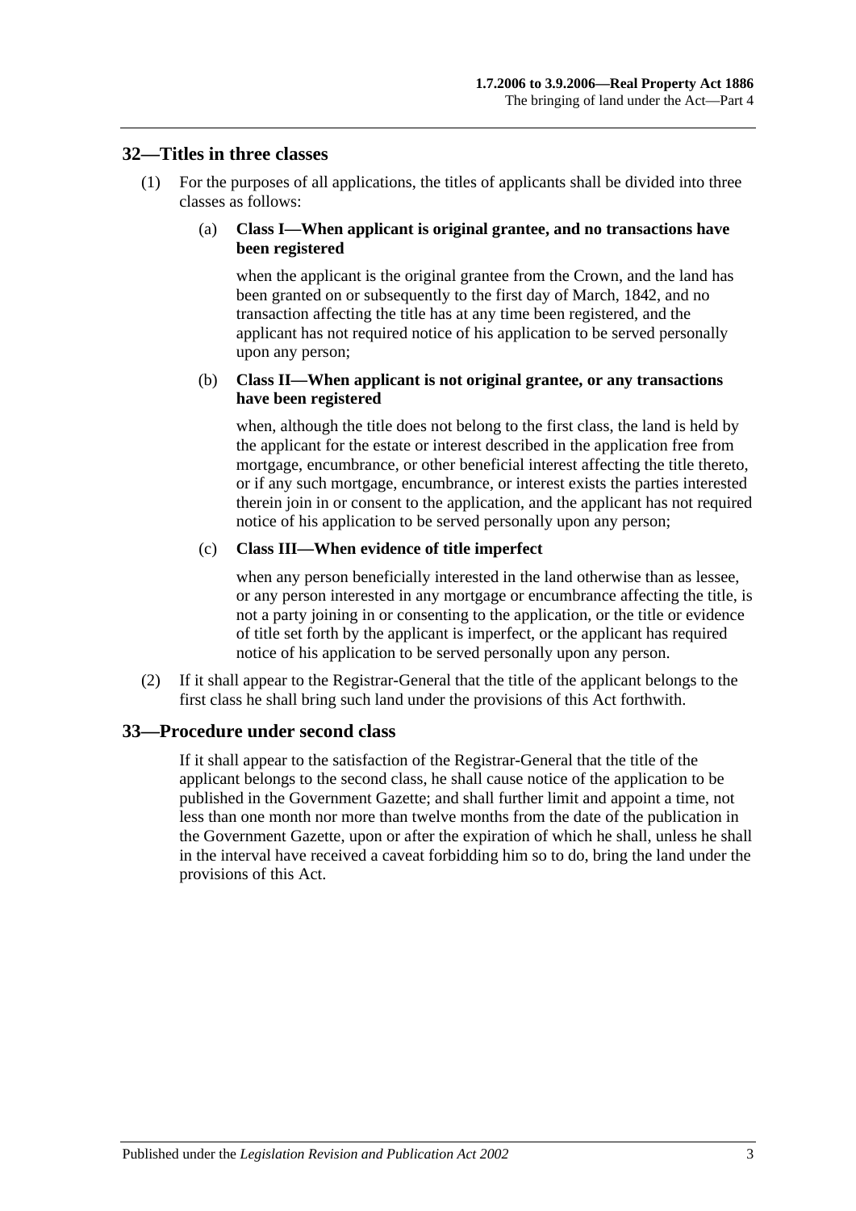## 32—Titles in three classes

(1) For the purposes of all applications, the titles of applicants shall be divided into three classes as follows:

(a) **Class I—When applicant is original grantee, and no transactions have been registered**

when the applicant is the original grantee from the Crown, and the land has been granted on or subsequently to the first day of March, 1842, and no transaction affecting the title has at any time been registered, and the applicant has not required notice of his application to be served personally upon any person;

(b) **Class II—When applicant is not original grantee, or any transactions have been registered**

when, although the title does not belong to the first class, the land is held by the applicant for the estate or interest described in the application free from mortgage, encumbrance, or other beneficial interest affecting the title thereto, or if any such mortgage, encumbrance, or interest exists the parties interested therein join in or consent to the application, and the applicant has not required notice of his application to be served personally upon any person;

(c) **Class III—When evidence of title imperfect**

when any person beneficially interested in the land otherwise than as lessee, or any person interested in any mortgage or encumbrance affecting the title, is not a party joining in or consenting to the application, or the title or evidence of title set forth by the applicant is imperfect, or the applicant has required notice of his application to be served personally upon any person.

(2) If it shall appear to the Registrar-General that the title of the applicant belongs to the first class he shall bring such land under the provisions of this Act forthwith.

## 33—Procedure under second class

If it shall appear to the satisfaction of the Registrar-General that the title of the applicant belongs to the second class, he shall cause notice of the application to be published in the Government Gazette; and shall further limit and appoint a time, not less than one month nor more than twelve months from the date of the publication in the Government Gazette, upon or after the expiration of which he shall, unless he shall in the interval have received a caveat forbidding him so to do, bring the land under the provisions of this Act.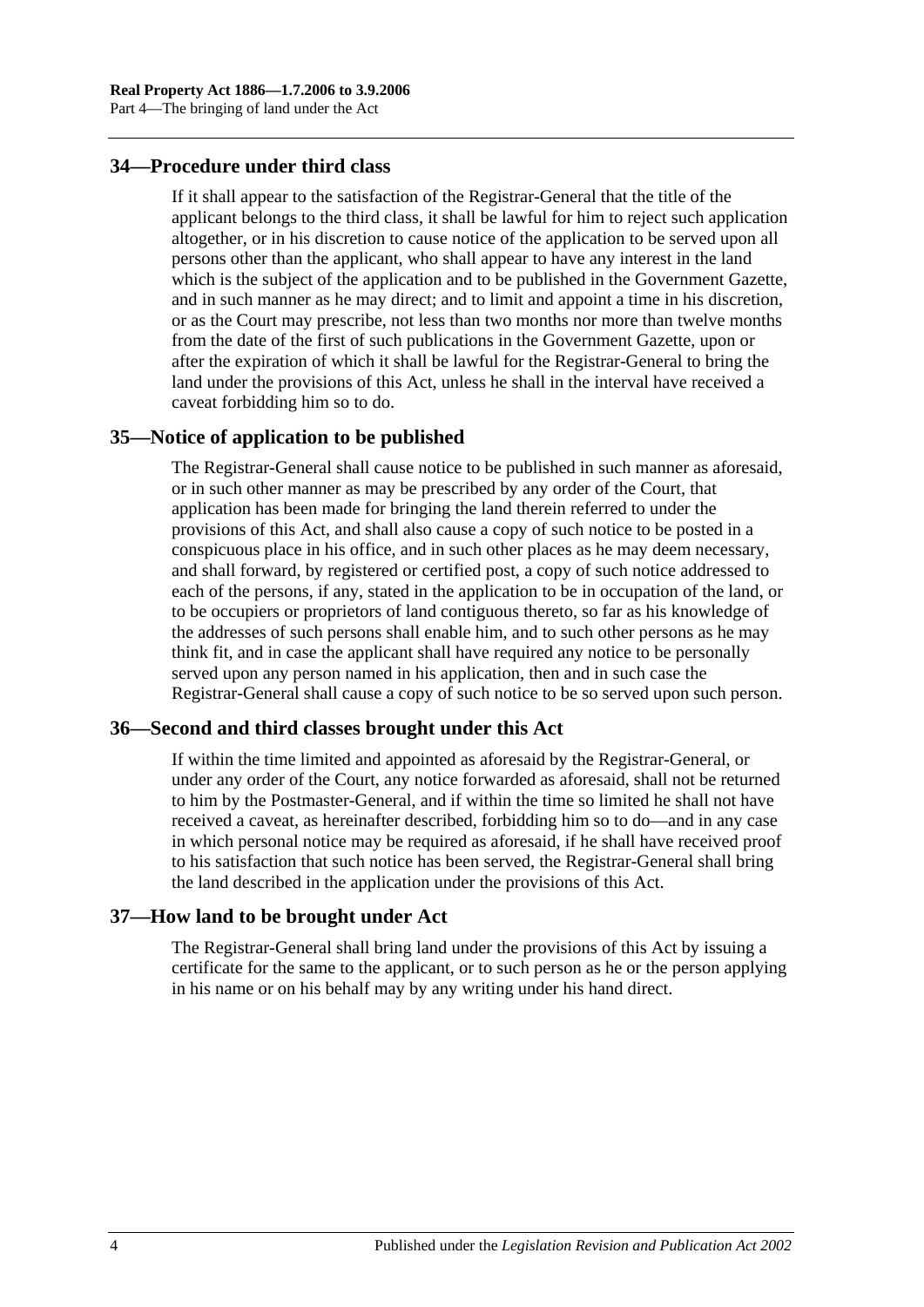## 34—Procedure under third class

If it shall appear to the satisfaction of the Registrar-General that the title of the applicant belongs to the third class, it shall be lawful for him to reject such application altogether, or in his discretion to cause notice of the application to be served upon all persons other than the applicant, who shall appear to have any interest in the land which is the subject of the application and to be published in the Government Gazette, and in such manner as he may direct; and to limit and appoint a time in his discretion, or as the Court may prescribe, not less than two months nor more than twelve months from the date of the first of such publications in the Government Gazette, upon or after the expiration of which it shall be lawful for the Registrar-General to bring the land under the provisions of this Act, unless he shall in the interval have received a caveat forbidding him so to do.

## 35—Notice of application to be published

The Registrar-General shall cause notice to be published in such manner as aforesaid, or in such other manner as may be prescribed by any order of the Court, that application has been made for bringing the land therein referred to under the provisions of this Act, and shall also cause a copy of such notice to be posted in a conspicuous place in his office, and in such other places as he may deem necessary, and shall forward, by registered or certified post, a copy of such notice addressed to each of the persons, if any, stated in the application to be in occupation of the land, or to be occupiers or proprietors of land contiguous thereto, so far as his knowledge of the addresses of such persons shall enable him, and to such other persons as he may think fit, and in case the applicant shall have required any notice to be personally served upon any person named in his application, then and in such case the Registrar-General shall cause a copy of such notice to be so served upon such person.

## 36—Second and third classes brought under this Act

If within the time limited and appointed as aforesaid by the Registrar-General, or under any order of the Court, any notice forwarded as aforesaid, shall not be returned to him by the Postmaster-General, and if within the time so limited he shall not have received a caveat, as hereinafter described, forbidding him so to do—and in any case in which personal notice may be required as aforesaid, if he shall have received proof to his satisfaction that such notice has been served, the Registrar-General shall bring the land described in the application under the provisions of this Act.

## 37—How land to be brought under Act

The Registrar-General shall bring land under the provisions of this Act by issuing a certificate for the same to the applicant, or to such person as he or the person applying in his name or on his behalf may by any writing under his hand direct.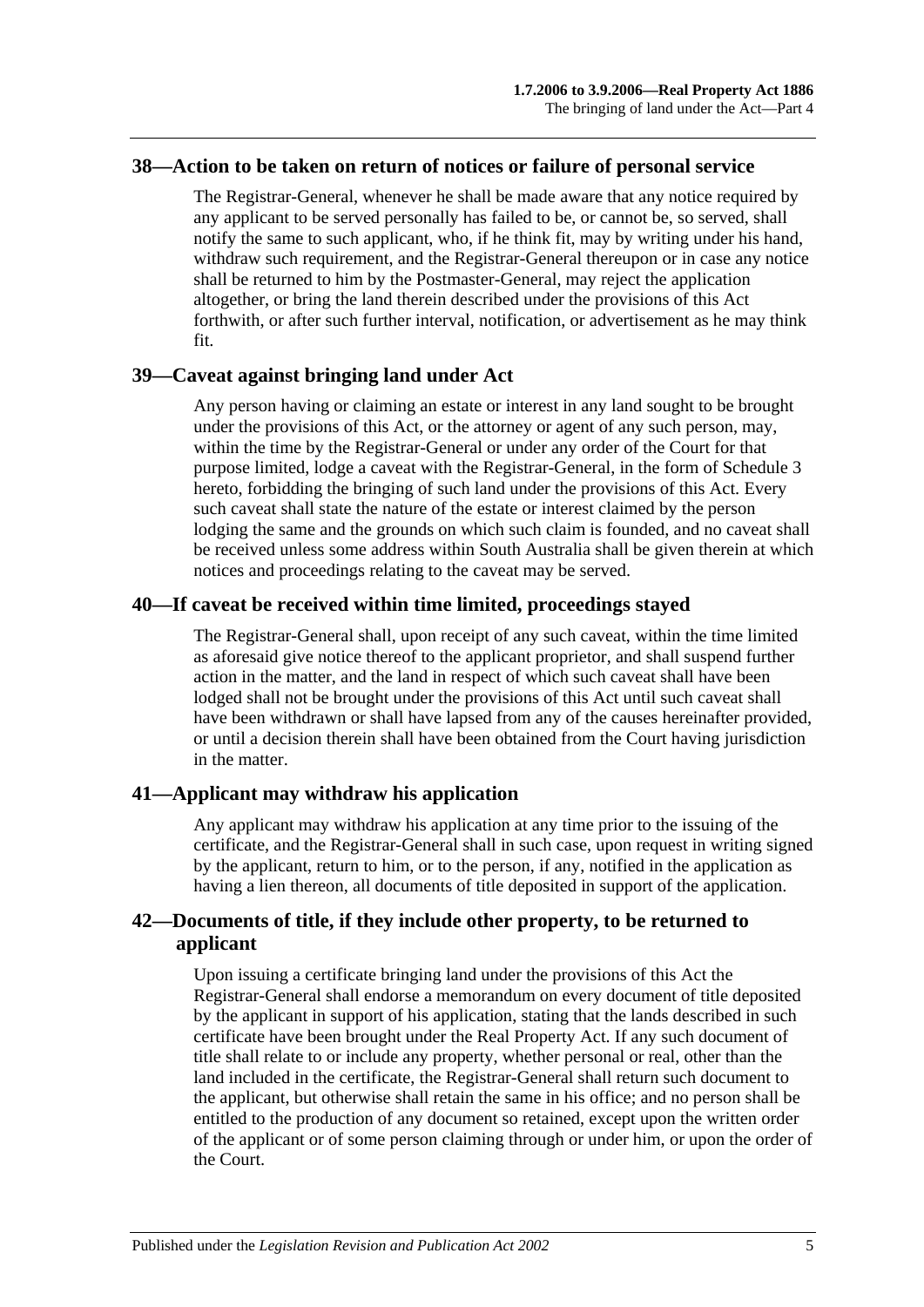## 38—Action to be taken on return of notices or failure of personal service

The Registrar-General, whenever he shall be made aware that any notice required by any applicant to be served personally has failed to be, or cannot be, so served, shall notify the same to such applicant, who, if he think fit, may by writing under his hand, withdraw such requirement, and the Registrar-General thereupon or in case any notice shall be returned to him by the Postmaster-General, may reject the application altogether, or bring the land therein described under the provisions of this Act forthwith, or after such further interval, notification, or advertisement as he may think fit.

## 39—Caveat against bringing land under Act

Any person having or claiming an estate or interest in any land sought to be brought under the provisions of this Act, or the attorney or agent of any such person, may, within the time by the Registrar-General or under any order of the Court for that purpose limited, lodge a caveat with the Registrar-General, in the form of Schedule 3 hereto, forbidding the bringing of such land under the provisions of this Act. Every such caveat shall state the nature of the estate or interest claimed by the person lodging the same and the grounds on which such claim is founded, and no caveat shall be received unless some address within South Australia shall be given therein at which notices and proceedings relating to the caveat may be served.

## 40—If caveat be received within time limited, proceedings stayed

The Registrar-General shall, upon receipt of any such caveat, within the time limited as aforesaid give notice thereof to the applicant proprietor, and shall suspend further action in the matter, and the land in respect of which such caveat shall have been lodged shall not be brought under the provisions of this Act until such caveat shall have been withdrawn or shall have lapsed from any of the causes hereinafter provided, or until a decision therein shall have been obtained from the Court having jurisdiction in the matter.

## 41—Applicant may withdraw his application

Any applicant may withdraw his application at any time prior to the issuing of the certificate, and the Registrar-General shall in such case, upon request in writing signed by the applicant, return to him, or to the person, if any, notified in the application as having a lien thereon, all documents of title deposited in support of the application.

## 42—Documents of title, if they include other property, to be returned to applicant

Upon issuing a certificate bringing land under the provisions of this Act the Registrar-General shall endorse a memorandum on every document of title deposited by the applicant in support of his application, stating that the lands described in such certificate have been brought under the Real Property Act. If any such document of title shall relate to or include any property, whether personal or real, other than the land included in the certificate, the Registrar-General shall return such document to the applicant, but otherwise shall retain the same in his office; and no person shall be entitled to the production of any document so retained, except upon the written order of the applicant or of some person claiming through or under him, or upon the order of the Court.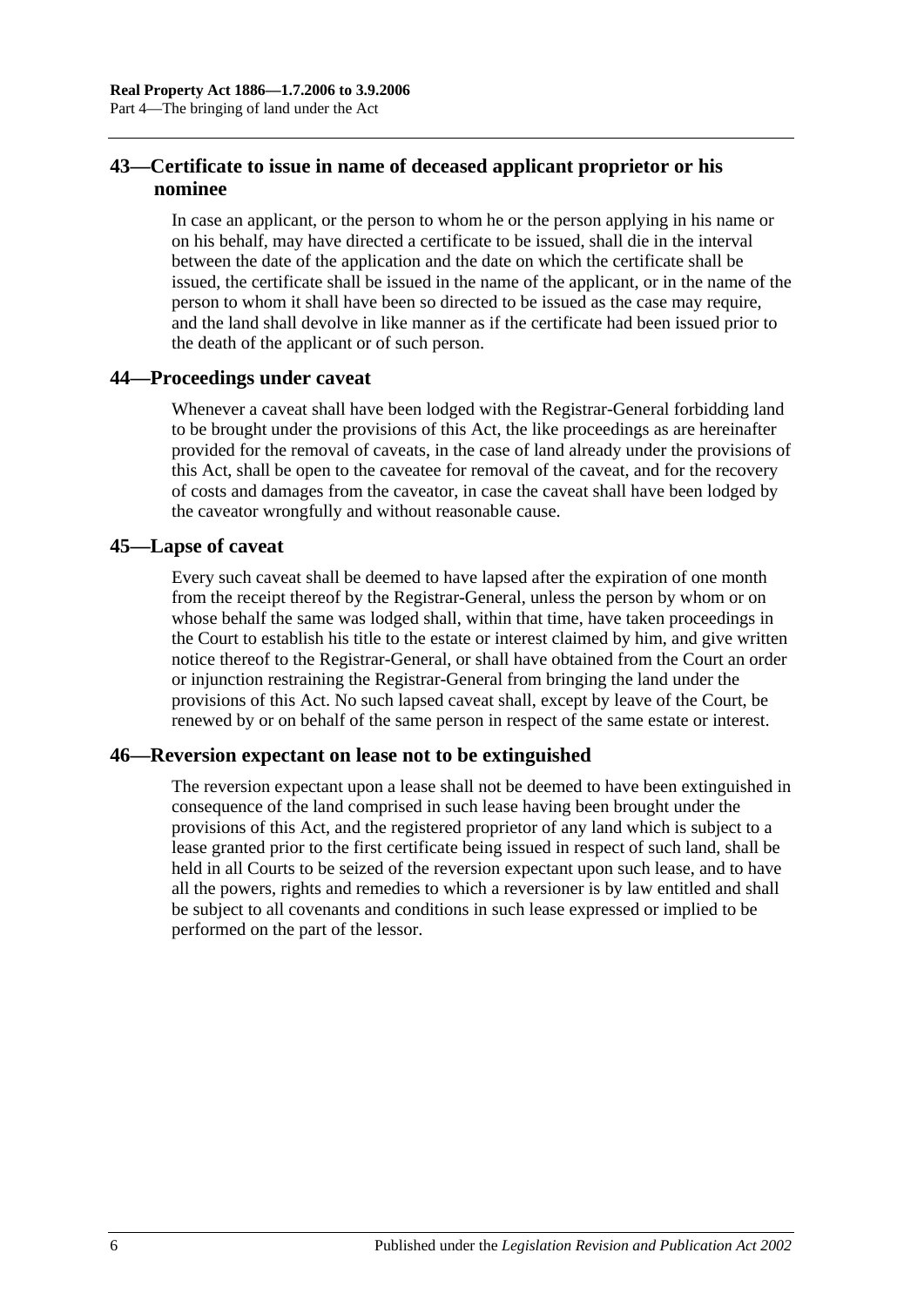## 43—Certificate to issue in name of deceased applicant proprietor or his nominee

In case an applicant, or the person to whom he or the person applying in his name or on his behalf, may have directed a certificate to be issued, shall die in the interval between the date of the application and the date on which the certificate shall be issued, the certificate shall be issued in the name of the applicant, or in the name of the person to whom it shall have been so directed to be issued as the case may require, and the land shall devolve in like manner as if the certificate had been issued prior to the death of the applicant or of such person.

## 44—Proceedings under caveat

Whenever a caveat shall have been lodged with the Registrar-General forbidding land to be brought under the provisions of this Act, the like proceedings as are hereinafter provided for the removal of caveats, in the case of land already under the provisions of this Act, shall be open to the caveatee for removal of the caveat, and for the recovery of costs and damages from the caveator, in case the caveat shall have been lodged by the caveator wrongfully and without reasonable cause.

## 45—Lapse of caveat

Every such caveat shall be deemed to have lapsed after the expiration of one month from the receipt thereof by the Registrar-General, unless the person by whom or on whose behalf the same was lodged shall, within that time, have taken proceedings in the Court to establish his title to the estate or interest claimed by him, and give written notice thereof to the Registrar-General, or shall have obtained from the Court an order or injunction restraining the Registrar-General from bringing the land under the provisions of this Act. No such lapsed caveat shall, except by leave of the Court, be renewed by or on behalf of the same person in respect of the same estate or interest.

## 46—Reversion expectant on lease not to be extinguished

The reversion expectant upon a lease shall not be deemed to have been extinguished in consequence of the land comprised in such lease having been brought under the provisions of this Act, and the registered proprietor of any land which is subject to a lease granted prior to the first certificate being issued in respect of such land, shall be held in all Courts to be seized of the reversion expectant upon such lease, and to have all the powers, rights and remedies to which a reversioner is by law entitled and shall be subject to all covenants and conditions in such lease expressed or implied to be performed on the part of the lessor.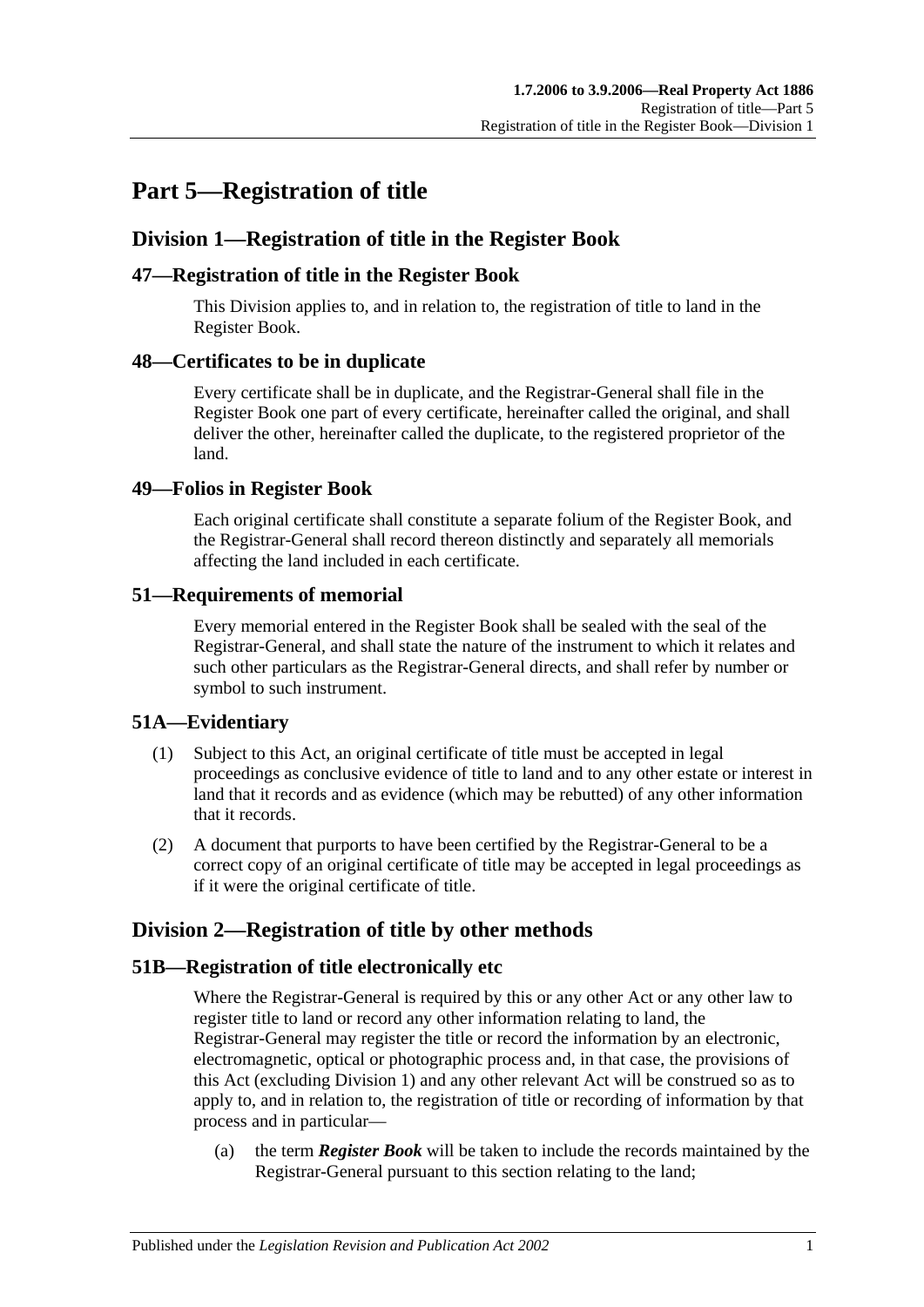# Part 5—Registration of title

## Division 1—Registration of title in the Register Book

### 47—Registration of title in the Register Book

This Division applies to, and in relation to, the registration of title to land in the Register Book.

### 48—Certificates to be in duplicate

Every certificate shall be in duplicate, and the Registrar-General shall file in the Register Book one part of every certificate, hereinafter called the original, and shall deliver the other, hereinafter called the duplicate, to the registered proprietor of the land.

### 49—Folios in Register Book

Each original certificate shall constitute a separate folium of the Register Book, and the Registrar-General shall record thereon distinctly and separately all memorials affecting the land included in each certificate.

### 51—Requirements of memorial

Every memorial entered in the Register Book shall be sealed with the seal of the Registrar-General, and shall state the nature of the instrument to which it relates and such other particulars as the Registrar-General directs, and shall refer by number or symbol to such instrument.

### 51A—Evidentiary

(1) Subject to this Act, an original certificate of title must be accepted in legal proceedings as conclusive evidence of title to land and to any other estate or interest in land that it records and as evidence (which may be rebutted) of any other information that it records.

(2) A document that purports to have been certified by the Registrar-General to be a correct copy of an original certificate of title may be accepted in legal proceedings as if it were the original certificate of title.

## Division 2—Registration of title by other methods

### 51B—Registration of title electronically etc

Where the Registrar-General is required by this or any other Act or any other law to register title to land or record any other information relating to land, the Registrar-General may register the title or record the information by an electronic, electromagnetic, optical or photographic process and, in that case, the provisions of this Act (excluding Division 1) and any other relevant Act will be construed so as to apply to, and in relation to, the registration of title or recording of information by that process and in particular—

(a) the term ***Register Book*** will be taken to include the records maintained by the Registrar-General pursuant to this section relating to the land;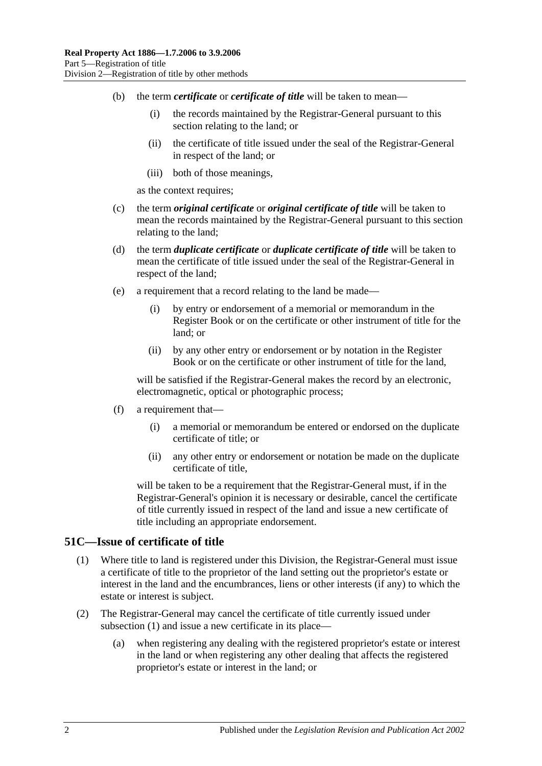(b) the term ***certificate*** or ***certificate of title*** will be taken to mean—

(i) the records maintained by the Registrar-General pursuant to this section relating to the land; or

(ii) the certificate of title issued under the seal of the Registrar-General in respect of the land; or

(iii) both of those meanings,

as the context requires;

(c) the term ***original certificate*** or ***original certificate of title*** will be taken to mean the records maintained by the Registrar-General pursuant to this section relating to the land;

(d) the term ***duplicate certificate*** or ***duplicate certificate of title*** will be taken to mean the certificate of title issued under the seal of the Registrar-General in respect of the land;

(e) a requirement that a record relating to the land be made—

(i) by entry or endorsement of a memorial or memorandum in the Register Book or on the certificate or other instrument of title for the land; or

(ii) by any other entry or endorsement or by notation in the Register Book or on the certificate or other instrument of title for the land,

will be satisfied if the Registrar-General makes the record by an electronic, electromagnetic, optical or photographic process;

(f) a requirement that—

(i) a memorial or memorandum be entered or endorsed on the duplicate certificate of title; or

(ii) any other entry or endorsement or notation be made on the duplicate certificate of title,

will be taken to be a requirement that the Registrar-General must, if in the Registrar-General's opinion it is necessary or desirable, cancel the certificate of title currently issued in respect of the land and issue a new certificate of title including an appropriate endorsement.

## 51C—Issue of certificate of title

(1) Where title to land is registered under this Division, the Registrar-General must issue a certificate of title to the proprietor of the land setting out the proprietor's estate or interest in the land and the encumbrances, liens or other interests (if any) to which the estate or interest is subject.

(2) The Registrar-General may cancel the certificate of title currently issued under subsection (1) and issue a new certificate in its place—

(a) when registering any dealing with the registered proprietor's estate or interest in the land or when registering any other dealing that affects the registered proprietor's estate or interest in the land; or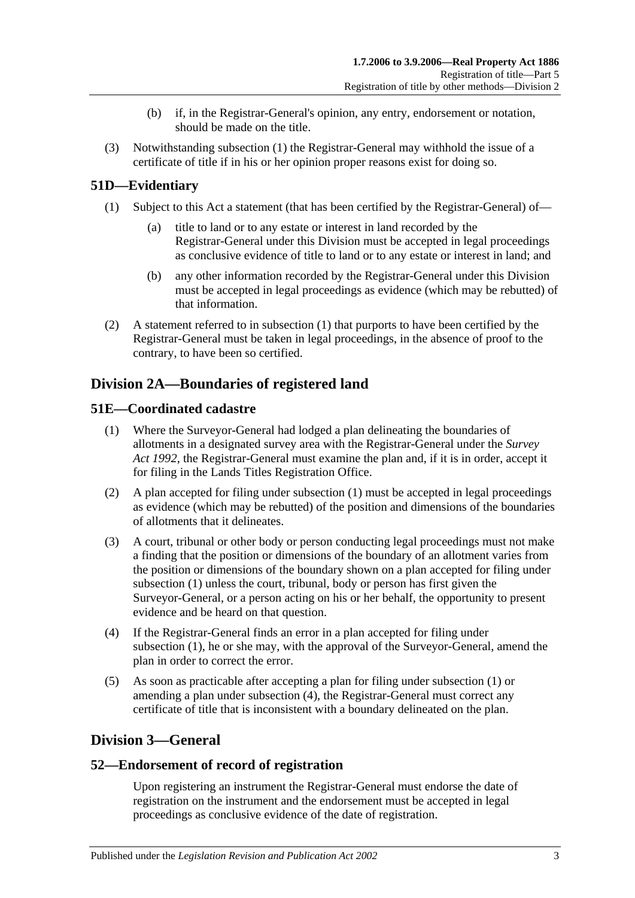(b) if, in the Registrar-General's opinion, any entry, endorsement or notation, should be made on the title.

(3) Notwithstanding subsection (1) the Registrar-General may withhold the issue of a certificate of title if in his or her opinion proper reasons exist for doing so.

## 51D—Evidentiary

(1) Subject to this Act a statement (that has been certified by the Registrar-General) of—

(a) title to land or to any estate or interest in land recorded by the Registrar-General under this Division must be accepted in legal proceedings as conclusive evidence of title to land or to any estate or interest in land; and

(b) any other information recorded by the Registrar-General under this Division must be accepted in legal proceedings as evidence (which may be rebutted) of that information.

(2) A statement referred to in subsection (1) that purports to have been certified by the Registrar-General must be taken in legal proceedings, in the absence of proof to the contrary, to have been so certified.

# Division 2A—Boundaries of registered land

## 51E—Coordinated cadastre

(1) Where the Surveyor-General had lodged a plan delineating the boundaries of allotments in a designated survey area with the Registrar-General under the *Survey Act 1992*, the Registrar-General must examine the plan and, if it is in order, accept it for filing in the Lands Titles Registration Office.

(2) A plan accepted for filing under subsection (1) must be accepted in legal proceedings as evidence (which may be rebutted) of the position and dimensions of the boundaries of allotments that it delineates.

(3) A court, tribunal or other body or person conducting legal proceedings must not make a finding that the position or dimensions of the boundary of an allotment varies from the position or dimensions of the boundary shown on a plan accepted for filing under subsection (1) unless the court, tribunal, body or person has first given the Surveyor-General, or a person acting on his or her behalf, the opportunity to present evidence and be heard on that question.

(4) If the Registrar-General finds an error in a plan accepted for filing under subsection (1), he or she may, with the approval of the Surveyor-General, amend the plan in order to correct the error.

(5) As soon as practicable after accepting a plan for filing under subsection (1) or amending a plan under subsection (4), the Registrar-General must correct any certificate of title that is inconsistent with a boundary delineated on the plan.

# Division 3—General

## 52—Endorsement of record of registration

Upon registering an instrument the Registrar-General must endorse the date of registration on the instrument and the endorsement must be accepted in legal proceedings as conclusive evidence of the date of registration.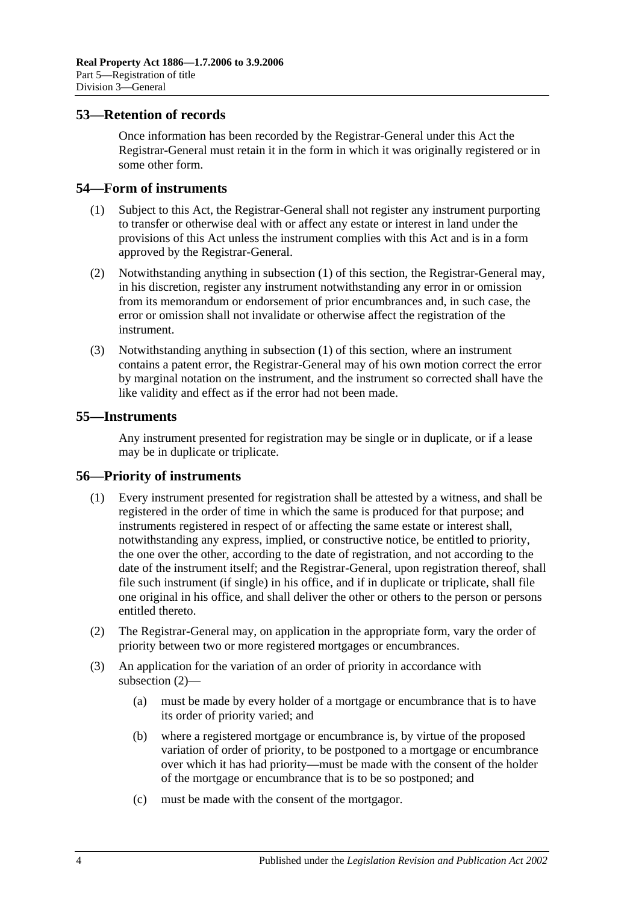## 53—Retention of records

Once information has been recorded by the Registrar-General under this Act the Registrar-General must retain it in the form in which it was originally registered or in some other form.

## 54—Form of instruments

(1) Subject to this Act, the Registrar-General shall not register any instrument purporting to transfer or otherwise deal with or affect any estate or interest in land under the provisions of this Act unless the instrument complies with this Act and is in a form approved by the Registrar-General.

(2) Notwithstanding anything in subsection (1) of this section, the Registrar-General may, in his discretion, register any instrument notwithstanding any error in or omission from its memorandum or endorsement of prior encumbrances and, in such case, the error or omission shall not invalidate or otherwise affect the registration of the instrument.

(3) Notwithstanding anything in subsection (1) of this section, where an instrument contains a patent error, the Registrar-General may of his own motion correct the error by marginal notation on the instrument, and the instrument so corrected shall have the like validity and effect as if the error had not been made.

## 55—Instruments

Any instrument presented for registration may be single or in duplicate, or if a lease may be in duplicate or triplicate.

## 56—Priority of instruments

(1) Every instrument presented for registration shall be attested by a witness, and shall be registered in the order of time in which the same is produced for that purpose; and instruments registered in respect of or affecting the same estate or interest shall, notwithstanding any express, implied, or constructive notice, be entitled to priority, the one over the other, according to the date of registration, and not according to the date of the instrument itself; and the Registrar-General, upon registration thereof, shall file such instrument (if single) in his office, and if in duplicate or triplicate, shall file one original in his office, and shall deliver the other or others to the person or persons entitled thereto.

(2) The Registrar-General may, on application in the appropriate form, vary the order of priority between two or more registered mortgages or encumbrances.

(3) An application for the variation of an order of priority in accordance with subsection (2)—

(a) must be made by every holder of a mortgage or encumbrance that is to have its order of priority varied; and

(b) where a registered mortgage or encumbrance is, by virtue of the proposed variation of order of priority, to be postponed to a mortgage or encumbrance over which it has had priority—must be made with the consent of the holder of the mortgage or encumbrance that is to be so postponed; and

(c) must be made with the consent of the mortgagor.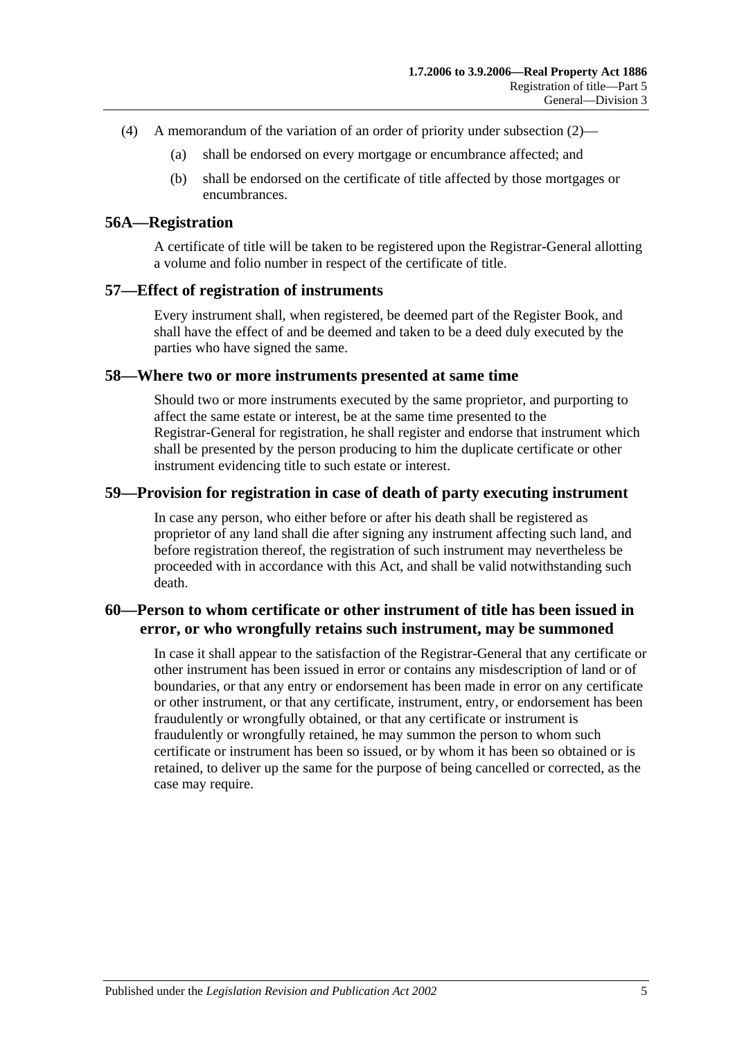(4) A memorandum of the variation of an order of priority under subsection (2)—

(a) shall be endorsed on every mortgage or encumbrance affected; and

(b) shall be endorsed on the certificate of title affected by those mortgages or encumbrances.

## 56A—Registration

A certificate of title will be taken to be registered upon the Registrar-General allotting a volume and folio number in respect of the certificate of title.

## 57—Effect of registration of instruments

Every instrument shall, when registered, be deemed part of the Register Book, and shall have the effect of and be deemed and taken to be a deed duly executed by the parties who have signed the same.

## 58—Where two or more instruments presented at same time

Should two or more instruments executed by the same proprietor, and purporting to affect the same estate or interest, be at the same time presented to the Registrar-General for registration, he shall register and endorse that instrument which shall be presented by the person producing to him the duplicate certificate or other instrument evidencing title to such estate or interest.

## 59—Provision for registration in case of death of party executing instrument

In case any person, who either before or after his death shall be registered as proprietor of any land shall die after signing any instrument affecting such land, and before registration thereof, the registration of such instrument may nevertheless be proceeded with in accordance with this Act, and shall be valid notwithstanding such death.

## 60—Person to whom certificate or other instrument of title has been issued in error, or who wrongfully retains such instrument, may be summoned

In case it shall appear to the satisfaction of the Registrar-General that any certificate or other instrument has been issued in error or contains any misdescription of land or of boundaries, or that any entry or endorsement has been made in error on any certificate or other instrument, or that any certificate, instrument, entry, or endorsement has been fraudulently or wrongfully obtained, or that any certificate or instrument is fraudulently or wrongfully retained, he may summon the person to whom such certificate or instrument has been so issued, or by whom it has been so obtained or is retained, to deliver up the same for the purpose of being cancelled or corrected, as the case may require.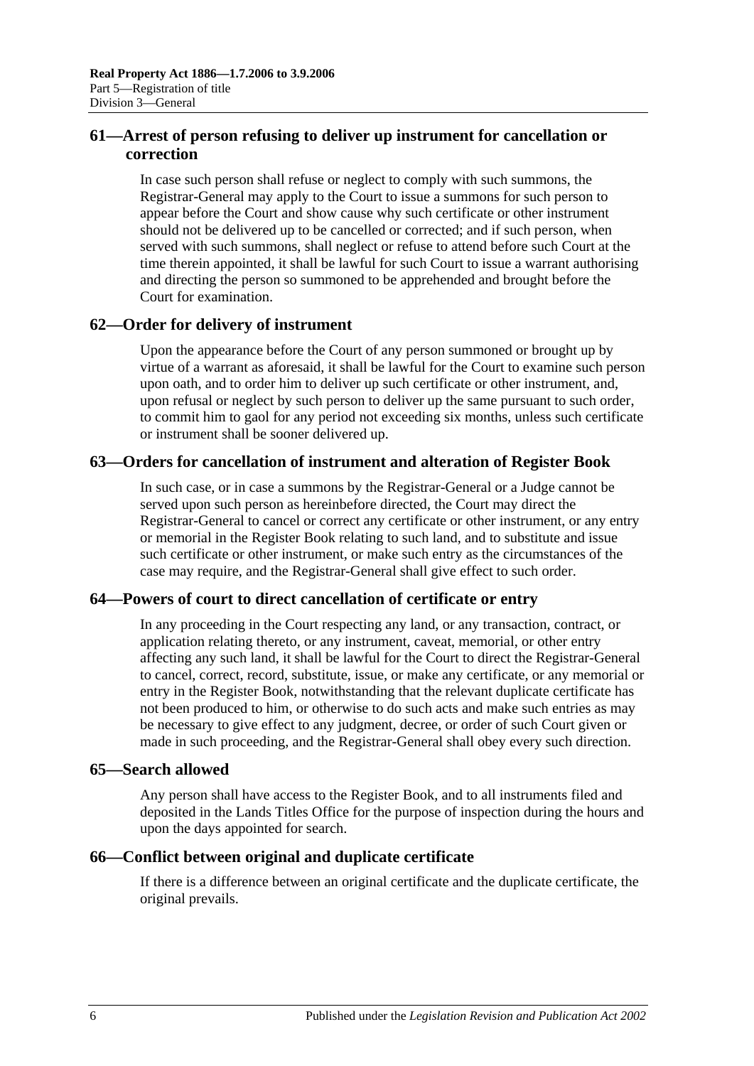## 61—Arrest of person refusing to deliver up instrument for cancellation or correction

In case such person shall refuse or neglect to comply with such summons, the Registrar-General may apply to the Court to issue a summons for such person to appear before the Court and show cause why such certificate or other instrument should not be delivered up to be cancelled or corrected; and if such person, when served with such summons, shall neglect or refuse to attend before such Court at the time therein appointed, it shall be lawful for such Court to issue a warrant authorising and directing the person so summoned to be apprehended and brought before the Court for examination.

## 62—Order for delivery of instrument

Upon the appearance before the Court of any person summoned or brought up by virtue of a warrant as aforesaid, it shall be lawful for the Court to examine such person upon oath, and to order him to deliver up such certificate or other instrument, and, upon refusal or neglect by such person to deliver up the same pursuant to such order, to commit him to gaol for any period not exceeding six months, unless such certificate or instrument shall be sooner delivered up.

## 63—Orders for cancellation of instrument and alteration of Register Book

In such case, or in case a summons by the Registrar-General or a Judge cannot be served upon such person as hereinbefore directed, the Court may direct the Registrar-General to cancel or correct any certificate or other instrument, or any entry or memorial in the Register Book relating to such land, and to substitute and issue such certificate or other instrument, or make such entry as the circumstances of the case may require, and the Registrar-General shall give effect to such order.

## 64—Powers of court to direct cancellation of certificate or entry

In any proceeding in the Court respecting any land, or any transaction, contract, or application relating thereto, or any instrument, caveat, memorial, or other entry affecting any such land, it shall be lawful for the Court to direct the Registrar-General to cancel, correct, record, substitute, issue, or make any certificate, or any memorial or entry in the Register Book, notwithstanding that the relevant duplicate certificate has not been produced to him, or otherwise to do such acts and make such entries as may be necessary to give effect to any judgment, decree, or order of such Court given or made in such proceeding, and the Registrar-General shall obey every such direction.

## 65—Search allowed

Any person shall have access to the Register Book, and to all instruments filed and deposited in the Lands Titles Office for the purpose of inspection during the hours and upon the days appointed for search.

## 66—Conflict between original and duplicate certificate

If there is a difference between an original certificate and the duplicate certificate, the original prevails.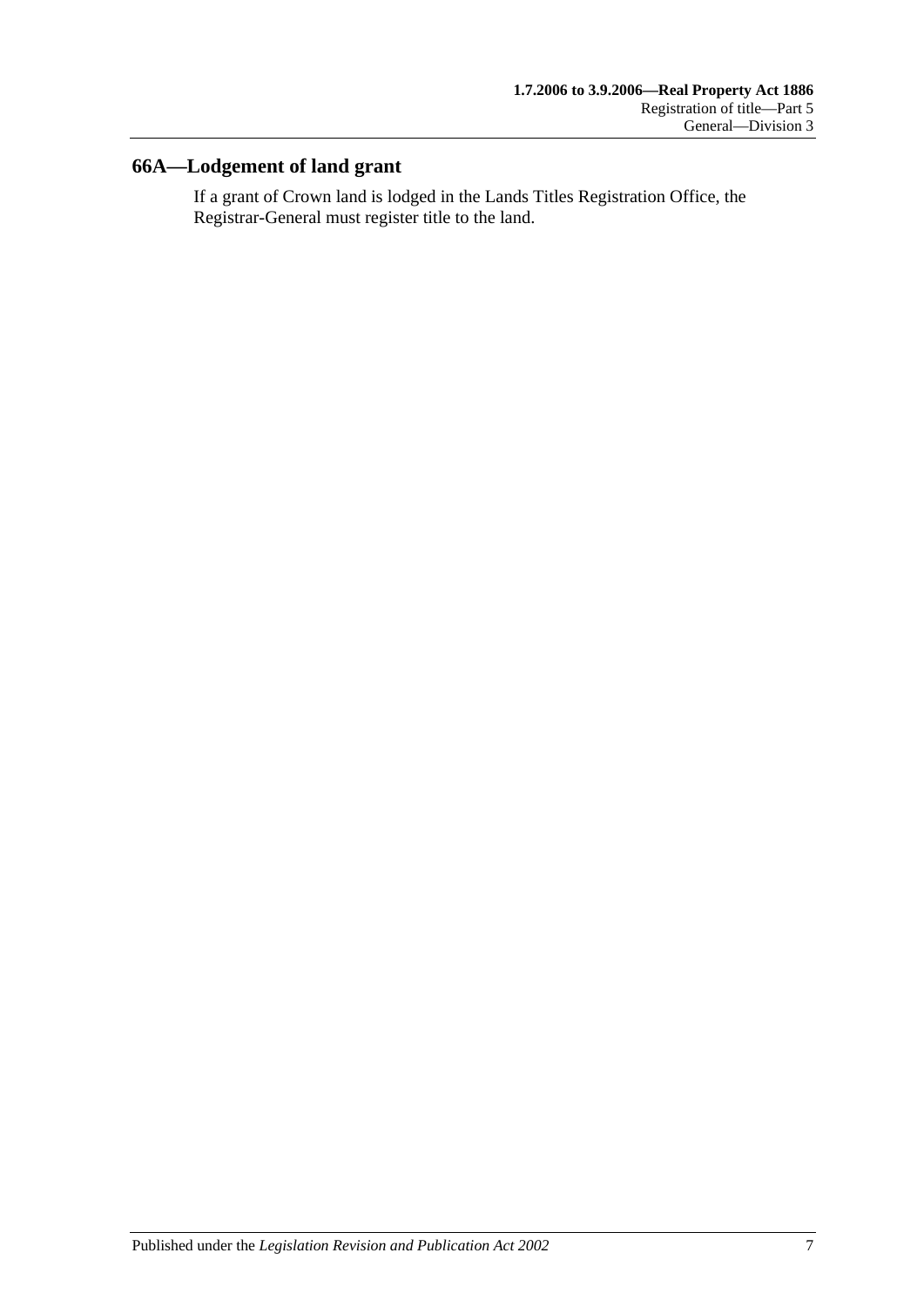## 66A—Lodgement of land grant

If a grant of Crown land is lodged in the Lands Titles Registration Office, the Registrar-General must register title to the land.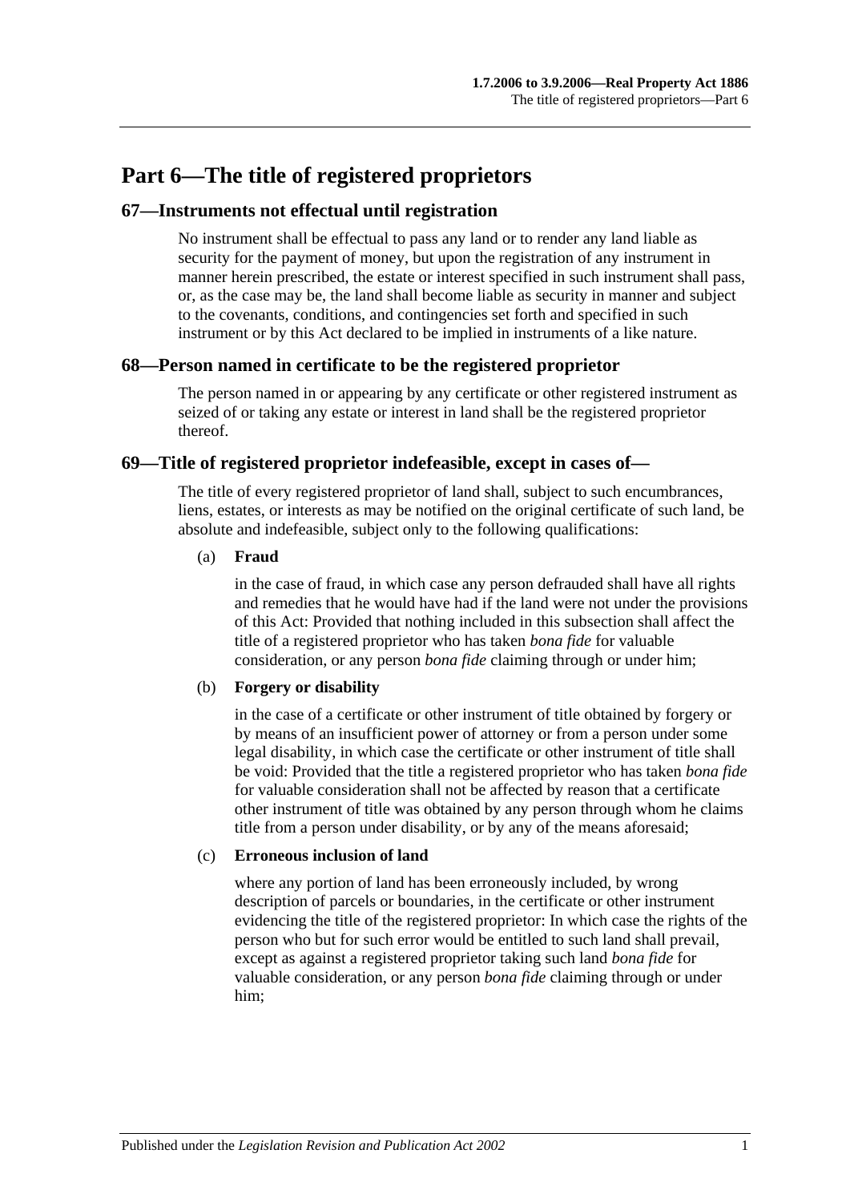# Part 6—The title of registered proprietors

## 67—Instruments not effectual until registration

No instrument shall be effectual to pass any land or to render any land liable as security for the payment of money, but upon the registration of any instrument in manner herein prescribed, the estate or interest specified in such instrument shall pass, or, as the case may be, the land shall become liable as security in manner and subject to the covenants, conditions, and contingencies set forth and specified in such instrument or by this Act declared to be implied in instruments of a like nature.

## 68—Person named in certificate to be the registered proprietor

The person named in or appearing by any certificate or other registered instrument as seized of or taking any estate or interest in land shall be the registered proprietor thereof.

## 69—Title of registered proprietor indefeasible, except in cases of—

The title of every registered proprietor of land shall, subject to such encumbrances, liens, estates, or interests as may be notified on the original certificate of such land, be absolute and indefeasible, subject only to the following qualifications:

(a) **Fraud**

in the case of fraud, in which case any person defrauded shall have all rights and remedies that he would have had if the land were not under the provisions of this Act: Provided that nothing included in this subsection shall affect the title of a registered proprietor who has taken *bona fide* for valuable consideration, or any person *bona fide* claiming through or under him;

(b) **Forgery or disability**

in the case of a certificate or other instrument of title obtained by forgery or by means of an insufficient power of attorney or from a person under some legal disability, in which case the certificate or other instrument of title shall be void: Provided that the title a registered proprietor who has taken *bona fide* for valuable consideration shall not be affected by reason that a certificate other instrument of title was obtained by any person through whom he claims title from a person under disability, or by any of the means aforesaid;

(c) **Erroneous inclusion of land**

where any portion of land has been erroneously included, by wrong description of parcels or boundaries, in the certificate or other instrument evidencing the title of the registered proprietor: In which case the rights of the person who but for such error would be entitled to such land shall prevail, except as against a registered proprietor taking such land *bona fide* for valuable consideration, or any person *bona fide* claiming through or under him;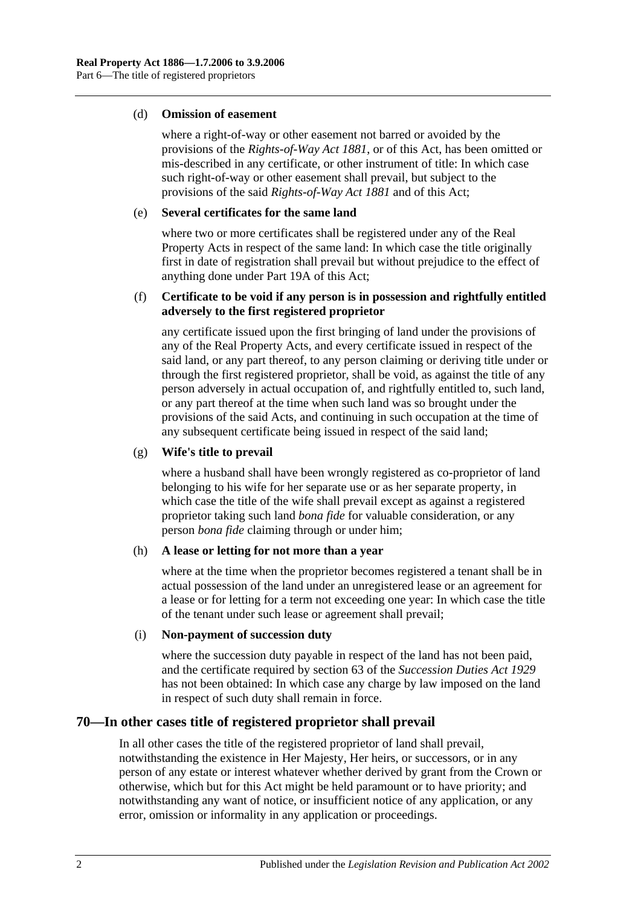(d) **Omission of easement**

where a right-of-way or other easement not barred or avoided by the provisions of the *Rights-of-Way Act 1881*, or of this Act, has been omitted or mis-described in any certificate, or other instrument of title: In which case such right-of-way or other easement shall prevail, but subject to the provisions of the said *Rights-of-Way Act 1881* and of this Act;

(e) **Several certificates for the same land**

where two or more certificates shall be registered under any of the Real Property Acts in respect of the same land: In which case the title originally first in date of registration shall prevail but without prejudice to the effect of anything done under Part 19A of this Act;

(f) **Certificate to be void if any person is in possession and rightfully entitled adversely to the first registered proprietor**

any certificate issued upon the first bringing of land under the provisions of any of the Real Property Acts, and every certificate issued in respect of the said land, or any part thereof, to any person claiming or deriving title under or through the first registered proprietor, shall be void, as against the title of any person adversely in actual occupation of, and rightfully entitled to, such land, or any part thereof at the time when such land was so brought under the provisions of the said Acts, and continuing in such occupation at the time of any subsequent certificate being issued in respect of the said land;

(g) **Wife's title to prevail**

where a husband shall have been wrongly registered as co-proprietor of land belonging to his wife for her separate use or as her separate property, in which case the title of the wife shall prevail except as against a registered proprietor taking such land *bona fide* for valuable consideration, or any person *bona fide* claiming through or under him;

(h) **A lease or letting for not more than a year**

where at the time when the proprietor becomes registered a tenant shall be in actual possession of the land under an unregistered lease or an agreement for a lease or for letting for a term not exceeding one year: In which case the title of the tenant under such lease or agreement shall prevail;

(i) **Non-payment of succession duty**

where the succession duty payable in respect of the land has not been paid, and the certificate required by section 63 of the *Succession Duties Act 1929* has not been obtained: In which case any charge by law imposed on the land in respect of such duty shall remain in force.

## 70—In other cases title of registered proprietor shall prevail

In all other cases the title of the registered proprietor of land shall prevail, notwithstanding the existence in Her Majesty, Her heirs, or successors, or in any person of any estate or interest whatever whether derived by grant from the Crown or otherwise, which but for this Act might be held paramount or to have priority; and notwithstanding any want of notice, or insufficient notice of any application, or any error, omission or informality in any application or proceedings.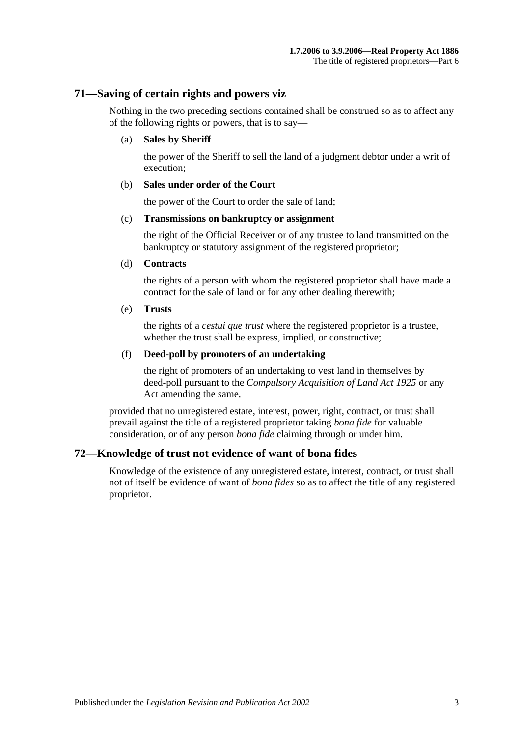## 71—Saving of certain rights and powers viz

Nothing in the two preceding sections contained shall be construed so as to affect any of the following rights or powers, that is to say—

(a) **Sales by Sheriff**

the power of the Sheriff to sell the land of a judgment debtor under a writ of execution;

(b) **Sales under order of the Court**

the power of the Court to order the sale of land;

(c) **Transmissions on bankruptcy or assignment**

the right of the Official Receiver or of any trustee to land transmitted on the bankruptcy or statutory assignment of the registered proprietor;

(d) **Contracts**

the rights of a person with whom the registered proprietor shall have made a contract for the sale of land or for any other dealing therewith;

(e) **Trusts**

the rights of a *cestui que trust* where the registered proprietor is a trustee, whether the trust shall be express, implied, or constructive;

(f) **Deed-poll by promoters of an undertaking**

the right of promoters of an undertaking to vest land in themselves by deed-poll pursuant to the *Compulsory Acquisition of Land Act 1925* or any Act amending the same,

provided that no unregistered estate, interest, power, right, contract, or trust shall prevail against the title of a registered proprietor taking *bona fide* for valuable consideration, or of any person *bona fide* claiming through or under him.

## 72—Knowledge of trust not evidence of want of bona fides

Knowledge of the existence of any unregistered estate, interest, contract, or trust shall not of itself be evidence of want of *bona fides* so as to affect the title of any registered proprietor.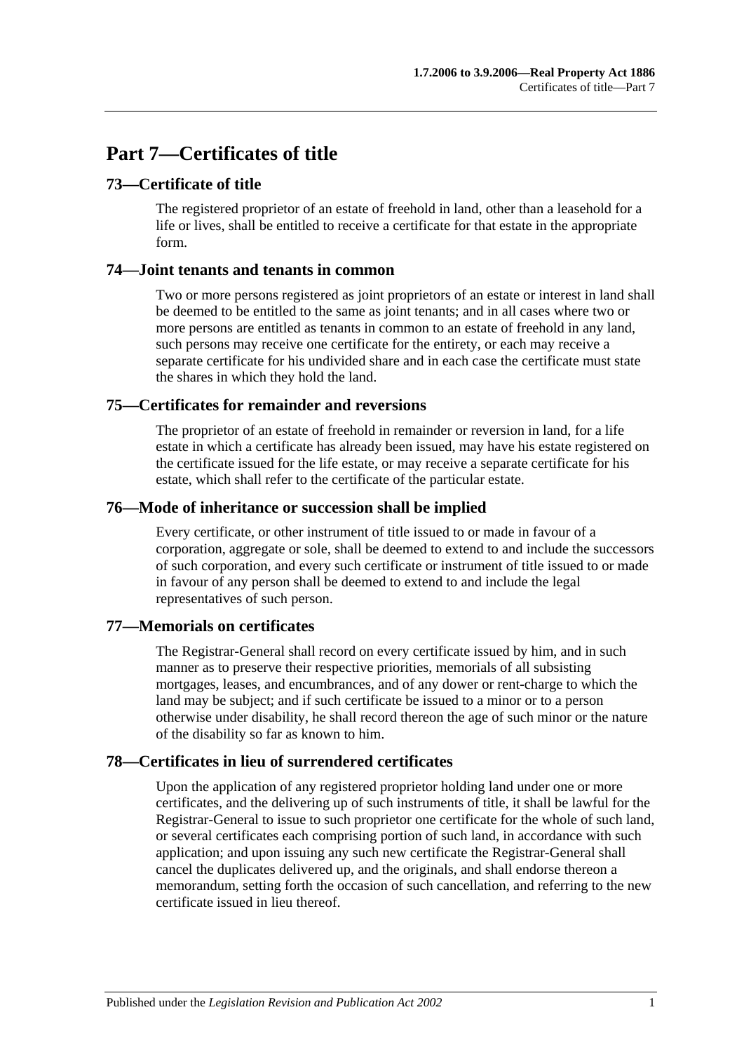# Part 7—Certificates of title

## 73—Certificate of title

The registered proprietor of an estate of freehold in land, other than a leasehold for a life or lives, shall be entitled to receive a certificate for that estate in the appropriate form.

## 74—Joint tenants and tenants in common

Two or more persons registered as joint proprietors of an estate or interest in land shall be deemed to be entitled to the same as joint tenants; and in all cases where two or more persons are entitled as tenants in common to an estate of freehold in any land, such persons may receive one certificate for the entirety, or each may receive a separate certificate for his undivided share and in each case the certificate must state the shares in which they hold the land.

## 75—Certificates for remainder and reversions

The proprietor of an estate of freehold in remainder or reversion in land, for a life estate in which a certificate has already been issued, may have his estate registered on the certificate issued for the life estate, or may receive a separate certificate for his estate, which shall refer to the certificate of the particular estate.

## 76—Mode of inheritance or succession shall be implied

Every certificate, or other instrument of title issued to or made in favour of a corporation, aggregate or sole, shall be deemed to extend to and include the successors of such corporation, and every such certificate or instrument of title issued to or made in favour of any person shall be deemed to extend to and include the legal representatives of such person.

## 77—Memorials on certificates

The Registrar-General shall record on every certificate issued by him, and in such manner as to preserve their respective priorities, memorials of all subsisting mortgages, leases, and encumbrances, and of any dower or rent-charge to which the land may be subject; and if such certificate be issued to a minor or to a person otherwise under disability, he shall record thereon the age of such minor or the nature of the disability so far as known to him.

## 78—Certificates in lieu of surrendered certificates

Upon the application of any registered proprietor holding land under one or more certificates, and the delivering up of such instruments of title, it shall be lawful for the Registrar-General to issue to such proprietor one certificate for the whole of such land, or several certificates each comprising portion of such land, in accordance with such application; and upon issuing any such new certificate the Registrar-General shall cancel the duplicates delivered up, and the originals, and shall endorse thereon a memorandum, setting forth the occasion of such cancellation, and referring to the new certificate issued in lieu thereof.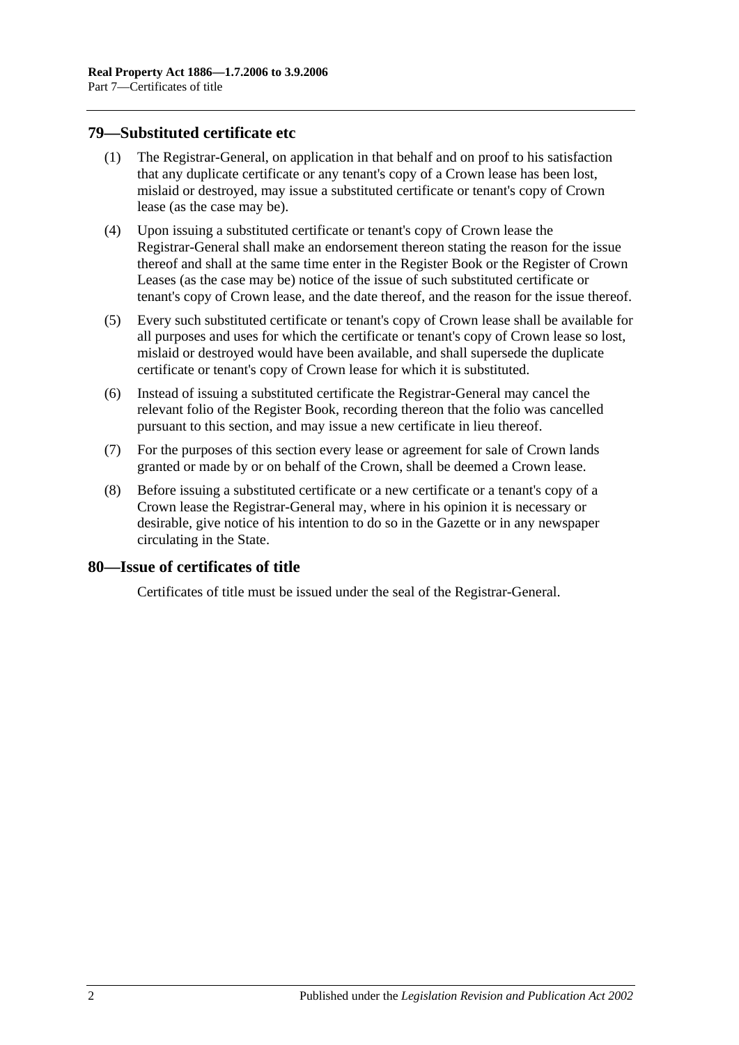## 79—Substituted certificate etc

(1) The Registrar-General, on application in that behalf and on proof to his satisfaction that any duplicate certificate or any tenant's copy of a Crown lease has been lost, mislaid or destroyed, may issue a substituted certificate or tenant's copy of Crown lease (as the case may be).

(4) Upon issuing a substituted certificate or tenant's copy of Crown lease the Registrar-General shall make an endorsement thereon stating the reason for the issue thereof and shall at the same time enter in the Register Book or the Register of Crown Leases (as the case may be) notice of the issue of such substituted certificate or tenant's copy of Crown lease, and the date thereof, and the reason for the issue thereof.

(5) Every such substituted certificate or tenant's copy of Crown lease shall be available for all purposes and uses for which the certificate or tenant's copy of Crown lease so lost, mislaid or destroyed would have been available, and shall supersede the duplicate certificate or tenant's copy of Crown lease for which it is substituted.

(6) Instead of issuing a substituted certificate the Registrar-General may cancel the relevant folio of the Register Book, recording thereon that the folio was cancelled pursuant to this section, and may issue a new certificate in lieu thereof.

(7) For the purposes of this section every lease or agreement for sale of Crown lands granted or made by or on behalf of the Crown, shall be deemed a Crown lease.

(8) Before issuing a substituted certificate or a new certificate or a tenant's copy of a Crown lease the Registrar-General may, where in his opinion it is necessary or desirable, give notice of his intention to do so in the Gazette or in any newspaper circulating in the State.

## 80—Issue of certificates of title

Certificates of title must be issued under the seal of the Registrar-General.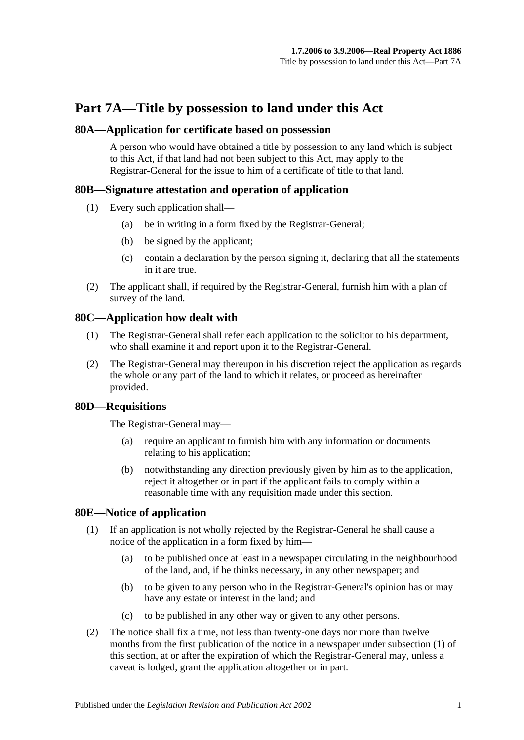# Part 7A—Title by possession to land under this Act

## 80A—Application for certificate based on possession

A person who would have obtained a title by possession to any land which is subject to this Act, if that land had not been subject to this Act, may apply to the Registrar-General for the issue to him of a certificate of title to that land.

## 80B—Signature attestation and operation of application

(1) Every such application shall—

(a) be in writing in a form fixed by the Registrar-General;

(b) be signed by the applicant;

(c) contain a declaration by the person signing it, declaring that all the statements in it are true.

(2) The applicant shall, if required by the Registrar-General, furnish him with a plan of survey of the land.

## 80C—Application how dealt with

(1) The Registrar-General shall refer each application to the solicitor to his department, who shall examine it and report upon it to the Registrar-General.

(2) The Registrar-General may thereupon in his discretion reject the application as regards the whole or any part of the land to which it relates, or proceed as hereinafter provided.

## 80D—Requisitions

The Registrar-General may—

(a) require an applicant to furnish him with any information or documents relating to his application;

(b) notwithstanding any direction previously given by him as to the application, reject it altogether or in part if the applicant fails to comply within a reasonable time with any requisition made under this section.

## 80E—Notice of application

(1) If an application is not wholly rejected by the Registrar-General he shall cause a notice of the application in a form fixed by him—

(a) to be published once at least in a newspaper circulating in the neighbourhood of the land, and, if he thinks necessary, in any other newspaper; and

(b) to be given to any person who in the Registrar-General's opinion has or may have any estate or interest in the land; and

(c) to be published in any other way or given to any other persons.

(2) The notice shall fix a time, not less than twenty-one days nor more than twelve months from the first publication of the notice in a newspaper under subsection (1) of this section, at or after the expiration of which the Registrar-General may, unless a caveat is lodged, grant the application altogether or in part.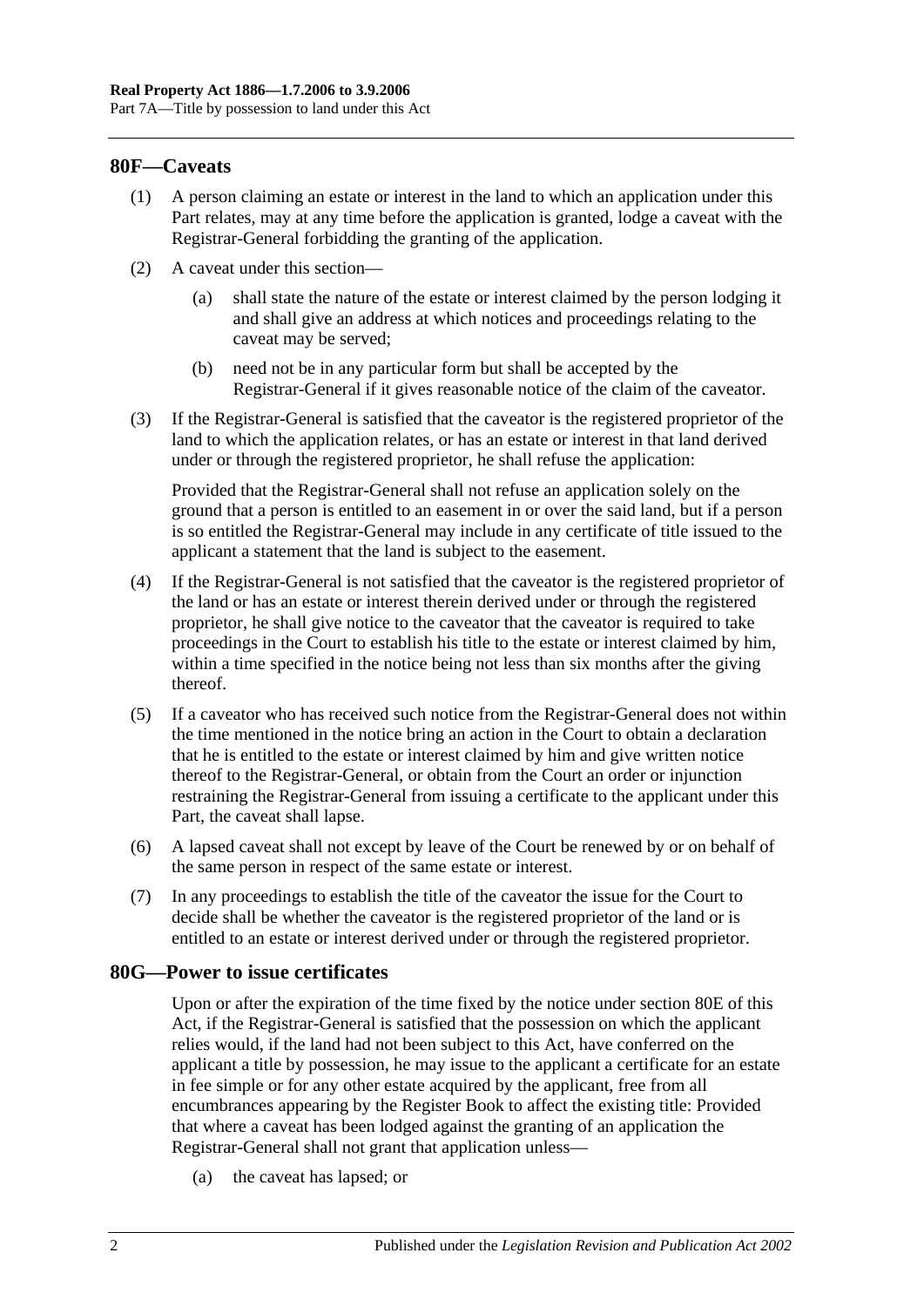## 80F—Caveats

(1) A person claiming an estate or interest in the land to which an application under this Part relates, may at any time before the application is granted, lodge a caveat with the Registrar-General forbidding the granting of the application.

(2) A caveat under this section—

(a) shall state the nature of the estate or interest claimed by the person lodging it and shall give an address at which notices and proceedings relating to the caveat may be served;

(b) need not be in any particular form but shall be accepted by the Registrar-General if it gives reasonable notice of the claim of the caveator.

(3) If the Registrar-General is satisfied that the caveator is the registered proprietor of the land to which the application relates, or has an estate or interest in that land derived under or through the registered proprietor, he shall refuse the application:

Provided that the Registrar-General shall not refuse an application solely on the ground that a person is entitled to an easement in or over the said land, but if a person is so entitled the Registrar-General may include in any certificate of title issued to the applicant a statement that the land is subject to the easement.

(4) If the Registrar-General is not satisfied that the caveator is the registered proprietor of the land or has an estate or interest therein derived under or through the registered proprietor, he shall give notice to the caveator that the caveator is required to take proceedings in the Court to establish his title to the estate or interest claimed by him, within a time specified in the notice being not less than six months after the giving thereof.

(5) If a caveator who has received such notice from the Registrar-General does not within the time mentioned in the notice bring an action in the Court to obtain a declaration that he is entitled to the estate or interest claimed by him and give written notice thereof to the Registrar-General, or obtain from the Court an order or injunction restraining the Registrar-General from issuing a certificate to the applicant under this Part, the caveat shall lapse.

(6) A lapsed caveat shall not except by leave of the Court be renewed by or on behalf of the same person in respect of the same estate or interest.

(7) In any proceedings to establish the title of the caveator the issue for the Court to decide shall be whether the caveator is the registered proprietor of the land or is entitled to an estate or interest derived under or through the registered proprietor.

## 80G—Power to issue certificates

Upon or after the expiration of the time fixed by the notice under section 80E of this Act, if the Registrar-General is satisfied that the possession on which the applicant relies would, if the land had not been subject to this Act, have conferred on the applicant a title by possession, he may issue to the applicant a certificate for an estate in fee simple or for any other estate acquired by the applicant, free from all encumbrances appearing by the Register Book to affect the existing title: Provided that where a caveat has been lodged against the granting of an application the Registrar-General shall not grant that application unless—

(a) the caveat has lapsed; or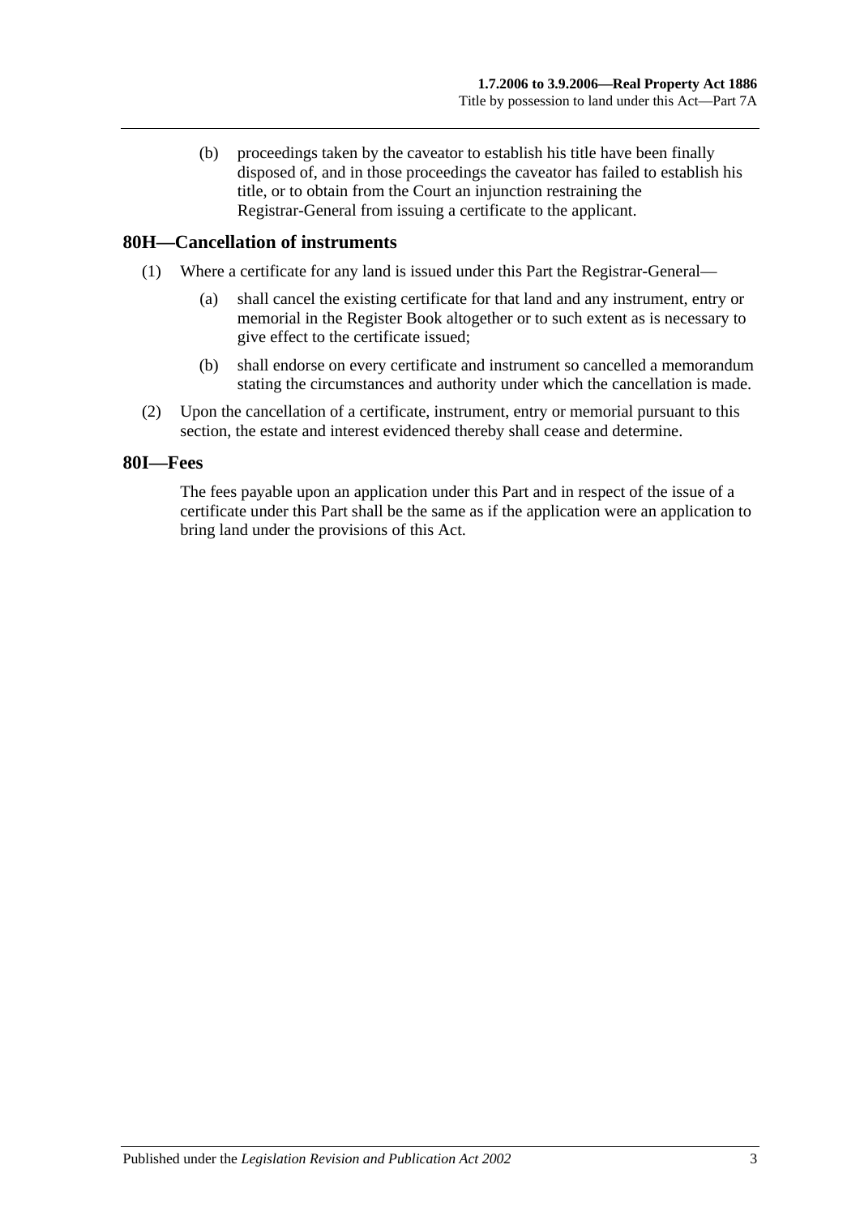(b) proceedings taken by the caveator to establish his title have been finally disposed of, and in those proceedings the caveator has failed to establish his title, or to obtain from the Court an injunction restraining the Registrar-General from issuing a certificate to the applicant.

## 80H—Cancellation of instruments

(1) Where a certificate for any land is issued under this Part the Registrar-General—

(a) shall cancel the existing certificate for that land and any instrument, entry or memorial in the Register Book altogether or to such extent as is necessary to give effect to the certificate issued;

(b) shall endorse on every certificate and instrument so cancelled a memorandum stating the circumstances and authority under which the cancellation is made.

(2) Upon the cancellation of a certificate, instrument, entry or memorial pursuant to this section, the estate and interest evidenced thereby shall cease and determine.

## 80I—Fees

The fees payable upon an application under this Part and in respect of the issue of a certificate under this Part shall be the same as if the application were an application to bring land under the provisions of this Act.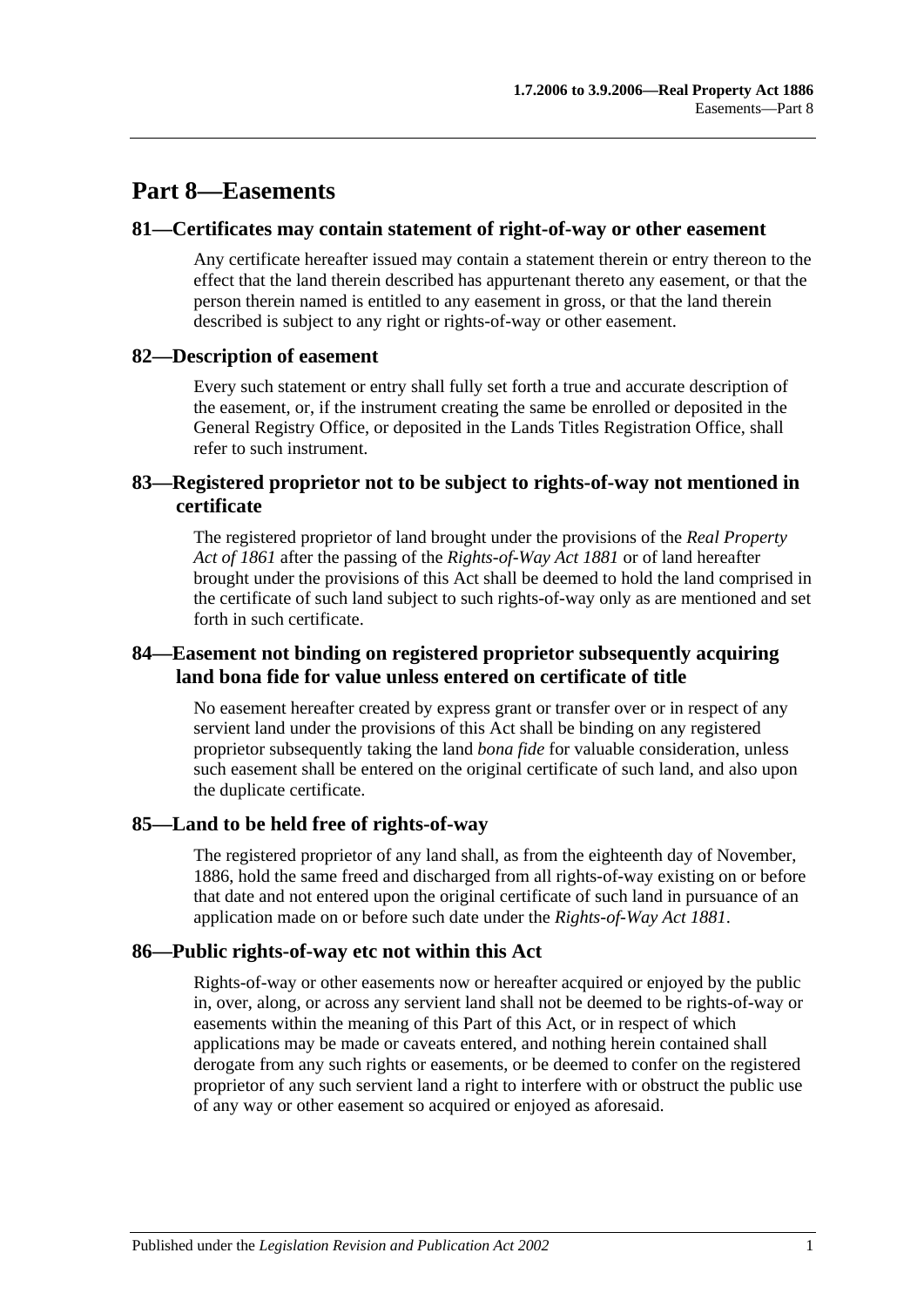# Part 8—Easements

## 81—Certificates may contain statement of right-of-way or other easement

Any certificate hereafter issued may contain a statement therein or entry thereon to the effect that the land therein described has appurtenant thereto any easement, or that the person therein named is entitled to any easement in gross, or that the land therein described is subject to any right or rights-of-way or other easement.

## 82—Description of easement

Every such statement or entry shall fully set forth a true and accurate description of the easement, or, if the instrument creating the same be enrolled or deposited in the General Registry Office, or deposited in the Lands Titles Registration Office, shall refer to such instrument.

## 83—Registered proprietor not to be subject to rights-of-way not mentioned in certificate

The registered proprietor of land brought under the provisions of the *Real Property Act of 1861* after the passing of the *Rights-of-Way Act 1881* or of land hereafter brought under the provisions of this Act shall be deemed to hold the land comprised in the certificate of such land subject to such rights-of-way only as are mentioned and set forth in such certificate.

## 84—Easement not binding on registered proprietor subsequently acquiring land bona fide for value unless entered on certificate of title

No easement hereafter created by express grant or transfer over or in respect of any servient land under the provisions of this Act shall be binding on any registered proprietor subsequently taking the land *bona fide* for valuable consideration, unless such easement shall be entered on the original certificate of such land, and also upon the duplicate certificate.

## 85—Land to be held free of rights-of-way

The registered proprietor of any land shall, as from the eighteenth day of November, 1886, hold the same freed and discharged from all rights-of-way existing on or before that date and not entered upon the original certificate of such land in pursuance of an application made on or before such date under the *Rights-of-Way Act 1881*.

## 86—Public rights-of-way etc not within this Act

Rights-of-way or other easements now or hereafter acquired or enjoyed by the public in, over, along, or across any servient land shall not be deemed to be rights-of-way or easements within the meaning of this Part of this Act, or in respect of which applications may be made or caveats entered, and nothing herein contained shall derogate from any such rights or easements, or be deemed to confer on the registered proprietor of any such servient land a right to interfere with or obstruct the public use of any way or other easement so acquired or enjoyed as aforesaid.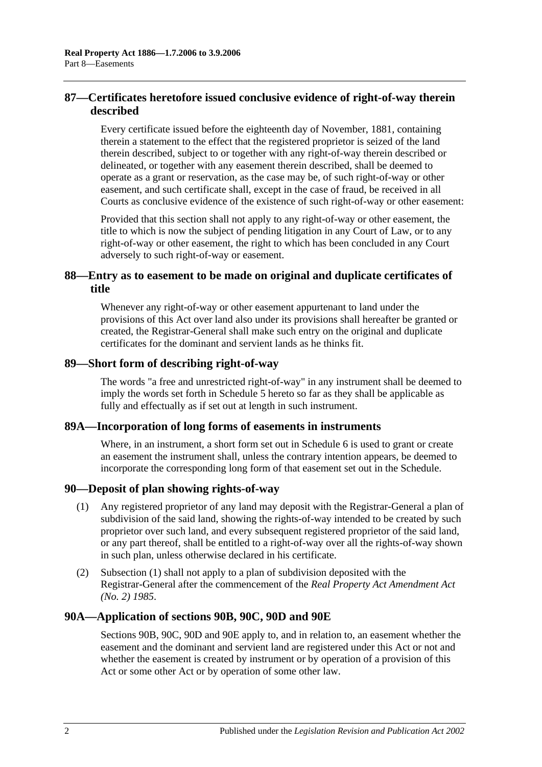## 87—Certificates heretofore issued conclusive evidence of right-of-way therein described

Every certificate issued before the eighteenth day of November, 1881, containing therein a statement to the effect that the registered proprietor is seized of the land therein described, subject to or together with any right-of-way therein described or delineated, or together with any easement therein described, shall be deemed to operate as a grant or reservation, as the case may be, of such right-of-way or other easement, and such certificate shall, except in the case of fraud, be received in all Courts as conclusive evidence of the existence of such right-of-way or other easement:

Provided that this section shall not apply to any right-of-way or other easement, the title to which is now the subject of pending litigation in any Court of Law, or to any right-of-way or other easement, the right to which has been concluded in any Court adversely to such right-of-way or easement.

## 88—Entry as to easement to be made on original and duplicate certificates of title

Whenever any right-of-way or other easement appurtenant to land under the provisions of this Act over land also under its provisions shall hereafter be granted or created, the Registrar-General shall make such entry on the original and duplicate certificates for the dominant and servient lands as he thinks fit.

## 89—Short form of describing right-of-way

The words "a free and unrestricted right-of-way" in any instrument shall be deemed to imply the words set forth in Schedule 5 hereto so far as they shall be applicable as fully and effectually as if set out at length in such instrument.

## 89A—Incorporation of long forms of easements in instruments

Where, in an instrument, a short form set out in Schedule 6 is used to grant or create an easement the instrument shall, unless the contrary intention appears, be deemed to incorporate the corresponding long form of that easement set out in the Schedule.

## 90—Deposit of plan showing rights-of-way

(1) Any registered proprietor of any land may deposit with the Registrar-General a plan of subdivision of the said land, showing the rights-of-way intended to be created by such proprietor over such land, and every subsequent registered proprietor of the said land, or any part thereof, shall be entitled to a right-of-way over all the rights-of-way shown in such plan, unless otherwise declared in his certificate.

(2) Subsection (1) shall not apply to a plan of subdivision deposited with the Registrar-General after the commencement of the *Real Property Act Amendment Act (No. 2) 1985*.

## 90A—Application of sections 90B, 90C, 90D and 90E

Sections 90B, 90C, 90D and 90E apply to, and in relation to, an easement whether the easement and the dominant and servient land are registered under this Act or not and whether the easement is created by instrument or by operation of a provision of this Act or some other Act or by operation of some other law.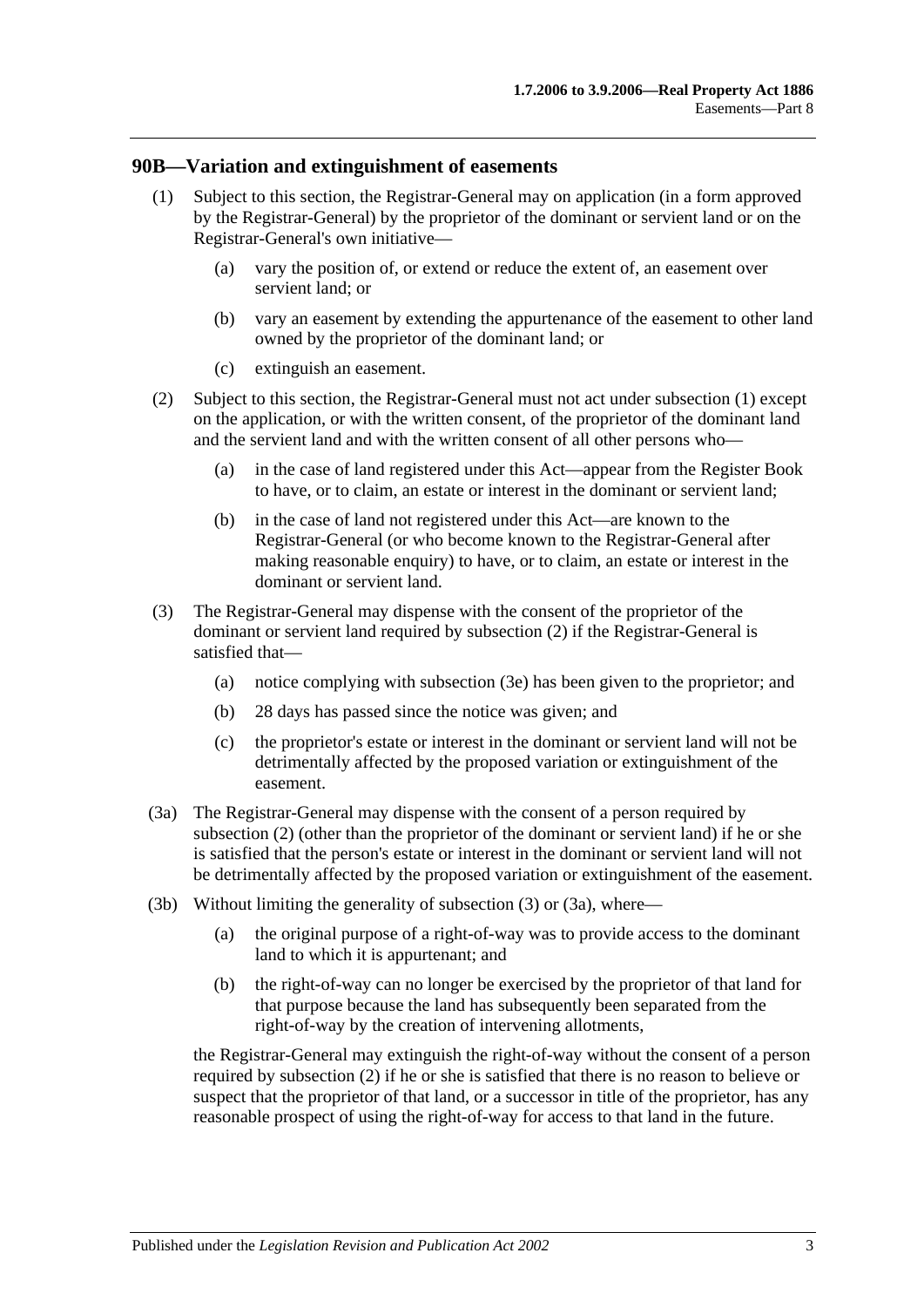## 90B—Variation and extinguishment of easements

(1) Subject to this section, the Registrar-General may on application (in a form approved by the Registrar-General) by the proprietor of the dominant or servient land or on the Registrar-General's own initiative—

(a) vary the position of, or extend or reduce the extent of, an easement over servient land; or

(b) vary an easement by extending the appurtenance of the easement to other land owned by the proprietor of the dominant land; or

(c) extinguish an easement.

(2) Subject to this section, the Registrar-General must not act under subsection (1) except on the application, or with the written consent, of the proprietor of the dominant land and the servient land and with the written consent of all other persons who—

(a) in the case of land registered under this Act—appear from the Register Book to have, or to claim, an estate or interest in the dominant or servient land;

(b) in the case of land not registered under this Act—are known to the Registrar-General (or who become known to the Registrar-General after making reasonable enquiry) to have, or to claim, an estate or interest in the dominant or servient land.

(3) The Registrar-General may dispense with the consent of the proprietor of the dominant or servient land required by subsection (2) if the Registrar-General is satisfied that—

(a) notice complying with subsection (3e) has been given to the proprietor; and

(b) 28 days has passed since the notice was given; and

(c) the proprietor's estate or interest in the dominant or servient land will not be detrimentally affected by the proposed variation or extinguishment of the easement.

(3a) The Registrar-General may dispense with the consent of a person required by subsection (2) (other than the proprietor of the dominant or servient land) if he or she is satisfied that the person's estate or interest in the dominant or servient land will not be detrimentally affected by the proposed variation or extinguishment of the easement.

(3b) Without limiting the generality of subsection (3) or (3a), where—

(a) the original purpose of a right-of-way was to provide access to the dominant land to which it is appurtenant; and

(b) the right-of-way can no longer be exercised by the proprietor of that land for that purpose because the land has subsequently been separated from the right-of-way by the creation of intervening allotments,

the Registrar-General may extinguish the right-of-way without the consent of a person required by subsection (2) if he or she is satisfied that there is no reason to believe or suspect that the proprietor of that land, or a successor in title of the proprietor, has any reasonable prospect of using the right-of-way for access to that land in the future.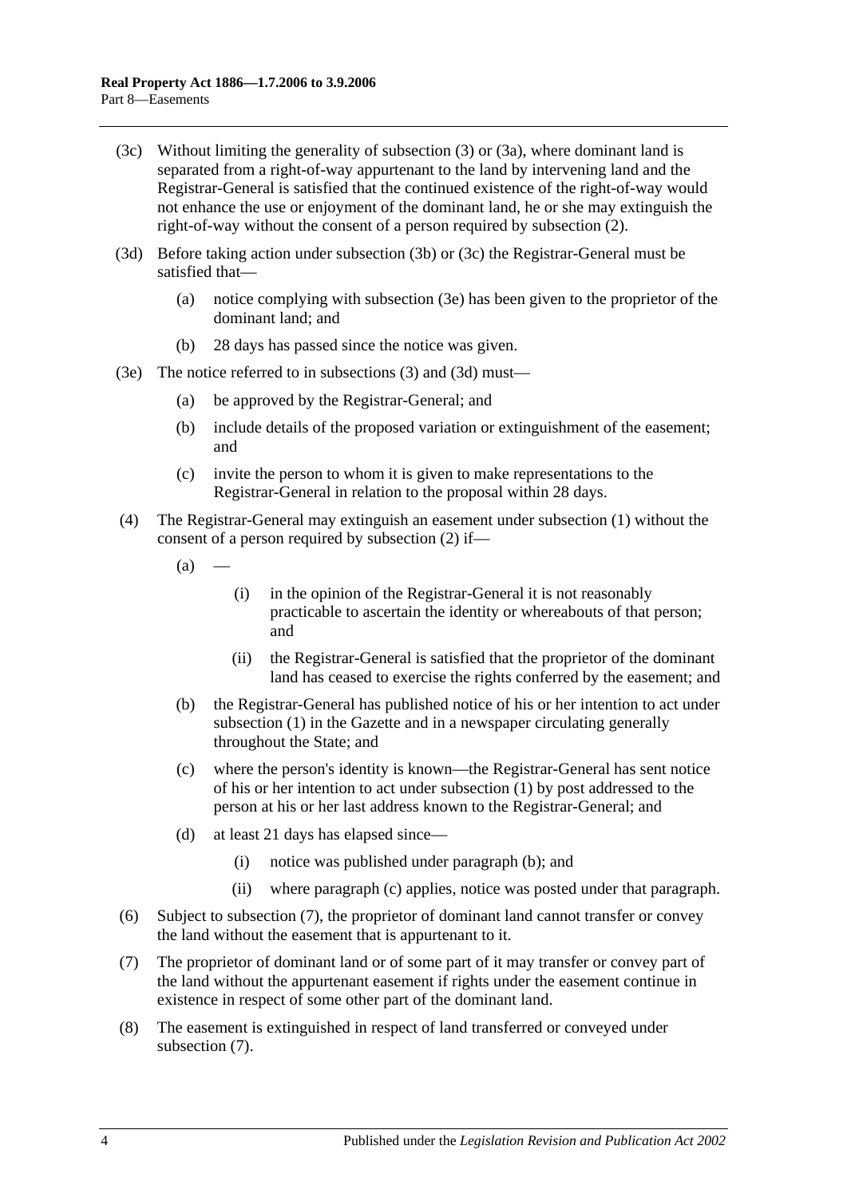(3c) Without limiting the generality of subsection (3) or (3a), where dominant land is separated from a right-of-way appurtenant to the land by intervening land and the Registrar-General is satisfied that the continued existence of the right-of-way would not enhance the use or enjoyment of the dominant land, he or she may extinguish the right-of-way without the consent of a person required by subsection (2).

(3d) Before taking action under subsection (3b) or (3c) the Registrar-General must be satisfied that—

- (a) notice complying with subsection (3e) has been given to the proprietor of the dominant land; and
- (b) 28 days has passed since the notice was given.

(3e) The notice referred to in subsections (3) and (3d) must—

- (a) be approved by the Registrar-General; and
- (b) include details of the proposed variation or extinguishment of the easement; and
- (c) invite the person to whom it is given to make representations to the Registrar-General in relation to the proposal within 28 days.

(4) The Registrar-General may extinguish an easement under subsection (1) without the consent of a person required by subsection (2) if—

- (a) —
  - (i) in the opinion of the Registrar-General it is not reasonably practicable to ascertain the identity or whereabouts of that person; and
  - (ii) the Registrar-General is satisfied that the proprietor of the dominant land has ceased to exercise the rights conferred by the easement; and
- (b) the Registrar-General has published notice of his or her intention to act under subsection (1) in the Gazette and in a newspaper circulating generally throughout the State; and
- (c) where the person's identity is known—the Registrar-General has sent notice of his or her intention to act under subsection (1) by post addressed to the person at his or her last address known to the Registrar-General; and
- (d) at least 21 days has elapsed since—
  - (i) notice was published under paragraph (b); and
  - (ii) where paragraph (c) applies, notice was posted under that paragraph.

(6) Subject to subsection (7), the proprietor of dominant land cannot transfer or convey the land without the easement that is appurtenant to it.

(7) The proprietor of dominant land or of some part of it may transfer or convey part of the land without the appurtenant easement if rights under the easement continue in existence in respect of some other part of the dominant land.

(8) The easement is extinguished in respect of land transferred or conveyed under subsection (7).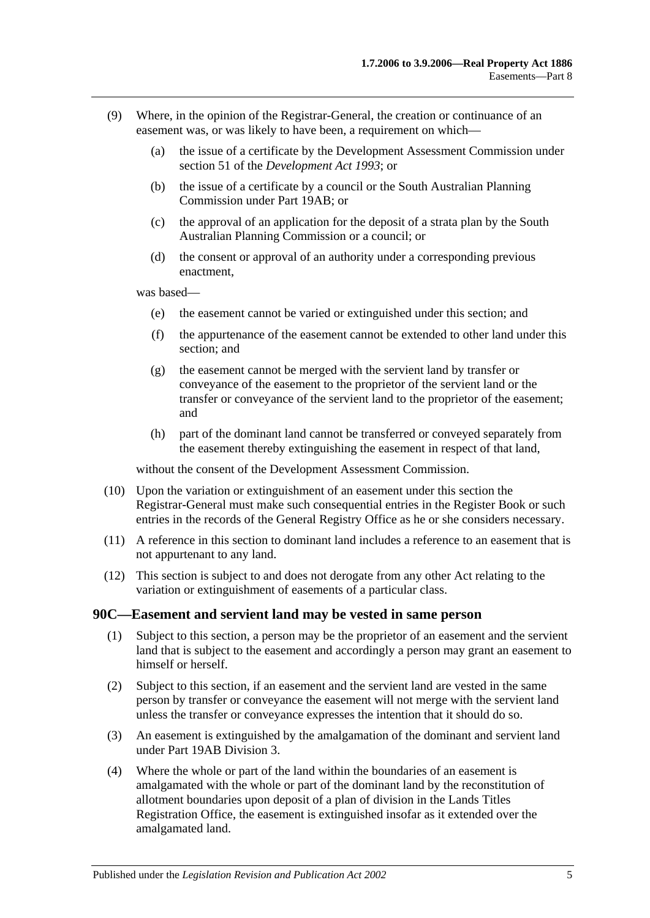(9) Where, in the opinion of the Registrar-General, the creation or continuance of an easement was, or was likely to have been, a requirement on which—

(a) the issue of a certificate by the Development Assessment Commission under section 51 of the *Development Act 1993*; or

(b) the issue of a certificate by a council or the South Australian Planning Commission under Part 19AB; or

(c) the approval of an application for the deposit of a strata plan by the South Australian Planning Commission or a council; or

(d) the consent or approval of an authority under a corresponding previous enactment,

was based—

(e) the easement cannot be varied or extinguished under this section; and

(f) the appurtenance of the easement cannot be extended to other land under this section; and

(g) the easement cannot be merged with the servient land by transfer or conveyance of the easement to the proprietor of the servient land or the transfer or conveyance of the servient land to the proprietor of the easement; and

(h) part of the dominant land cannot be transferred or conveyed separately from the easement thereby extinguishing the easement in respect of that land,

without the consent of the Development Assessment Commission.

(10) Upon the variation or extinguishment of an easement under this section the Registrar-General must make such consequential entries in the Register Book or such entries in the records of the General Registry Office as he or she considers necessary.

(11) A reference in this section to dominant land includes a reference to an easement that is not appurtenant to any land.

(12) This section is subject to and does not derogate from any other Act relating to the variation or extinguishment of easements of a particular class.

## 90C—Easement and servient land may be vested in same person

(1) Subject to this section, a person may be the proprietor of an easement and the servient land that is subject to the easement and accordingly a person may grant an easement to himself or herself.

(2) Subject to this section, if an easement and the servient land are vested in the same person by transfer or conveyance the easement will not merge with the servient land unless the transfer or conveyance expresses the intention that it should do so.

(3) An easement is extinguished by the amalgamation of the dominant and servient land under Part 19AB Division 3.

(4) Where the whole or part of the land within the boundaries of an easement is amalgamated with the whole or part of the dominant land by the reconstitution of allotment boundaries upon deposit of a plan of division in the Lands Titles Registration Office, the easement is extinguished insofar as it extended over the amalgamated land.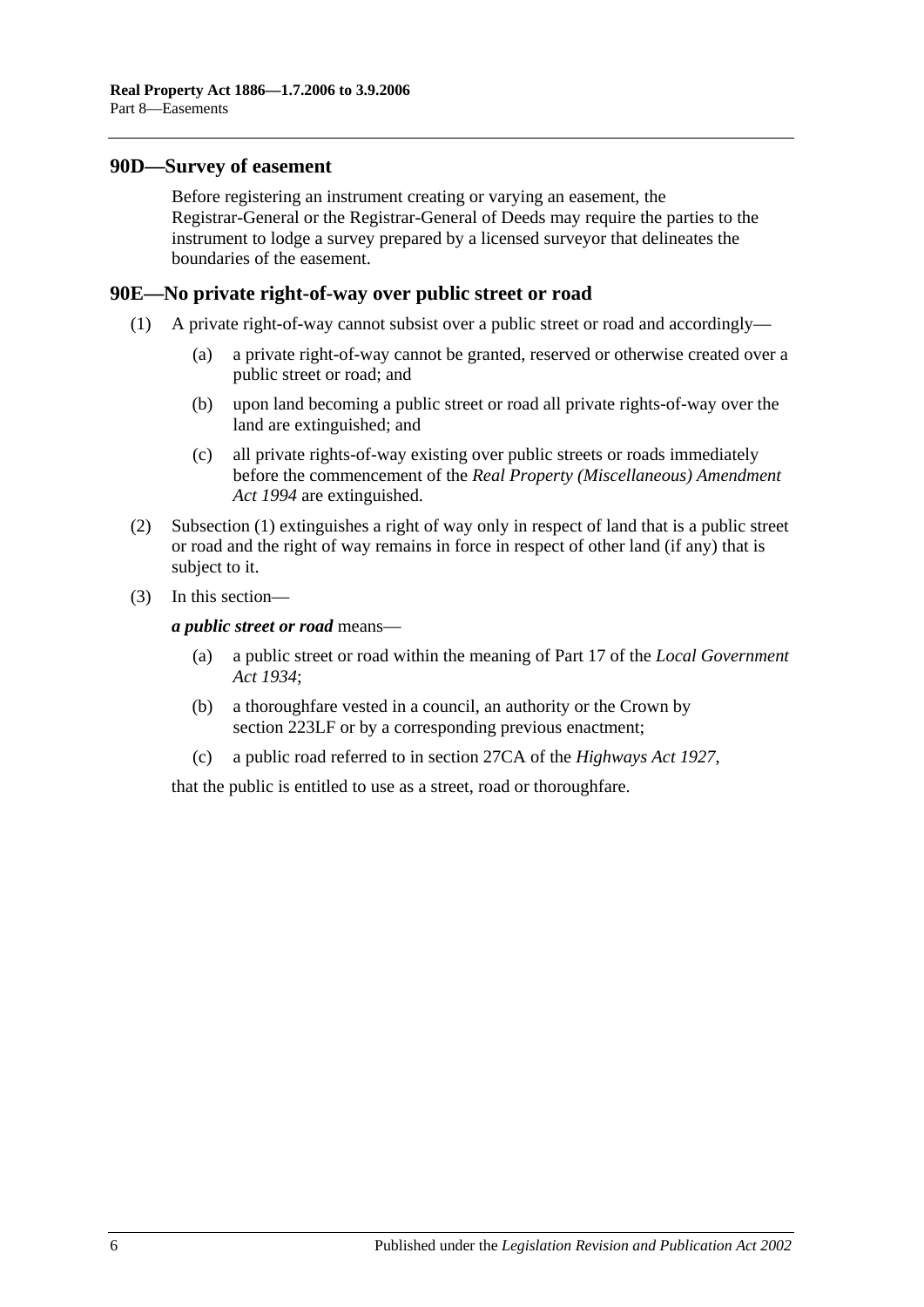## 90D—Survey of easement

Before registering an instrument creating or varying an easement, the Registrar-General or the Registrar-General of Deeds may require the parties to the instrument to lodge a survey prepared by a licensed surveyor that delineates the boundaries of the easement.

## 90E—No private right-of-way over public street or road

(1) A private right-of-way cannot subsist over a public street or road and accordingly—

(a) a private right-of-way cannot be granted, reserved or otherwise created over a public street or road; and

(b) upon land becoming a public street or road all private rights-of-way over the land are extinguished; and

(c) all private rights-of-way existing over public streets or roads immediately before the commencement of the *Real Property (Miscellaneous) Amendment Act 1994* are extinguished.

(2) Subsection (1) extinguishes a right of way only in respect of land that is a public street or road and the right of way remains in force in respect of other land (if any) that is subject to it.

(3) In this section—

***a public street or road*** means—

(a) a public street or road within the meaning of Part 17 of the *Local Government Act 1934*;

(b) a thoroughfare vested in a council, an authority or the Crown by section 223LF or by a corresponding previous enactment;

(c) a public road referred to in section 27CA of the *Highways Act 1927*,

that the public is entitled to use as a street, road or thoroughfare.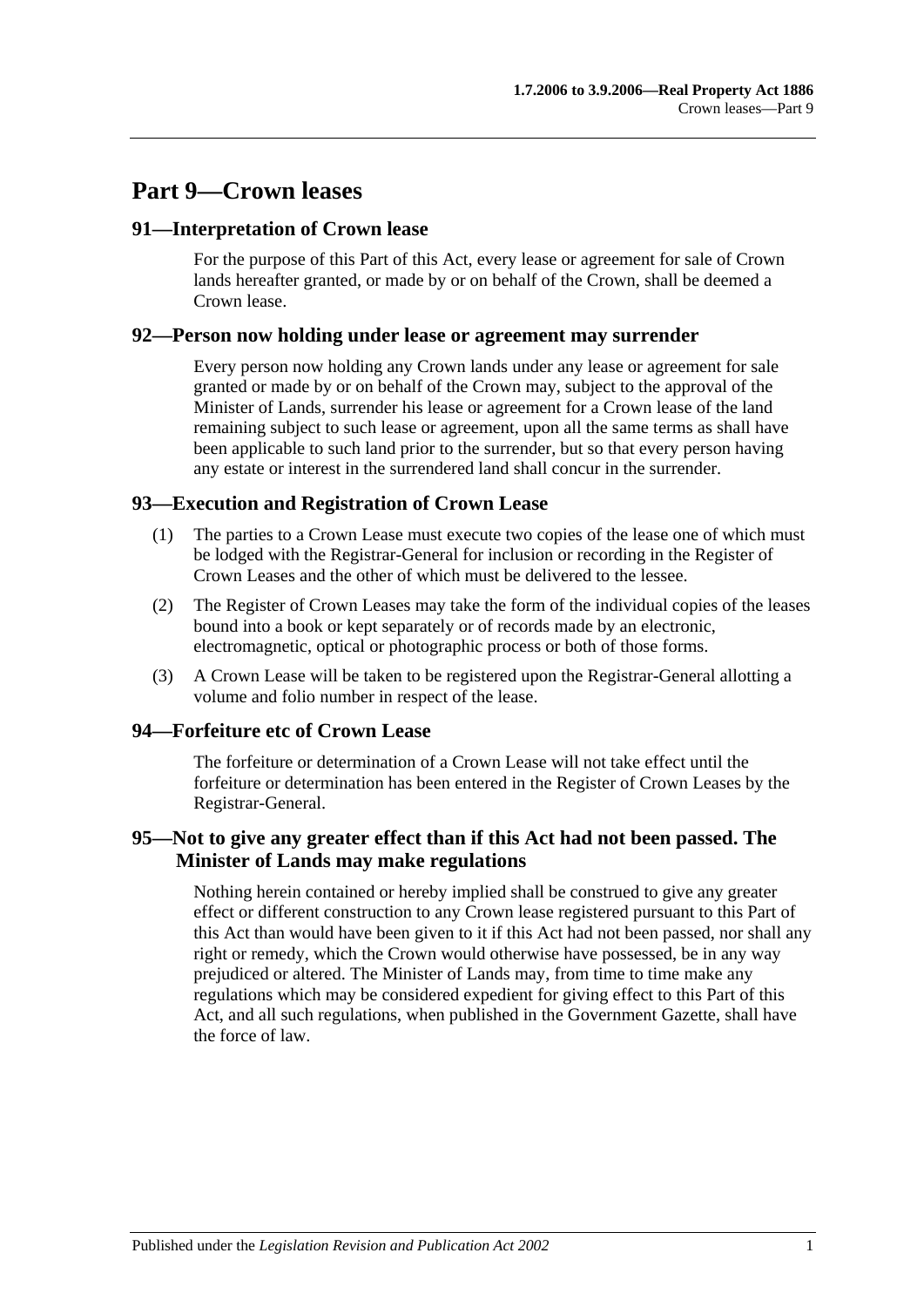# Part 9—Crown leases

## 91—Interpretation of Crown lease

For the purpose of this Part of this Act, every lease or agreement for sale of Crown lands hereafter granted, or made by or on behalf of the Crown, shall be deemed a Crown lease.

## 92—Person now holding under lease or agreement may surrender

Every person now holding any Crown lands under any lease or agreement for sale granted or made by or on behalf of the Crown may, subject to the approval of the Minister of Lands, surrender his lease or agreement for a Crown lease of the land remaining subject to such lease or agreement, upon all the same terms as shall have been applicable to such land prior to the surrender, but so that every person having any estate or interest in the surrendered land shall concur in the surrender.

## 93—Execution and Registration of Crown Lease

(1) The parties to a Crown Lease must execute two copies of the lease one of which must be lodged with the Registrar-General for inclusion or recording in the Register of Crown Leases and the other of which must be delivered to the lessee.

(2) The Register of Crown Leases may take the form of the individual copies of the leases bound into a book or kept separately or of records made by an electronic, electromagnetic, optical or photographic process or both of those forms.

(3) A Crown Lease will be taken to be registered upon the Registrar-General allotting a volume and folio number in respect of the lease.

## 94—Forfeiture etc of Crown Lease

The forfeiture or determination of a Crown Lease will not take effect until the forfeiture or determination has been entered in the Register of Crown Leases by the Registrar-General.

## 95—Not to give any greater effect than if this Act had not been passed. The Minister of Lands may make regulations

Nothing herein contained or hereby implied shall be construed to give any greater effect or different construction to any Crown lease registered pursuant to this Part of this Act than would have been given to it if this Act had not been passed, nor shall any right or remedy, which the Crown would otherwise have possessed, be in any way prejudiced or altered. The Minister of Lands may, from time to time make any regulations which may be considered expedient for giving effect to this Part of this Act, and all such regulations, when published in the Government Gazette, shall have the force of law.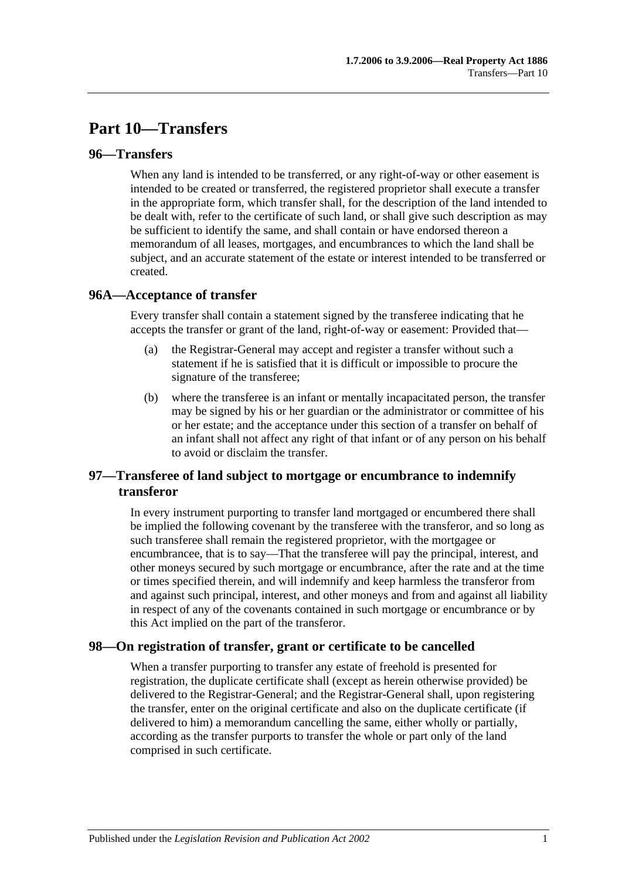# Part 10—Transfers

## 96—Transfers

When any land is intended to be transferred, or any right-of-way or other easement is intended to be created or transferred, the registered proprietor shall execute a transfer in the appropriate form, which transfer shall, for the description of the land intended to be dealt with, refer to the certificate of such land, or shall give such description as may be sufficient to identify the same, and shall contain or have endorsed thereon a memorandum of all leases, mortgages, and encumbrances to which the land shall be subject, and an accurate statement of the estate or interest intended to be transferred or created.

## 96A—Acceptance of transfer

Every transfer shall contain a statement signed by the transferee indicating that he accepts the transfer or grant of the land, right-of-way or easement: Provided that—

(a) the Registrar-General may accept and register a transfer without such a statement if he is satisfied that it is difficult or impossible to procure the signature of the transferee;

(b) where the transferee is an infant or mentally incapacitated person, the transfer may be signed by his or her guardian or the administrator or committee of his or her estate; and the acceptance under this section of a transfer on behalf of an infant shall not affect any right of that infant or of any person on his behalf to avoid or disclaim the transfer.

## 97—Transferee of land subject to mortgage or encumbrance to indemnify transferor

In every instrument purporting to transfer land mortgaged or encumbered there shall be implied the following covenant by the transferee with the transferor, and so long as such transferee shall remain the registered proprietor, with the mortgagee or encumbrancee, that is to say—That the transferee will pay the principal, interest, and other moneys secured by such mortgage or encumbrance, after the rate and at the time or times specified therein, and will indemnify and keep harmless the transferor from and against such principal, interest, and other moneys and from and against all liability in respect of any of the covenants contained in such mortgage or encumbrance or by this Act implied on the part of the transferor.

## 98—On registration of transfer, grant or certificate to be cancelled

When a transfer purporting to transfer any estate of freehold is presented for registration, the duplicate certificate shall (except as herein otherwise provided) be delivered to the Registrar-General; and the Registrar-General shall, upon registering the transfer, enter on the original certificate and also on the duplicate certificate (if delivered to him) a memorandum cancelling the same, either wholly or partially, according as the transfer purports to transfer the whole or part only of the land comprised in such certificate.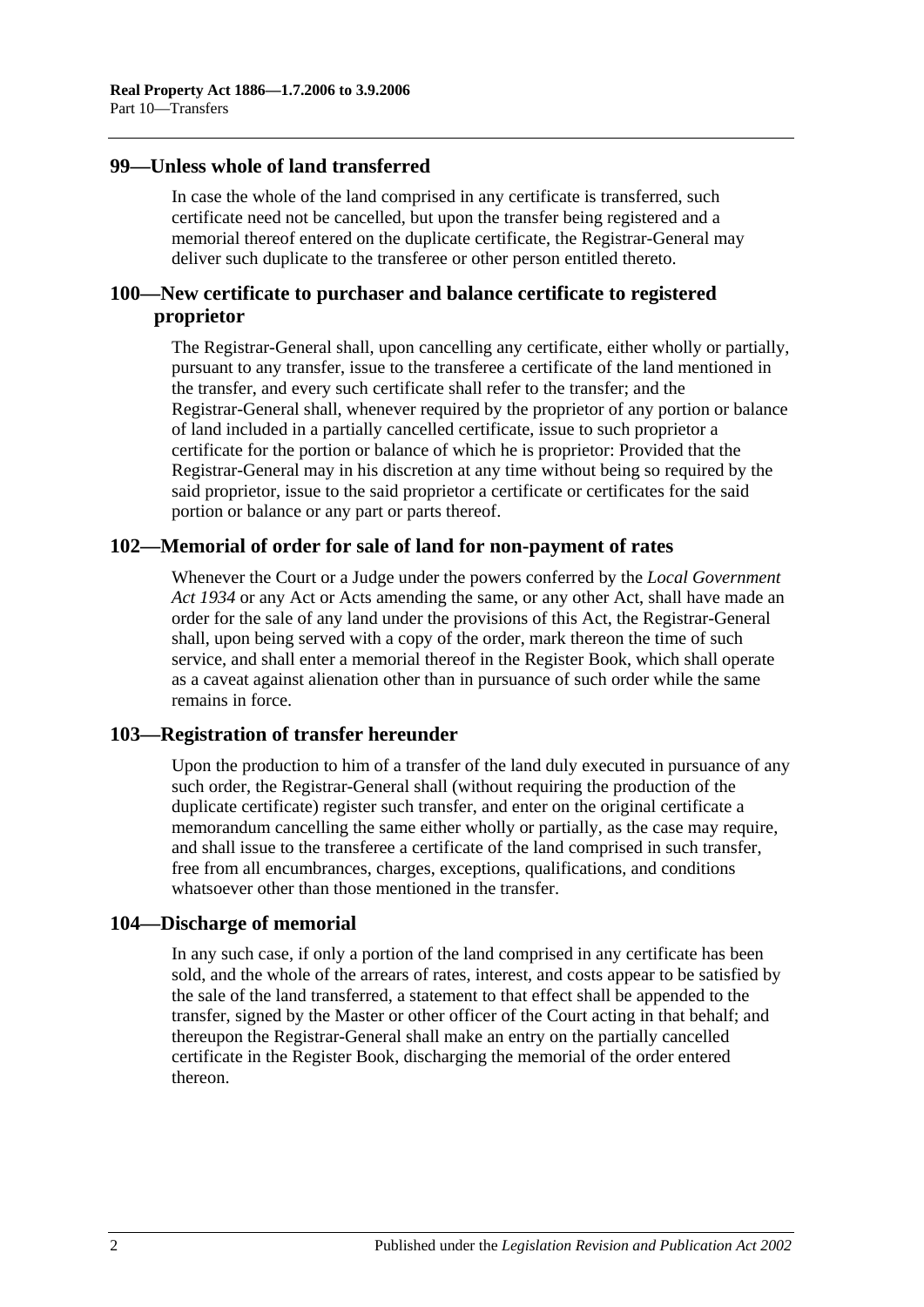## 99—Unless whole of land transferred

In case the whole of the land comprised in any certificate is transferred, such certificate need not be cancelled, but upon the transfer being registered and a memorial thereof entered on the duplicate certificate, the Registrar-General may deliver such duplicate to the transferee or other person entitled thereto.

## 100—New certificate to purchaser and balance certificate to registered proprietor

The Registrar-General shall, upon cancelling any certificate, either wholly or partially, pursuant to any transfer, issue to the transferee a certificate of the land mentioned in the transfer, and every such certificate shall refer to the transfer; and the Registrar-General shall, whenever required by the proprietor of any portion or balance of land included in a partially cancelled certificate, issue to such proprietor a certificate for the portion or balance of which he is proprietor: Provided that the Registrar-General may in his discretion at any time without being so required by the said proprietor, issue to the said proprietor a certificate or certificates for the said portion or balance or any part or parts thereof.

## 102—Memorial of order for sale of land for non-payment of rates

Whenever the Court or a Judge under the powers conferred by the *Local Government Act 1934* or any Act or Acts amending the same, or any other Act, shall have made an order for the sale of any land under the provisions of this Act, the Registrar-General shall, upon being served with a copy of the order, mark thereon the time of such service, and shall enter a memorial thereof in the Register Book, which shall operate as a caveat against alienation other than in pursuance of such order while the same remains in force.

## 103—Registration of transfer hereunder

Upon the production to him of a transfer of the land duly executed in pursuance of any such order, the Registrar-General shall (without requiring the production of the duplicate certificate) register such transfer, and enter on the original certificate a memorandum cancelling the same either wholly or partially, as the case may require, and shall issue to the transferee a certificate of the land comprised in such transfer, free from all encumbrances, charges, exceptions, qualifications, and conditions whatsoever other than those mentioned in the transfer.

## 104—Discharge of memorial

In any such case, if only a portion of the land comprised in any certificate has been sold, and the whole of the arrears of rates, interest, and costs appear to be satisfied by the sale of the land transferred, a statement to that effect shall be appended to the transfer, signed by the Master or other officer of the Court acting in that behalf; and thereupon the Registrar-General shall make an entry on the partially cancelled certificate in the Register Book, discharging the memorial of the order entered thereon.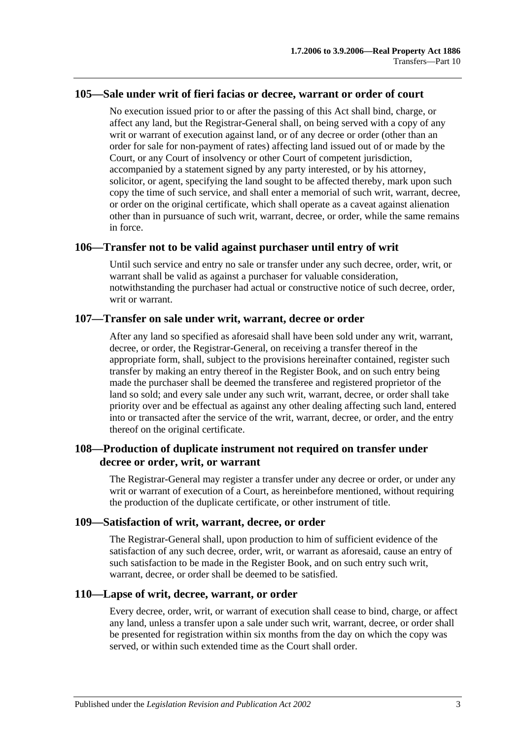## 105—Sale under writ of fieri facias or decree, warrant or order of court

No execution issued prior to or after the passing of this Act shall bind, charge, or affect any land, but the Registrar-General shall, on being served with a copy of any writ or warrant of execution against land, or of any decree or order (other than an order for sale for non-payment of rates) affecting land issued out of or made by the Court, or any Court of insolvency or other Court of competent jurisdiction, accompanied by a statement signed by any party interested, or by his attorney, solicitor, or agent, specifying the land sought to be affected thereby, mark upon such copy the time of such service, and shall enter a memorial of such writ, warrant, decree, or order on the original certificate, which shall operate as a caveat against alienation other than in pursuance of such writ, warrant, decree, or order, while the same remains in force.

## 106—Transfer not to be valid against purchaser until entry of writ

Until such service and entry no sale or transfer under any such decree, order, writ, or warrant shall be valid as against a purchaser for valuable consideration, notwithstanding the purchaser had actual or constructive notice of such decree, order, writ or warrant.

## 107—Transfer on sale under writ, warrant, decree or order

After any land so specified as aforesaid shall have been sold under any writ, warrant, decree, or order, the Registrar-General, on receiving a transfer thereof in the appropriate form, shall, subject to the provisions hereinafter contained, register such transfer by making an entry thereof in the Register Book, and on such entry being made the purchaser shall be deemed the transferee and registered proprietor of the land so sold; and every sale under any such writ, warrant, decree, or order shall take priority over and be effectual as against any other dealing affecting such land, entered into or transacted after the service of the writ, warrant, decree, or order, and the entry thereof on the original certificate.

## 108—Production of duplicate instrument not required on transfer under decree or order, writ, or warrant

The Registrar-General may register a transfer under any decree or order, or under any writ or warrant of execution of a Court, as hereinbefore mentioned, without requiring the production of the duplicate certificate, or other instrument of title.

## 109—Satisfaction of writ, warrant, decree, or order

The Registrar-General shall, upon production to him of sufficient evidence of the satisfaction of any such decree, order, writ, or warrant as aforesaid, cause an entry of such satisfaction to be made in the Register Book, and on such entry such writ, warrant, decree, or order shall be deemed to be satisfied.

## 110—Lapse of writ, decree, warrant, or order

Every decree, order, writ, or warrant of execution shall cease to bind, charge, or affect any land, unless a transfer upon a sale under such writ, warrant, decree, or order shall be presented for registration within six months from the day on which the copy was served, or within such extended time as the Court shall order.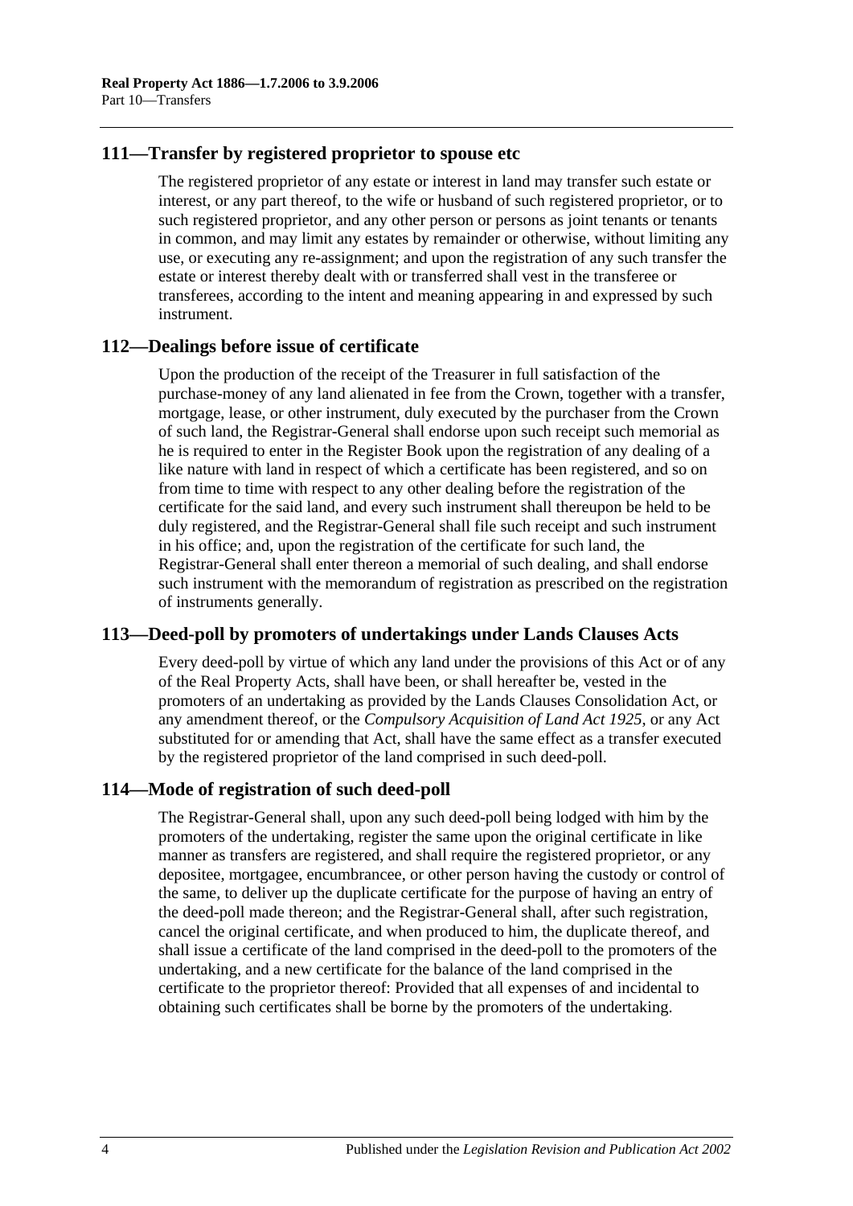## 111—Transfer by registered proprietor to spouse etc

The registered proprietor of any estate or interest in land may transfer such estate or interest, or any part thereof, to the wife or husband of such registered proprietor, or to such registered proprietor, and any other person or persons as joint tenants or tenants in common, and may limit any estates by remainder or otherwise, without limiting any use, or executing any re-assignment; and upon the registration of any such transfer the estate or interest thereby dealt with or transferred shall vest in the transferee or transferees, according to the intent and meaning appearing in and expressed by such instrument.

## 112—Dealings before issue of certificate

Upon the production of the receipt of the Treasurer in full satisfaction of the purchase-money of any land alienated in fee from the Crown, together with a transfer, mortgage, lease, or other instrument, duly executed by the purchaser from the Crown of such land, the Registrar-General shall endorse upon such receipt such memorial as he is required to enter in the Register Book upon the registration of any dealing of a like nature with land in respect of which a certificate has been registered, and so on from time to time with respect to any other dealing before the registration of the certificate for the said land, and every such instrument shall thereupon be held to be duly registered, and the Registrar-General shall file such receipt and such instrument in his office; and, upon the registration of the certificate for such land, the Registrar-General shall enter thereon a memorial of such dealing, and shall endorse such instrument with the memorandum of registration as prescribed on the registration of instruments generally.

## 113—Deed-poll by promoters of undertakings under Lands Clauses Acts

Every deed-poll by virtue of which any land under the provisions of this Act or of any of the Real Property Acts, shall have been, or shall hereafter be, vested in the promoters of an undertaking as provided by the Lands Clauses Consolidation Act, or any amendment thereof, or the *Compulsory Acquisition of Land Act 1925*, or any Act substituted for or amending that Act, shall have the same effect as a transfer executed by the registered proprietor of the land comprised in such deed-poll.

## 114—Mode of registration of such deed-poll

The Registrar-General shall, upon any such deed-poll being lodged with him by the promoters of the undertaking, register the same upon the original certificate in like manner as transfers are registered, and shall require the registered proprietor, or any depositee, mortgagee, encumbrancee, or other person having the custody or control of the same, to deliver up the duplicate certificate for the purpose of having an entry of the deed-poll made thereon; and the Registrar-General shall, after such registration, cancel the original certificate, and when produced to him, the duplicate thereof, and shall issue a certificate of the land comprised in the deed-poll to the promoters of the undertaking, and a new certificate for the balance of the land comprised in the certificate to the proprietor thereof: Provided that all expenses of and incidental to obtaining such certificates shall be borne by the promoters of the undertaking.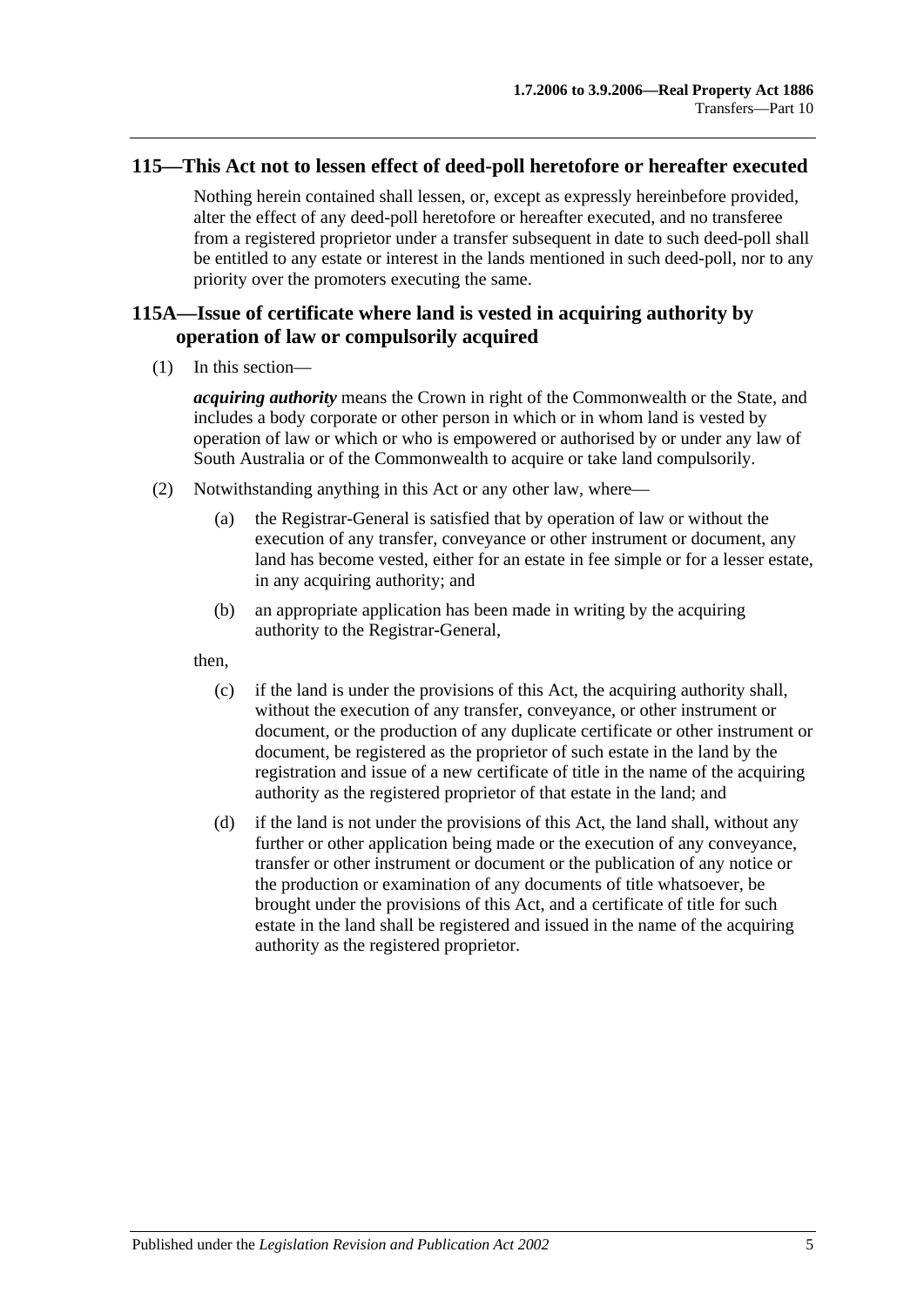## 115—This Act not to lessen effect of deed-poll heretofore or hereafter executed

Nothing herein contained shall lessen, or, except as expressly hereinbefore provided, alter the effect of any deed-poll heretofore or hereafter executed, and no transferee from a registered proprietor under a transfer subsequent in date to such deed-poll shall be entitled to any estate or interest in the lands mentioned in such deed-poll, nor to any priority over the promoters executing the same.

## 115A—Issue of certificate where land is vested in acquiring authority by operation of law or compulsorily acquired

(1) In this section—

***acquiring authority*** means the Crown in right of the Commonwealth or the State, and includes a body corporate or other person in which or in whom land is vested by operation of law or which or who is empowered or authorised by or under any law of South Australia or of the Commonwealth to acquire or take land compulsorily.

(2) Notwithstanding anything in this Act or any other law, where—

(a) the Registrar-General is satisfied that by operation of law or without the execution of any transfer, conveyance or other instrument or document, any land has become vested, either for an estate in fee simple or for a lesser estate, in any acquiring authority; and

(b) an appropriate application has been made in writing by the acquiring authority to the Registrar-General,

then,

(c) if the land is under the provisions of this Act, the acquiring authority shall, without the execution of any transfer, conveyance, or other instrument or document, or the production of any duplicate certificate or other instrument or document, be registered as the proprietor of such estate in the land by the registration and issue of a new certificate of title in the name of the acquiring authority as the registered proprietor of that estate in the land; and

(d) if the land is not under the provisions of this Act, the land shall, without any further or other application being made or the execution of any conveyance, transfer or other instrument or document or the publication of any notice or the production or examination of any documents of title whatsoever, be brought under the provisions of this Act, and a certificate of title for such estate in the land shall be registered and issued in the name of the acquiring authority as the registered proprietor.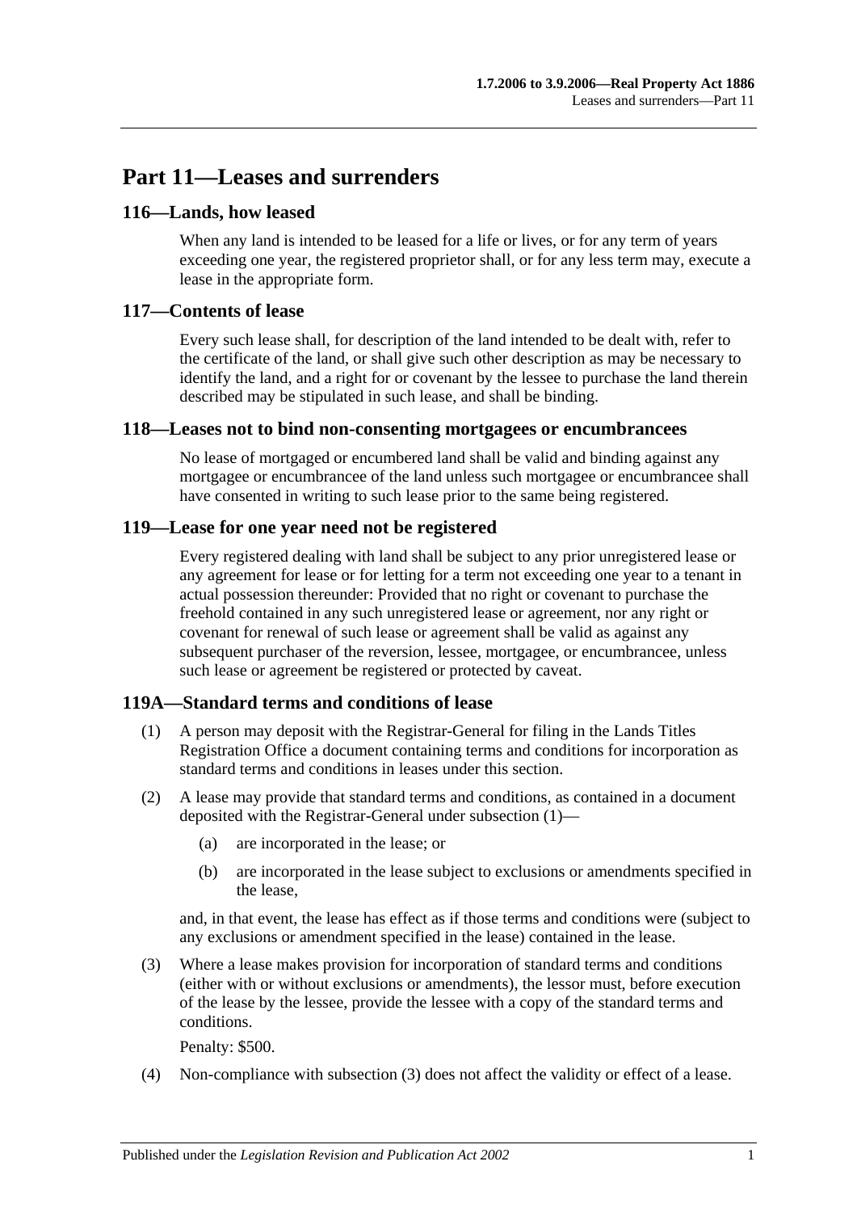# Part 11—Leases and surrenders

## 116—Lands, how leased

When any land is intended to be leased for a life or lives, or for any term of years exceeding one year, the registered proprietor shall, or for any less term may, execute a lease in the appropriate form.

## 117—Contents of lease

Every such lease shall, for description of the land intended to be dealt with, refer to the certificate of the land, or shall give such other description as may be necessary to identify the land, and a right for or covenant by the lessee to purchase the land therein described may be stipulated in such lease, and shall be binding.

## 118—Leases not to bind non-consenting mortgagees or encumbrancees

No lease of mortgaged or encumbered land shall be valid and binding against any mortgagee or encumbrancee of the land unless such mortgagee or encumbrancee shall have consented in writing to such lease prior to the same being registered.

## 119—Lease for one year need not be registered

Every registered dealing with land shall be subject to any prior unregistered lease or any agreement for lease or for letting for a term not exceeding one year to a tenant in actual possession thereunder: Provided that no right or covenant to purchase the freehold contained in any such unregistered lease or agreement, nor any right or covenant for renewal of such lease or agreement shall be valid as against any subsequent purchaser of the reversion, lessee, mortgagee, or encumbrancee, unless such lease or agreement be registered or protected by caveat.

## 119A—Standard terms and conditions of lease

(1) A person may deposit with the Registrar-General for filing in the Lands Titles Registration Office a document containing terms and conditions for incorporation as standard terms and conditions in leases under this section.

(2) A lease may provide that standard terms and conditions, as contained in a document deposited with the Registrar-General under subsection (1)—

(a) are incorporated in the lease; or

(b) are incorporated in the lease subject to exclusions or amendments specified in the lease,

and, in that event, the lease has effect as if those terms and conditions were (subject to any exclusions or amendment specified in the lease) contained in the lease.

(3) Where a lease makes provision for incorporation of standard terms and conditions (either with or without exclusions or amendments), the lessor must, before execution of the lease by the lessee, provide the lessee with a copy of the standard terms and conditions.

Penalty: $500.

(4) Non-compliance with subsection (3) does not affect the validity or effect of a lease.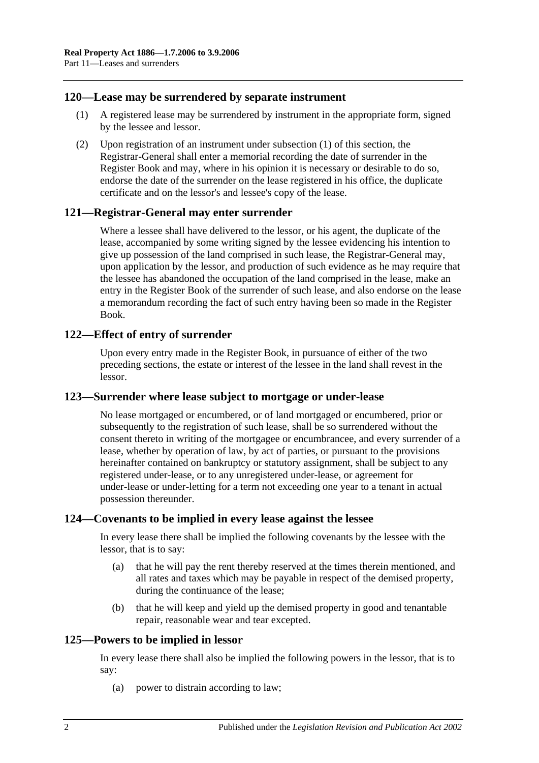## 120—Lease may be surrendered by separate instrument

(1) A registered lease may be surrendered by instrument in the appropriate form, signed by the lessee and lessor.

(2) Upon registration of an instrument under subsection (1) of this section, the Registrar-General shall enter a memorial recording the date of surrender in the Register Book and may, where in his opinion it is necessary or desirable to do so, endorse the date of the surrender on the lease registered in his office, the duplicate certificate and on the lessor's and lessee's copy of the lease.

## 121—Registrar-General may enter surrender

Where a lessee shall have delivered to the lessor, or his agent, the duplicate of the lease, accompanied by some writing signed by the lessee evidencing his intention to give up possession of the land comprised in such lease, the Registrar-General may, upon application by the lessor, and production of such evidence as he may require that the lessee has abandoned the occupation of the land comprised in the lease, make an entry in the Register Book of the surrender of such lease, and also endorse on the lease a memorandum recording the fact of such entry having been so made in the Register Book.

## 122—Effect of entry of surrender

Upon every entry made in the Register Book, in pursuance of either of the two preceding sections, the estate or interest of the lessee in the land shall revest in the lessor.

## 123—Surrender where lease subject to mortgage or under-lease

No lease mortgaged or encumbered, or of land mortgaged or encumbered, prior or subsequently to the registration of such lease, shall be so surrendered without the consent thereto in writing of the mortgagee or encumbrancee, and every surrender of a lease, whether by operation of law, by act of parties, or pursuant to the provisions hereinafter contained on bankruptcy or statutory assignment, shall be subject to any registered under-lease, or to any unregistered under-lease, or agreement for under-lease or under-letting for a term not exceeding one year to a tenant in actual possession thereunder.

## 124—Covenants to be implied in every lease against the lessee

In every lease there shall be implied the following covenants by the lessee with the lessor, that is to say:

(a) that he will pay the rent thereby reserved at the times therein mentioned, and all rates and taxes which may be payable in respect of the demised property, during the continuance of the lease;

(b) that he will keep and yield up the demised property in good and tenantable repair, reasonable wear and tear excepted.

## 125—Powers to be implied in lessor

In every lease there shall also be implied the following powers in the lessor, that is to say:

(a) power to distrain according to law;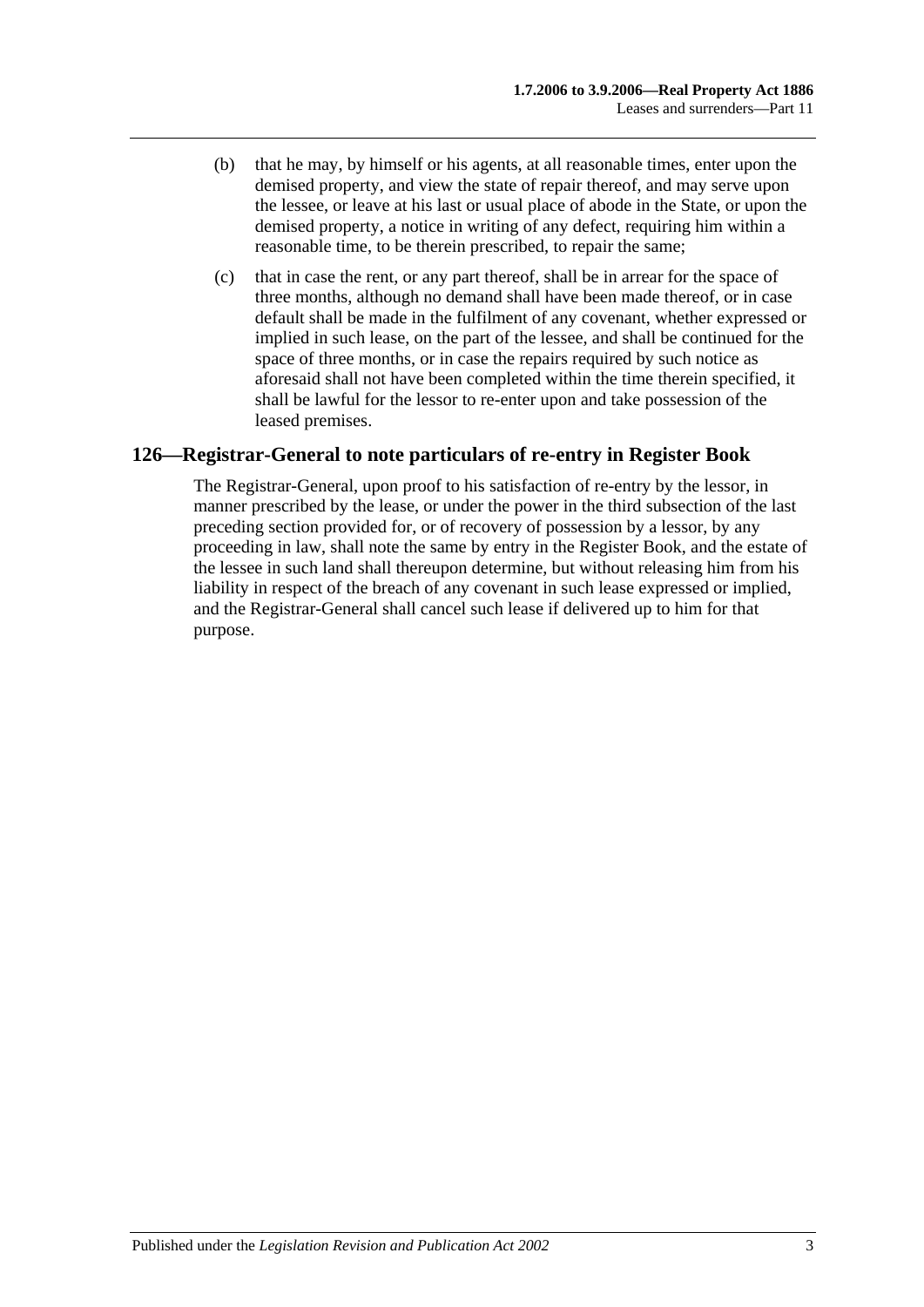(b) that he may, by himself or his agents, at all reasonable times, enter upon the demised property, and view the state of repair thereof, and may serve upon the lessee, or leave at his last or usual place of abode in the State, or upon the demised property, a notice in writing of any defect, requiring him within a reasonable time, to be therein prescribed, to repair the same;

(c) that in case the rent, or any part thereof, shall be in arrear for the space of three months, although no demand shall have been made thereof, or in case default shall be made in the fulfilment of any covenant, whether expressed or implied in such lease, on the part of the lessee, and shall be continued for the space of three months, or in case the repairs required by such notice as aforesaid shall not have been completed within the time therein specified, it shall be lawful for the lessor to re-enter upon and take possession of the leased premises.

## 126—Registrar-General to note particulars of re-entry in Register Book

The Registrar-General, upon proof to his satisfaction of re-entry by the lessor, in manner prescribed by the lease, or under the power in the third subsection of the last preceding section provided for, or of recovery of possession by a lessor, by any proceeding in law, shall note the same by entry in the Register Book, and the estate of the lessee in such land shall thereupon determine, but without releasing him from his liability in respect of the breach of any covenant in such lease expressed or implied, and the Registrar-General shall cancel such lease if delivered up to him for that purpose.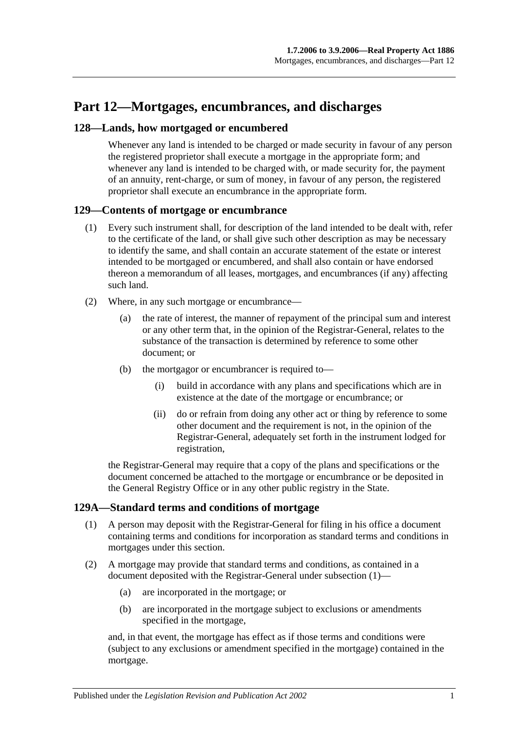# Part 12—Mortgages, encumbrances, and discharges

## 128—Lands, how mortgaged or encumbered

Whenever any land is intended to be charged or made security in favour of any person the registered proprietor shall execute a mortgage in the appropriate form; and whenever any land is intended to be charged with, or made security for, the payment of an annuity, rent-charge, or sum of money, in favour of any person, the registered proprietor shall execute an encumbrance in the appropriate form.

## 129—Contents of mortgage or encumbrance

(1) Every such instrument shall, for description of the land intended to be dealt with, refer to the certificate of the land, or shall give such other description as may be necessary to identify the same, and shall contain an accurate statement of the estate or interest intended to be mortgaged or encumbered, and shall also contain or have endorsed thereon a memorandum of all leases, mortgages, and encumbrances (if any) affecting such land.

(2) Where, in any such mortgage or encumbrance—

(a) the rate of interest, the manner of repayment of the principal sum and interest or any other term that, in the opinion of the Registrar-General, relates to the substance of the transaction is determined by reference to some other document; or

(b) the mortgagor or encumbrancer is required to—

(i) build in accordance with any plans and specifications which are in existence at the date of the mortgage or encumbrance; or

(ii) do or refrain from doing any other act or thing by reference to some other document and the requirement is not, in the opinion of the Registrar-General, adequately set forth in the instrument lodged for registration,

the Registrar-General may require that a copy of the plans and specifications or the document concerned be attached to the mortgage or encumbrance or be deposited in the General Registry Office or in any other public registry in the State.

## 129A—Standard terms and conditions of mortgage

(1) A person may deposit with the Registrar-General for filing in his office a document containing terms and conditions for incorporation as standard terms and conditions in mortgages under this section.

(2) A mortgage may provide that standard terms and conditions, as contained in a document deposited with the Registrar-General under subsection (1)—

(a) are incorporated in the mortgage; or

(b) are incorporated in the mortgage subject to exclusions or amendments specified in the mortgage,

and, in that event, the mortgage has effect as if those terms and conditions were (subject to any exclusions or amendment specified in the mortgage) contained in the mortgage.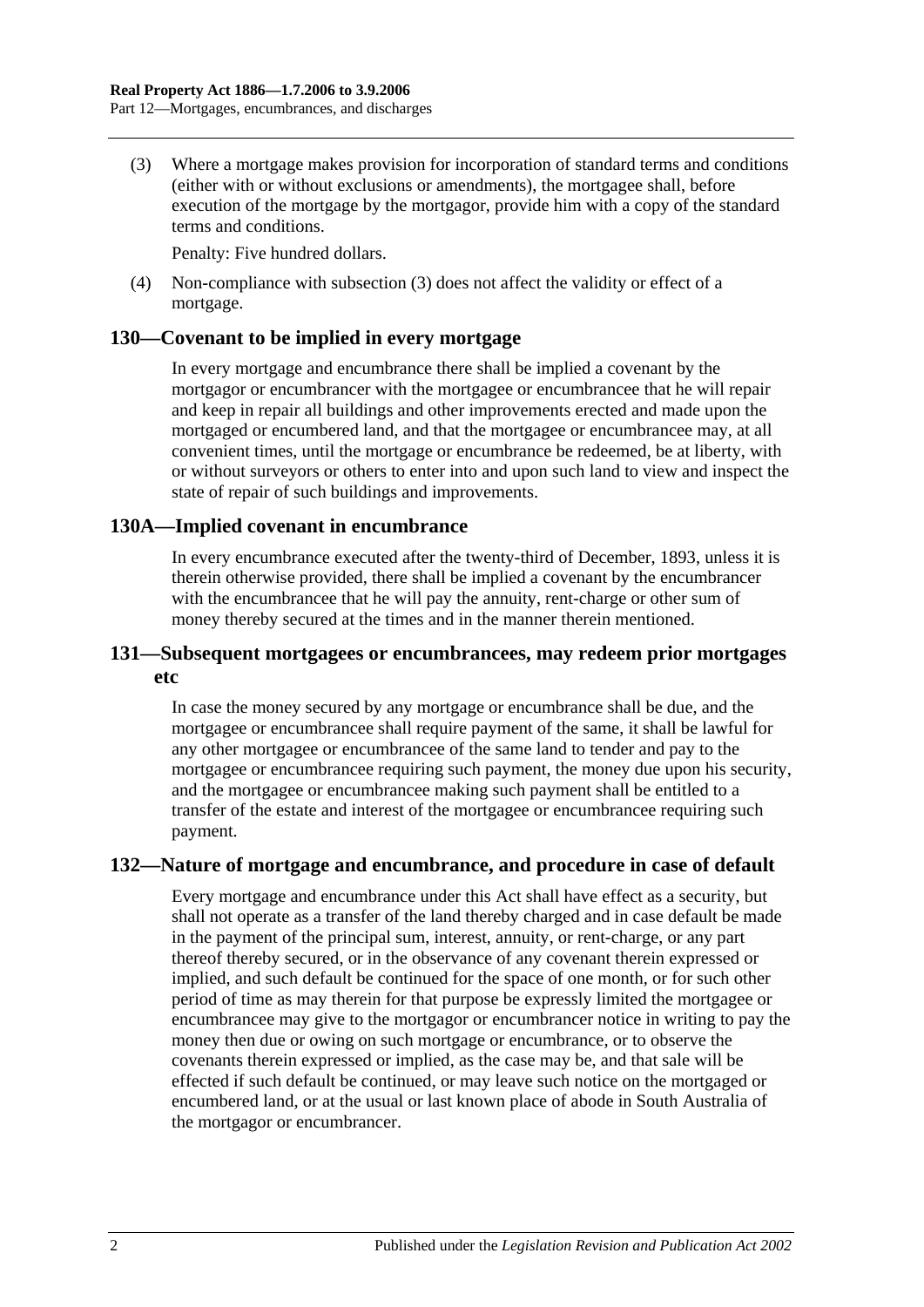(3) Where a mortgage makes provision for incorporation of standard terms and conditions (either with or without exclusions or amendments), the mortgagee shall, before execution of the mortgage by the mortgagor, provide him with a copy of the standard terms and conditions.

Penalty: Five hundred dollars.

(4) Non-compliance with subsection (3) does not affect the validity or effect of a mortgage.

## 130—Covenant to be implied in every mortgage

In every mortgage and encumbrance there shall be implied a covenant by the mortgagor or encumbrancer with the mortgagee or encumbrancee that he will repair and keep in repair all buildings and other improvements erected and made upon the mortgaged or encumbered land, and that the mortgagee or encumbrancee may, at all convenient times, until the mortgage or encumbrance be redeemed, be at liberty, with or without surveyors or others to enter into and upon such land to view and inspect the state of repair of such buildings and improvements.

## 130A—Implied covenant in encumbrance

In every encumbrance executed after the twenty-third of December, 1893, unless it is therein otherwise provided, there shall be implied a covenant by the encumbrancer with the encumbrancee that he will pay the annuity, rent-charge or other sum of money thereby secured at the times and in the manner therein mentioned.

## 131—Subsequent mortgagees or encumbrancees, may redeem prior mortgages etc

In case the money secured by any mortgage or encumbrance shall be due, and the mortgagee or encumbrancee shall require payment of the same, it shall be lawful for any other mortgagee or encumbrancee of the same land to tender and pay to the mortgagee or encumbrancee requiring such payment, the money due upon his security, and the mortgagee or encumbrancee making such payment shall be entitled to a transfer of the estate and interest of the mortgagee or encumbrancee requiring such payment.

## 132—Nature of mortgage and encumbrance, and procedure in case of default

Every mortgage and encumbrance under this Act shall have effect as a security, but shall not operate as a transfer of the land thereby charged and in case default be made in the payment of the principal sum, interest, annuity, or rent-charge, or any part thereof thereby secured, or in the observance of any covenant therein expressed or implied, and such default be continued for the space of one month, or for such other period of time as may therein for that purpose be expressly limited the mortgagee or encumbrancee may give to the mortgagor or encumbrancer notice in writing to pay the money then due or owing on such mortgage or encumbrance, or to observe the covenants therein expressed or implied, as the case may be, and that sale will be effected if such default be continued, or may leave such notice on the mortgaged or encumbered land, or at the usual or last known place of abode in South Australia of the mortgagor or encumbrancer.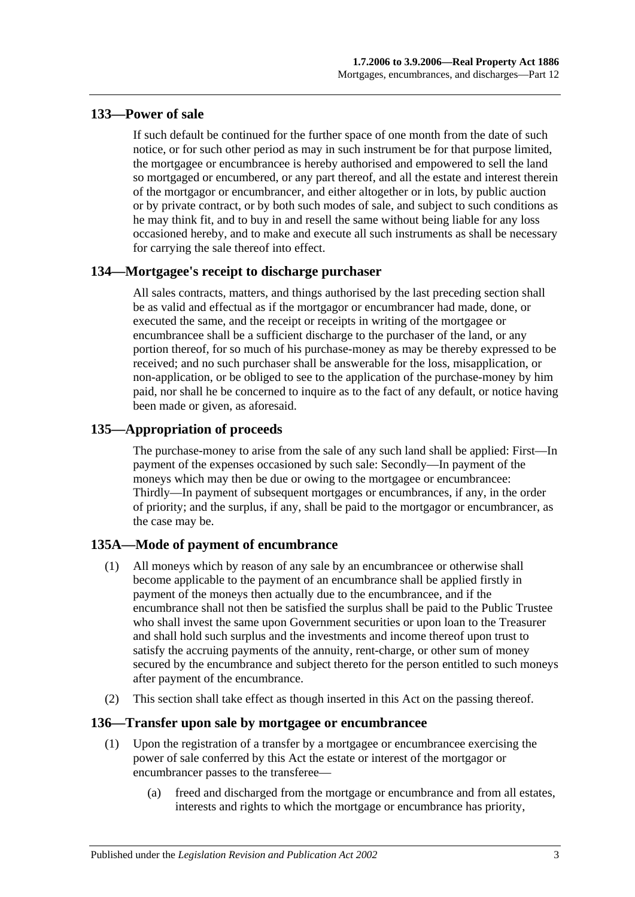## 133—Power of sale

If such default be continued for the further space of one month from the date of such notice, or for such other period as may in such instrument be for that purpose limited, the mortgagee or encumbrancee is hereby authorised and empowered to sell the land so mortgaged or encumbered, or any part thereof, and all the estate and interest therein of the mortgagor or encumbrancer, and either altogether or in lots, by public auction or by private contract, or by both such modes of sale, and subject to such conditions as he may think fit, and to buy in and resell the same without being liable for any loss occasioned hereby, and to make and execute all such instruments as shall be necessary for carrying the sale thereof into effect.

## 134—Mortgagee's receipt to discharge purchaser

All sales contracts, matters, and things authorised by the last preceding section shall be as valid and effectual as if the mortgagor or encumbrancer had made, done, or executed the same, and the receipt or receipts in writing of the mortgagee or encumbrancee shall be a sufficient discharge to the purchaser of the land, or any portion thereof, for so much of his purchase-money as may be thereby expressed to be received; and no such purchaser shall be answerable for the loss, misapplication, or non-application, or be obliged to see to the application of the purchase-money by him paid, nor shall he be concerned to inquire as to the fact of any default, or notice having been made or given, as aforesaid.

## 135—Appropriation of proceeds

The purchase-money to arise from the sale of any such land shall be applied: First—In payment of the expenses occasioned by such sale: Secondly—In payment of the moneys which may then be due or owing to the mortgagee or encumbrancee: Thirdly—In payment of subsequent mortgages or encumbrances, if any, in the order of priority; and the surplus, if any, shall be paid to the mortgagor or encumbrancer, as the case may be.

## 135A—Mode of payment of encumbrance

(1) All moneys which by reason of any sale by an encumbrancee or otherwise shall become applicable to the payment of an encumbrance shall be applied firstly in payment of the moneys then actually due to the encumbrancee, and if the encumbrance shall not then be satisfied the surplus shall be paid to the Public Trustee who shall invest the same upon Government securities or upon loan to the Treasurer and shall hold such surplus and the investments and income thereof upon trust to satisfy the accruing payments of the annuity, rent-charge, or other sum of money secured by the encumbrance and subject thereto for the person entitled to such moneys after payment of the encumbrance.

(2) This section shall take effect as though inserted in this Act on the passing thereof.

## 136—Transfer upon sale by mortgagee or encumbrancee

(1) Upon the registration of a transfer by a mortgagee or encumbrancee exercising the power of sale conferred by this Act the estate or interest of the mortgagor or encumbrancer passes to the transferee—

(a) freed and discharged from the mortgage or encumbrance and from all estates, interests and rights to which the mortgage or encumbrance has priority,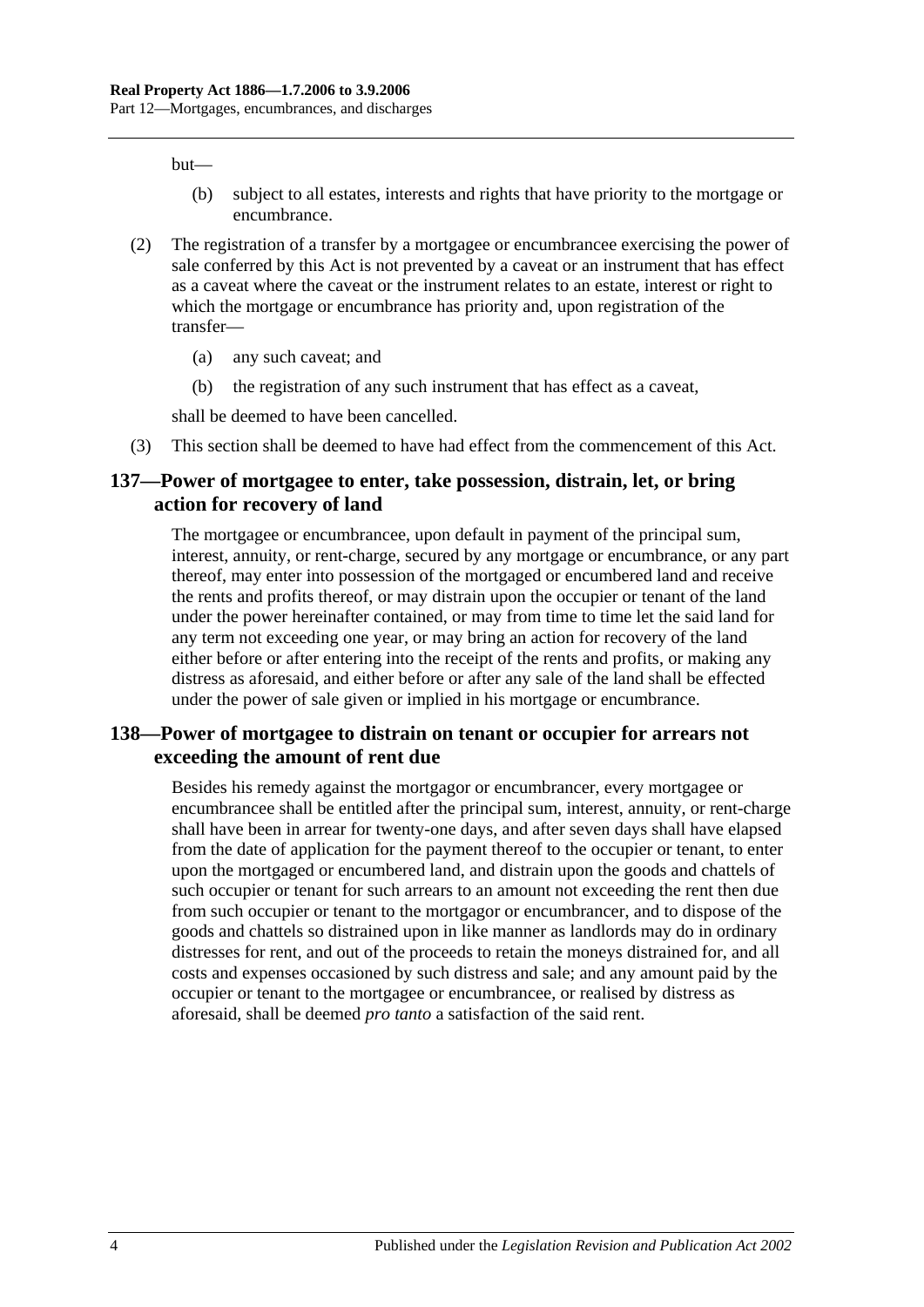but—

(b) subject to all estates, interests and rights that have priority to the mortgage or encumbrance.

(2) The registration of a transfer by a mortgagee or encumbrancee exercising the power of sale conferred by this Act is not prevented by a caveat or an instrument that has effect as a caveat where the caveat or the instrument relates to an estate, interest or right to which the mortgage or encumbrance has priority and, upon registration of the transfer—

(a) any such caveat; and

(b) the registration of any such instrument that has effect as a caveat,

shall be deemed to have been cancelled.

(3) This section shall be deemed to have had effect from the commencement of this Act.

## 137—Power of mortgagee to enter, take possession, distrain, let, or bring action for recovery of land

The mortgagee or encumbrancee, upon default in payment of the principal sum, interest, annuity, or rent-charge, secured by any mortgage or encumbrance, or any part thereof, may enter into possession of the mortgaged or encumbered land and receive the rents and profits thereof, or may distrain upon the occupier or tenant of the land under the power hereinafter contained, or may from time to time let the said land for any term not exceeding one year, or may bring an action for recovery of the land either before or after entering into the receipt of the rents and profits, or making any distress as aforesaid, and either before or after any sale of the land shall be effected under the power of sale given or implied in his mortgage or encumbrance.

## 138—Power of mortgagee to distrain on tenant or occupier for arrears not exceeding the amount of rent due

Besides his remedy against the mortgagor or encumbrancer, every mortgagee or encumbrancee shall be entitled after the principal sum, interest, annuity, or rent-charge shall have been in arrear for twenty-one days, and after seven days shall have elapsed from the date of application for the payment thereof to the occupier or tenant, to enter upon the mortgaged or encumbered land, and distrain upon the goods and chattels of such occupier or tenant for such arrears to an amount not exceeding the rent then due from such occupier or tenant to the mortgagor or encumbrancer, and to dispose of the goods and chattels so distrained upon in like manner as landlords may do in ordinary distresses for rent, and out of the proceeds to retain the moneys distrained for, and all costs and expenses occasioned by such distress and sale; and any amount paid by the occupier or tenant to the mortgagee or encumbrancee, or realised by distress as aforesaid, shall be deemed *pro tanto* a satisfaction of the said rent.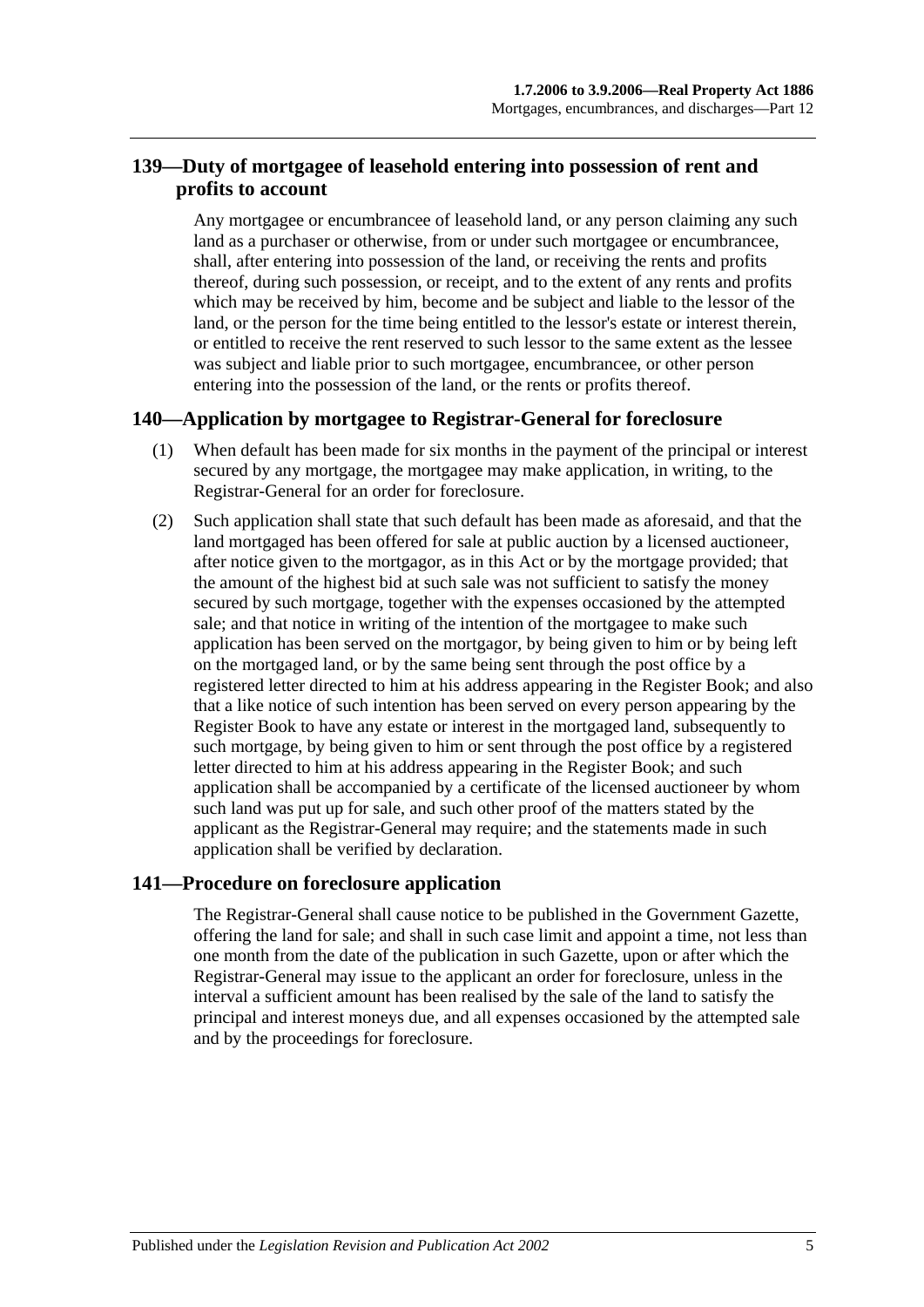## 139—Duty of mortgagee of leasehold entering into possession of rent and profits to account

Any mortgagee or encumbrancee of leasehold land, or any person claiming any such land as a purchaser or otherwise, from or under such mortgagee or encumbrancee, shall, after entering into possession of the land, or receiving the rents and profits thereof, during such possession, or receipt, and to the extent of any rents and profits which may be received by him, become and be subject and liable to the lessor of the land, or the person for the time being entitled to the lessor's estate or interest therein, or entitled to receive the rent reserved to such lessor to the same extent as the lessee was subject and liable prior to such mortgagee, encumbrancee, or other person entering into the possession of the land, or the rents or profits thereof.

## 140—Application by mortgagee to Registrar-General for foreclosure

(1) When default has been made for six months in the payment of the principal or interest secured by any mortgage, the mortgagee may make application, in writing, to the Registrar-General for an order for foreclosure.

(2) Such application shall state that such default has been made as aforesaid, and that the land mortgaged has been offered for sale at public auction by a licensed auctioneer, after notice given to the mortgagor, as in this Act or by the mortgage provided; that the amount of the highest bid at such sale was not sufficient to satisfy the money secured by such mortgage, together with the expenses occasioned by the attempted sale; and that notice in writing of the intention of the mortgagee to make such application has been served on the mortgagor, by being given to him or by being left on the mortgaged land, or by the same being sent through the post office by a registered letter directed to him at his address appearing in the Register Book; and also that a like notice of such intention has been served on every person appearing by the Register Book to have any estate or interest in the mortgaged land, subsequently to such mortgage, by being given to him or sent through the post office by a registered letter directed to him at his address appearing in the Register Book; and such application shall be accompanied by a certificate of the licensed auctioneer by whom such land was put up for sale, and such other proof of the matters stated by the applicant as the Registrar-General may require; and the statements made in such application shall be verified by declaration.

## 141—Procedure on foreclosure application

The Registrar-General shall cause notice to be published in the Government Gazette, offering the land for sale; and shall in such case limit and appoint a time, not less than one month from the date of the publication in such Gazette, upon or after which the Registrar-General may issue to the applicant an order for foreclosure, unless in the interval a sufficient amount has been realised by the sale of the land to satisfy the principal and interest moneys due, and all expenses occasioned by the attempted sale and by the proceedings for foreclosure.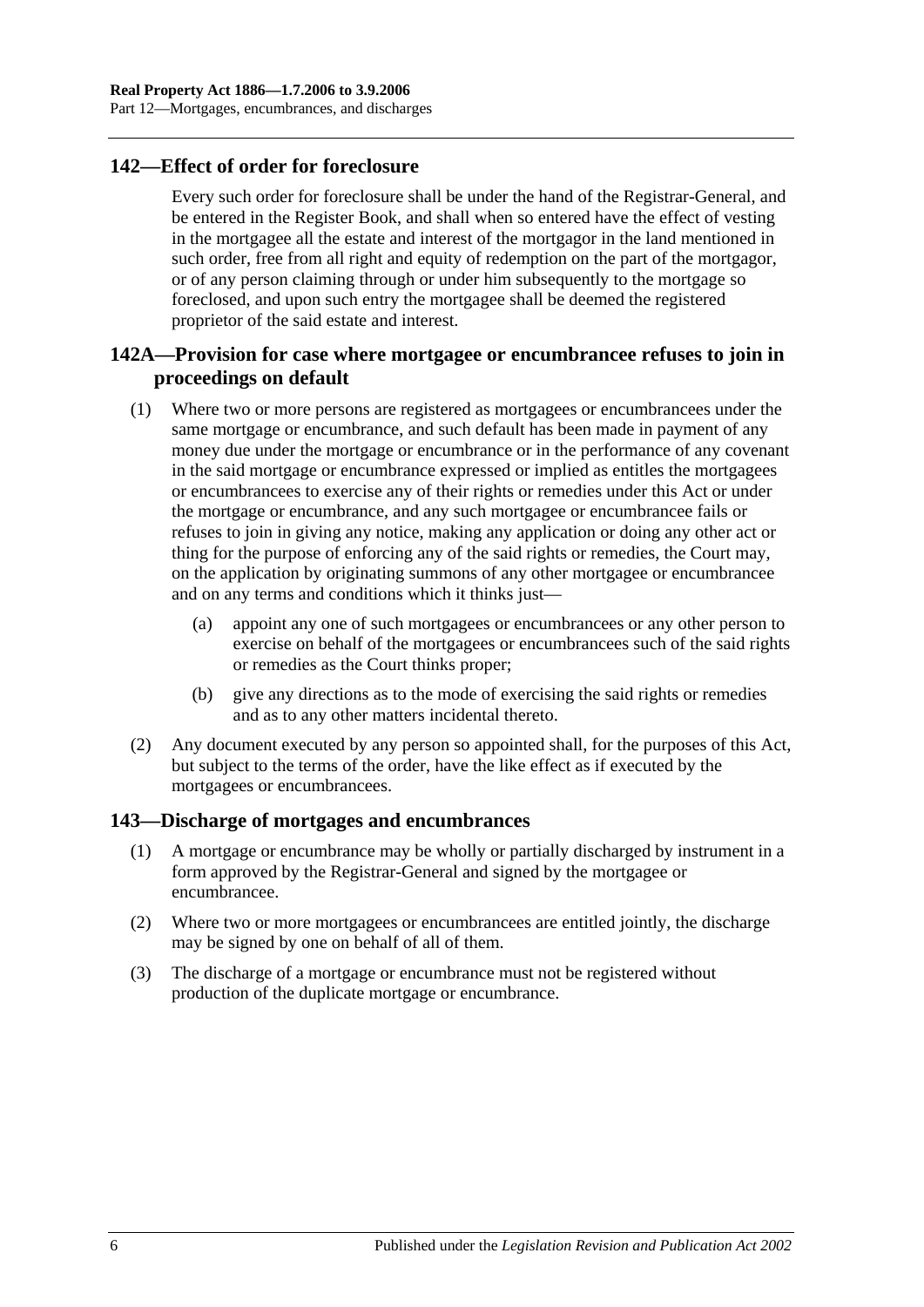## 142—Effect of order for foreclosure

Every such order for foreclosure shall be under the hand of the Registrar-General, and be entered in the Register Book, and shall when so entered have the effect of vesting in the mortgagee all the estate and interest of the mortgagor in the land mentioned in such order, free from all right and equity of redemption on the part of the mortgagor, or of any person claiming through or under him subsequently to the mortgage so foreclosed, and upon such entry the mortgagee shall be deemed the registered proprietor of the said estate and interest.

## 142A—Provision for case where mortgagee or encumbrancee refuses to join in proceedings on default

(1) Where two or more persons are registered as mortgagees or encumbrancees under the same mortgage or encumbrance, and such default has been made in payment of any money due under the mortgage or encumbrance or in the performance of any covenant in the said mortgage or encumbrance expressed or implied as entitles the mortgagees or encumbrancees to exercise any of their rights or remedies under this Act or under the mortgage or encumbrance, and any such mortgagee or encumbrancee fails or refuses to join in giving any notice, making any application or doing any other act or thing for the purpose of enforcing any of the said rights or remedies, the Court may, on the application by originating summons of any other mortgagee or encumbrancee and on any terms and conditions which it thinks just—

(a) appoint any one of such mortgagees or encumbrancees or any other person to exercise on behalf of the mortgagees or encumbrancees such of the said rights or remedies as the Court thinks proper;

(b) give any directions as to the mode of exercising the said rights or remedies and as to any other matters incidental thereto.

(2) Any document executed by any person so appointed shall, for the purposes of this Act, but subject to the terms of the order, have the like effect as if executed by the mortgagees or encumbrancees.

## 143—Discharge of mortgages and encumbrances

(1) A mortgage or encumbrance may be wholly or partially discharged by instrument in a form approved by the Registrar-General and signed by the mortgagee or encumbrancee.

(2) Where two or more mortgagees or encumbrancees are entitled jointly, the discharge may be signed by one on behalf of all of them.

(3) The discharge of a mortgage or encumbrance must not be registered without production of the duplicate mortgage or encumbrance.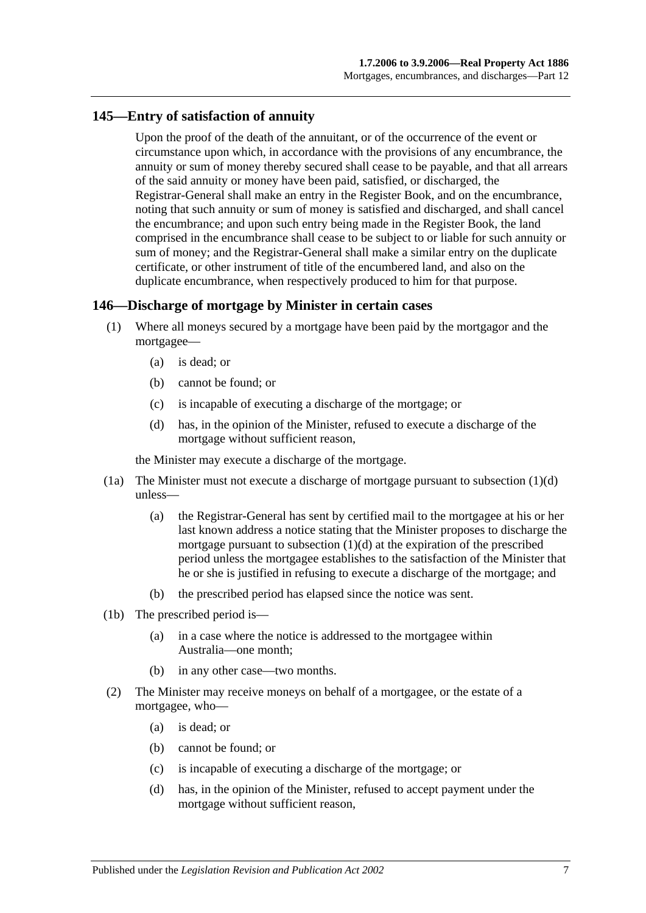## 145—Entry of satisfaction of annuity

Upon the proof of the death of the annuitant, or of the occurrence of the event or circumstance upon which, in accordance with the provisions of any encumbrance, the annuity or sum of money thereby secured shall cease to be payable, and that all arrears of the said annuity or money have been paid, satisfied, or discharged, the Registrar-General shall make an entry in the Register Book, and on the encumbrance, noting that such annuity or sum of money is satisfied and discharged, and shall cancel the encumbrance; and upon such entry being made in the Register Book, the land comprised in the encumbrance shall cease to be subject to or liable for such annuity or sum of money; and the Registrar-General shall make a similar entry on the duplicate certificate, or other instrument of title of the encumbered land, and also on the duplicate encumbrance, when respectively produced to him for that purpose.

## 146—Discharge of mortgage by Minister in certain cases

(1) Where all moneys secured by a mortgage have been paid by the mortgagor and the mortgagee—

(a) is dead; or

(b) cannot be found; or

(c) is incapable of executing a discharge of the mortgage; or

(d) has, in the opinion of the Minister, refused to execute a discharge of the mortgage without sufficient reason,

the Minister may execute a discharge of the mortgage.

(1a) The Minister must not execute a discharge of mortgage pursuant to subsection (1)(d) unless—

(a) the Registrar-General has sent by certified mail to the mortgagee at his or her last known address a notice stating that the Minister proposes to discharge the mortgage pursuant to subsection (1)(d) at the expiration of the prescribed period unless the mortgagee establishes to the satisfaction of the Minister that he or she is justified in refusing to execute a discharge of the mortgage; and

(b) the prescribed period has elapsed since the notice was sent.

(1b) The prescribed period is—

(a) in a case where the notice is addressed to the mortgagee within Australia—one month;

(b) in any other case—two months.

(2) The Minister may receive moneys on behalf of a mortgagee, or the estate of a mortgagee, who—

(a) is dead; or

(b) cannot be found; or

(c) is incapable of executing a discharge of the mortgage; or

(d) has, in the opinion of the Minister, refused to accept payment under the mortgage without sufficient reason,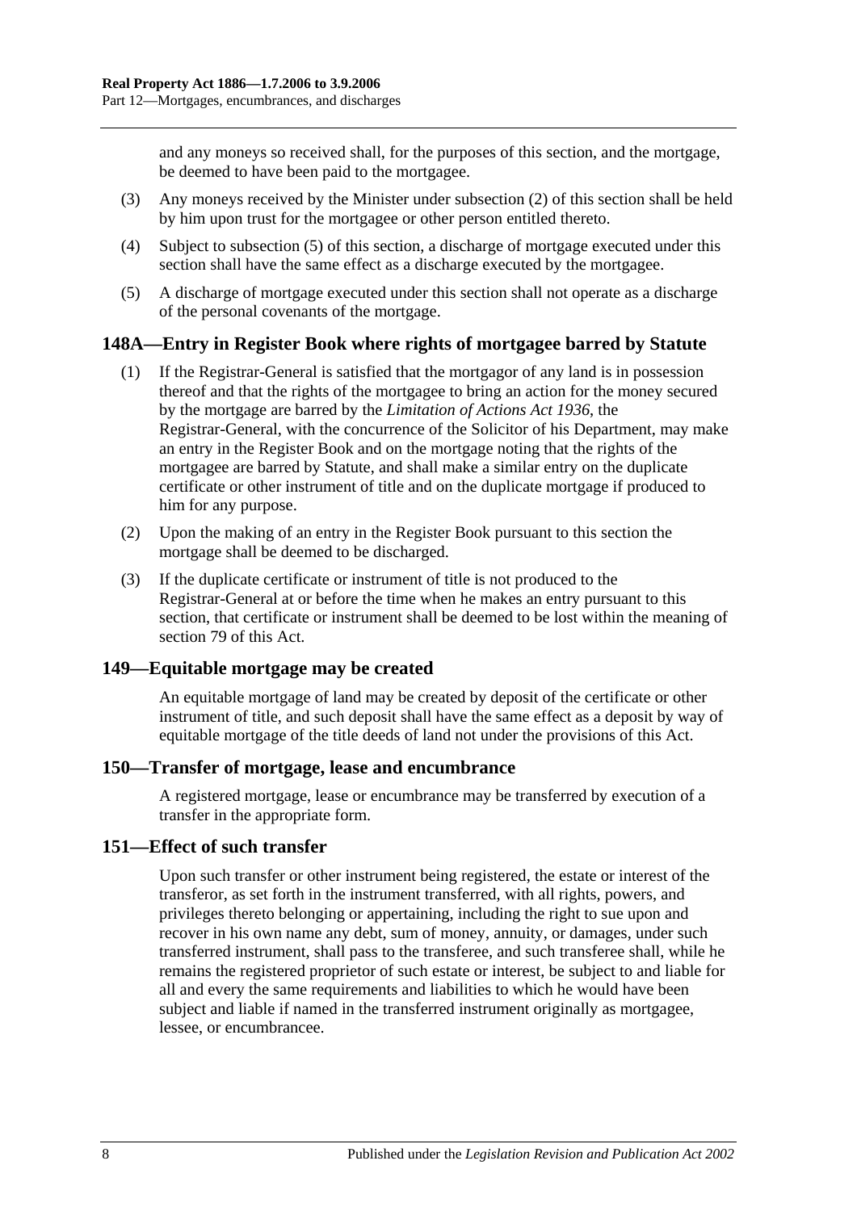and any moneys so received shall, for the purposes of this section, and the mortgage, be deemed to have been paid to the mortgagee.

(3) Any moneys received by the Minister under subsection (2) of this section shall be held by him upon trust for the mortgagee or other person entitled thereto.

(4) Subject to subsection (5) of this section, a discharge of mortgage executed under this section shall have the same effect as a discharge executed by the mortgagee.

(5) A discharge of mortgage executed under this section shall not operate as a discharge of the personal covenants of the mortgage.

## 148A—Entry in Register Book where rights of mortgagee barred by Statute

(1) If the Registrar-General is satisfied that the mortgagor of any land is in possession thereof and that the rights of the mortgagee to bring an action for the money secured by the mortgage are barred by the *Limitation of Actions Act 1936*, the Registrar-General, with the concurrence of the Solicitor of his Department, may make an entry in the Register Book and on the mortgage noting that the rights of the mortgagee are barred by Statute, and shall make a similar entry on the duplicate certificate or other instrument of title and on the duplicate mortgage if produced to him for any purpose.

(2) Upon the making of an entry in the Register Book pursuant to this section the mortgage shall be deemed to be discharged.

(3) If the duplicate certificate or instrument of title is not produced to the Registrar-General at or before the time when he makes an entry pursuant to this section, that certificate or instrument shall be deemed to be lost within the meaning of section 79 of this Act.

## 149—Equitable mortgage may be created

An equitable mortgage of land may be created by deposit of the certificate or other instrument of title, and such deposit shall have the same effect as a deposit by way of equitable mortgage of the title deeds of land not under the provisions of this Act.

## 150—Transfer of mortgage, lease and encumbrance

A registered mortgage, lease or encumbrance may be transferred by execution of a transfer in the appropriate form.

## 151—Effect of such transfer

Upon such transfer or other instrument being registered, the estate or interest of the transferor, as set forth in the instrument transferred, with all rights, powers, and privileges thereto belonging or appertaining, including the right to sue upon and recover in his own name any debt, sum of money, annuity, or damages, under such transferred instrument, shall pass to the transferee, and such transferee shall, while he remains the registered proprietor of such estate or interest, be subject to and liable for all and every the same requirements and liabilities to which he would have been subject and liable if named in the transferred instrument originally as mortgagee, lessee, or encumbrancee.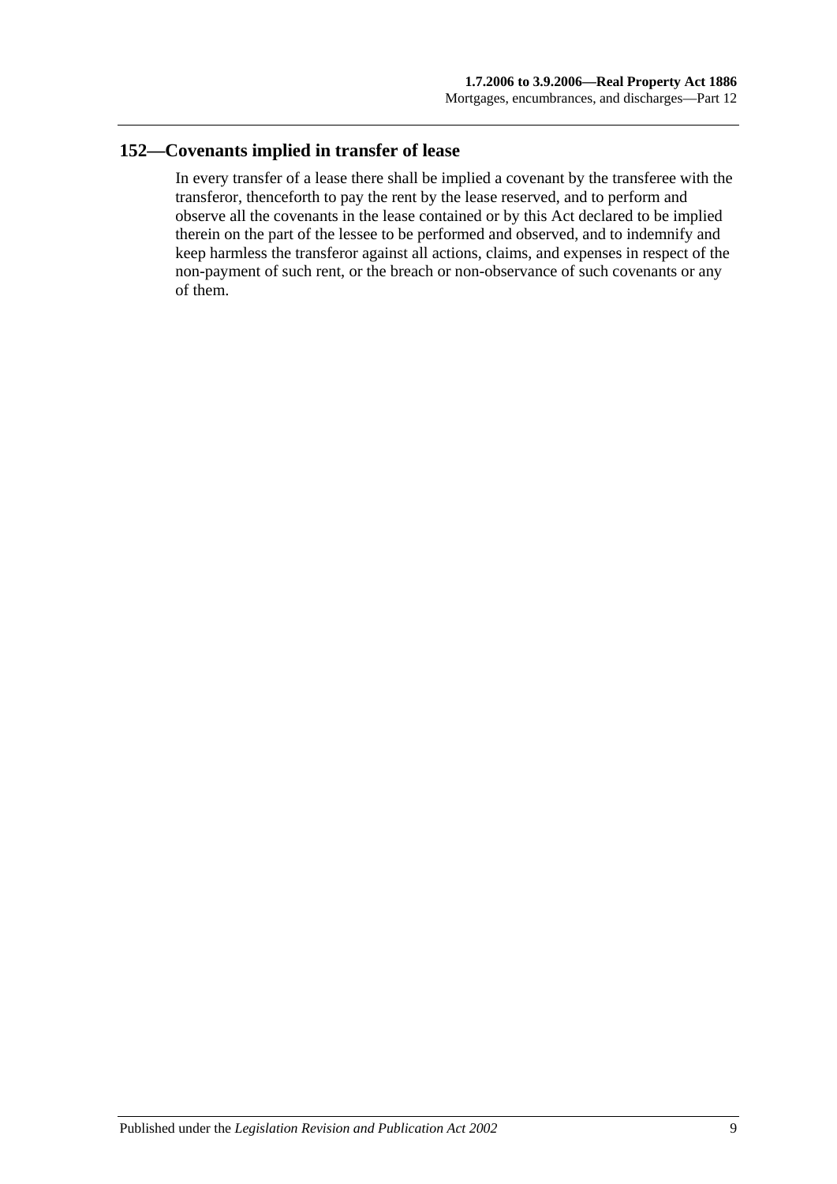## 152—Covenants implied in transfer of lease

In every transfer of a lease there shall be implied a covenant by the transferee with the transferor, thenceforth to pay the rent by the lease reserved, and to perform and observe all the covenants in the lease contained or by this Act declared to be implied therein on the part of the lessee to be performed and observed, and to indemnify and keep harmless the transferor against all actions, claims, and expenses in respect of the non-payment of such rent, or the breach or non-observance of such covenants or any of them.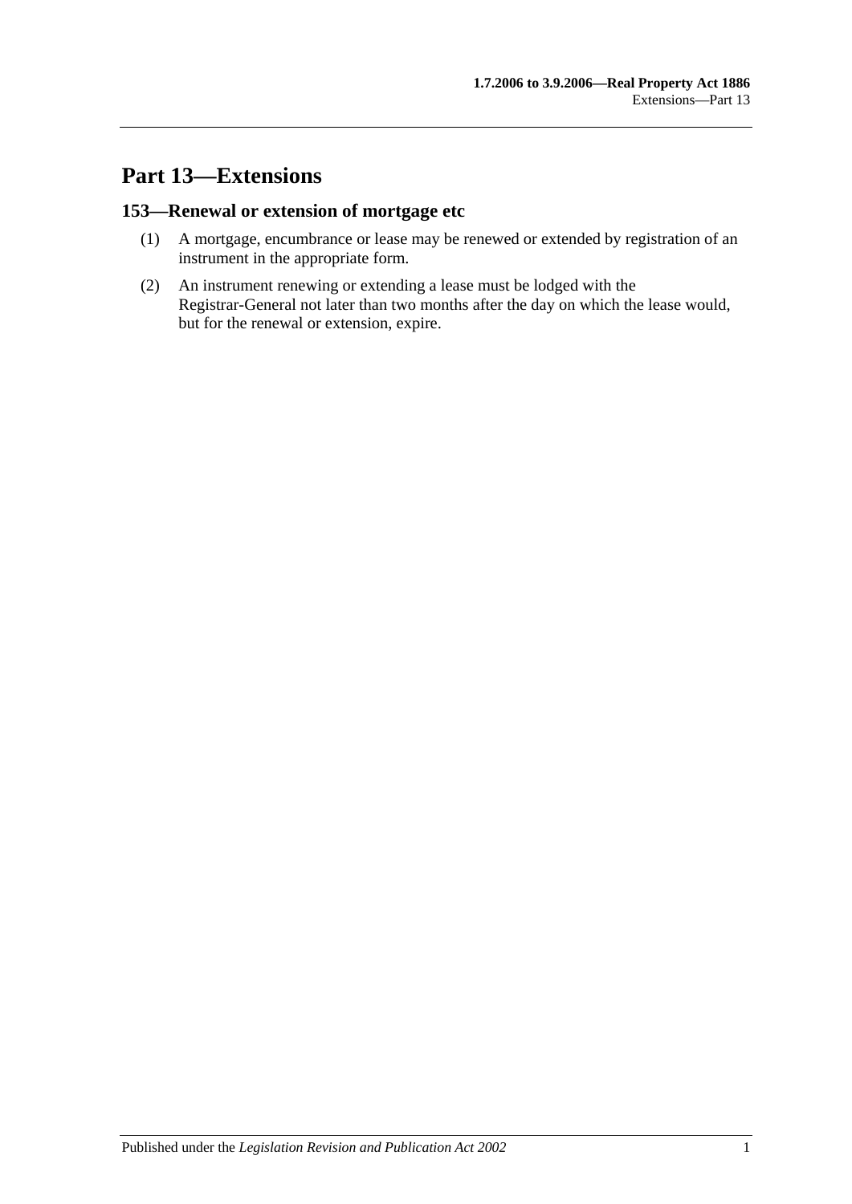# Part 13—Extensions

## 153—Renewal or extension of mortgage etc

(1) A mortgage, encumbrance or lease may be renewed or extended by registration of an instrument in the appropriate form.

(2) An instrument renewing or extending a lease must be lodged with the Registrar-General not later than two months after the day on which the lease would, but for the renewal or extension, expire.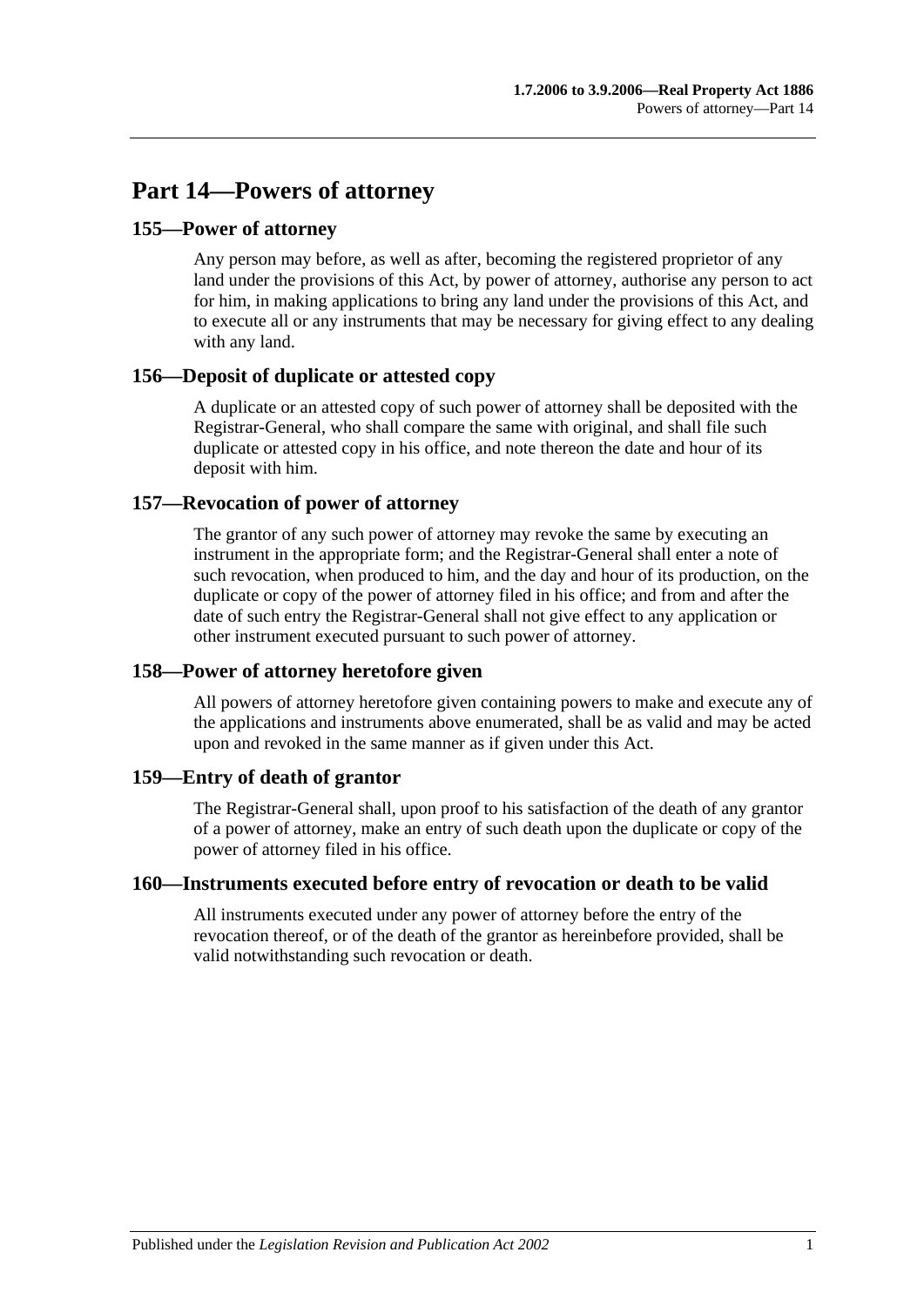# Part 14—Powers of attorney

## 155—Power of attorney

Any person may before, as well as after, becoming the registered proprietor of any land under the provisions of this Act, by power of attorney, authorise any person to act for him, in making applications to bring any land under the provisions of this Act, and to execute all or any instruments that may be necessary for giving effect to any dealing with any land.

## 156—Deposit of duplicate or attested copy

A duplicate or an attested copy of such power of attorney shall be deposited with the Registrar-General, who shall compare the same with original, and shall file such duplicate or attested copy in his office, and note thereon the date and hour of its deposit with him.

## 157—Revocation of power of attorney

The grantor of any such power of attorney may revoke the same by executing an instrument in the appropriate form; and the Registrar-General shall enter a note of such revocation, when produced to him, and the day and hour of its production, on the duplicate or copy of the power of attorney filed in his office; and from and after the date of such entry the Registrar-General shall not give effect to any application or other instrument executed pursuant to such power of attorney.

## 158—Power of attorney heretofore given

All powers of attorney heretofore given containing powers to make and execute any of the applications and instruments above enumerated, shall be as valid and may be acted upon and revoked in the same manner as if given under this Act.

## 159—Entry of death of grantor

The Registrar-General shall, upon proof to his satisfaction of the death of any grantor of a power of attorney, make an entry of such death upon the duplicate or copy of the power of attorney filed in his office.

## 160—Instruments executed before entry of revocation or death to be valid

All instruments executed under any power of attorney before the entry of the revocation thereof, or of the death of the grantor as hereinbefore provided, shall be valid notwithstanding such revocation or death.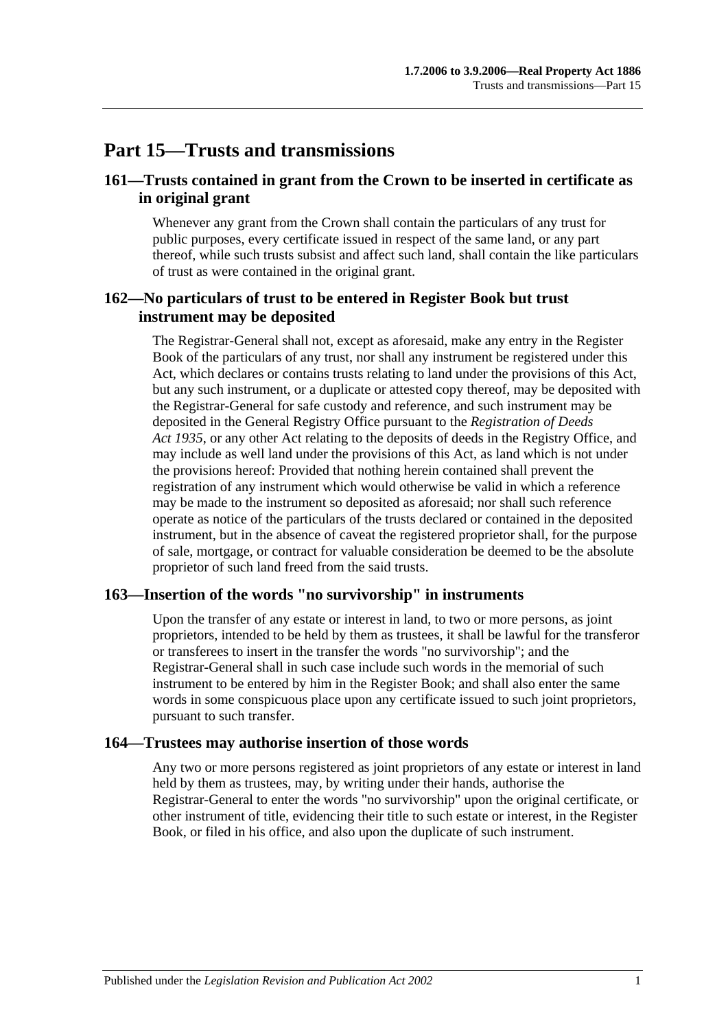# Part 15—Trusts and transmissions

## 161—Trusts contained in grant from the Crown to be inserted in certificate as in original grant

Whenever any grant from the Crown shall contain the particulars of any trust for public purposes, every certificate issued in respect of the same land, or any part thereof, while such trusts subsist and affect such land, shall contain the like particulars of trust as were contained in the original grant.

## 162—No particulars of trust to be entered in Register Book but trust instrument may be deposited

The Registrar-General shall not, except as aforesaid, make any entry in the Register Book of the particulars of any trust, nor shall any instrument be registered under this Act, which declares or contains trusts relating to land under the provisions of this Act, but any such instrument, or a duplicate or attested copy thereof, may be deposited with the Registrar-General for safe custody and reference, and such instrument may be deposited in the General Registry Office pursuant to the *Registration of Deeds Act 1935*, or any other Act relating to the deposits of deeds in the Registry Office, and may include as well land under the provisions of this Act, as land which is not under the provisions hereof: Provided that nothing herein contained shall prevent the registration of any instrument which would otherwise be valid in which a reference may be made to the instrument so deposited as aforesaid; nor shall such reference operate as notice of the particulars of the trusts declared or contained in the deposited instrument, but in the absence of caveat the registered proprietor shall, for the purpose of sale, mortgage, or contract for valuable consideration be deemed to be the absolute proprietor of such land freed from the said trusts.

## 163—Insertion of the words "no survivorship" in instruments

Upon the transfer of any estate or interest in land, to two or more persons, as joint proprietors, intended to be held by them as trustees, it shall be lawful for the transferor or transferees to insert in the transfer the words "no survivorship"; and the Registrar-General shall in such case include such words in the memorial of such instrument to be entered by him in the Register Book; and shall also enter the same words in some conspicuous place upon any certificate issued to such joint proprietors, pursuant to such transfer.

## 164—Trustees may authorise insertion of those words

Any two or more persons registered as joint proprietors of any estate or interest in land held by them as trustees, may, by writing under their hands, authorise the Registrar-General to enter the words "no survivorship" upon the original certificate, or other instrument of title, evidencing their title to such estate or interest, in the Register Book, or filed in his office, and also upon the duplicate of such instrument.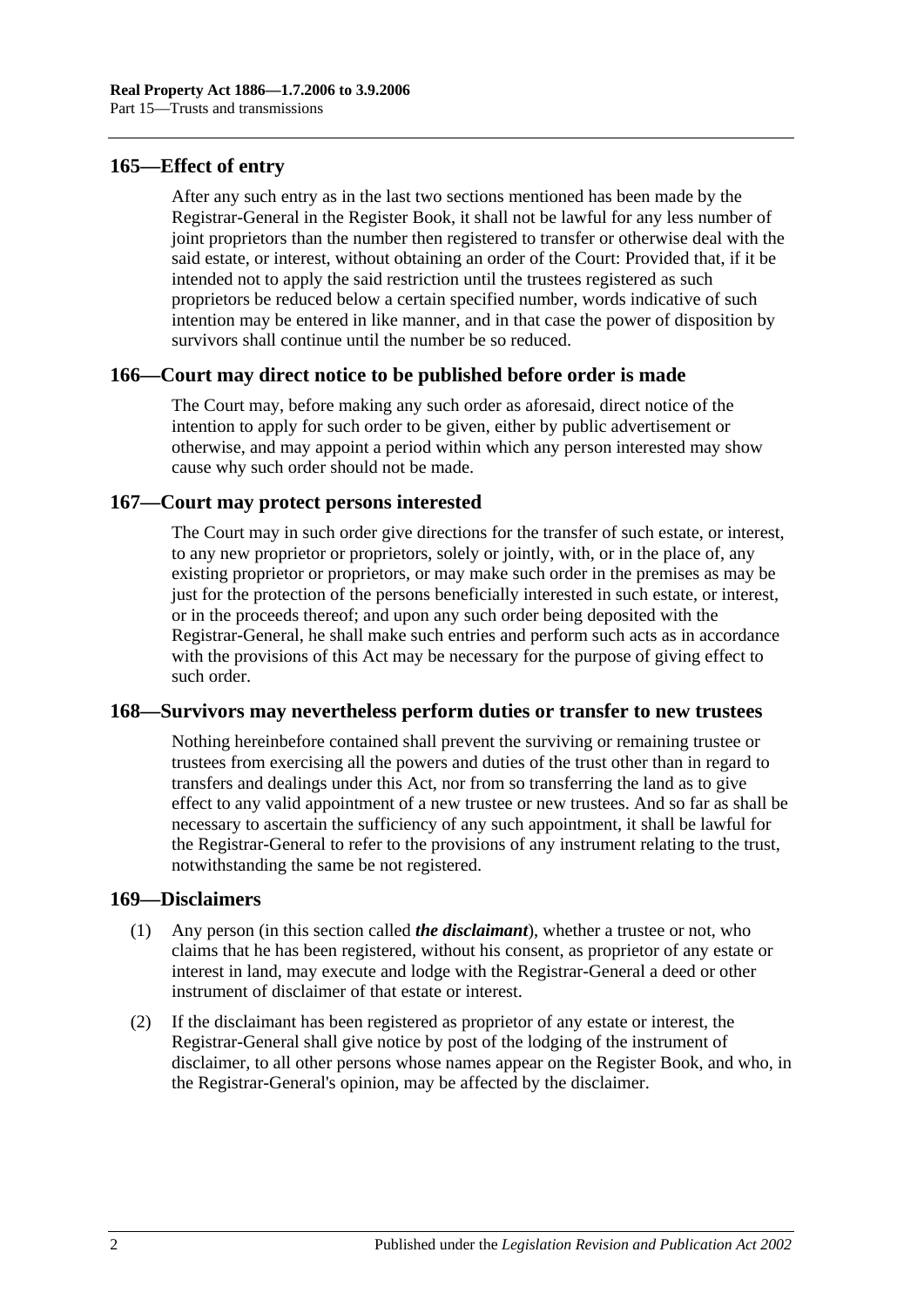## 165—Effect of entry

After any such entry as in the last two sections mentioned has been made by the Registrar-General in the Register Book, it shall not be lawful for any less number of joint proprietors than the number then registered to transfer or otherwise deal with the said estate, or interest, without obtaining an order of the Court: Provided that, if it be intended not to apply the said restriction until the trustees registered as such proprietors be reduced below a certain specified number, words indicative of such intention may be entered in like manner, and in that case the power of disposition by survivors shall continue until the number be so reduced.

## 166—Court may direct notice to be published before order is made

The Court may, before making any such order as aforesaid, direct notice of the intention to apply for such order to be given, either by public advertisement or otherwise, and may appoint a period within which any person interested may show cause why such order should not be made.

## 167—Court may protect persons interested

The Court may in such order give directions for the transfer of such estate, or interest, to any new proprietor or proprietors, solely or jointly, with, or in the place of, any existing proprietor or proprietors, or may make such order in the premises as may be just for the protection of the persons beneficially interested in such estate, or interest, or in the proceeds thereof; and upon any such order being deposited with the Registrar-General, he shall make such entries and perform such acts as in accordance with the provisions of this Act may be necessary for the purpose of giving effect to such order.

## 168—Survivors may nevertheless perform duties or transfer to new trustees

Nothing hereinbefore contained shall prevent the surviving or remaining trustee or trustees from exercising all the powers and duties of the trust other than in regard to transfers and dealings under this Act, nor from so transferring the land as to give effect to any valid appointment of a new trustee or new trustees. And so far as shall be necessary to ascertain the sufficiency of any such appointment, it shall be lawful for the Registrar-General to refer to the provisions of any instrument relating to the trust, notwithstanding the same be not registered.

## 169—Disclaimers

(1) Any person (in this section called ***the disclaimant***), whether a trustee or not, who claims that he has been registered, without his consent, as proprietor of any estate or interest in land, may execute and lodge with the Registrar-General a deed or other instrument of disclaimer of that estate or interest.

(2) If the disclaimant has been registered as proprietor of any estate or interest, the Registrar-General shall give notice by post of the lodging of the instrument of disclaimer, to all other persons whose names appear on the Register Book, and who, in the Registrar-General's opinion, may be affected by the disclaimer.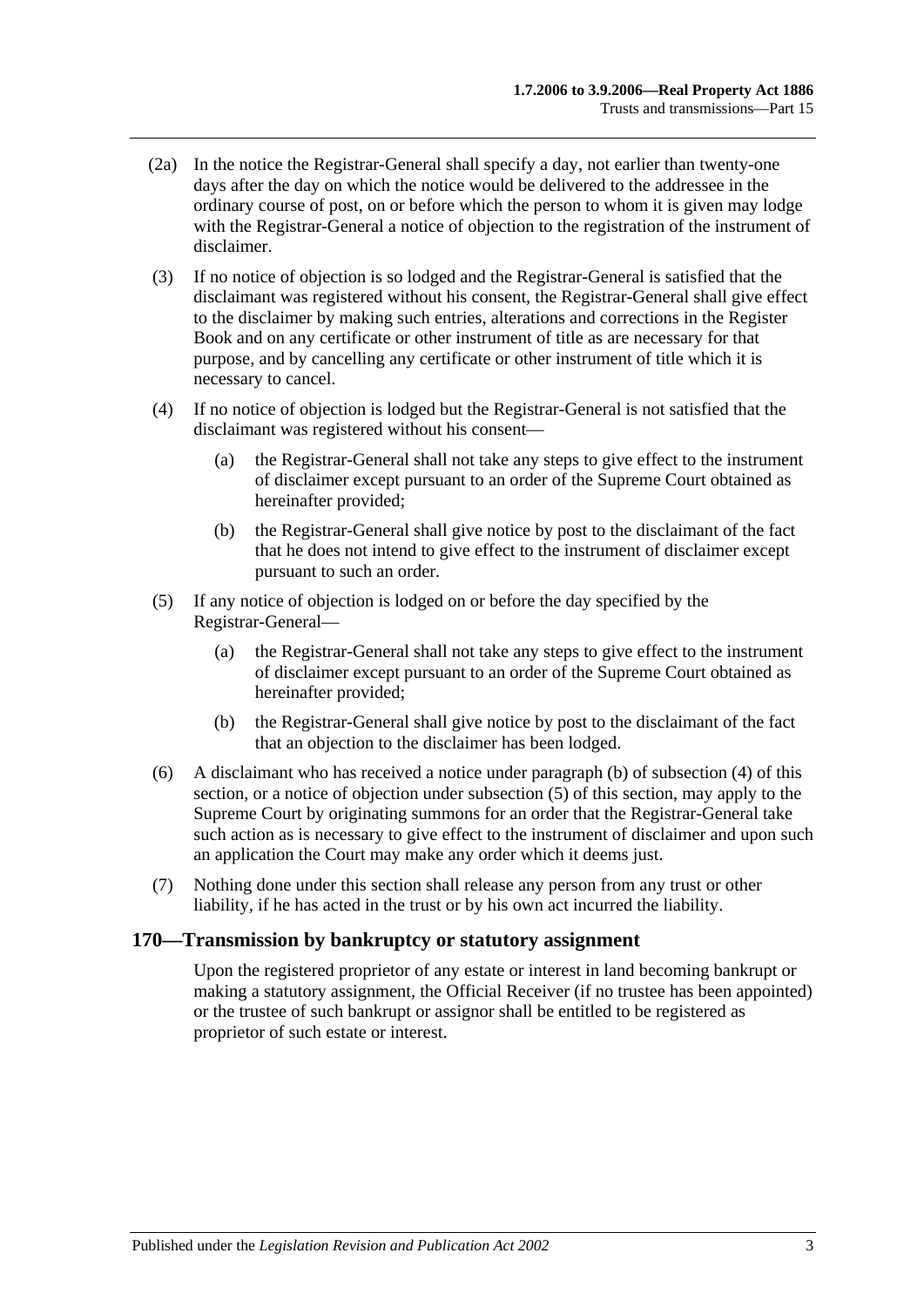(2a) In the notice the Registrar-General shall specify a day, not earlier than twenty-one days after the day on which the notice would be delivered to the addressee in the ordinary course of post, on or before which the person to whom it is given may lodge with the Registrar-General a notice of objection to the registration of the instrument of disclaimer.

(3) If no notice of objection is so lodged and the Registrar-General is satisfied that the disclaimant was registered without his consent, the Registrar-General shall give effect to the disclaimer by making such entries, alterations and corrections in the Register Book and on any certificate or other instrument of title as are necessary for that purpose, and by cancelling any certificate or other instrument of title which it is necessary to cancel.

(4) If no notice of objection is lodged but the Registrar-General is not satisfied that the disclaimant was registered without his consent—

(a) the Registrar-General shall not take any steps to give effect to the instrument of disclaimer except pursuant to an order of the Supreme Court obtained as hereinafter provided;

(b) the Registrar-General shall give notice by post to the disclaimant of the fact that he does not intend to give effect to the instrument of disclaimer except pursuant to such an order.

(5) If any notice of objection is lodged on or before the day specified by the Registrar-General—

(a) the Registrar-General shall not take any steps to give effect to the instrument of disclaimer except pursuant to an order of the Supreme Court obtained as hereinafter provided;

(b) the Registrar-General shall give notice by post to the disclaimant of the fact that an objection to the disclaimer has been lodged.

(6) A disclaimant who has received a notice under paragraph (b) of subsection (4) of this section, or a notice of objection under subsection (5) of this section, may apply to the Supreme Court by originating summons for an order that the Registrar-General take such action as is necessary to give effect to the instrument of disclaimer and upon such an application the Court may make any order which it deems just.

(7) Nothing done under this section shall release any person from any trust or other liability, if he has acted in the trust or by his own act incurred the liability.

## 170—Transmission by bankruptcy or statutory assignment

Upon the registered proprietor of any estate or interest in land becoming bankrupt or making a statutory assignment, the Official Receiver (if no trustee has been appointed) or the trustee of such bankrupt or assignor shall be entitled to be registered as proprietor of such estate or interest.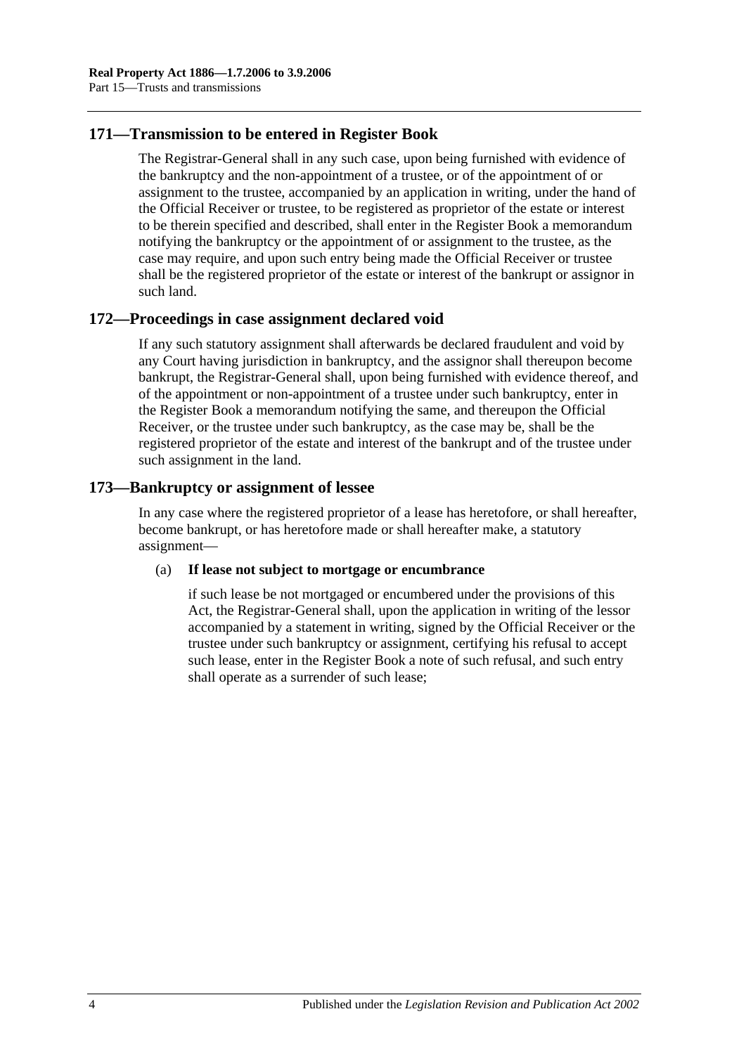## 171—Transmission to be entered in Register Book

The Registrar-General shall in any such case, upon being furnished with evidence of the bankruptcy and the non-appointment of a trustee, or of the appointment of or assignment to the trustee, accompanied by an application in writing, under the hand of the Official Receiver or trustee, to be registered as proprietor of the estate or interest to be therein specified and described, shall enter in the Register Book a memorandum notifying the bankruptcy or the appointment of or assignment to the trustee, as the case may require, and upon such entry being made the Official Receiver or trustee shall be the registered proprietor of the estate or interest of the bankrupt or assignor in such land.

## 172—Proceedings in case assignment declared void

If any such statutory assignment shall afterwards be declared fraudulent and void by any Court having jurisdiction in bankruptcy, and the assignor shall thereupon become bankrupt, the Registrar-General shall, upon being furnished with evidence thereof, and of the appointment or non-appointment of a trustee under such bankruptcy, enter in the Register Book a memorandum notifying the same, and thereupon the Official Receiver, or the trustee under such bankruptcy, as the case may be, shall be the registered proprietor of the estate and interest of the bankrupt and of the trustee under such assignment in the land.

## 173—Bankruptcy or assignment of lessee

In any case where the registered proprietor of a lease has heretofore, or shall hereafter, become bankrupt, or has heretofore made or shall hereafter make, a statutory assignment—

(a) **If lease not subject to mortgage or encumbrance**

if such lease be not mortgaged or encumbered under the provisions of this Act, the Registrar-General shall, upon the application in writing of the lessor accompanied by a statement in writing, signed by the Official Receiver or the trustee under such bankruptcy or assignment, certifying his refusal to accept such lease, enter in the Register Book a note of such refusal, and such entry shall operate as a surrender of such lease;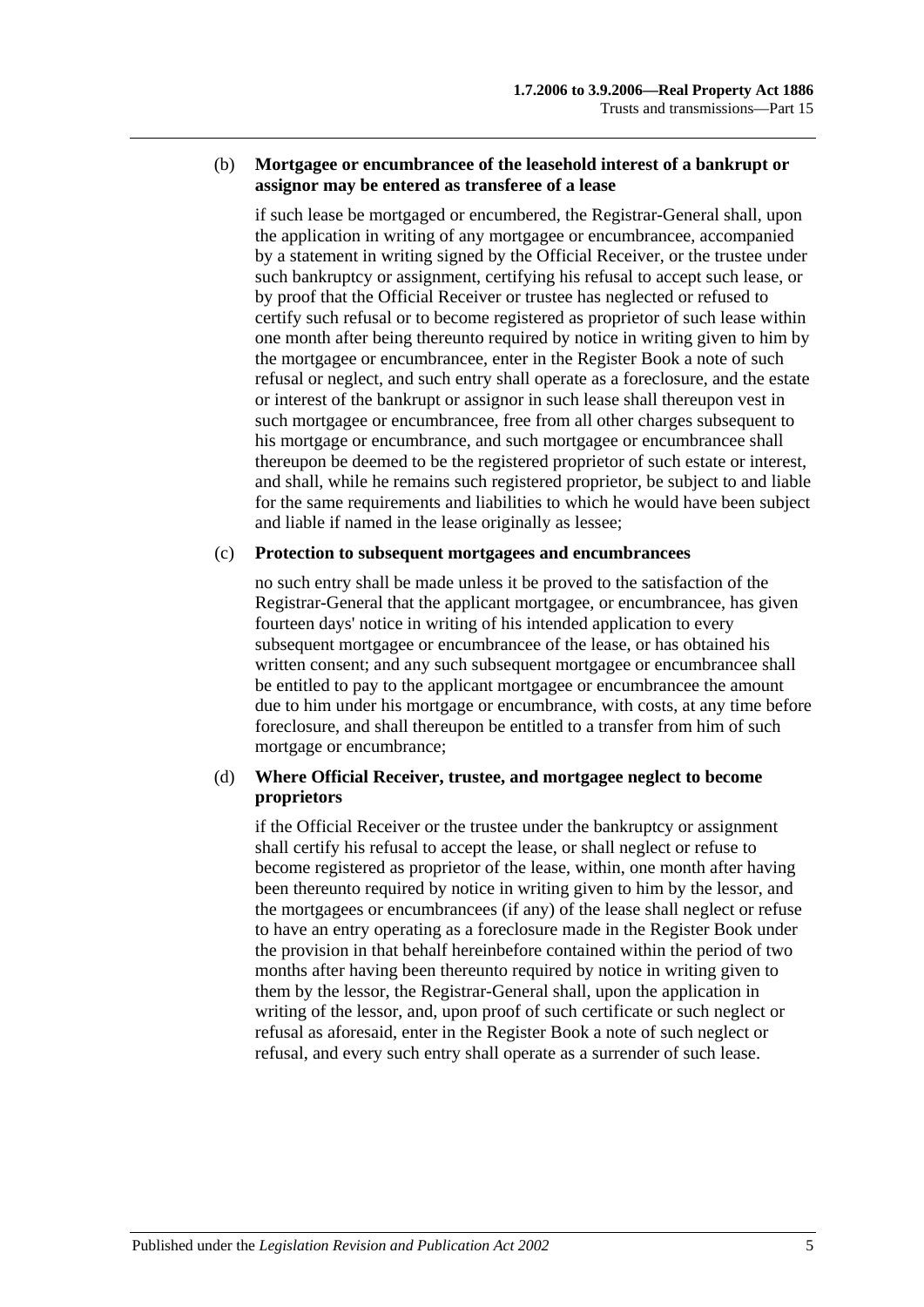(b) **Mortgagee or encumbrancee of the leasehold interest of a bankrupt or assignor may be entered as transferee of a lease**

if such lease be mortgaged or encumbered, the Registrar-General shall, upon the application in writing of any mortgagee or encumbrancee, accompanied by a statement in writing signed by the Official Receiver, or the trustee under such bankruptcy or assignment, certifying his refusal to accept such lease, or by proof that the Official Receiver or trustee has neglected or refused to certify such refusal or to become registered as proprietor of such lease within one month after being thereunto required by notice in writing given to him by the mortgagee or encumbrancee, enter in the Register Book a note of such refusal or neglect, and such entry shall operate as a foreclosure, and the estate or interest of the bankrupt or assignor in such lease shall thereupon vest in such mortgagee or encumbrancee, free from all other charges subsequent to his mortgage or encumbrance, and such mortgagee or encumbrancee shall thereupon be deemed to be the registered proprietor of such estate or interest, and shall, while he remains such registered proprietor, be subject to and liable for the same requirements and liabilities to which he would have been subject and liable if named in the lease originally as lessee;

(c) **Protection to subsequent mortgagees and encumbrancees**

no such entry shall be made unless it be proved to the satisfaction of the Registrar-General that the applicant mortgagee, or encumbrancee, has given fourteen days' notice in writing of his intended application to every subsequent mortgagee or encumbrancee of the lease, or has obtained his written consent; and any such subsequent mortgagee or encumbrancee shall be entitled to pay to the applicant mortgagee or encumbrancee the amount due to him under his mortgage or encumbrance, with costs, at any time before foreclosure, and shall thereupon be entitled to a transfer from him of such mortgage or encumbrance;

(d) **Where Official Receiver, trustee, and mortgagee neglect to become proprietors**

if the Official Receiver or the trustee under the bankruptcy or assignment shall certify his refusal to accept the lease, or shall neglect or refuse to become registered as proprietor of the lease, within, one month after having been thereunto required by notice in writing given to him by the lessor, and the mortgagees or encumbrancees (if any) of the lease shall neglect or refuse to have an entry operating as a foreclosure made in the Register Book under the provision in that behalf hereinbefore contained within the period of two months after having been thereunto required by notice in writing given to them by the lessor, the Registrar-General shall, upon the application in writing of the lessor, and, upon proof of such certificate or such neglect or refusal as aforesaid, enter in the Register Book a note of such neglect or refusal, and every such entry shall operate as a surrender of such lease.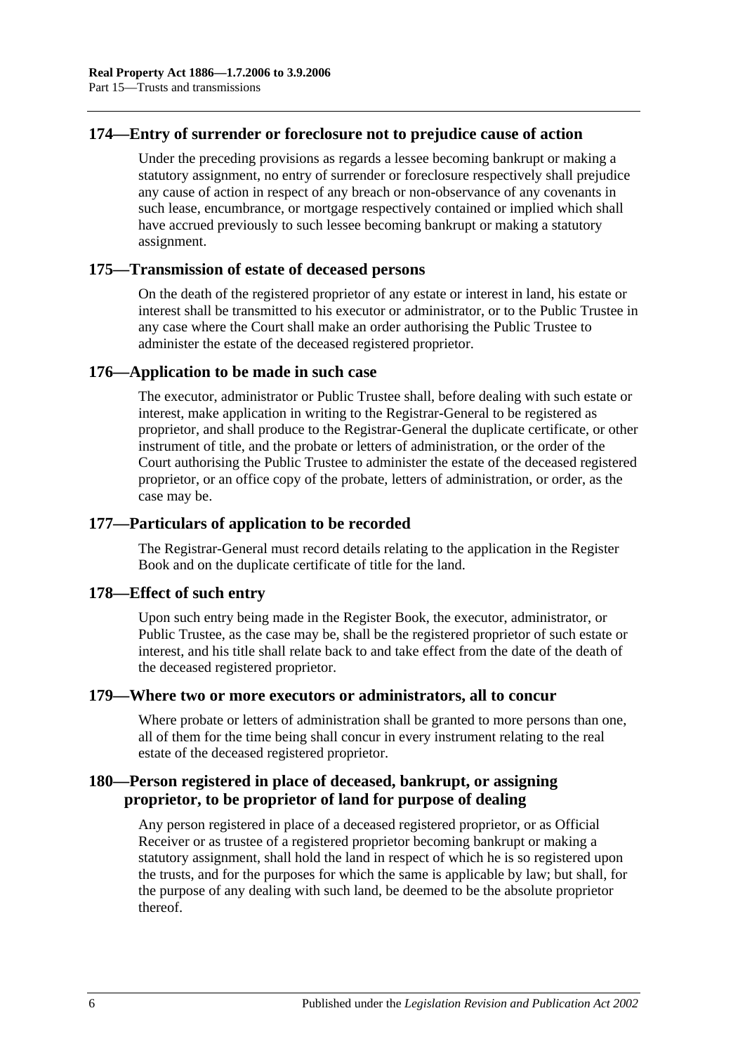## 174—Entry of surrender or foreclosure not to prejudice cause of action

Under the preceding provisions as regards a lessee becoming bankrupt or making a statutory assignment, no entry of surrender or foreclosure respectively shall prejudice any cause of action in respect of any breach or non-observance of any covenants in such lease, encumbrance, or mortgage respectively contained or implied which shall have accrued previously to such lessee becoming bankrupt or making a statutory assignment.

## 175—Transmission of estate of deceased persons

On the death of the registered proprietor of any estate or interest in land, his estate or interest shall be transmitted to his executor or administrator, or to the Public Trustee in any case where the Court shall make an order authorising the Public Trustee to administer the estate of the deceased registered proprietor.

## 176—Application to be made in such case

The executor, administrator or Public Trustee shall, before dealing with such estate or interest, make application in writing to the Registrar-General to be registered as proprietor, and shall produce to the Registrar-General the duplicate certificate, or other instrument of title, and the probate or letters of administration, or the order of the Court authorising the Public Trustee to administer the estate of the deceased registered proprietor, or an office copy of the probate, letters of administration, or order, as the case may be.

## 177—Particulars of application to be recorded

The Registrar-General must record details relating to the application in the Register Book and on the duplicate certificate of title for the land.

## 178—Effect of such entry

Upon such entry being made in the Register Book, the executor, administrator, or Public Trustee, as the case may be, shall be the registered proprietor of such estate or interest, and his title shall relate back to and take effect from the date of the death of the deceased registered proprietor.

## 179—Where two or more executors or administrators, all to concur

Where probate or letters of administration shall be granted to more persons than one, all of them for the time being shall concur in every instrument relating to the real estate of the deceased registered proprietor.

## 180—Person registered in place of deceased, bankrupt, or assigning proprietor, to be proprietor of land for purpose of dealing

Any person registered in place of a deceased registered proprietor, or as Official Receiver or as trustee of a registered proprietor becoming bankrupt or making a statutory assignment, shall hold the land in respect of which he is so registered upon the trusts, and for the purposes for which the same is applicable by law; but shall, for the purpose of any dealing with such land, be deemed to be the absolute proprietor thereof.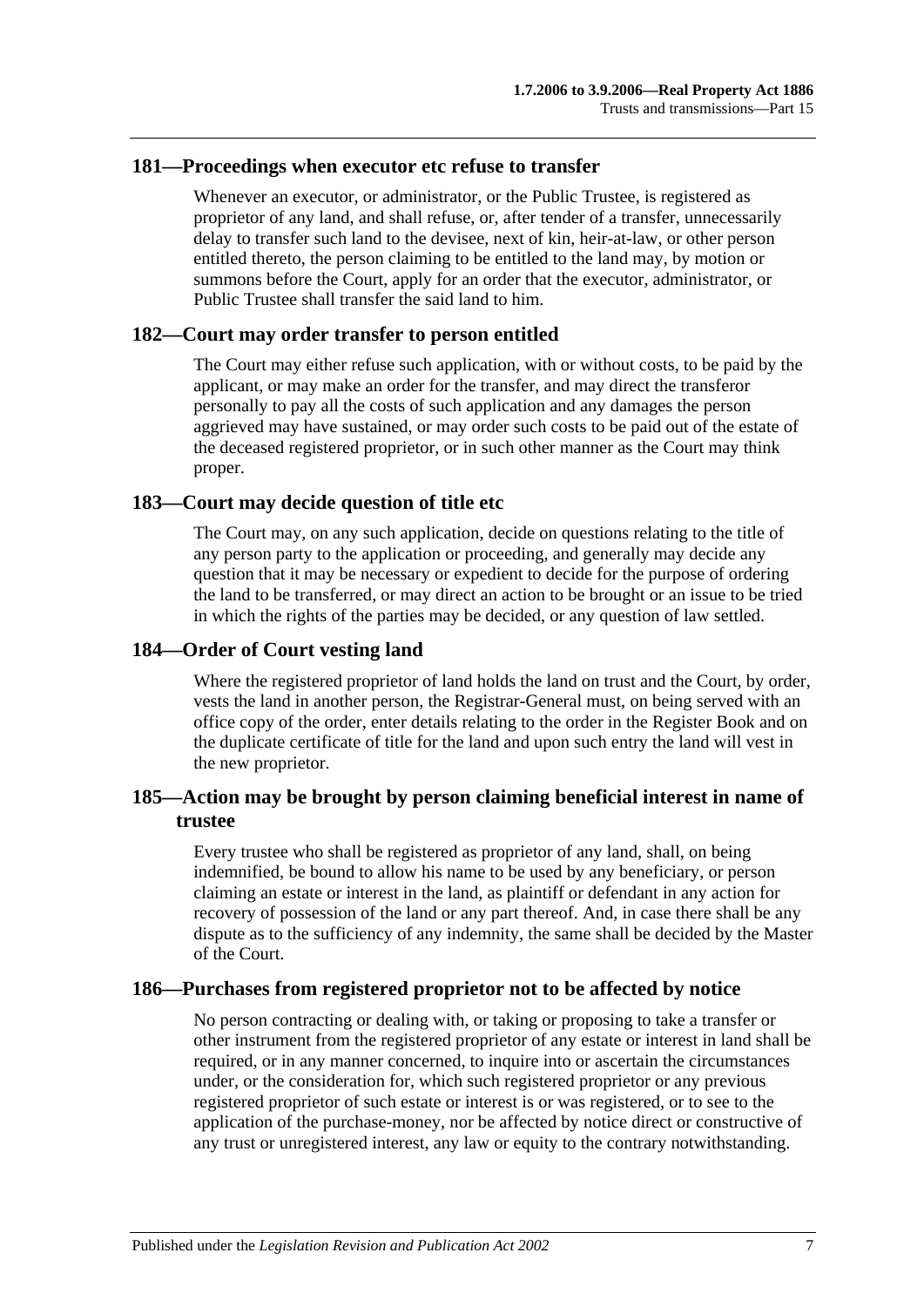## 181—Proceedings when executor etc refuse to transfer

Whenever an executor, or administrator, or the Public Trustee, is registered as proprietor of any land, and shall refuse, or, after tender of a transfer, unnecessarily delay to transfer such land to the devisee, next of kin, heir-at-law, or other person entitled thereto, the person claiming to be entitled to the land may, by motion or summons before the Court, apply for an order that the executor, administrator, or Public Trustee shall transfer the said land to him.

## 182—Court may order transfer to person entitled

The Court may either refuse such application, with or without costs, to be paid by the applicant, or may make an order for the transfer, and may direct the transferor personally to pay all the costs of such application and any damages the person aggrieved may have sustained, or may order such costs to be paid out of the estate of the deceased registered proprietor, or in such other manner as the Court may think proper.

## 183—Court may decide question of title etc

The Court may, on any such application, decide on questions relating to the title of any person party to the application or proceeding, and generally may decide any question that it may be necessary or expedient to decide for the purpose of ordering the land to be transferred, or may direct an action to be brought or an issue to be tried in which the rights of the parties may be decided, or any question of law settled.

## 184—Order of Court vesting land

Where the registered proprietor of land holds the land on trust and the Court, by order, vests the land in another person, the Registrar-General must, on being served with an office copy of the order, enter details relating to the order in the Register Book and on the duplicate certificate of title for the land and upon such entry the land will vest in the new proprietor.

## 185—Action may be brought by person claiming beneficial interest in name of trustee

Every trustee who shall be registered as proprietor of any land, shall, on being indemnified, be bound to allow his name to be used by any beneficiary, or person claiming an estate or interest in the land, as plaintiff or defendant in any action for recovery of possession of the land or any part thereof. And, in case there shall be any dispute as to the sufficiency of any indemnity, the same shall be decided by the Master of the Court.

## 186—Purchases from registered proprietor not to be affected by notice

No person contracting or dealing with, or taking or proposing to take a transfer or other instrument from the registered proprietor of any estate or interest in land shall be required, or in any manner concerned, to inquire into or ascertain the circumstances under, or the consideration for, which such registered proprietor or any previous registered proprietor of such estate or interest is or was registered, or to see to the application of the purchase-money, nor be affected by notice direct or constructive of any trust or unregistered interest, any law or equity to the contrary notwithstanding.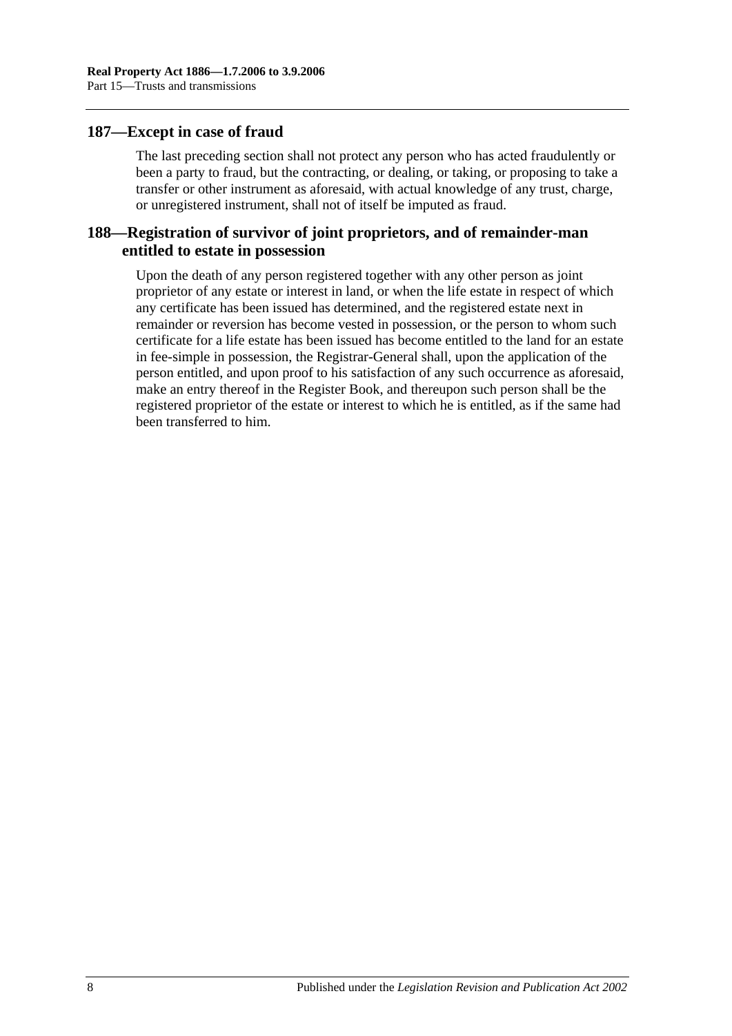## 187—Except in case of fraud

The last preceding section shall not protect any person who has acted fraudulently or been a party to fraud, but the contracting, or dealing, or taking, or proposing to take a transfer or other instrument as aforesaid, with actual knowledge of any trust, charge, or unregistered instrument, shall not of itself be imputed as fraud.

## 188—Registration of survivor of joint proprietors, and of remainder-man entitled to estate in possession

Upon the death of any person registered together with any other person as joint proprietor of any estate or interest in land, or when the life estate in respect of which any certificate has been issued has determined, and the registered estate next in remainder or reversion has become vested in possession, or the person to whom such certificate for a life estate has been issued has become entitled to the land for an estate in fee-simple in possession, the Registrar-General shall, upon the application of the person entitled, and upon proof to his satisfaction of any such occurrence as aforesaid, make an entry thereof in the Register Book, and thereupon such person shall be the registered proprietor of the estate or interest to which he is entitled, as if the same had been transferred to him.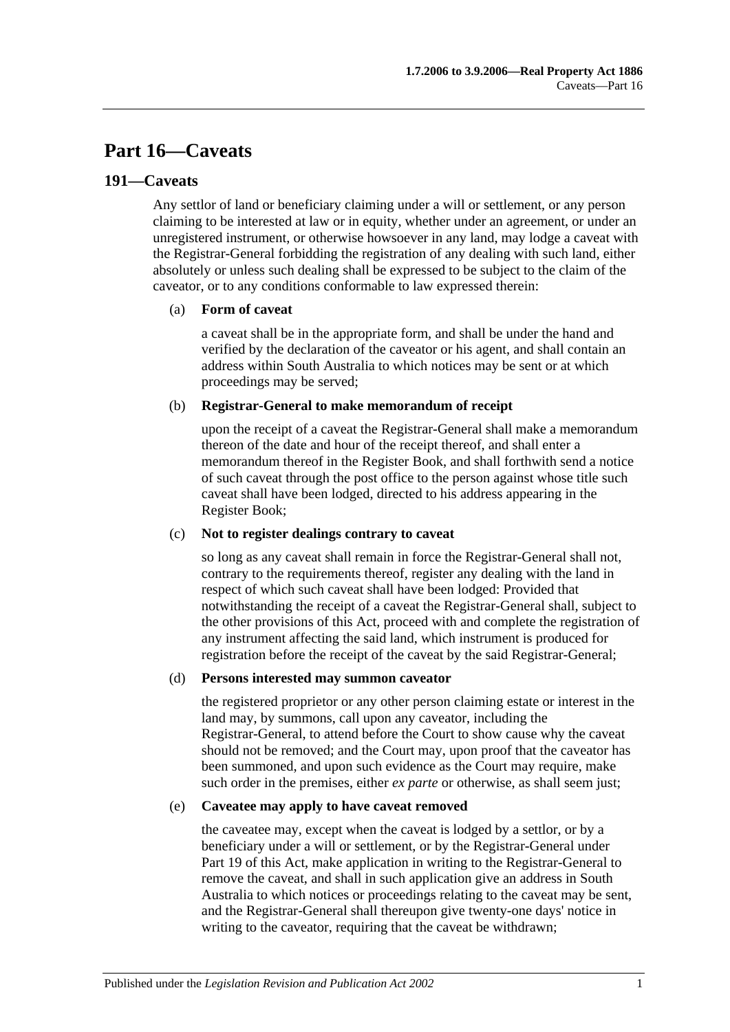# Part 16—Caveats

## 191—Caveats

Any settlor of land or beneficiary claiming under a will or settlement, or any person claiming to be interested at law or in equity, whether under an agreement, or under an unregistered instrument, or otherwise howsoever in any land, may lodge a caveat with the Registrar-General forbidding the registration of any dealing with such land, either absolutely or unless such dealing shall be expressed to be subject to the claim of the caveator, or to any conditions conformable to law expressed therein:

(a) **Form of caveat**

a caveat shall be in the appropriate form, and shall be under the hand and verified by the declaration of the caveator or his agent, and shall contain an address within South Australia to which notices may be sent or at which proceedings may be served;

(b) **Registrar-General to make memorandum of receipt**

upon the receipt of a caveat the Registrar-General shall make a memorandum thereon of the date and hour of the receipt thereof, and shall enter a memorandum thereof in the Register Book, and shall forthwith send a notice of such caveat through the post office to the person against whose title such caveat shall have been lodged, directed to his address appearing in the Register Book;

(c) **Not to register dealings contrary to caveat**

so long as any caveat shall remain in force the Registrar-General shall not, contrary to the requirements thereof, register any dealing with the land in respect of which such caveat shall have been lodged: Provided that notwithstanding the receipt of a caveat the Registrar-General shall, subject to the other provisions of this Act, proceed with and complete the registration of any instrument affecting the said land, which instrument is produced for registration before the receipt of the caveat by the said Registrar-General;

(d) **Persons interested may summon caveator**

the registered proprietor or any other person claiming estate or interest in the land may, by summons, call upon any caveator, including the Registrar-General, to attend before the Court to show cause why the caveat should not be removed; and the Court may, upon proof that the caveator has been summoned, and upon such evidence as the Court may require, make such order in the premises, either *ex parte* or otherwise, as shall seem just;

(e) **Caveatee may apply to have caveat removed**

the caveatee may, except when the caveat is lodged by a settlor, or by a beneficiary under a will or settlement, or by the Registrar-General under Part 19 of this Act, make application in writing to the Registrar-General to remove the caveat, and shall in such application give an address in South Australia to which notices or proceedings relating to the caveat may be sent, and the Registrar-General shall thereupon give twenty-one days' notice in writing to the caveator, requiring that the caveat be withdrawn;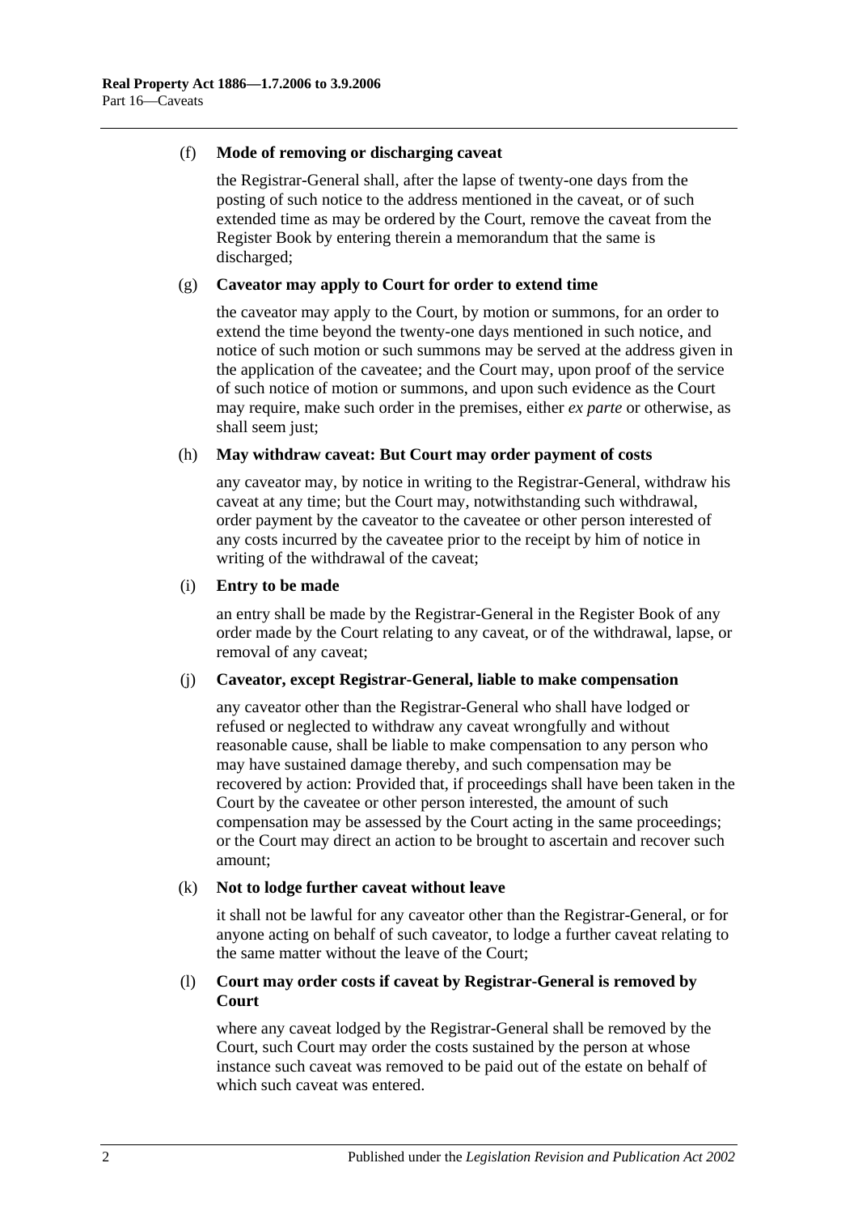(f) **Mode of removing or discharging caveat**

the Registrar-General shall, after the lapse of twenty-one days from the posting of such notice to the address mentioned in the caveat, or of such extended time as may be ordered by the Court, remove the caveat from the Register Book by entering therein a memorandum that the same is discharged;

(g) **Caveator may apply to Court for order to extend time**

the caveator may apply to the Court, by motion or summons, for an order to extend the time beyond the twenty-one days mentioned in such notice, and notice of such motion or such summons may be served at the address given in the application of the caveatee; and the Court may, upon proof of the service of such notice of motion or summons, and upon such evidence as the Court may require, make such order in the premises, either *ex parte* or otherwise, as shall seem just;

(h) **May withdraw caveat: But Court may order payment of costs**

any caveator may, by notice in writing to the Registrar-General, withdraw his caveat at any time; but the Court may, notwithstanding such withdrawal, order payment by the caveator to the caveatee or other person interested of any costs incurred by the caveatee prior to the receipt by him of notice in writing of the withdrawal of the caveat;

(i) **Entry to be made**

an entry shall be made by the Registrar-General in the Register Book of any order made by the Court relating to any caveat, or of the withdrawal, lapse, or removal of any caveat;

(j) **Caveator, except Registrar-General, liable to make compensation**

any caveator other than the Registrar-General who shall have lodged or refused or neglected to withdraw any caveat wrongfully and without reasonable cause, shall be liable to make compensation to any person who may have sustained damage thereby, and such compensation may be recovered by action: Provided that, if proceedings shall have been taken in the Court by the caveatee or other person interested, the amount of such compensation may be assessed by the Court acting in the same proceedings; or the Court may direct an action to be brought to ascertain and recover such amount;

(k) **Not to lodge further caveat without leave**

it shall not be lawful for any caveator other than the Registrar-General, or for anyone acting on behalf of such caveator, to lodge a further caveat relating to the same matter without the leave of the Court;

(l) **Court may order costs if caveat by Registrar-General is removed by Court**

where any caveat lodged by the Registrar-General shall be removed by the Court, such Court may order the costs sustained by the person at whose instance such caveat was removed to be paid out of the estate on behalf of which such caveat was entered.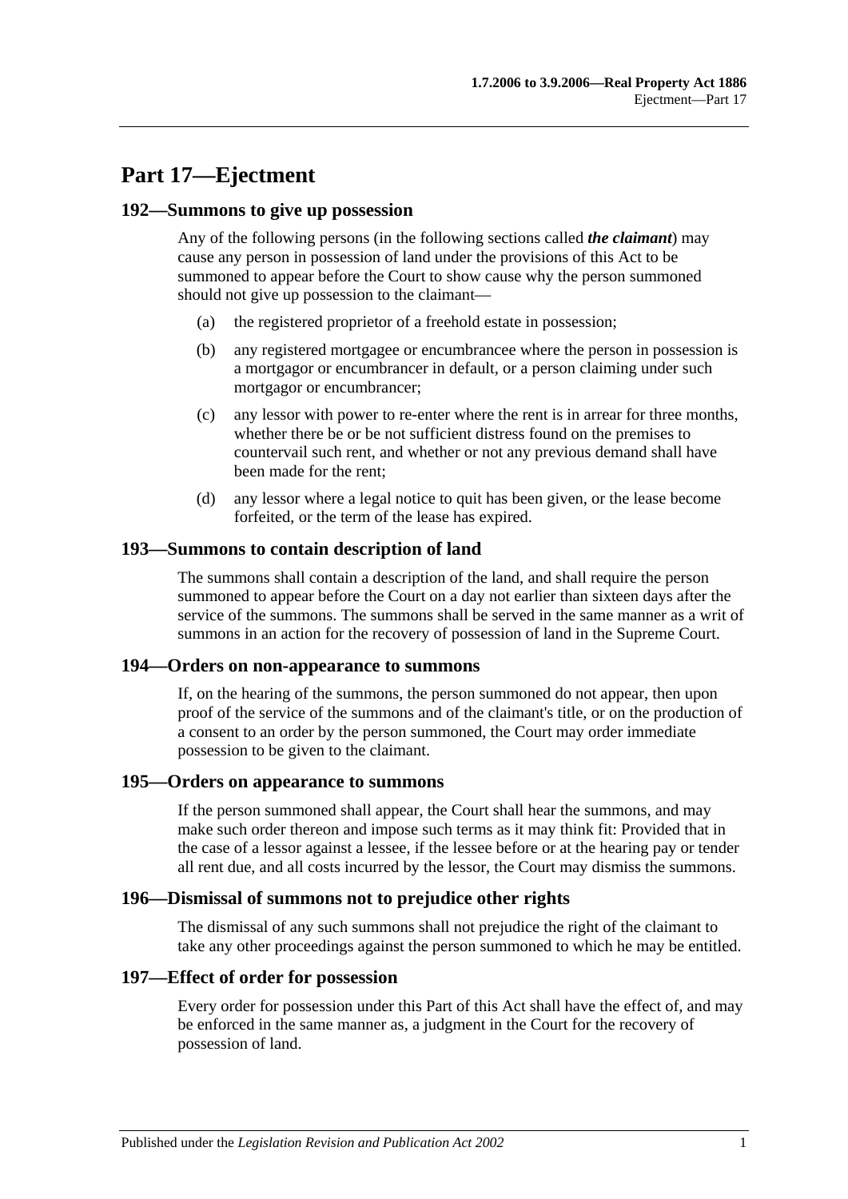# Part 17—Ejectment

## 192—Summons to give up possession

Any of the following persons (in the following sections called ***the claimant***) may cause any person in possession of land under the provisions of this Act to be summoned to appear before the Court to show cause why the person summoned should not give up possession to the claimant—

(a) the registered proprietor of a freehold estate in possession;

(b) any registered mortgagee or encumbrancee where the person in possession is a mortgagor or encumbrancer in default, or a person claiming under such mortgagor or encumbrancer;

(c) any lessor with power to re-enter where the rent is in arrear for three months, whether there be or be not sufficient distress found on the premises to countervail such rent, and whether or not any previous demand shall have been made for the rent;

(d) any lessor where a legal notice to quit has been given, or the lease become forfeited, or the term of the lease has expired.

## 193—Summons to contain description of land

The summons shall contain a description of the land, and shall require the person summoned to appear before the Court on a day not earlier than sixteen days after the service of the summons. The summons shall be served in the same manner as a writ of summons in an action for the recovery of possession of land in the Supreme Court.

## 194—Orders on non-appearance to summons

If, on the hearing of the summons, the person summoned do not appear, then upon proof of the service of the summons and of the claimant's title, or on the production of a consent to an order by the person summoned, the Court may order immediate possession to be given to the claimant.

## 195—Orders on appearance to summons

If the person summoned shall appear, the Court shall hear the summons, and may make such order thereon and impose such terms as it may think fit: Provided that in the case of a lessor against a lessee, if the lessee before or at the hearing pay or tender all rent due, and all costs incurred by the lessor, the Court may dismiss the summons.

## 196—Dismissal of summons not to prejudice other rights

The dismissal of any such summons shall not prejudice the right of the claimant to take any other proceedings against the person summoned to which he may be entitled.

## 197—Effect of order for possession

Every order for possession under this Part of this Act shall have the effect of, and may be enforced in the same manner as, a judgment in the Court for the recovery of possession of land.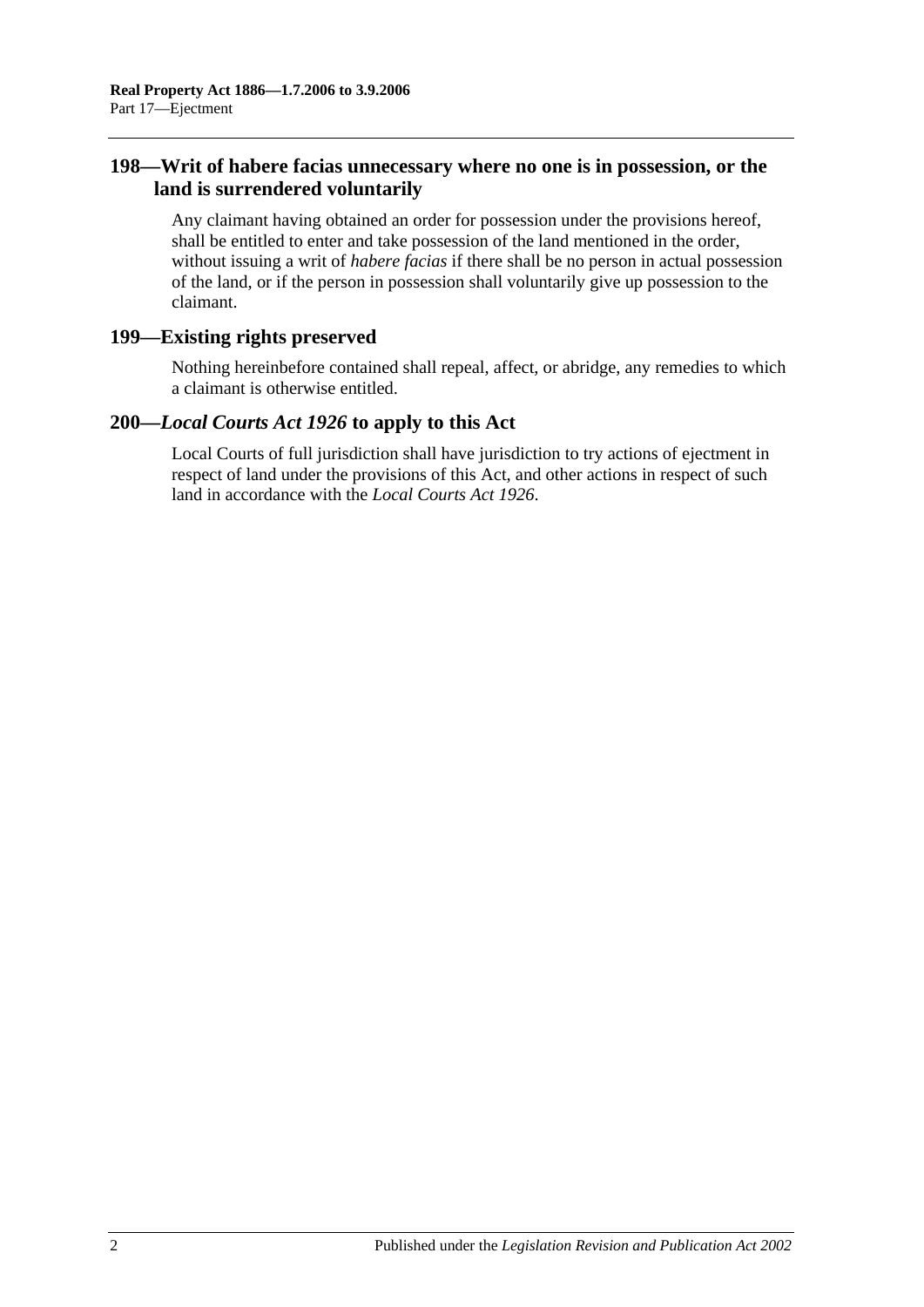## 198—Writ of habere facias unnecessary where no one is in possession, or the land is surrendered voluntarily

Any claimant having obtained an order for possession under the provisions hereof, shall be entitled to enter and take possession of the land mentioned in the order, without issuing a writ of *habere facias* if there shall be no person in actual possession of the land, or if the person in possession shall voluntarily give up possession to the claimant.

## 199—Existing rights preserved

Nothing hereinbefore contained shall repeal, affect, or abridge, any remedies to which a claimant is otherwise entitled.

## 200—*Local Courts Act 1926* to apply to this Act

Local Courts of full jurisdiction shall have jurisdiction to try actions of ejectment in respect of land under the provisions of this Act, and other actions in respect of such land in accordance with the *Local Courts Act 1926*.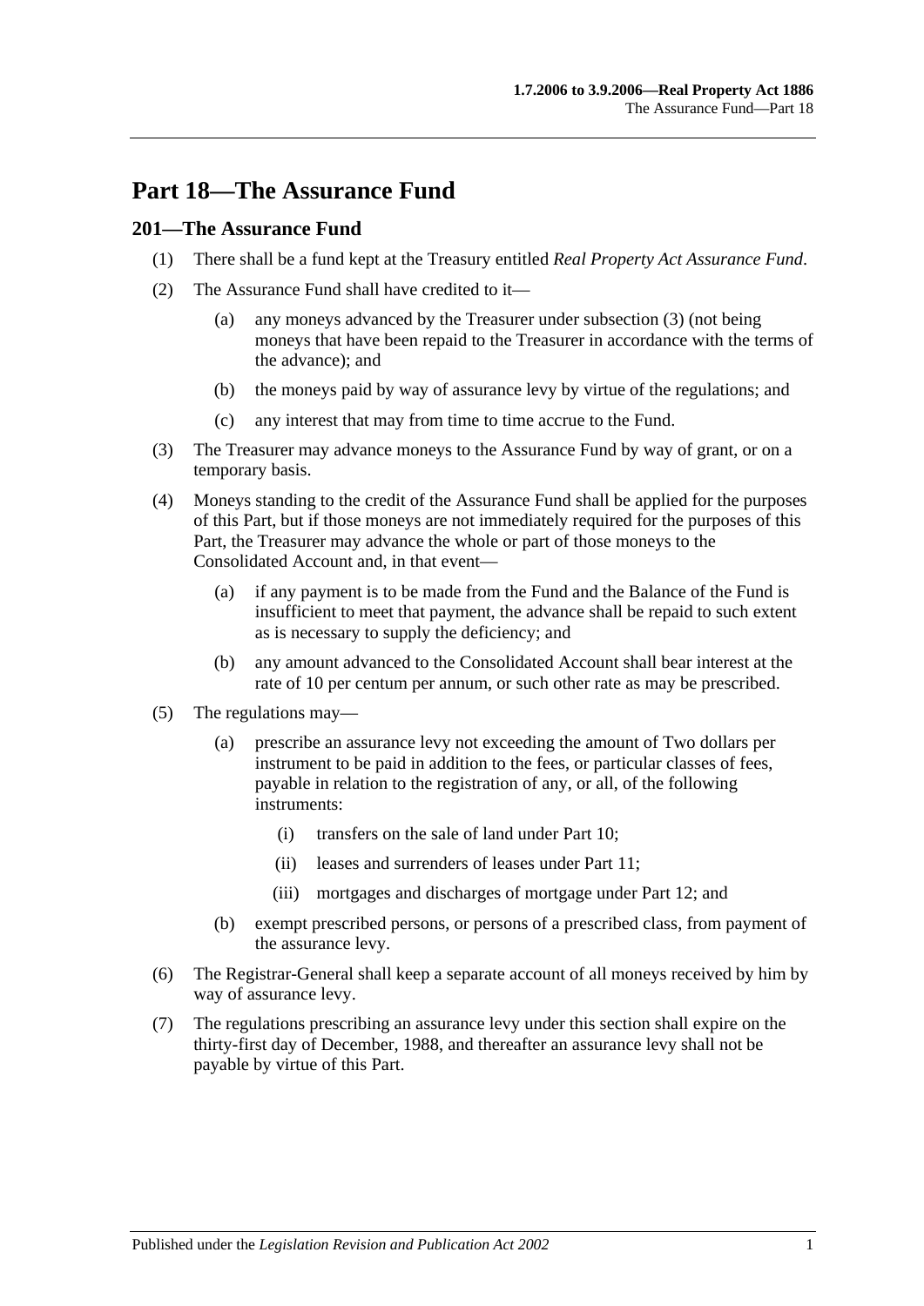# Part 18—The Assurance Fund

## 201—The Assurance Fund

(1) There shall be a fund kept at the Treasury entitled *Real Property Act Assurance Fund*.

(2) The Assurance Fund shall have credited to it—

(a) any moneys advanced by the Treasurer under subsection (3) (not being moneys that have been repaid to the Treasurer in accordance with the terms of the advance); and

(b) the moneys paid by way of assurance levy by virtue of the regulations; and

(c) any interest that may from time to time accrue to the Fund.

(3) The Treasurer may advance moneys to the Assurance Fund by way of grant, or on a temporary basis.

(4) Moneys standing to the credit of the Assurance Fund shall be applied for the purposes of this Part, but if those moneys are not immediately required for the purposes of this Part, the Treasurer may advance the whole or part of those moneys to the Consolidated Account and, in that event—

(a) if any payment is to be made from the Fund and the Balance of the Fund is insufficient to meet that payment, the advance shall be repaid to such extent as is necessary to supply the deficiency; and

(b) any amount advanced to the Consolidated Account shall bear interest at the rate of 10 per centum per annum, or such other rate as may be prescribed.

(5) The regulations may—

(a) prescribe an assurance levy not exceeding the amount of Two dollars per instrument to be paid in addition to the fees, or particular classes of fees, payable in relation to the registration of any, or all, of the following instruments:

(i) transfers on the sale of land under Part 10;

(ii) leases and surrenders of leases under Part 11;

(iii) mortgages and discharges of mortgage under Part 12; and

(b) exempt prescribed persons, or persons of a prescribed class, from payment of the assurance levy.

(6) The Registrar-General shall keep a separate account of all moneys received by him by way of assurance levy.

(7) The regulations prescribing an assurance levy under this section shall expire on the thirty-first day of December, 1988, and thereafter an assurance levy shall not be payable by virtue of this Part.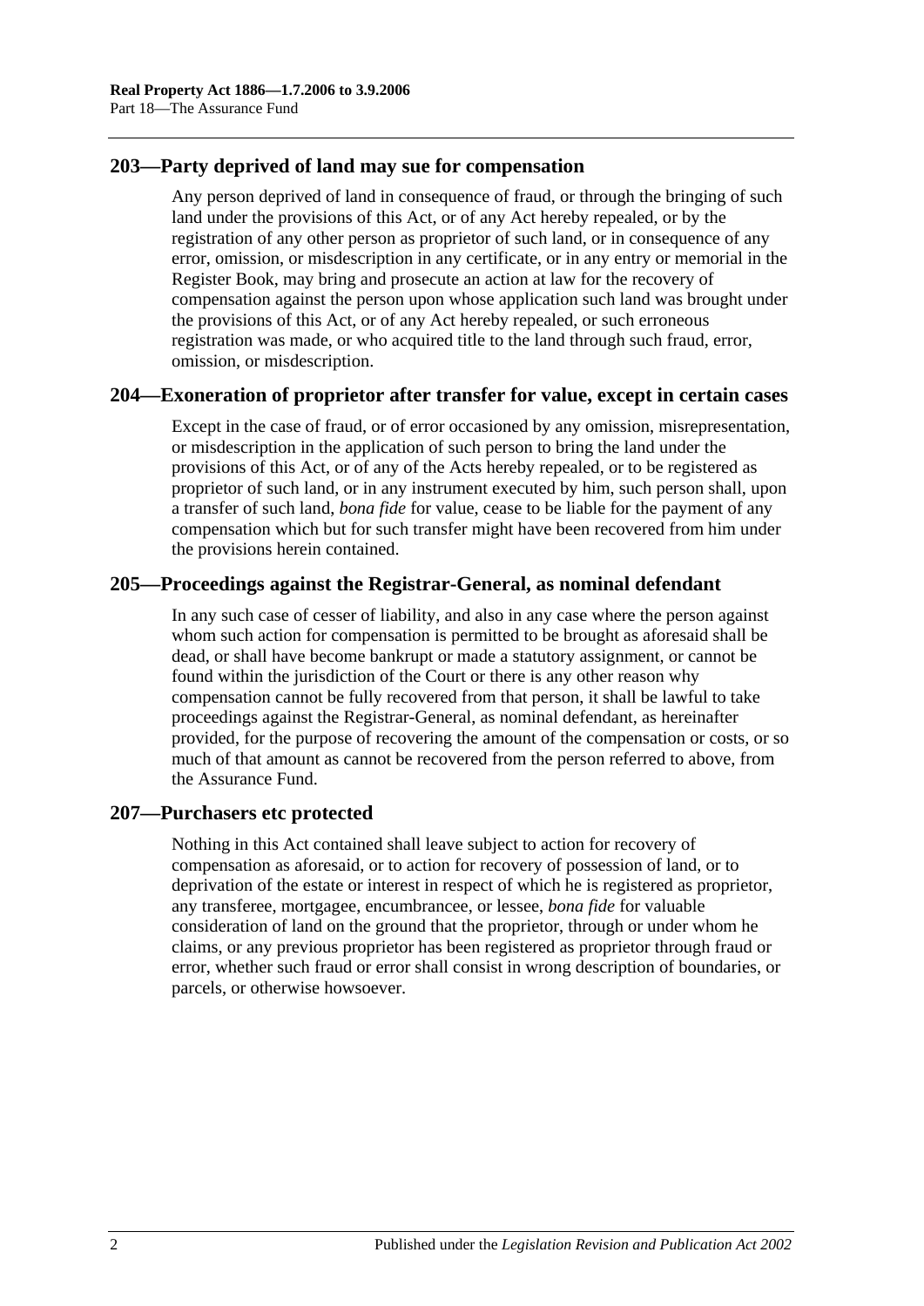## 203—Party deprived of land may sue for compensation

Any person deprived of land in consequence of fraud, or through the bringing of such land under the provisions of this Act, or of any Act hereby repealed, or by the registration of any other person as proprietor of such land, or in consequence of any error, omission, or misdescription in any certificate, or in any entry or memorial in the Register Book, may bring and prosecute an action at law for the recovery of compensation against the person upon whose application such land was brought under the provisions of this Act, or of any Act hereby repealed, or such erroneous registration was made, or who acquired title to the land through such fraud, error, omission, or misdescription.

## 204—Exoneration of proprietor after transfer for value, except in certain cases

Except in the case of fraud, or of error occasioned by any omission, misrepresentation, or misdescription in the application of such person to bring the land under the provisions of this Act, or of any of the Acts hereby repealed, or to be registered as proprietor of such land, or in any instrument executed by him, such person shall, upon a transfer of such land, *bona fide* for value, cease to be liable for the payment of any compensation which but for such transfer might have been recovered from him under the provisions herein contained.

## 205—Proceedings against the Registrar-General, as nominal defendant

In any such case of cesser of liability, and also in any case where the person against whom such action for compensation is permitted to be brought as aforesaid shall be dead, or shall have become bankrupt or made a statutory assignment, or cannot be found within the jurisdiction of the Court or there is any other reason why compensation cannot be fully recovered from that person, it shall be lawful to take proceedings against the Registrar-General, as nominal defendant, as hereinafter provided, for the purpose of recovering the amount of the compensation or costs, or so much of that amount as cannot be recovered from the person referred to above, from the Assurance Fund.

## 207—Purchasers etc protected

Nothing in this Act contained shall leave subject to action for recovery of compensation as aforesaid, or to action for recovery of possession of land, or to deprivation of the estate or interest in respect of which he is registered as proprietor, any transferee, mortgagee, encumbrancee, or lessee, *bona fide* for valuable consideration of land on the ground that the proprietor, through or under whom he claims, or any previous proprietor has been registered as proprietor through fraud or error, whether such fraud or error shall consist in wrong description of boundaries, or parcels, or otherwise howsoever.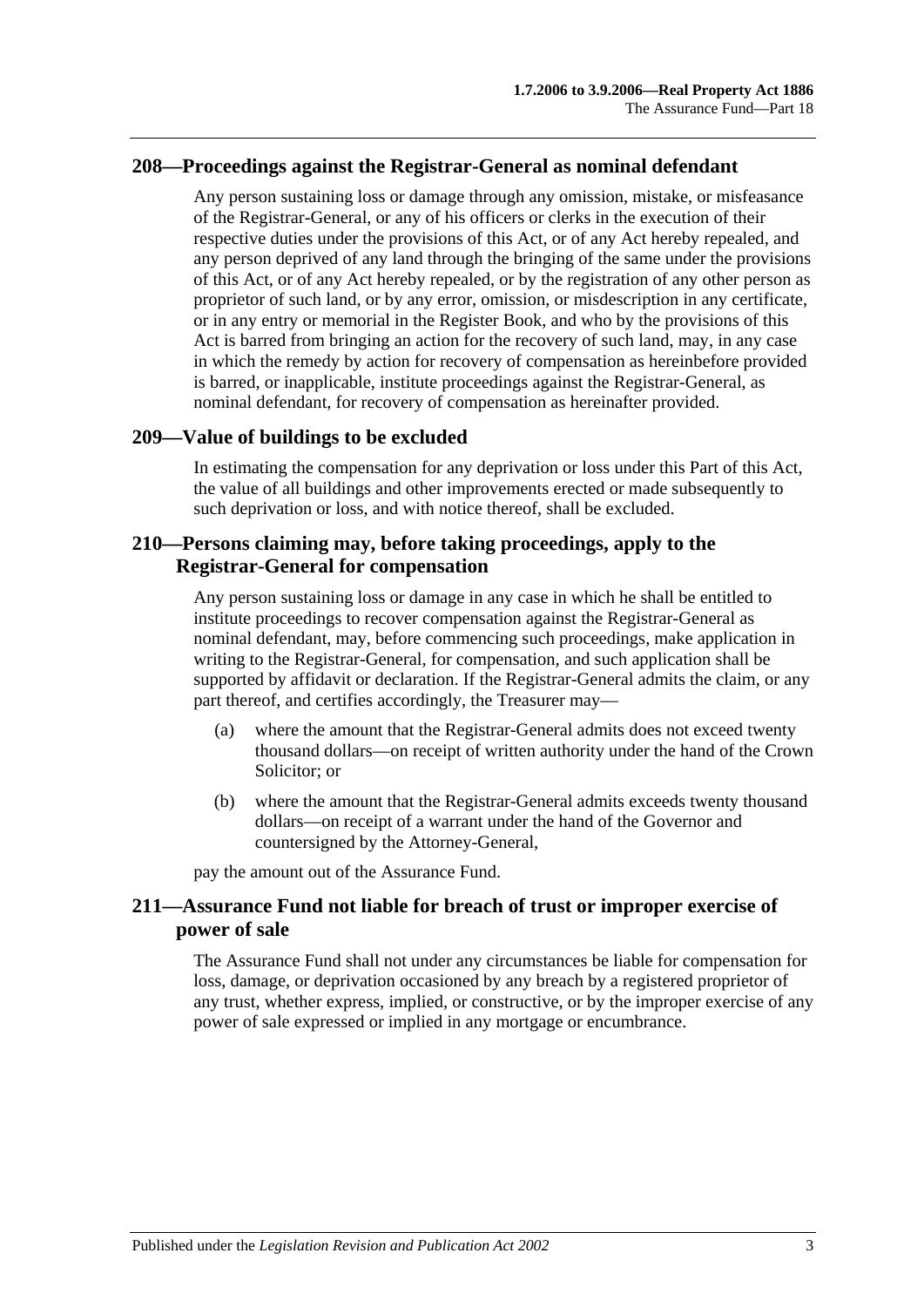## 208—Proceedings against the Registrar-General as nominal defendant

Any person sustaining loss or damage through any omission, mistake, or misfeasance of the Registrar-General, or any of his officers or clerks in the execution of their respective duties under the provisions of this Act, or of any Act hereby repealed, and any person deprived of any land through the bringing of the same under the provisions of this Act, or of any Act hereby repealed, or by the registration of any other person as proprietor of such land, or by any error, omission, or misdescription in any certificate, or in any entry or memorial in the Register Book, and who by the provisions of this Act is barred from bringing an action for the recovery of such land, may, in any case in which the remedy by action for recovery of compensation as hereinbefore provided is barred, or inapplicable, institute proceedings against the Registrar-General, as nominal defendant, for recovery of compensation as hereinafter provided.

## 209—Value of buildings to be excluded

In estimating the compensation for any deprivation or loss under this Part of this Act, the value of all buildings and other improvements erected or made subsequently to such deprivation or loss, and with notice thereof, shall be excluded.

## 210—Persons claiming may, before taking proceedings, apply to the Registrar-General for compensation

Any person sustaining loss or damage in any case in which he shall be entitled to institute proceedings to recover compensation against the Registrar-General as nominal defendant, may, before commencing such proceedings, make application in writing to the Registrar-General, for compensation, and such application shall be supported by affidavit or declaration. If the Registrar-General admits the claim, or any part thereof, and certifies accordingly, the Treasurer may—

(a) where the amount that the Registrar-General admits does not exceed twenty thousand dollars—on receipt of written authority under the hand of the Crown Solicitor; or

(b) where the amount that the Registrar-General admits exceeds twenty thousand dollars—on receipt of a warrant under the hand of the Governor and countersigned by the Attorney-General,

pay the amount out of the Assurance Fund.

## 211—Assurance Fund not liable for breach of trust or improper exercise of power of sale

The Assurance Fund shall not under any circumstances be liable for compensation for loss, damage, or deprivation occasioned by any breach by a registered proprietor of any trust, whether express, implied, or constructive, or by the improper exercise of any power of sale expressed or implied in any mortgage or encumbrance.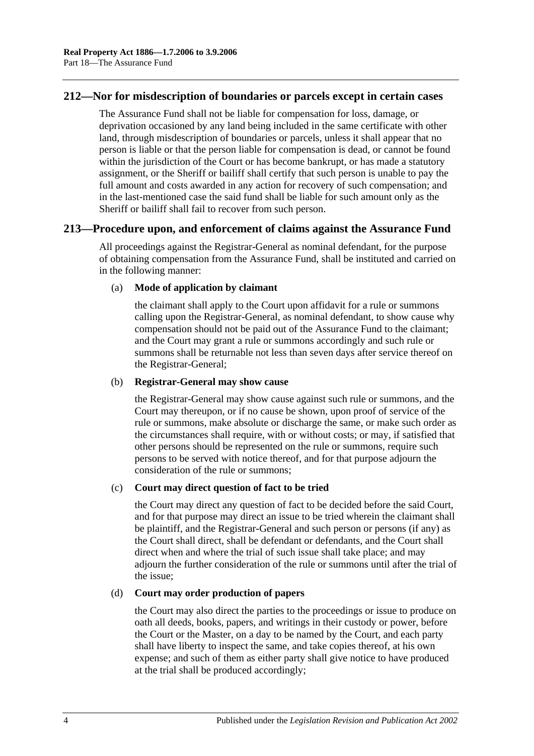## 212—Nor for misdescription of boundaries or parcels except in certain cases

The Assurance Fund shall not be liable for compensation for loss, damage, or deprivation occasioned by any land being included in the same certificate with other land, through misdescription of boundaries or parcels, unless it shall appear that no person is liable or that the person liable for compensation is dead, or cannot be found within the jurisdiction of the Court or has become bankrupt, or has made a statutory assignment, or the Sheriff or bailiff shall certify that such person is unable to pay the full amount and costs awarded in any action for recovery of such compensation; and in the last-mentioned case the said fund shall be liable for such amount only as the Sheriff or bailiff shall fail to recover from such person.

## 213—Procedure upon, and enforcement of claims against the Assurance Fund

All proceedings against the Registrar-General as nominal defendant, for the purpose of obtaining compensation from the Assurance Fund, shall be instituted and carried on in the following manner:

(a) **Mode of application by claimant**

the claimant shall apply to the Court upon affidavit for a rule or summons calling upon the Registrar-General, as nominal defendant, to show cause why compensation should not be paid out of the Assurance Fund to the claimant; and the Court may grant a rule or summons accordingly and such rule or summons shall be returnable not less than seven days after service thereof on the Registrar-General;

(b) **Registrar-General may show cause**

the Registrar-General may show cause against such rule or summons, and the Court may thereupon, or if no cause be shown, upon proof of service of the rule or summons, make absolute or discharge the same, or make such order as the circumstances shall require, with or without costs; or may, if satisfied that other persons should be represented on the rule or summons, require such persons to be served with notice thereof, and for that purpose adjourn the consideration of the rule or summons;

(c) **Court may direct question of fact to be tried**

the Court may direct any question of fact to be decided before the said Court, and for that purpose may direct an issue to be tried wherein the claimant shall be plaintiff, and the Registrar-General and such person or persons (if any) as the Court shall direct, shall be defendant or defendants, and the Court shall direct when and where the trial of such issue shall take place; and may adjourn the further consideration of the rule or summons until after the trial of the issue;

(d) **Court may order production of papers**

the Court may also direct the parties to the proceedings or issue to produce on oath all deeds, books, papers, and writings in their custody or power, before the Court or the Master, on a day to be named by the Court, and each party shall have liberty to inspect the same, and take copies thereof, at his own expense; and such of them as either party shall give notice to have produced at the trial shall be produced accordingly;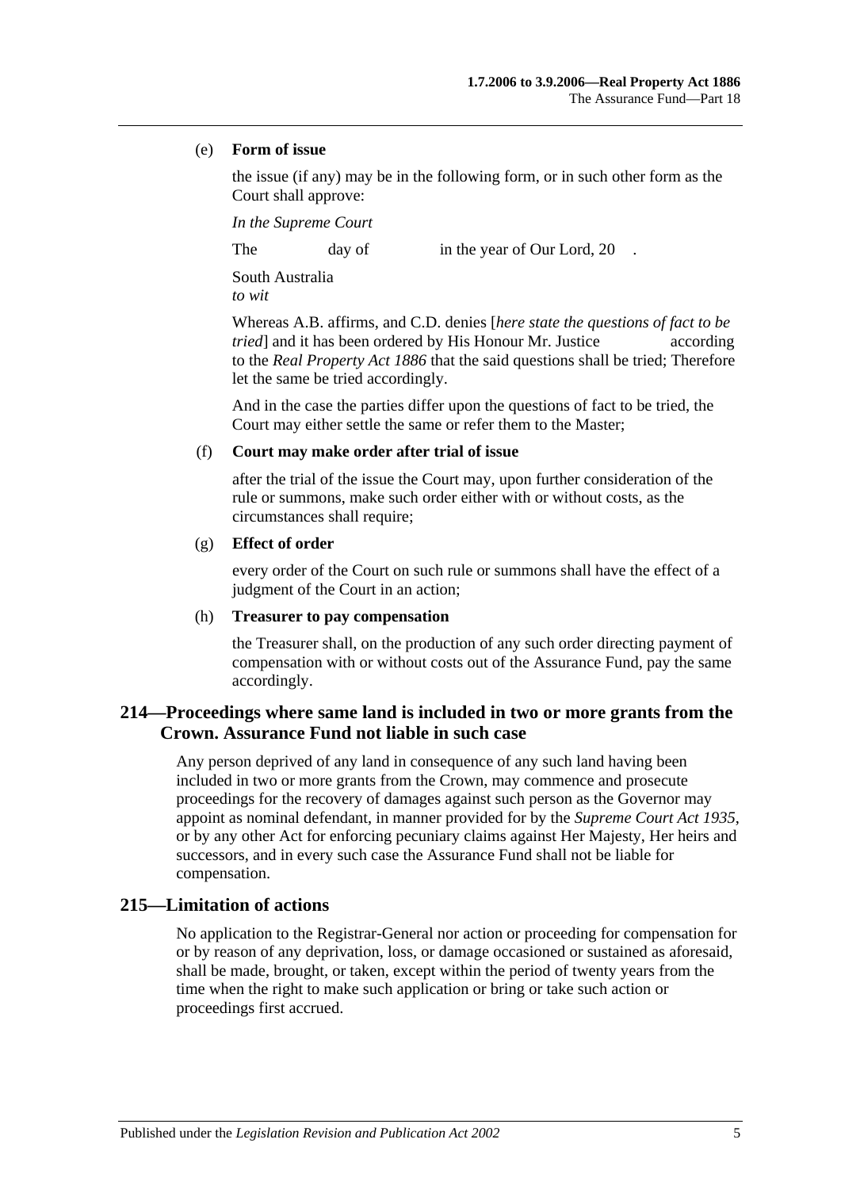(e) **Form of issue**

the issue (if any) may be in the following form, or in such other form as the Court shall approve:

*In the Supreme Court*

The day of in the year of Our Lord, 20 .

South Australia
*to wit*

Whereas A.B. affirms, and C.D. denies [*here state the questions of fact to be tried*] and it has been ordered by His Honour Mr. Justice according to the *Real Property Act 1886* that the said questions shall be tried; Therefore let the same be tried accordingly.

And in the case the parties differ upon the questions of fact to be tried, the Court may either settle the same or refer them to the Master;

(f) **Court may make order after trial of issue**

after the trial of the issue the Court may, upon further consideration of the rule or summons, make such order either with or without costs, as the circumstances shall require;

(g) **Effect of order**

every order of the Court on such rule or summons shall have the effect of a judgment of the Court in an action;

(h) **Treasurer to pay compensation**

the Treasurer shall, on the production of any such order directing payment of compensation with or without costs out of the Assurance Fund, pay the same accordingly.

## 214—Proceedings where same land is included in two or more grants from the Crown. Assurance Fund not liable in such case

Any person deprived of any land in consequence of any such land having been included in two or more grants from the Crown, may commence and prosecute proceedings for the recovery of damages against such person as the Governor may appoint as nominal defendant, in manner provided for by the *Supreme Court Act 1935*, or by any other Act for enforcing pecuniary claims against Her Majesty, Her heirs and successors, and in every such case the Assurance Fund shall not be liable for compensation.

## 215—Limitation of actions

No application to the Registrar-General nor action or proceeding for compensation for or by reason of any deprivation, loss, or damage occasioned or sustained as aforesaid, shall be made, brought, or taken, except within the period of twenty years from the time when the right to make such application or bring or take such action or proceedings first accrued.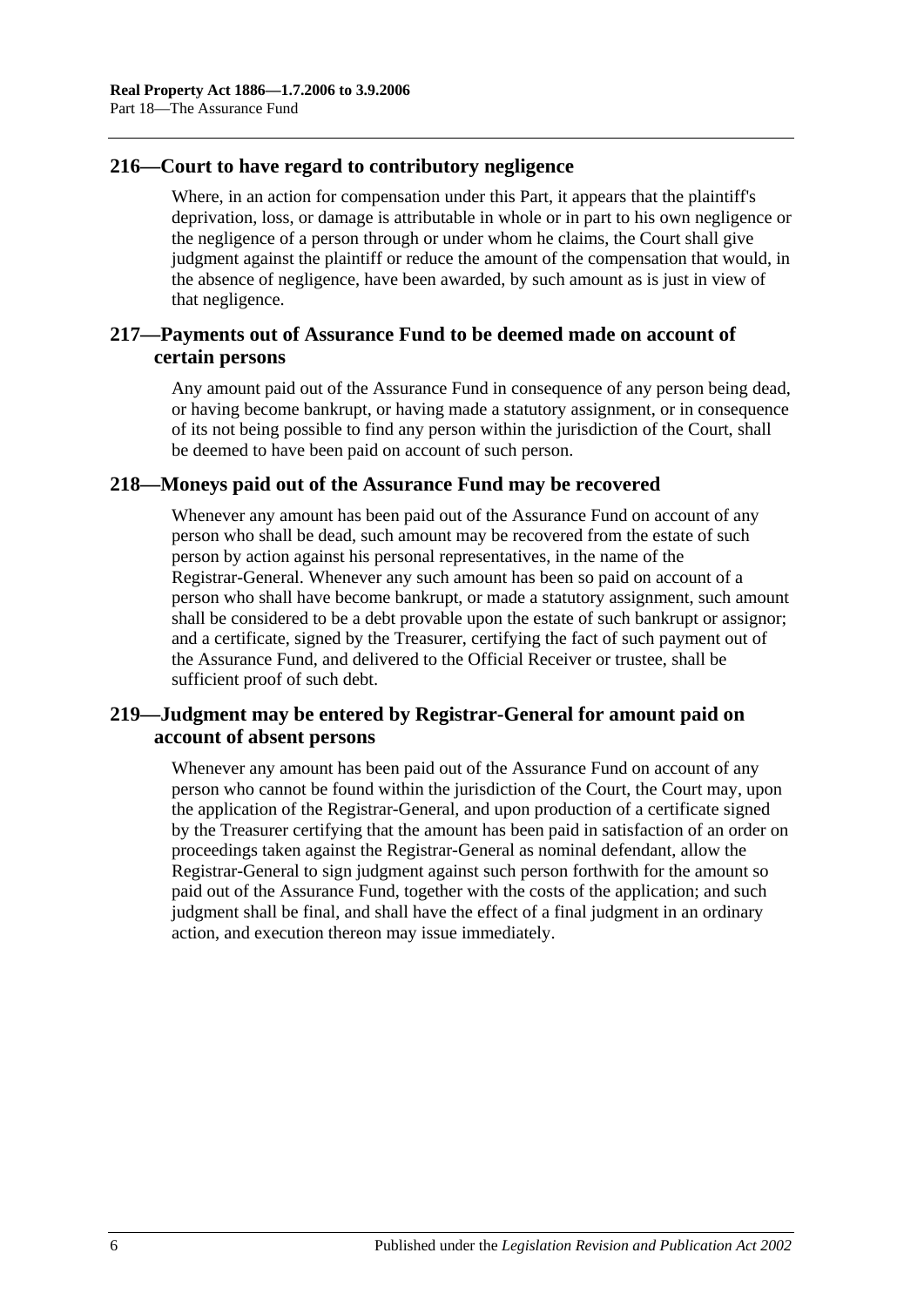## 216—Court to have regard to contributory negligence

Where, in an action for compensation under this Part, it appears that the plaintiff's deprivation, loss, or damage is attributable in whole or in part to his own negligence or the negligence of a person through or under whom he claims, the Court shall give judgment against the plaintiff or reduce the amount of the compensation that would, in the absence of negligence, have been awarded, by such amount as is just in view of that negligence.

## 217—Payments out of Assurance Fund to be deemed made on account of certain persons

Any amount paid out of the Assurance Fund in consequence of any person being dead, or having become bankrupt, or having made a statutory assignment, or in consequence of its not being possible to find any person within the jurisdiction of the Court, shall be deemed to have been paid on account of such person.

## 218—Moneys paid out of the Assurance Fund may be recovered

Whenever any amount has been paid out of the Assurance Fund on account of any person who shall be dead, such amount may be recovered from the estate of such person by action against his personal representatives, in the name of the Registrar-General. Whenever any such amount has been so paid on account of a person who shall have become bankrupt, or made a statutory assignment, such amount shall be considered to be a debt provable upon the estate of such bankrupt or assignor; and a certificate, signed by the Treasurer, certifying the fact of such payment out of the Assurance Fund, and delivered to the Official Receiver or trustee, shall be sufficient proof of such debt.

## 219—Judgment may be entered by Registrar-General for amount paid on account of absent persons

Whenever any amount has been paid out of the Assurance Fund on account of any person who cannot be found within the jurisdiction of the Court, the Court may, upon the application of the Registrar-General, and upon production of a certificate signed by the Treasurer certifying that the amount has been paid in satisfaction of an order on proceedings taken against the Registrar-General as nominal defendant, allow the Registrar-General to sign judgment against such person forthwith for the amount so paid out of the Assurance Fund, together with the costs of the application; and such judgment shall be final, and shall have the effect of a final judgment in an ordinary action, and execution thereon may issue immediately.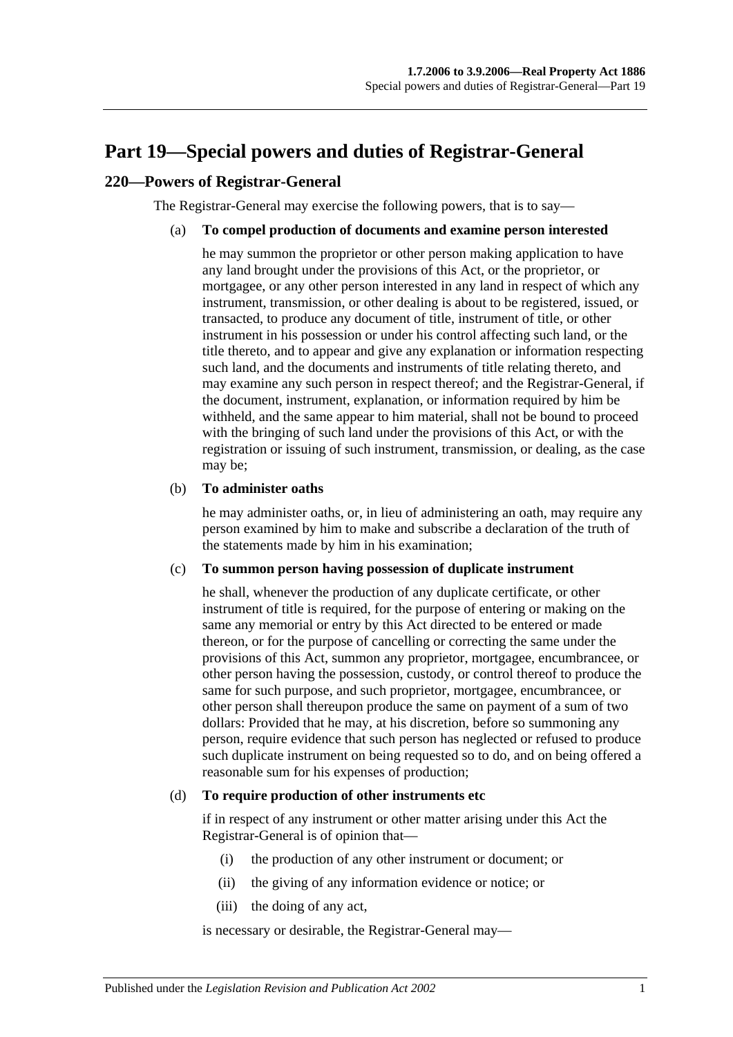# Part 19—Special powers and duties of Registrar-General

## 220—Powers of Registrar-General

The Registrar-General may exercise the following powers, that is to say—

(a) **To compel production of documents and examine person interested**

he may summon the proprietor or other person making application to have any land brought under the provisions of this Act, or the proprietor, or mortgagee, or any other person interested in any land in respect of which any instrument, transmission, or other dealing is about to be registered, issued, or transacted, to produce any document of title, instrument of title, or other instrument in his possession or under his control affecting such land, or the title thereto, and to appear and give any explanation or information respecting such land, and the documents and instruments of title relating thereto, and may examine any such person in respect thereof; and the Registrar-General, if the document, instrument, explanation, or information required by him be withheld, and the same appear to him material, shall not be bound to proceed with the bringing of such land under the provisions of this Act, or with the registration or issuing of such instrument, transmission, or dealing, as the case may be;

(b) **To administer oaths**

he may administer oaths, or, in lieu of administering an oath, may require any person examined by him to make and subscribe a declaration of the truth of the statements made by him in his examination;

(c) **To summon person having possession of duplicate instrument**

he shall, whenever the production of any duplicate certificate, or other instrument of title is required, for the purpose of entering or making on the same any memorial or entry by this Act directed to be entered or made thereon, or for the purpose of cancelling or correcting the same under the provisions of this Act, summon any proprietor, mortgagee, encumbrancee, or other person having the possession, custody, or control thereof to produce the same for such purpose, and such proprietor, mortgagee, encumbrancee, or other person shall thereupon produce the same on payment of a sum of two dollars: Provided that he may, at his discretion, before so summoning any person, require evidence that such person has neglected or refused to produce such duplicate instrument on being requested so to do, and on being offered a reasonable sum for his expenses of production;

(d) **To require production of other instruments etc**

if in respect of any instrument or other matter arising under this Act the Registrar-General is of opinion that—

(i) the production of any other instrument or document; or

(ii) the giving of any information evidence or notice; or

(iii) the doing of any act,

is necessary or desirable, the Registrar-General may—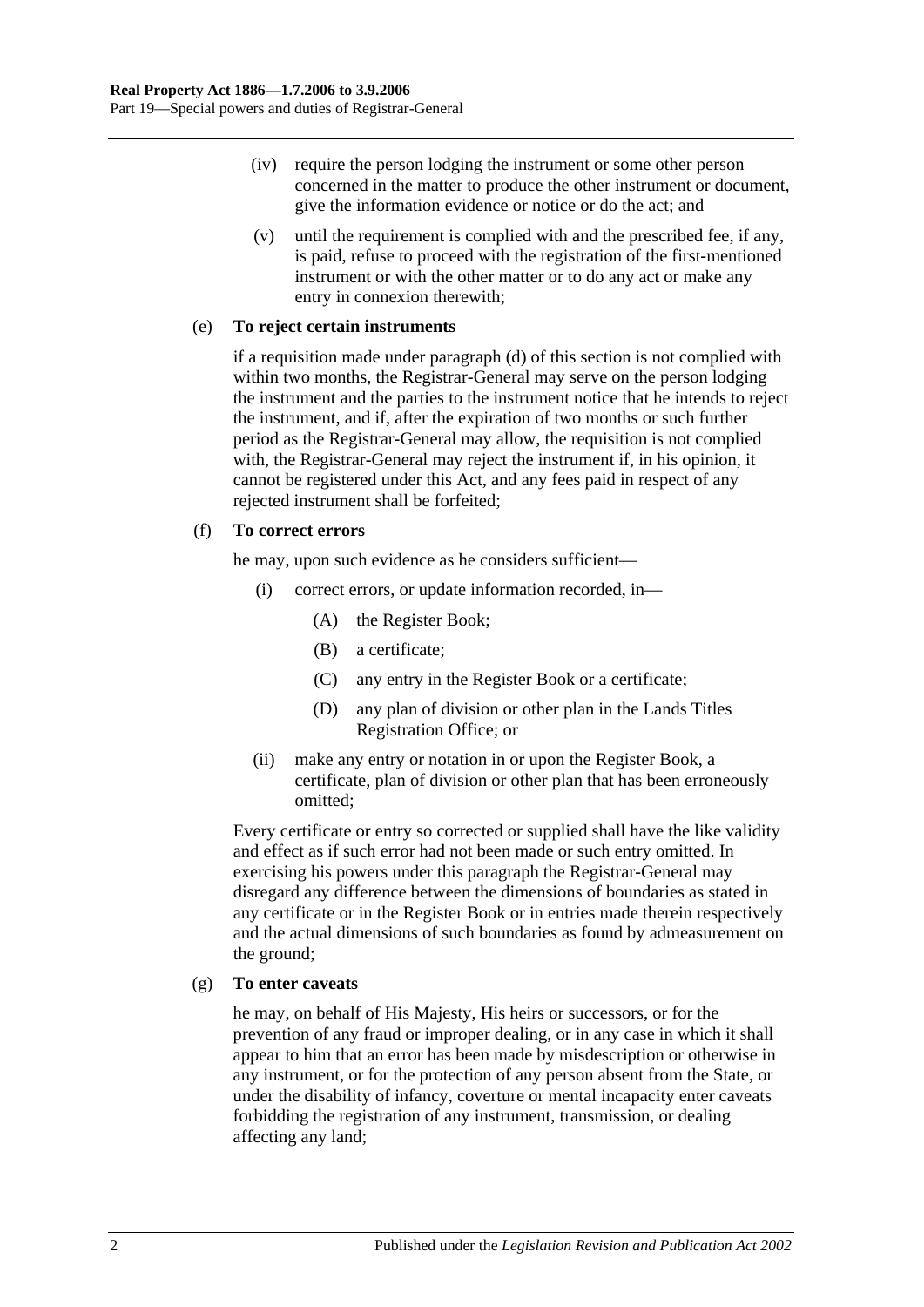(iv) require the person lodging the instrument or some other person concerned in the matter to produce the other instrument or document, give the information evidence or notice or do the act; and

(v) until the requirement is complied with and the prescribed fee, if any, is paid, refuse to proceed with the registration of the first-mentioned instrument or with the other matter or to do any act or make any entry in connexion therewith;

(e) **To reject certain instruments**

if a requisition made under paragraph (d) of this section is not complied with within two months, the Registrar-General may serve on the person lodging the instrument and the parties to the instrument notice that he intends to reject the instrument, and if, after the expiration of two months or such further period as the Registrar-General may allow, the requisition is not complied with, the Registrar-General may reject the instrument if, in his opinion, it cannot be registered under this Act, and any fees paid in respect of any rejected instrument shall be forfeited;

(f) **To correct errors**

he may, upon such evidence as he considers sufficient—

(i) correct errors, or update information recorded, in—

(A) the Register Book;

(B) a certificate;

(C) any entry in the Register Book or a certificate;

(D) any plan of division or other plan in the Lands Titles Registration Office; or

(ii) make any entry or notation in or upon the Register Book, a certificate, plan of division or other plan that has been erroneously omitted;

Every certificate or entry so corrected or supplied shall have the like validity and effect as if such error had not been made or such entry omitted. In exercising his powers under this paragraph the Registrar-General may disregard any difference between the dimensions of boundaries as stated in any certificate or in the Register Book or in entries made therein respectively and the actual dimensions of such boundaries as found by admeasurement on the ground;

(g) **To enter caveats**

he may, on behalf of His Majesty, His heirs or successors, or for the prevention of any fraud or improper dealing, or in any case in which it shall appear to him that an error has been made by misdescription or otherwise in any instrument, or for the protection of any person absent from the State, or under the disability of infancy, coverture or mental incapacity enter caveats forbidding the registration of any instrument, transmission, or dealing affecting any land;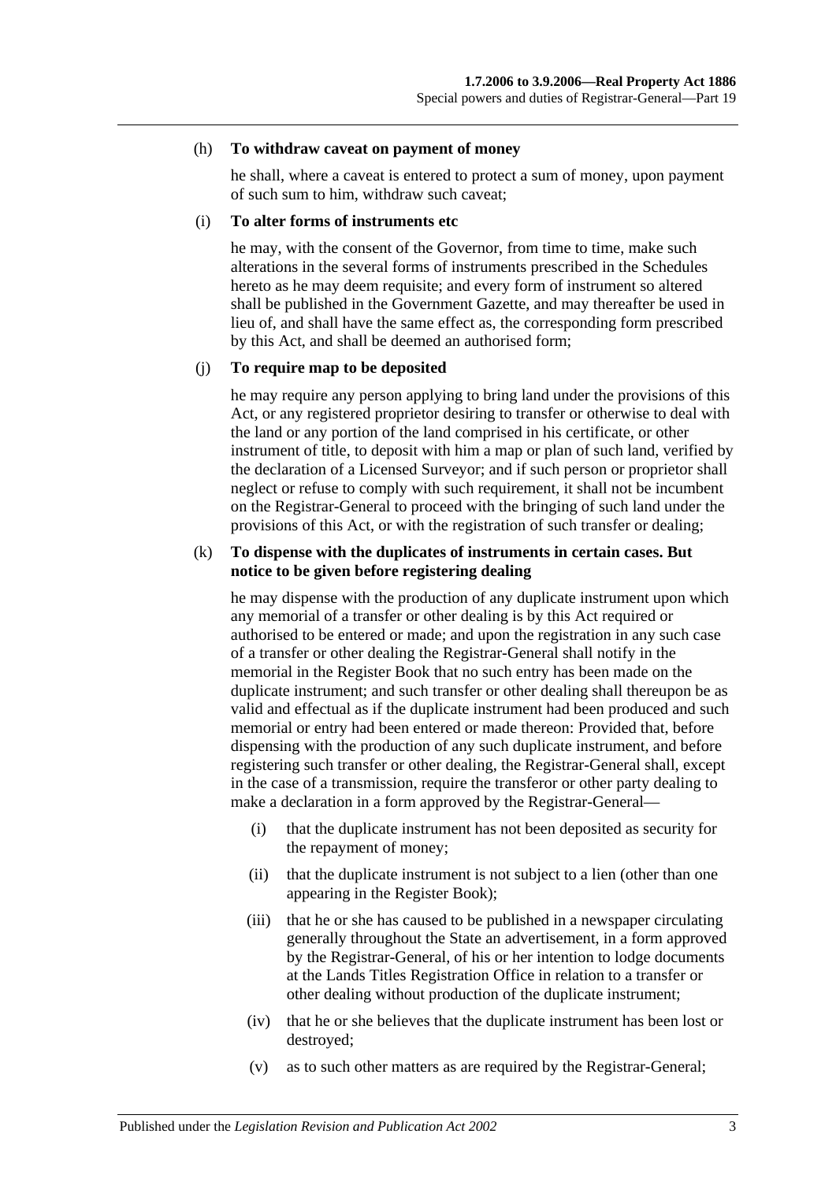(h) **To withdraw caveat on payment of money**

he shall, where a caveat is entered to protect a sum of money, upon payment of such sum to him, withdraw such caveat;

(i) **To alter forms of instruments etc**

he may, with the consent of the Governor, from time to time, make such alterations in the several forms of instruments prescribed in the Schedules hereto as he may deem requisite; and every form of instrument so altered shall be published in the Government Gazette, and may thereafter be used in lieu of, and shall have the same effect as, the corresponding form prescribed by this Act, and shall be deemed an authorised form;

(j) **To require map to be deposited**

he may require any person applying to bring land under the provisions of this Act, or any registered proprietor desiring to transfer or otherwise to deal with the land or any portion of the land comprised in his certificate, or other instrument of title, to deposit with him a map or plan of such land, verified by the declaration of a Licensed Surveyor; and if such person or proprietor shall neglect or refuse to comply with such requirement, it shall not be incumbent on the Registrar-General to proceed with the bringing of such land under the provisions of this Act, or with the registration of such transfer or dealing;

(k) **To dispense with the duplicates of instruments in certain cases. But notice to be given before registering dealing**

he may dispense with the production of any duplicate instrument upon which any memorial of a transfer or other dealing is by this Act required or authorised to be entered or made; and upon the registration in any such case of a transfer or other dealing the Registrar-General shall notify in the memorial in the Register Book that no such entry has been made on the duplicate instrument; and such transfer or other dealing shall thereupon be as valid and effectual as if the duplicate instrument had been produced and such memorial or entry had been entered or made thereon: Provided that, before dispensing with the production of any such duplicate instrument, and before registering such transfer or other dealing, the Registrar-General shall, except in the case of a transmission, require the transferor or other party dealing to make a declaration in a form approved by the Registrar-General—

(i) that the duplicate instrument has not been deposited as security for the repayment of money;

(ii) that the duplicate instrument is not subject to a lien (other than one appearing in the Register Book);

(iii) that he or she has caused to be published in a newspaper circulating generally throughout the State an advertisement, in a form approved by the Registrar-General, of his or her intention to lodge documents at the Lands Titles Registration Office in relation to a transfer or other dealing without production of the duplicate instrument;

(iv) that he or she believes that the duplicate instrument has been lost or destroyed;

(v) as to such other matters as are required by the Registrar-General;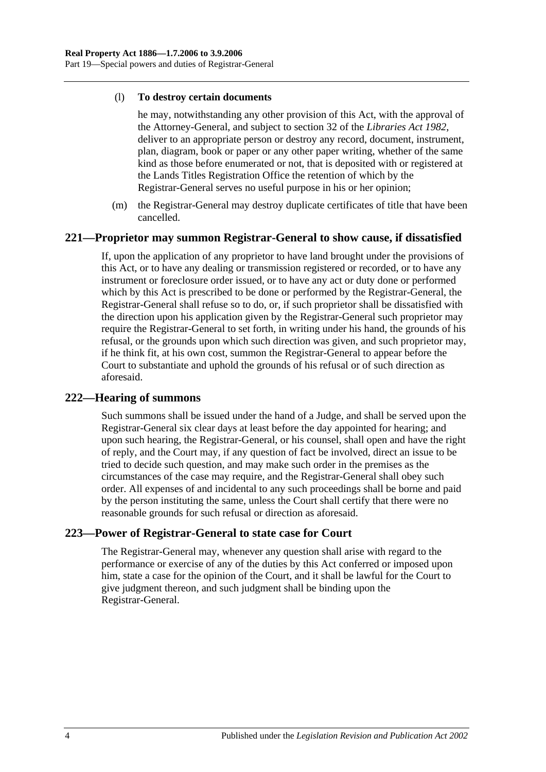(l) **To destroy certain documents**

he may, notwithstanding any other provision of this Act, with the approval of the Attorney-General, and subject to section 32 of the *Libraries Act 1982*, deliver to an appropriate person or destroy any record, document, instrument, plan, diagram, book or paper or any other paper writing, whether of the same kind as those before enumerated or not, that is deposited with or registered at the Lands Titles Registration Office the retention of which by the Registrar-General serves no useful purpose in his or her opinion;

(m) the Registrar-General may destroy duplicate certificates of title that have been cancelled.

## 221—Proprietor may summon Registrar-General to show cause, if dissatisfied

If, upon the application of any proprietor to have land brought under the provisions of this Act, or to have any dealing or transmission registered or recorded, or to have any instrument or foreclosure order issued, or to have any act or duty done or performed which by this Act is prescribed to be done or performed by the Registrar-General, the Registrar-General shall refuse so to do, or, if such proprietor shall be dissatisfied with the direction upon his application given by the Registrar-General such proprietor may require the Registrar-General to set forth, in writing under his hand, the grounds of his refusal, or the grounds upon which such direction was given, and such proprietor may, if he think fit, at his own cost, summon the Registrar-General to appear before the Court to substantiate and uphold the grounds of his refusal or of such direction as aforesaid.

## 222—Hearing of summons

Such summons shall be issued under the hand of a Judge, and shall be served upon the Registrar-General six clear days at least before the day appointed for hearing; and upon such hearing, the Registrar-General, or his counsel, shall open and have the right of reply, and the Court may, if any question of fact be involved, direct an issue to be tried to decide such question, and may make such order in the premises as the circumstances of the case may require, and the Registrar-General shall obey such order. All expenses of and incidental to any such proceedings shall be borne and paid by the person instituting the same, unless the Court shall certify that there were no reasonable grounds for such refusal or direction as aforesaid.

## 223—Power of Registrar-General to state case for Court

The Registrar-General may, whenever any question shall arise with regard to the performance or exercise of any of the duties by this Act conferred or imposed upon him, state a case for the opinion of the Court, and it shall be lawful for the Court to give judgment thereon, and such judgment shall be binding upon the Registrar-General.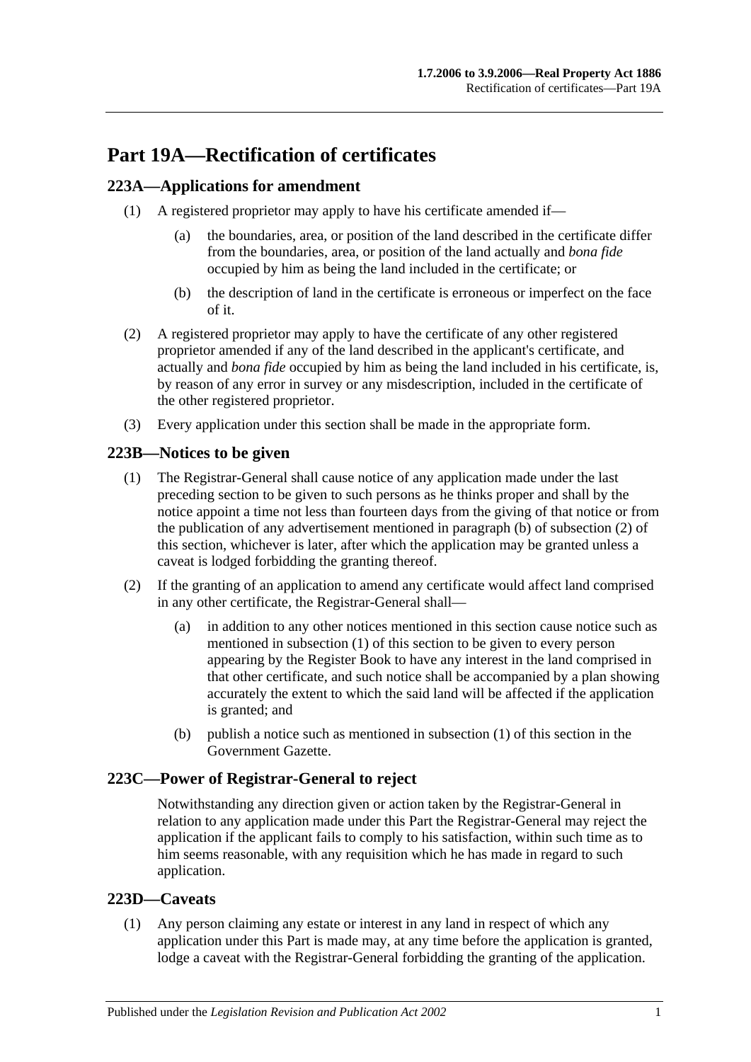# Part 19A—Rectification of certificates

## 223A—Applications for amendment

(1) A registered proprietor may apply to have his certificate amended if—

(a) the boundaries, area, or position of the land described in the certificate differ from the boundaries, area, or position of the land actually and *bona fide* occupied by him as being the land included in the certificate; or

(b) the description of land in the certificate is erroneous or imperfect on the face of it.

(2) A registered proprietor may apply to have the certificate of any other registered proprietor amended if any of the land described in the applicant's certificate, and actually and *bona fide* occupied by him as being the land included in his certificate, is, by reason of any error in survey or any misdescription, included in the certificate of the other registered proprietor.

(3) Every application under this section shall be made in the appropriate form.

## 223B—Notices to be given

(1) The Registrar-General shall cause notice of any application made under the last preceding section to be given to such persons as he thinks proper and shall by the notice appoint a time not less than fourteen days from the giving of that notice or from the publication of any advertisement mentioned in paragraph (b) of subsection (2) of this section, whichever is later, after which the application may be granted unless a caveat is lodged forbidding the granting thereof.

(2) If the granting of an application to amend any certificate would affect land comprised in any other certificate, the Registrar-General shall—

(a) in addition to any other notices mentioned in this section cause notice such as mentioned in subsection (1) of this section to be given to every person appearing by the Register Book to have any interest in the land comprised in that other certificate, and such notice shall be accompanied by a plan showing accurately the extent to which the said land will be affected if the application is granted; and

(b) publish a notice such as mentioned in subsection (1) of this section in the Government Gazette.

## 223C—Power of Registrar-General to reject

Notwithstanding any direction given or action taken by the Registrar-General in relation to any application made under this Part the Registrar-General may reject the application if the applicant fails to comply to his satisfaction, within such time as to him seems reasonable, with any requisition which he has made in regard to such application.

## 223D—Caveats

(1) Any person claiming any estate or interest in any land in respect of which any application under this Part is made may, at any time before the application is granted, lodge a caveat with the Registrar-General forbidding the granting of the application.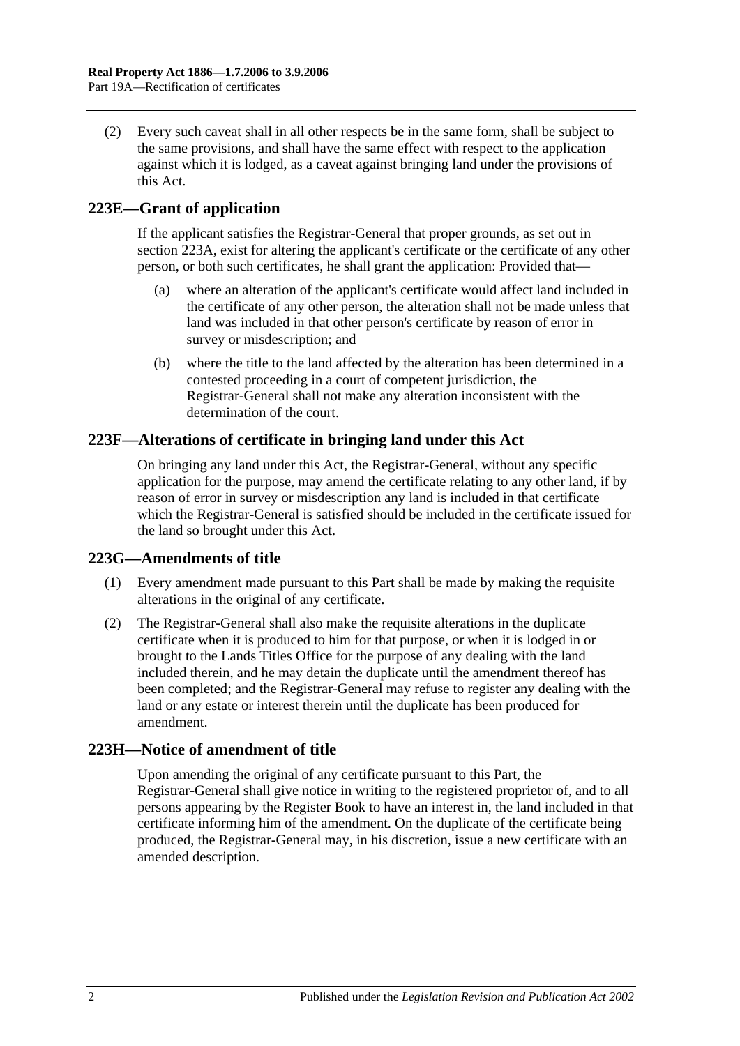(2) Every such caveat shall in all other respects be in the same form, shall be subject to the same provisions, and shall have the same effect with respect to the application against which it is lodged, as a caveat against bringing land under the provisions of this Act.

## 223E—Grant of application

If the applicant satisfies the Registrar-General that proper grounds, as set out in section 223A, exist for altering the applicant's certificate or the certificate of any other person, or both such certificates, he shall grant the application: Provided that—

(a) where an alteration of the applicant's certificate would affect land included in the certificate of any other person, the alteration shall not be made unless that land was included in that other person's certificate by reason of error in survey or misdescription; and

(b) where the title to the land affected by the alteration has been determined in a contested proceeding in a court of competent jurisdiction, the Registrar-General shall not make any alteration inconsistent with the determination of the court.

## 223F—Alterations of certificate in bringing land under this Act

On bringing any land under this Act, the Registrar-General, without any specific application for the purpose, may amend the certificate relating to any other land, if by reason of error in survey or misdescription any land is included in that certificate which the Registrar-General is satisfied should be included in the certificate issued for the land so brought under this Act.

## 223G—Amendments of title

(1) Every amendment made pursuant to this Part shall be made by making the requisite alterations in the original of any certificate.

(2) The Registrar-General shall also make the requisite alterations in the duplicate certificate when it is produced to him for that purpose, or when it is lodged in or brought to the Lands Titles Office for the purpose of any dealing with the land included therein, and he may detain the duplicate until the amendment thereof has been completed; and the Registrar-General may refuse to register any dealing with the land or any estate or interest therein until the duplicate has been produced for amendment.

## 223H—Notice of amendment of title

Upon amending the original of any certificate pursuant to this Part, the Registrar-General shall give notice in writing to the registered proprietor of, and to all persons appearing by the Register Book to have an interest in, the land included in that certificate informing him of the amendment. On the duplicate of the certificate being produced, the Registrar-General may, in his discretion, issue a new certificate with an amended description.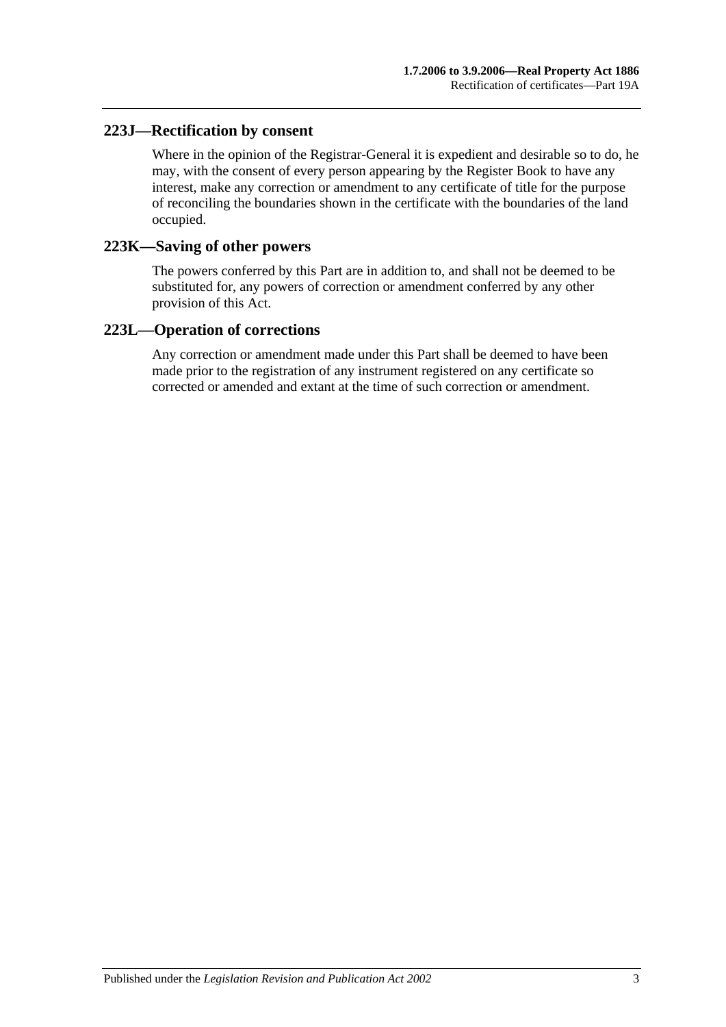## 223J—Rectification by consent

Where in the opinion of the Registrar-General it is expedient and desirable so to do, he may, with the consent of every person appearing by the Register Book to have any interest, make any correction or amendment to any certificate of title for the purpose of reconciling the boundaries shown in the certificate with the boundaries of the land occupied.

## 223K—Saving of other powers

The powers conferred by this Part are in addition to, and shall not be deemed to be substituted for, any powers of correction or amendment conferred by any other provision of this Act.

## 223L—Operation of corrections

Any correction or amendment made under this Part shall be deemed to have been made prior to the registration of any instrument registered on any certificate so corrected or amended and extant at the time of such correction or amendment.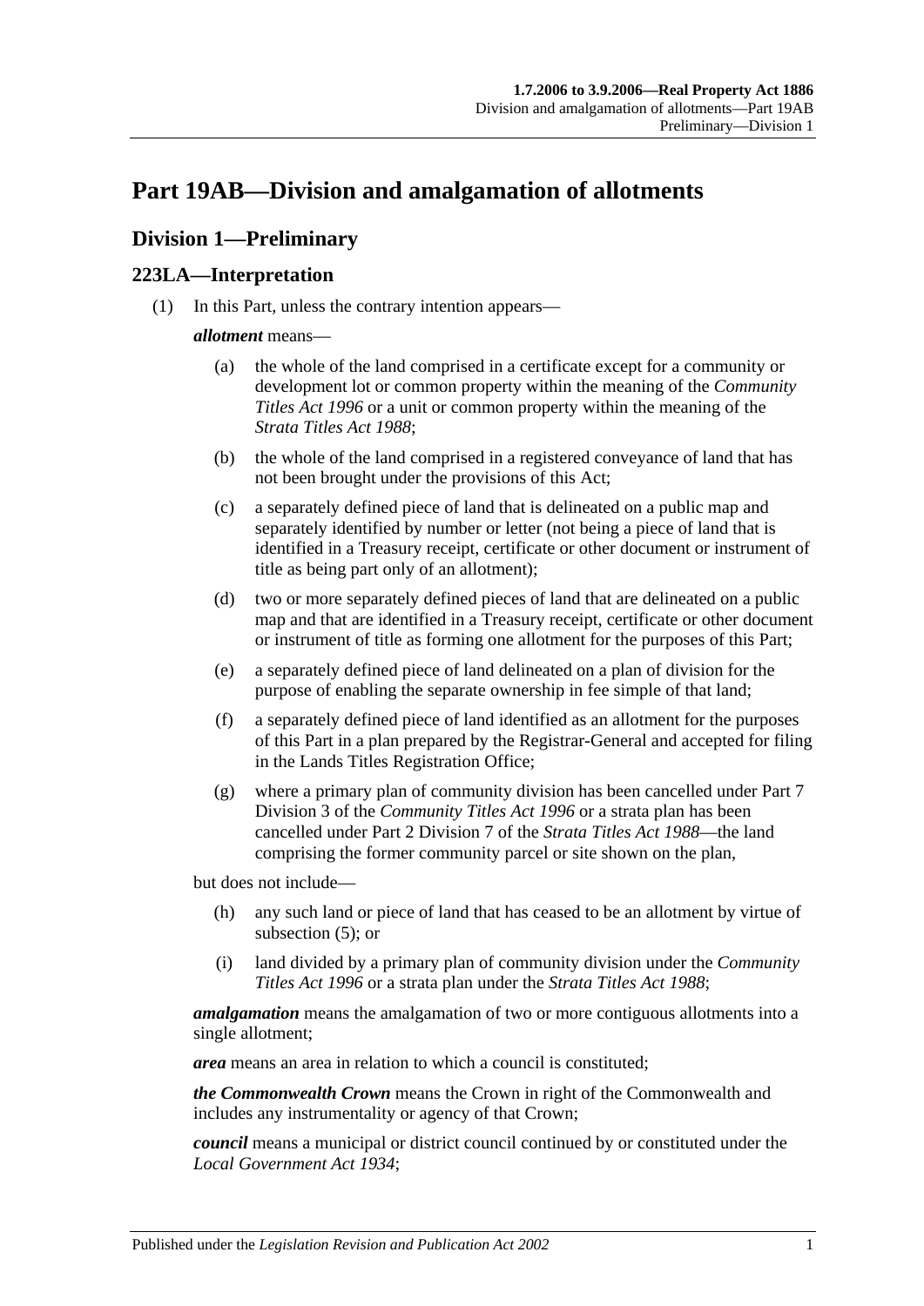# Part 19AB—Division and amalgamation of allotments

## Division 1—Preliminary

### 223LA—Interpretation

(1) In this Part, unless the contrary intention appears—

***allotment*** means—

- (a) the whole of the land comprised in a certificate except for a community or development lot or common property within the meaning of the *Community Titles Act 1996* or a unit or common property within the meaning of the *Strata Titles Act 1988*;
- (b) the whole of the land comprised in a registered conveyance of land that has not been brought under the provisions of this Act;
- (c) a separately defined piece of land that is delineated on a public map and separately identified by number or letter (not being a piece of land that is identified in a Treasury receipt, certificate or other document or instrument of title as being part only of an allotment);
- (d) two or more separately defined pieces of land that are delineated on a public map and that are identified in a Treasury receipt, certificate or other document or instrument of title as forming one allotment for the purposes of this Part;
- (e) a separately defined piece of land delineated on a plan of division for the purpose of enabling the separate ownership in fee simple of that land;
- (f) a separately defined piece of land identified as an allotment for the purposes of this Part in a plan prepared by the Registrar-General and accepted for filing in the Lands Titles Registration Office;
- (g) where a primary plan of community division has been cancelled under Part 7 Division 3 of the *Community Titles Act 1996* or a strata plan has been cancelled under Part 2 Division 7 of the *Strata Titles Act 1988*—the land comprising the former community parcel or site shown on the plan,

but does not include—

- (h) any such land or piece of land that has ceased to be an allotment by virtue of subsection (5); or
- (i) land divided by a primary plan of community division under the *Community Titles Act 1996* or a strata plan under the *Strata Titles Act 1988*;

***amalgamation*** means the amalgamation of two or more contiguous allotments into a single allotment;

***area*** means an area in relation to which a council is constituted;

***the Commonwealth Crown*** means the Crown in right of the Commonwealth and includes any instrumentality or agency of that Crown;

***council*** means a municipal or district council continued by or constituted under the *Local Government Act 1934*;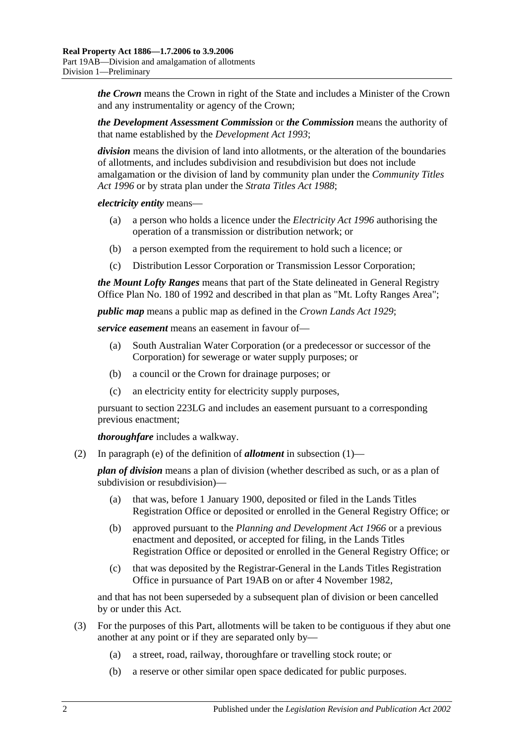***the Crown*** means the Crown in right of the State and includes a Minister of the Crown and any instrumentality or agency of the Crown;

***the Development Assessment Commission*** or ***the Commission*** means the authority of that name established by the *Development Act 1993*;

***division*** means the division of land into allotments, or the alteration of the boundaries of allotments, and includes subdivision and resubdivision but does not include amalgamation or the division of land by community plan under the *Community Titles Act 1996* or by strata plan under the *Strata Titles Act 1988*;

***electricity entity*** means—

- (a) a person who holds a licence under the *Electricity Act 1996* authorising the operation of a transmission or distribution network; or
- (b) a person exempted from the requirement to hold such a licence; or
- (c) Distribution Lessor Corporation or Transmission Lessor Corporation;

***the Mount Lofty Ranges*** means that part of the State delineated in General Registry Office Plan No. 180 of 1992 and described in that plan as "Mt. Lofty Ranges Area";

***public map*** means a public map as defined in the *Crown Lands Act 1929*;

***service easement*** means an easement in favour of—

- (a) South Australian Water Corporation (or a predecessor or successor of the Corporation) for sewerage or water supply purposes; or
- (b) a council or the Crown for drainage purposes; or
- (c) an electricity entity for electricity supply purposes,

pursuant to section 223LG and includes an easement pursuant to a corresponding previous enactment;

***thoroughfare*** includes a walkway.

(2) In paragraph (e) of the definition of ***allotment*** in subsection (1)—

***plan of division*** means a plan of division (whether described as such, or as a plan of subdivision or resubdivision)—

- (a) that was, before 1 January 1900, deposited or filed in the Lands Titles Registration Office or deposited or enrolled in the General Registry Office; or
- (b) approved pursuant to the *Planning and Development Act 1966* or a previous enactment and deposited, or accepted for filing, in the Lands Titles Registration Office or deposited or enrolled in the General Registry Office; or
- (c) that was deposited by the Registrar-General in the Lands Titles Registration Office in pursuance of Part 19AB on or after 4 November 1982,

and that has not been superseded by a subsequent plan of division or been cancelled by or under this Act.

(3) For the purposes of this Part, allotments will be taken to be contiguous if they abut one another at any point or if they are separated only by—

- (a) a street, road, railway, thoroughfare or travelling stock route; or
- (b) a reserve or other similar open space dedicated for public purposes.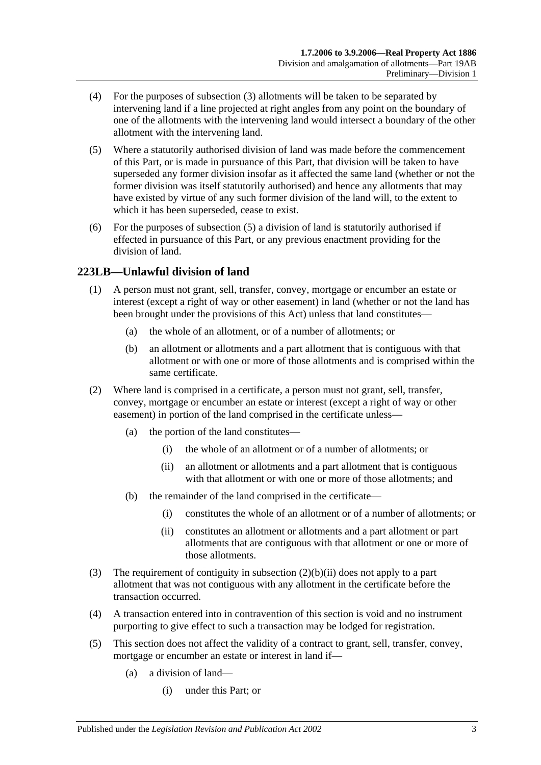(4) For the purposes of subsection (3) allotments will be taken to be separated by intervening land if a line projected at right angles from any point on the boundary of one of the allotments with the intervening land would intersect a boundary of the other allotment with the intervening land.

(5) Where a statutorily authorised division of land was made before the commencement of this Part, or is made in pursuance of this Part, that division will be taken to have superseded any former division insofar as it affected the same land (whether or not the former division was itself statutorily authorised) and hence any allotments that may have existed by virtue of any such former division of the land will, to the extent to which it has been superseded, cease to exist.

(6) For the purposes of subsection (5) a division of land is statutorily authorised if effected in pursuance of this Part, or any previous enactment providing for the division of land.

## 223LB—Unlawful division of land

(1) A person must not grant, sell, transfer, convey, mortgage or encumber an estate or interest (except a right of way or other easement) in land (whether or not the land has been brought under the provisions of this Act) unless that land constitutes—

(a) the whole of an allotment, or of a number of allotments; or

(b) an allotment or allotments and a part allotment that is contiguous with that allotment or with one or more of those allotments and is comprised within the same certificate.

(2) Where land is comprised in a certificate, a person must not grant, sell, transfer, convey, mortgage or encumber an estate or interest (except a right of way or other easement) in portion of the land comprised in the certificate unless—

(a) the portion of the land constitutes—

(i) the whole of an allotment or of a number of allotments; or

(ii) an allotment or allotments and a part allotment that is contiguous with that allotment or with one or more of those allotments; and

(b) the remainder of the land comprised in the certificate—

(i) constitutes the whole of an allotment or of a number of allotments; or

(ii) constitutes an allotment or allotments and a part allotment or part allotments that are contiguous with that allotment or one or more of those allotments.

(3) The requirement of contiguity in subsection (2)(b)(ii) does not apply to a part allotment that was not contiguous with any allotment in the certificate before the transaction occurred.

(4) A transaction entered into in contravention of this section is void and no instrument purporting to give effect to such a transaction may be lodged for registration.

(5) This section does not affect the validity of a contract to grant, sell, transfer, convey, mortgage or encumber an estate or interest in land if—

(a) a division of land—

(i) under this Part; or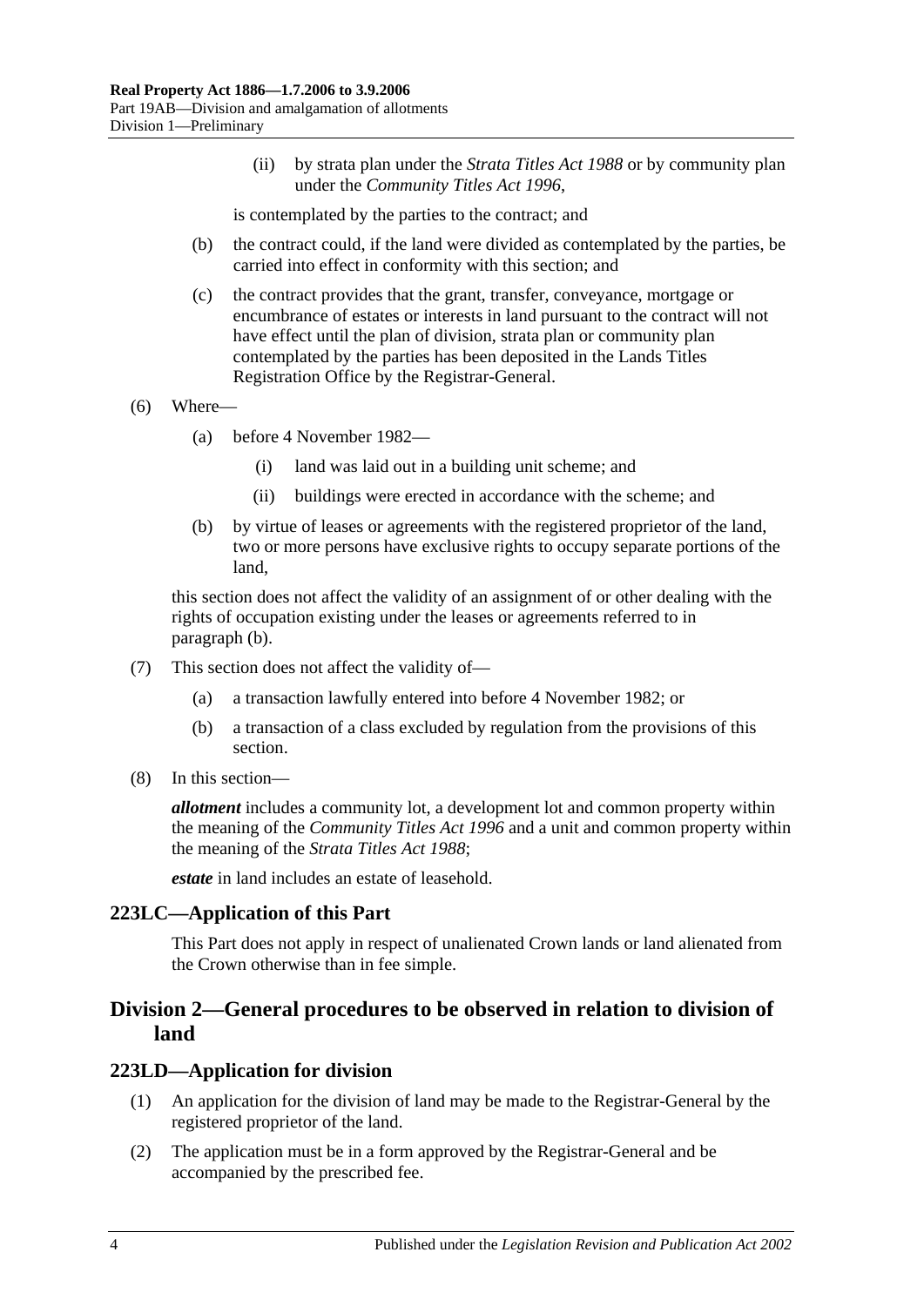(ii) by strata plan under the *Strata Titles Act 1988* or by community plan under the *Community Titles Act 1996*,

is contemplated by the parties to the contract; and

(b) the contract could, if the land were divided as contemplated by the parties, be carried into effect in conformity with this section; and

(c) the contract provides that the grant, transfer, conveyance, mortgage or encumbrance of estates or interests in land pursuant to the contract will not have effect until the plan of division, strata plan or community plan contemplated by the parties has been deposited in the Lands Titles Registration Office by the Registrar-General.

(6) Where—

(a) before 4 November 1982—

(i) land was laid out in a building unit scheme; and

(ii) buildings were erected in accordance with the scheme; and

(b) by virtue of leases or agreements with the registered proprietor of the land, two or more persons have exclusive rights to occupy separate portions of the land,

this section does not affect the validity of an assignment of or other dealing with the rights of occupation existing under the leases or agreements referred to in paragraph (b).

(7) This section does not affect the validity of—

(a) a transaction lawfully entered into before 4 November 1982; or

(b) a transaction of a class excluded by regulation from the provisions of this section.

(8) In this section—

***allotment*** includes a community lot, a development lot and common property within the meaning of the *Community Titles Act 1996* and a unit and common property within the meaning of the *Strata Titles Act 1988*;

***estate*** in land includes an estate of leasehold.

### 223LC—Application of this Part

This Part does not apply in respect of unalienated Crown lands or land alienated from the Crown otherwise than in fee simple.

## Division 2—General procedures to be observed in relation to division of land

### 223LD—Application for division

(1) An application for the division of land may be made to the Registrar-General by the registered proprietor of the land.

(2) The application must be in a form approved by the Registrar-General and be accompanied by the prescribed fee.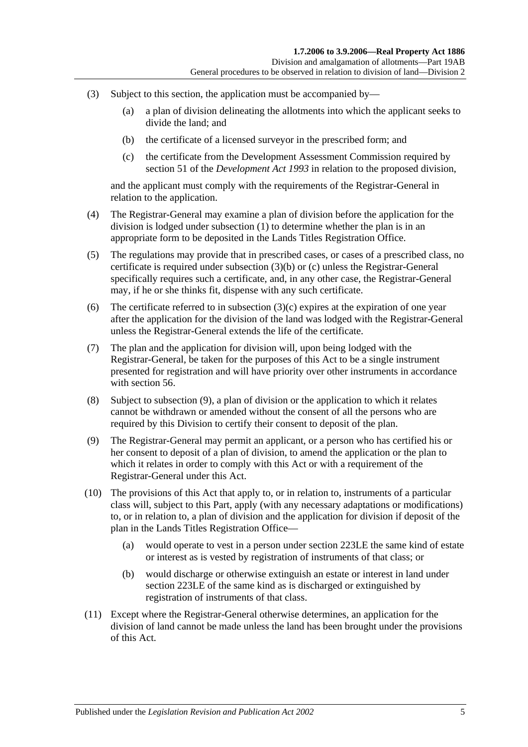(3) Subject to this section, the application must be accompanied by—

(a) a plan of division delineating the allotments into which the applicant seeks to divide the land; and

(b) the certificate of a licensed surveyor in the prescribed form; and

(c) the certificate from the Development Assessment Commission required by section 51 of the *Development Act 1993* in relation to the proposed division,

and the applicant must comply with the requirements of the Registrar-General in relation to the application.

(4) The Registrar-General may examine a plan of division before the application for the division is lodged under subsection (1) to determine whether the plan is in an appropriate form to be deposited in the Lands Titles Registration Office.

(5) The regulations may provide that in prescribed cases, or cases of a prescribed class, no certificate is required under subsection (3)(b) or (c) unless the Registrar-General specifically requires such a certificate, and, in any other case, the Registrar-General may, if he or she thinks fit, dispense with any such certificate.

(6) The certificate referred to in subsection (3)(c) expires at the expiration of one year after the application for the division of the land was lodged with the Registrar-General unless the Registrar-General extends the life of the certificate.

(7) The plan and the application for division will, upon being lodged with the Registrar-General, be taken for the purposes of this Act to be a single instrument presented for registration and will have priority over other instruments in accordance with section 56.

(8) Subject to subsection (9), a plan of division or the application to which it relates cannot be withdrawn or amended without the consent of all the persons who are required by this Division to certify their consent to deposit of the plan.

(9) The Registrar-General may permit an applicant, or a person who has certified his or her consent to deposit of a plan of division, to amend the application or the plan to which it relates in order to comply with this Act or with a requirement of the Registrar-General under this Act.

(10) The provisions of this Act that apply to, or in relation to, instruments of a particular class will, subject to this Part, apply (with any necessary adaptations or modifications) to, or in relation to, a plan of division and the application for division if deposit of the plan in the Lands Titles Registration Office—

(a) would operate to vest in a person under section 223LE the same kind of estate or interest as is vested by registration of instruments of that class; or

(b) would discharge or otherwise extinguish an estate or interest in land under section 223LE of the same kind as is discharged or extinguished by registration of instruments of that class.

(11) Except where the Registrar-General otherwise determines, an application for the division of land cannot be made unless the land has been brought under the provisions of this Act.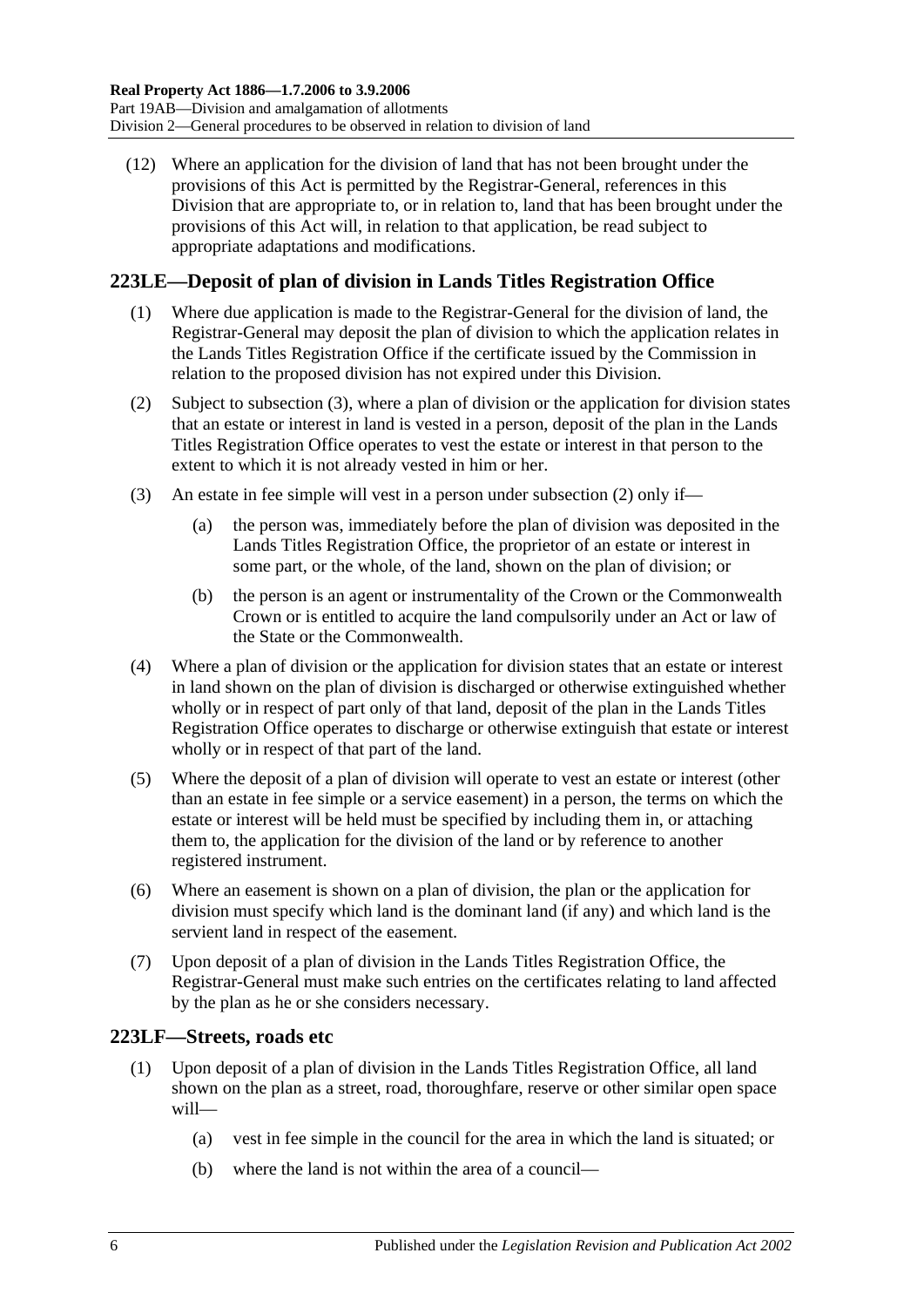(12) Where an application for the division of land that has not been brought under the provisions of this Act is permitted by the Registrar-General, references in this Division that are appropriate to, or in relation to, land that has been brought under the provisions of this Act will, in relation to that application, be read subject to appropriate adaptations and modifications.

## 223LE—Deposit of plan of division in Lands Titles Registration Office

(1) Where due application is made to the Registrar-General for the division of land, the Registrar-General may deposit the plan of division to which the application relates in the Lands Titles Registration Office if the certificate issued by the Commission in relation to the proposed division has not expired under this Division.

(2) Subject to subsection (3), where a plan of division or the application for division states that an estate or interest in land is vested in a person, deposit of the plan in the Lands Titles Registration Office operates to vest the estate or interest in that person to the extent to which it is not already vested in him or her.

(3) An estate in fee simple will vest in a person under subsection (2) only if—

- (a) the person was, immediately before the plan of division was deposited in the Lands Titles Registration Office, the proprietor of an estate or interest in some part, or the whole, of the land, shown on the plan of division; or
- (b) the person is an agent or instrumentality of the Crown or the Commonwealth Crown or is entitled to acquire the land compulsorily under an Act or law of the State or the Commonwealth.

(4) Where a plan of division or the application for division states that an estate or interest in land shown on the plan of division is discharged or otherwise extinguished whether wholly or in respect of part only of that land, deposit of the plan in the Lands Titles Registration Office operates to discharge or otherwise extinguish that estate or interest wholly or in respect of that part of the land.

(5) Where the deposit of a plan of division will operate to vest an estate or interest (other than an estate in fee simple or a service easement) in a person, the terms on which the estate or interest will be held must be specified by including them in, or attaching them to, the application for the division of the land or by reference to another registered instrument.

(6) Where an easement is shown on a plan of division, the plan or the application for division must specify which land is the dominant land (if any) and which land is the servient land in respect of the easement.

(7) Upon deposit of a plan of division in the Lands Titles Registration Office, the Registrar-General must make such entries on the certificates relating to land affected by the plan as he or she considers necessary.

## 223LF—Streets, roads etc

(1) Upon deposit of a plan of division in the Lands Titles Registration Office, all land shown on the plan as a street, road, thoroughfare, reserve or other similar open space will—

- (a) vest in fee simple in the council for the area in which the land is situated; or
- (b) where the land is not within the area of a council—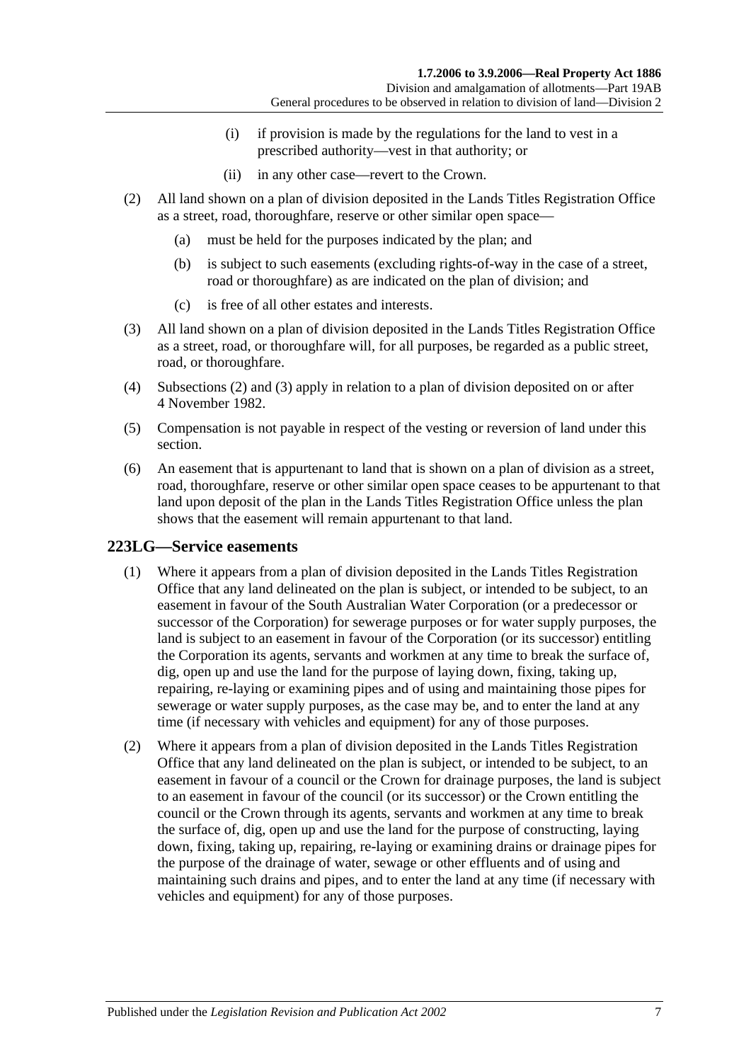(i) if provision is made by the regulations for the land to vest in a prescribed authority—vest in that authority; or

(ii) in any other case—revert to the Crown.

(2) All land shown on a plan of division deposited in the Lands Titles Registration Office as a street, road, thoroughfare, reserve or other similar open space—

(a) must be held for the purposes indicated by the plan; and

(b) is subject to such easements (excluding rights-of-way in the case of a street, road or thoroughfare) as are indicated on the plan of division; and

(c) is free of all other estates and interests.

(3) All land shown on a plan of division deposited in the Lands Titles Registration Office as a street, road, or thoroughfare will, for all purposes, be regarded as a public street, road, or thoroughfare.

(4) Subsections (2) and (3) apply in relation to a plan of division deposited on or after 4 November 1982.

(5) Compensation is not payable in respect of the vesting or reversion of land under this section.

(6) An easement that is appurtenant to land that is shown on a plan of division as a street, road, thoroughfare, reserve or other similar open space ceases to be appurtenant to that land upon deposit of the plan in the Lands Titles Registration Office unless the plan shows that the easement will remain appurtenant to that land.

## 223LG—Service easements

(1) Where it appears from a plan of division deposited in the Lands Titles Registration Office that any land delineated on the plan is subject, or intended to be subject, to an easement in favour of the South Australian Water Corporation (or a predecessor or successor of the Corporation) for sewerage purposes or for water supply purposes, the land is subject to an easement in favour of the Corporation (or its successor) entitling the Corporation its agents, servants and workmen at any time to break the surface of, dig, open up and use the land for the purpose of laying down, fixing, taking up, repairing, re-laying or examining pipes and of using and maintaining those pipes for sewerage or water supply purposes, as the case may be, and to enter the land at any time (if necessary with vehicles and equipment) for any of those purposes.

(2) Where it appears from a plan of division deposited in the Lands Titles Registration Office that any land delineated on the plan is subject, or intended to be subject, to an easement in favour of a council or the Crown for drainage purposes, the land is subject to an easement in favour of the council (or its successor) or the Crown entitling the council or the Crown through its agents, servants and workmen at any time to break the surface of, dig, open up and use the land for the purpose of constructing, laying down, fixing, taking up, repairing, re-laying or examining drains or drainage pipes for the purpose of the drainage of water, sewage or other effluents and of using and maintaining such drains and pipes, and to enter the land at any time (if necessary with vehicles and equipment) for any of those purposes.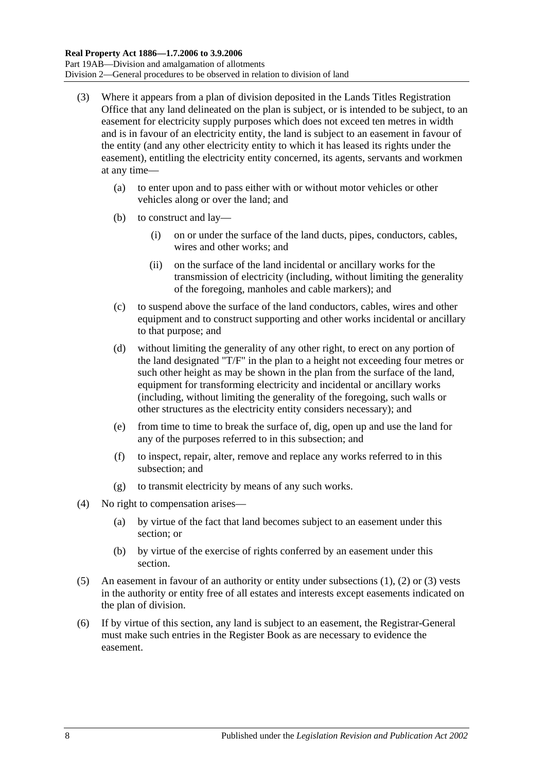(3) Where it appears from a plan of division deposited in the Lands Titles Registration Office that any land delineated on the plan is subject, or is intended to be subject, to an easement for electricity supply purposes which does not exceed ten metres in width and is in favour of an electricity entity, the land is subject to an easement in favour of the entity (and any other electricity entity to which it has leased its rights under the easement), entitling the electricity entity concerned, its agents, servants and workmen at any time—

(a) to enter upon and to pass either with or without motor vehicles or other vehicles along or over the land; and

(b) to construct and lay—

(i) on or under the surface of the land ducts, pipes, conductors, cables, wires and other works; and

(ii) on the surface of the land incidental or ancillary works for the transmission of electricity (including, without limiting the generality of the foregoing, manholes and cable markers); and

(c) to suspend above the surface of the land conductors, cables, wires and other equipment and to construct supporting and other works incidental or ancillary to that purpose; and

(d) without limiting the generality of any other right, to erect on any portion of the land designated "T/F" in the plan to a height not exceeding four metres or such other height as may be shown in the plan from the surface of the land, equipment for transforming electricity and incidental or ancillary works (including, without limiting the generality of the foregoing, such walls or other structures as the electricity entity considers necessary); and

(e) from time to time to break the surface of, dig, open up and use the land for any of the purposes referred to in this subsection; and

(f) to inspect, repair, alter, remove and replace any works referred to in this subsection; and

(g) to transmit electricity by means of any such works.

(4) No right to compensation arises—

(a) by virtue of the fact that land becomes subject to an easement under this section; or

(b) by virtue of the exercise of rights conferred by an easement under this section.

(5) An easement in favour of an authority or entity under subsections (1), (2) or (3) vests in the authority or entity free of all estates and interests except easements indicated on the plan of division.

(6) If by virtue of this section, any land is subject to an easement, the Registrar-General must make such entries in the Register Book as are necessary to evidence the easement.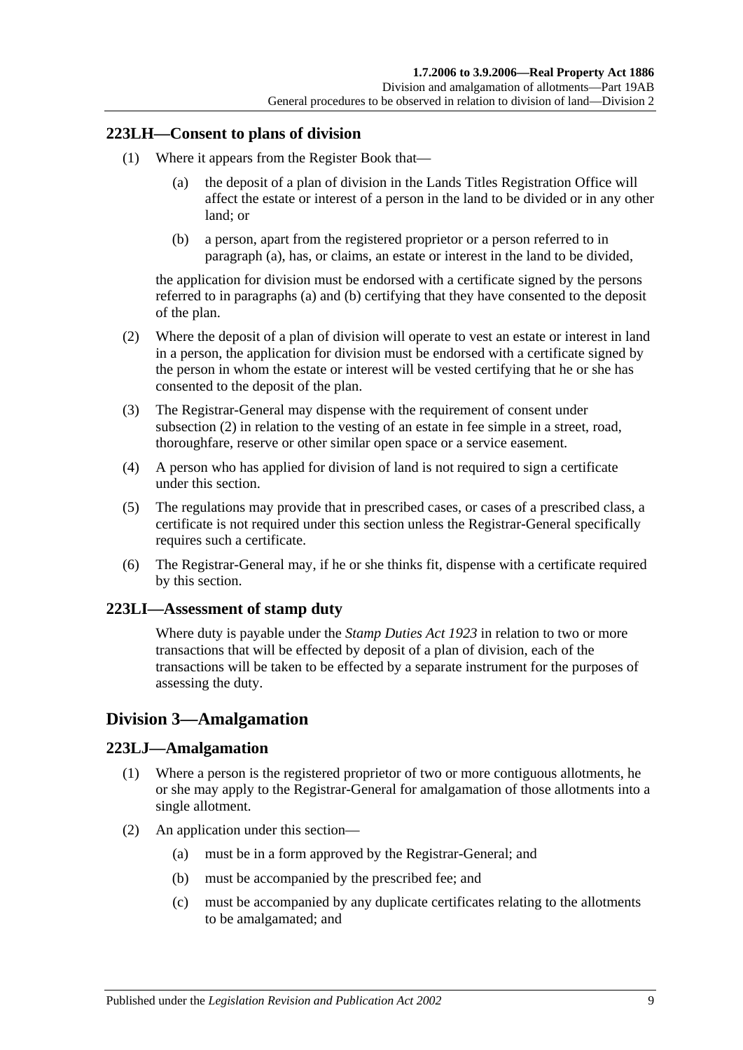## 223LH—Consent to plans of division

(1) Where it appears from the Register Book that—

(a) the deposit of a plan of division in the Lands Titles Registration Office will affect the estate or interest of a person in the land to be divided or in any other land; or

(b) a person, apart from the registered proprietor or a person referred to in paragraph (a), has, or claims, an estate or interest in the land to be divided,

the application for division must be endorsed with a certificate signed by the persons referred to in paragraphs (a) and (b) certifying that they have consented to the deposit of the plan.

(2) Where the deposit of a plan of division will operate to vest an estate or interest in land in a person, the application for division must be endorsed with a certificate signed by the person in whom the estate or interest will be vested certifying that he or she has consented to the deposit of the plan.

(3) The Registrar-General may dispense with the requirement of consent under subsection (2) in relation to the vesting of an estate in fee simple in a street, road, thoroughfare, reserve or other similar open space or a service easement.

(4) A person who has applied for division of land is not required to sign a certificate under this section.

(5) The regulations may provide that in prescribed cases, or cases of a prescribed class, a certificate is not required under this section unless the Registrar-General specifically requires such a certificate.

(6) The Registrar-General may, if he or she thinks fit, dispense with a certificate required by this section.

## 223LI—Assessment of stamp duty

Where duty is payable under the *Stamp Duties Act 1923* in relation to two or more transactions that will be effected by deposit of a plan of division, each of the transactions will be taken to be effected by a separate instrument for the purposes of assessing the duty.

# Division 3—Amalgamation

## 223LJ—Amalgamation

(1) Where a person is the registered proprietor of two or more contiguous allotments, he or she may apply to the Registrar-General for amalgamation of those allotments into a single allotment.

(2) An application under this section—

(a) must be in a form approved by the Registrar-General; and

(b) must be accompanied by the prescribed fee; and

(c) must be accompanied by any duplicate certificates relating to the allotments to be amalgamated; and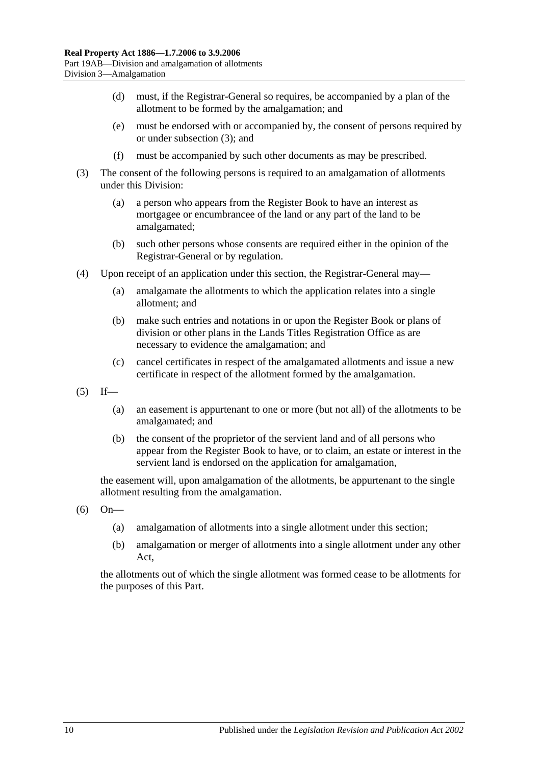(d) must, if the Registrar-General so requires, be accompanied by a plan of the allotment to be formed by the amalgamation; and

(e) must be endorsed with or accompanied by, the consent of persons required by or under subsection (3); and

(f) must be accompanied by such other documents as may be prescribed.

(3) The consent of the following persons is required to an amalgamation of allotments under this Division:

(a) a person who appears from the Register Book to have an interest as mortgagee or encumbrancee of the land or any part of the land to be amalgamated;

(b) such other persons whose consents are required either in the opinion of the Registrar-General or by regulation.

(4) Upon receipt of an application under this section, the Registrar-General may—

(a) amalgamate the allotments to which the application relates into a single allotment; and

(b) make such entries and notations in or upon the Register Book or plans of division or other plans in the Lands Titles Registration Office as are necessary to evidence the amalgamation; and

(c) cancel certificates in respect of the amalgamated allotments and issue a new certificate in respect of the allotment formed by the amalgamation.

(5) If—

(a) an easement is appurtenant to one or more (but not all) of the allotments to be amalgamated; and

(b) the consent of the proprietor of the servient land and of all persons who appear from the Register Book to have, or to claim, an estate or interest in the servient land is endorsed on the application for amalgamation,

the easement will, upon amalgamation of the allotments, be appurtenant to the single allotment resulting from the amalgamation.

(6) On—

(a) amalgamation of allotments into a single allotment under this section;

(b) amalgamation or merger of allotments into a single allotment under any other Act,

the allotments out of which the single allotment was formed cease to be allotments for the purposes of this Part.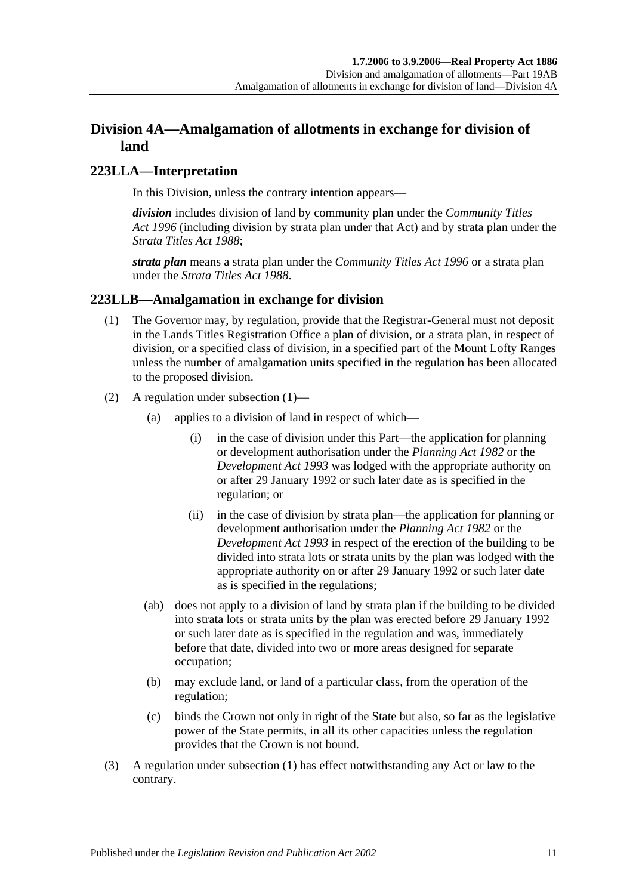## Division 4A—Amalgamation of allotments in exchange for division of land

### 223LLA—Interpretation

In this Division, unless the contrary intention appears—

***division*** includes division of land by community plan under the *Community Titles Act 1996* (including division by strata plan under that Act) and by strata plan under the *Strata Titles Act 1988*;

***strata plan*** means a strata plan under the *Community Titles Act 1996* or a strata plan under the *Strata Titles Act 1988*.

### 223LLB—Amalgamation in exchange for division

(1) The Governor may, by regulation, provide that the Registrar-General must not deposit in the Lands Titles Registration Office a plan of division, or a strata plan, in respect of division, or a specified class of division, in a specified part of the Mount Lofty Ranges unless the number of amalgamation units specified in the regulation has been allocated to the proposed division.

(2) A regulation under subsection (1)—

(a) applies to a division of land in respect of which—

(i) in the case of division under this Part—the application for planning or development authorisation under the *Planning Act 1982* or the *Development Act 1993* was lodged with the appropriate authority on or after 29 January 1992 or such later date as is specified in the regulation; or

(ii) in the case of division by strata plan—the application for planning or development authorisation under the *Planning Act 1982* or the *Development Act 1993* in respect of the erection of the building to be divided into strata lots or strata units by the plan was lodged with the appropriate authority on or after 29 January 1992 or such later date as is specified in the regulations;

(ab) does not apply to a division of land by strata plan if the building to be divided into strata lots or strata units by the plan was erected before 29 January 1992 or such later date as is specified in the regulation and was, immediately before that date, divided into two or more areas designed for separate occupation;

(b) may exclude land, or land of a particular class, from the operation of the regulation;

(c) binds the Crown not only in right of the State but also, so far as the legislative power of the State permits, in all its other capacities unless the regulation provides that the Crown is not bound.

(3) A regulation under subsection (1) has effect notwithstanding any Act or law to the contrary.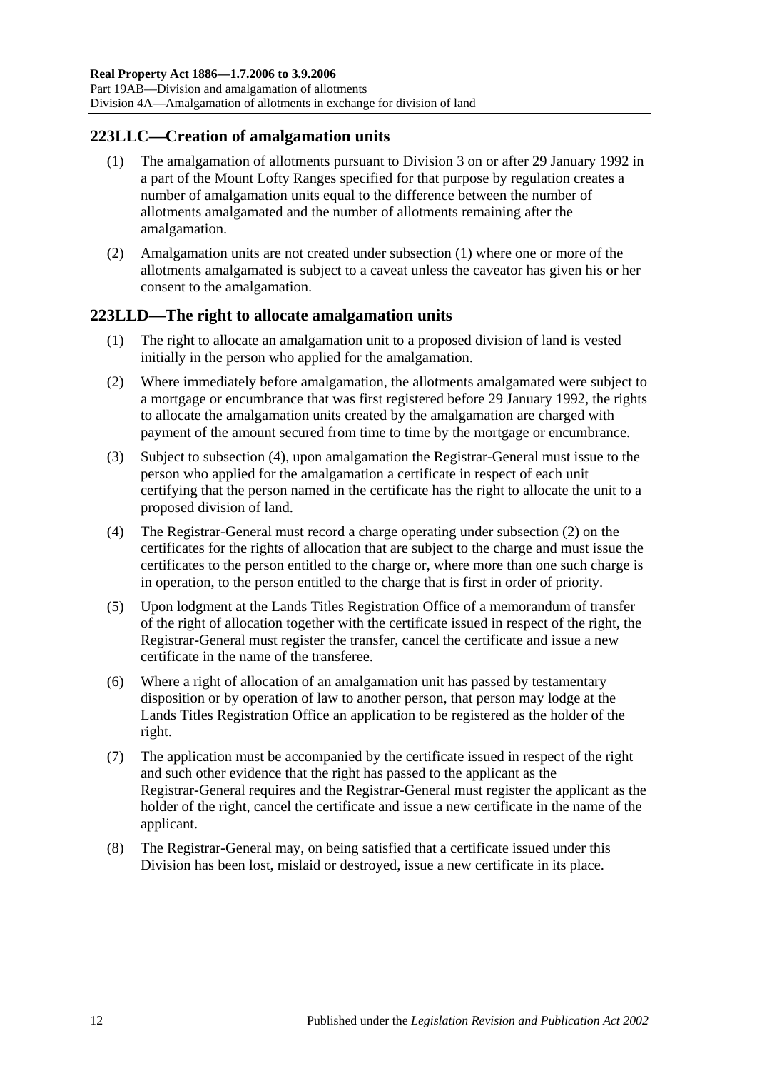## 223LLC—Creation of amalgamation units

(1) The amalgamation of allotments pursuant to Division 3 on or after 29 January 1992 in a part of the Mount Lofty Ranges specified for that purpose by regulation creates a number of amalgamation units equal to the difference between the number of allotments amalgamated and the number of allotments remaining after the amalgamation.

(2) Amalgamation units are not created under subsection (1) where one or more of the allotments amalgamated is subject to a caveat unless the caveator has given his or her consent to the amalgamation.

## 223LLD—The right to allocate amalgamation units

(1) The right to allocate an amalgamation unit to a proposed division of land is vested initially in the person who applied for the amalgamation.

(2) Where immediately before amalgamation, the allotments amalgamated were subject to a mortgage or encumbrance that was first registered before 29 January 1992, the rights to allocate the amalgamation units created by the amalgamation are charged with payment of the amount secured from time to time by the mortgage or encumbrance.

(3) Subject to subsection (4), upon amalgamation the Registrar-General must issue to the person who applied for the amalgamation a certificate in respect of each unit certifying that the person named in the certificate has the right to allocate the unit to a proposed division of land.

(4) The Registrar-General must record a charge operating under subsection (2) on the certificates for the rights of allocation that are subject to the charge and must issue the certificates to the person entitled to the charge or, where more than one such charge is in operation, to the person entitled to the charge that is first in order of priority.

(5) Upon lodgment at the Lands Titles Registration Office of a memorandum of transfer of the right of allocation together with the certificate issued in respect of the right, the Registrar-General must register the transfer, cancel the certificate and issue a new certificate in the name of the transferee.

(6) Where a right of allocation of an amalgamation unit has passed by testamentary disposition or by operation of law to another person, that person may lodge at the Lands Titles Registration Office an application to be registered as the holder of the right.

(7) The application must be accompanied by the certificate issued in respect of the right and such other evidence that the right has passed to the applicant as the Registrar-General requires and the Registrar-General must register the applicant as the holder of the right, cancel the certificate and issue a new certificate in the name of the applicant.

(8) The Registrar-General may, on being satisfied that a certificate issued under this Division has been lost, mislaid or destroyed, issue a new certificate in its place.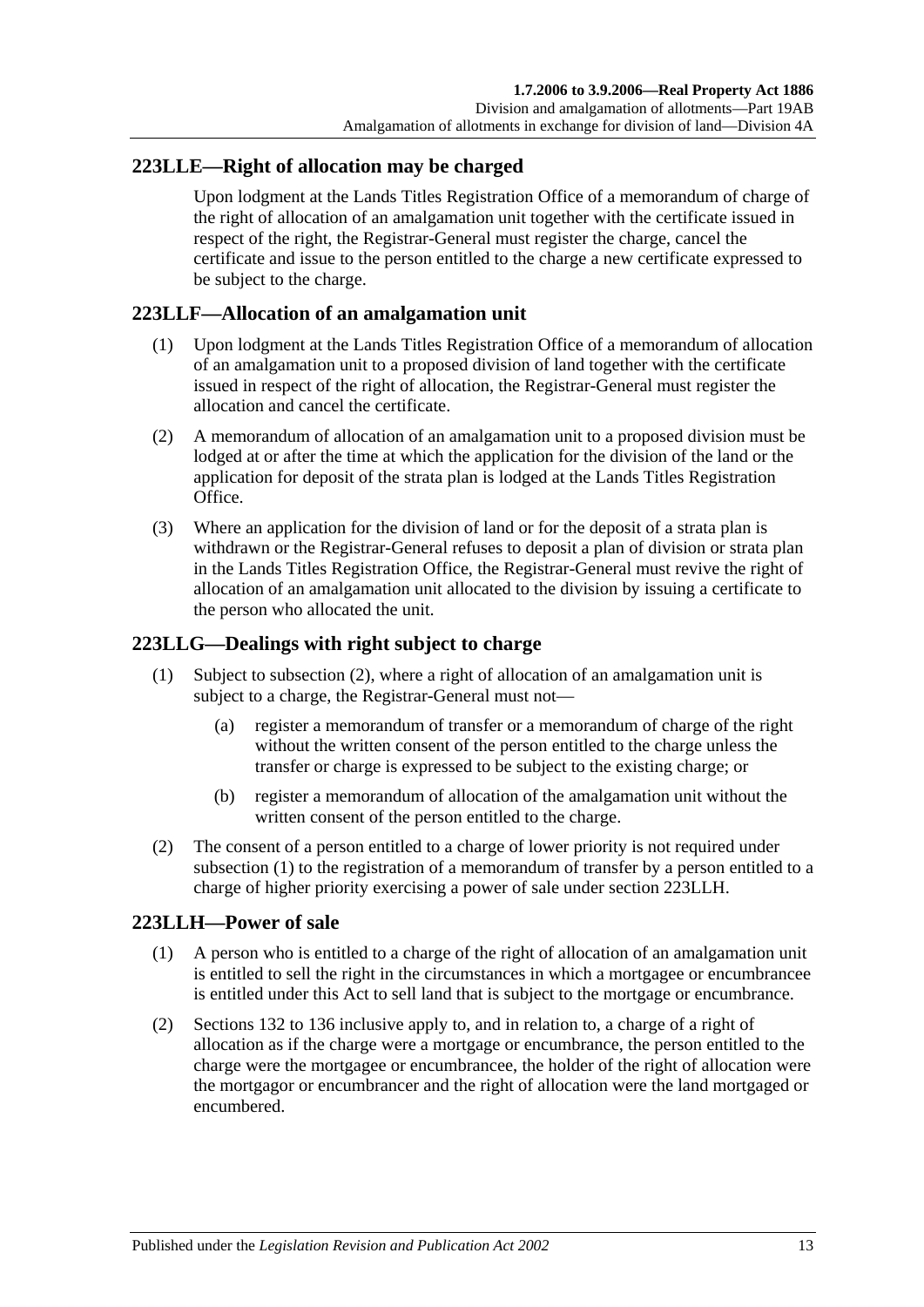## 223LLE—Right of allocation may be charged

Upon lodgment at the Lands Titles Registration Office of a memorandum of charge of the right of allocation of an amalgamation unit together with the certificate issued in respect of the right, the Registrar-General must register the charge, cancel the certificate and issue to the person entitled to the charge a new certificate expressed to be subject to the charge.

## 223LLF—Allocation of an amalgamation unit

(1) Upon lodgment at the Lands Titles Registration Office of a memorandum of allocation of an amalgamation unit to a proposed division of land together with the certificate issued in respect of the right of allocation, the Registrar-General must register the allocation and cancel the certificate.

(2) A memorandum of allocation of an amalgamation unit to a proposed division must be lodged at or after the time at which the application for the division of the land or the application for deposit of the strata plan is lodged at the Lands Titles Registration Office.

(3) Where an application for the division of land or for the deposit of a strata plan is withdrawn or the Registrar-General refuses to deposit a plan of division or strata plan in the Lands Titles Registration Office, the Registrar-General must revive the right of allocation of an amalgamation unit allocated to the division by issuing a certificate to the person who allocated the unit.

## 223LLG—Dealings with right subject to charge

(1) Subject to subsection (2), where a right of allocation of an amalgamation unit is subject to a charge, the Registrar-General must not—

(a) register a memorandum of transfer or a memorandum of charge of the right without the written consent of the person entitled to the charge unless the transfer or charge is expressed to be subject to the existing charge; or

(b) register a memorandum of allocation of the amalgamation unit without the written consent of the person entitled to the charge.

(2) The consent of a person entitled to a charge of lower priority is not required under subsection (1) to the registration of a memorandum of transfer by a person entitled to a charge of higher priority exercising a power of sale under section 223LLH.

## 223LLH—Power of sale

(1) A person who is entitled to a charge of the right of allocation of an amalgamation unit is entitled to sell the right in the circumstances in which a mortgagee or encumbrancee is entitled under this Act to sell land that is subject to the mortgage or encumbrance.

(2) Sections 132 to 136 inclusive apply to, and in relation to, a charge of a right of allocation as if the charge were a mortgage or encumbrance, the person entitled to the charge were the mortgagee or encumbrancee, the holder of the right of allocation were the mortgagor or encumbrancer and the right of allocation were the land mortgaged or encumbered.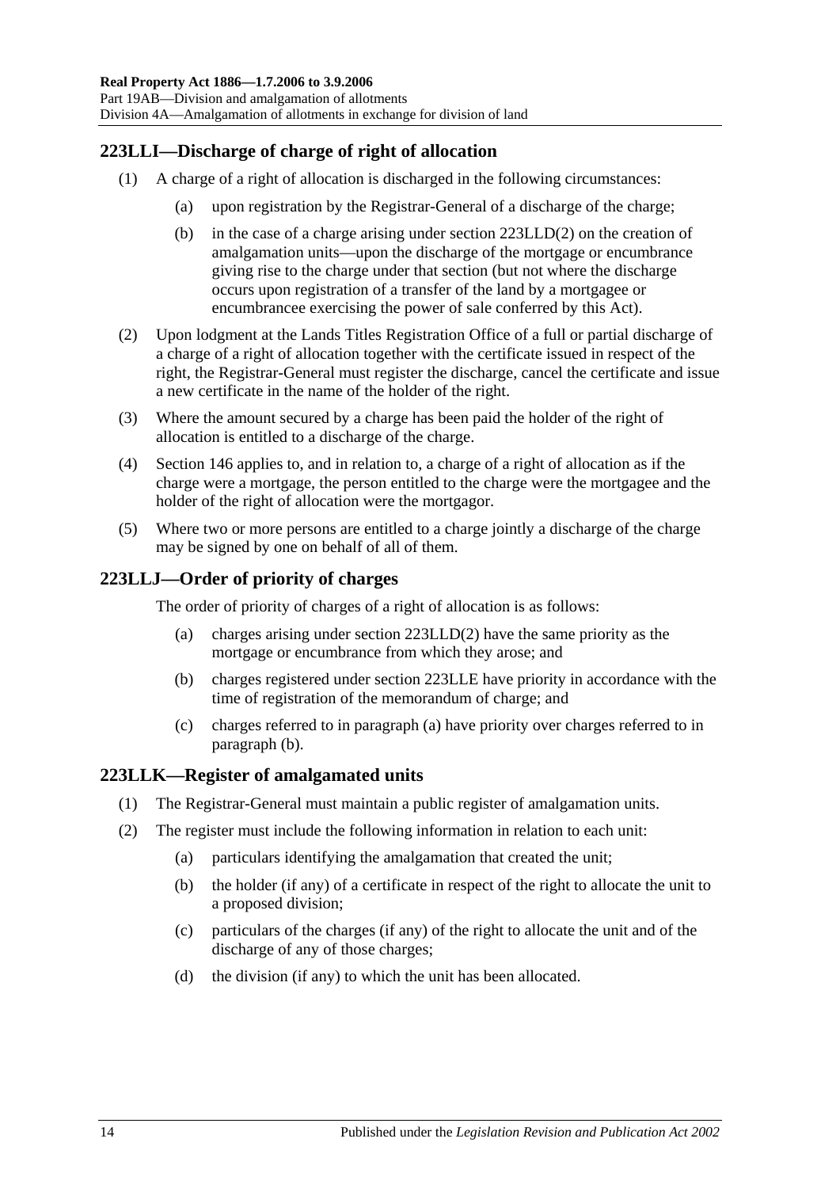## 223LLI—Discharge of charge of right of allocation

(1) A charge of a right of allocation is discharged in the following circumstances:

(a) upon registration by the Registrar-General of a discharge of the charge;

(b) in the case of a charge arising under section 223LLD(2) on the creation of amalgamation units—upon the discharge of the mortgage or encumbrance giving rise to the charge under that section (but not where the discharge occurs upon registration of a transfer of the land by a mortgagee or encumbrancee exercising the power of sale conferred by this Act).

(2) Upon lodgment at the Lands Titles Registration Office of a full or partial discharge of a charge of a right of allocation together with the certificate issued in respect of the right, the Registrar-General must register the discharge, cancel the certificate and issue a new certificate in the name of the holder of the right.

(3) Where the amount secured by a charge has been paid the holder of the right of allocation is entitled to a discharge of the charge.

(4) Section 146 applies to, and in relation to, a charge of a right of allocation as if the charge were a mortgage, the person entitled to the charge were the mortgagee and the holder of the right of allocation were the mortgagor.

(5) Where two or more persons are entitled to a charge jointly a discharge of the charge may be signed by one on behalf of all of them.

## 223LLJ—Order of priority of charges

The order of priority of charges of a right of allocation is as follows:

(a) charges arising under section 223LLD(2) have the same priority as the mortgage or encumbrance from which they arose; and

(b) charges registered under section 223LLE have priority in accordance with the time of registration of the memorandum of charge; and

(c) charges referred to in paragraph (a) have priority over charges referred to in paragraph (b).

## 223LLK—Register of amalgamated units

(1) The Registrar-General must maintain a public register of amalgamation units.

(2) The register must include the following information in relation to each unit:

(a) particulars identifying the amalgamation that created the unit;

(b) the holder (if any) of a certificate in respect of the right to allocate the unit to a proposed division;

(c) particulars of the charges (if any) of the right to allocate the unit and of the discharge of any of those charges;

(d) the division (if any) to which the unit has been allocated.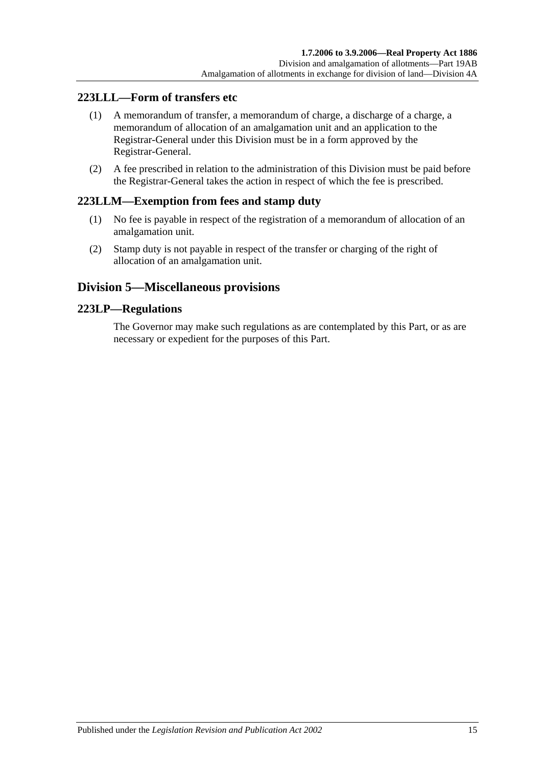## 223LLL—Form of transfers etc

(1) A memorandum of transfer, a memorandum of charge, a discharge of a charge, a memorandum of allocation of an amalgamation unit and an application to the Registrar-General under this Division must be in a form approved by the Registrar-General.

(2) A fee prescribed in relation to the administration of this Division must be paid before the Registrar-General takes the action in respect of which the fee is prescribed.

## 223LLM—Exemption from fees and stamp duty

(1) No fee is payable in respect of the registration of a memorandum of allocation of an amalgamation unit.

(2) Stamp duty is not payable in respect of the transfer or charging of the right of allocation of an amalgamation unit.

# Division 5—Miscellaneous provisions

## 223LP—Regulations

The Governor may make such regulations as are contemplated by this Part, or as are necessary or expedient for the purposes of this Part.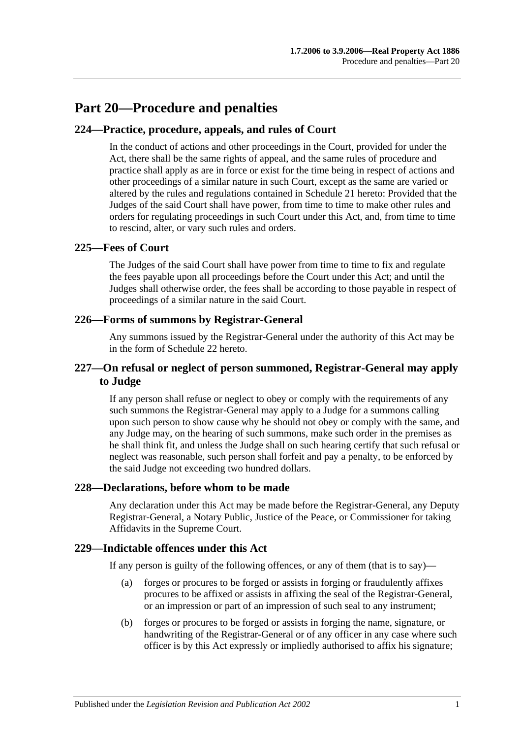# Part 20—Procedure and penalties

## 224—Practice, procedure, appeals, and rules of Court

In the conduct of actions and other proceedings in the Court, provided for under the Act, there shall be the same rights of appeal, and the same rules of procedure and practice shall apply as are in force or exist for the time being in respect of actions and other proceedings of a similar nature in such Court, except as the same are varied or altered by the rules and regulations contained in Schedule 21 hereto: Provided that the Judges of the said Court shall have power, from time to time to make other rules and orders for regulating proceedings in such Court under this Act, and, from time to time to rescind, alter, or vary such rules and orders.

## 225—Fees of Court

The Judges of the said Court shall have power from time to time to fix and regulate the fees payable upon all proceedings before the Court under this Act; and until the Judges shall otherwise order, the fees shall be according to those payable in respect of proceedings of a similar nature in the said Court.

## 226—Forms of summons by Registrar-General

Any summons issued by the Registrar-General under the authority of this Act may be in the form of Schedule 22 hereto.

## 227—On refusal or neglect of person summoned, Registrar-General may apply to Judge

If any person shall refuse or neglect to obey or comply with the requirements of any such summons the Registrar-General may apply to a Judge for a summons calling upon such person to show cause why he should not obey or comply with the same, and any Judge may, on the hearing of such summons, make such order in the premises as he shall think fit, and unless the Judge shall on such hearing certify that such refusal or neglect was reasonable, such person shall forfeit and pay a penalty, to be enforced by the said Judge not exceeding two hundred dollars.

## 228—Declarations, before whom to be made

Any declaration under this Act may be made before the Registrar-General, any Deputy Registrar-General, a Notary Public, Justice of the Peace, or Commissioner for taking Affidavits in the Supreme Court.

## 229—Indictable offences under this Act

If any person is guilty of the following offences, or any of them (that is to say)—

(a) forges or procures to be forged or assists in forging or fraudulently affixes procures to be affixed or assists in affixing the seal of the Registrar-General, or an impression or part of an impression of such seal to any instrument;

(b) forges or procures to be forged or assists in forging the name, signature, or handwriting of the Registrar-General or of any officer in any case where such officer is by this Act expressly or impliedly authorised to affix his signature;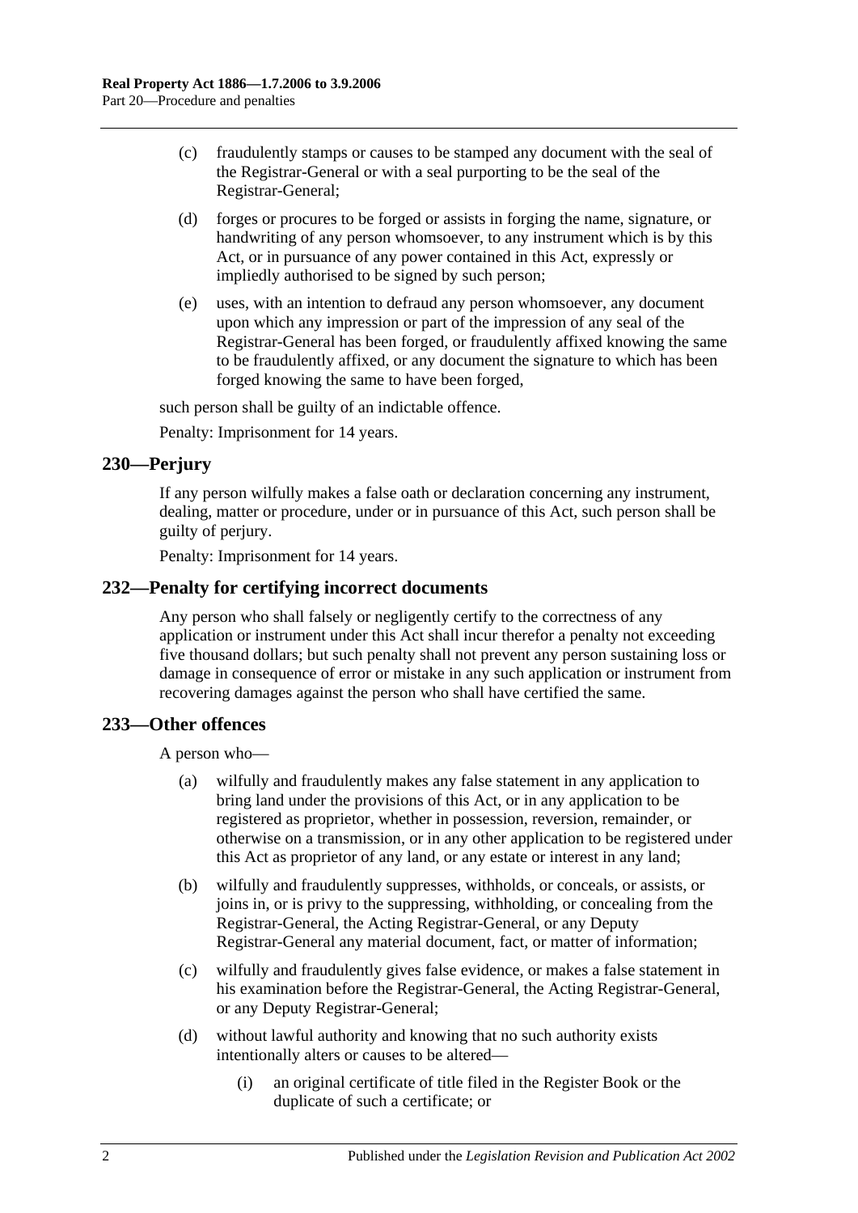(c) fraudulently stamps or causes to be stamped any document with the seal of the Registrar-General or with a seal purporting to be the seal of the Registrar-General;

(d) forges or procures to be forged or assists in forging the name, signature, or handwriting of any person whomsoever, to any instrument which is by this Act, or in pursuance of any power contained in this Act, expressly or impliedly authorised to be signed by such person;

(e) uses, with an intention to defraud any person whomsoever, any document upon which any impression or part of the impression of any seal of the Registrar-General has been forged, or fraudulently affixed knowing the same to be fraudulently affixed, or any document the signature to which has been forged knowing the same to have been forged,

such person shall be guilty of an indictable offence.

Penalty: Imprisonment for 14 years.

## 230—Perjury

If any person wilfully makes a false oath or declaration concerning any instrument, dealing, matter or procedure, under or in pursuance of this Act, such person shall be guilty of perjury.

Penalty: Imprisonment for 14 years.

## 232—Penalty for certifying incorrect documents

Any person who shall falsely or negligently certify to the correctness of any application or instrument under this Act shall incur therefor a penalty not exceeding five thousand dollars; but such penalty shall not prevent any person sustaining loss or damage in consequence of error or mistake in any such application or instrument from recovering damages against the person who shall have certified the same.

## 233—Other offences

A person who—

(a) wilfully and fraudulently makes any false statement in any application to bring land under the provisions of this Act, or in any application to be registered as proprietor, whether in possession, reversion, remainder, or otherwise on a transmission, or in any other application to be registered under this Act as proprietor of any land, or any estate or interest in any land;

(b) wilfully and fraudulently suppresses, withholds, or conceals, or assists, or joins in, or is privy to the suppressing, withholding, or concealing from the Registrar-General, the Acting Registrar-General, or any Deputy Registrar-General any material document, fact, or matter of information;

(c) wilfully and fraudulently gives false evidence, or makes a false statement in his examination before the Registrar-General, the Acting Registrar-General, or any Deputy Registrar-General;

(d) without lawful authority and knowing that no such authority exists intentionally alters or causes to be altered—

(i) an original certificate of title filed in the Register Book or the duplicate of such a certificate; or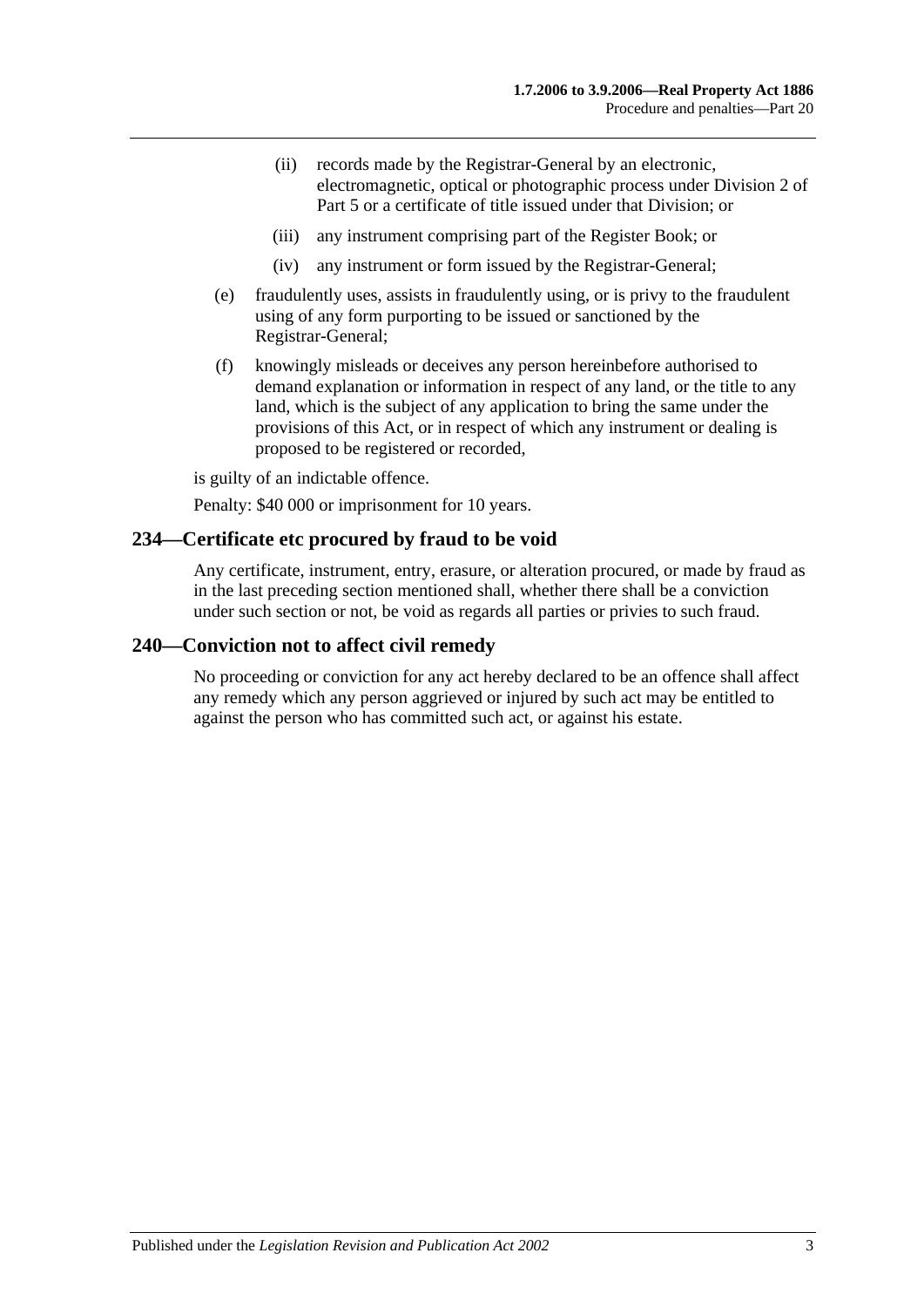(ii) records made by the Registrar-General by an electronic, electromagnetic, optical or photographic process under Division 2 of Part 5 or a certificate of title issued under that Division; or

(iii) any instrument comprising part of the Register Book; or

(iv) any instrument or form issued by the Registrar-General;

(e) fraudulently uses, assists in fraudulently using, or is privy to the fraudulent using of any form purporting to be issued or sanctioned by the Registrar-General;

(f) knowingly misleads or deceives any person hereinbefore authorised to demand explanation or information in respect of any land, or the title to any land, which is the subject of any application to bring the same under the provisions of this Act, or in respect of which any instrument or dealing is proposed to be registered or recorded,

is guilty of an indictable offence.

Penalty: $40 000 or imprisonment for 10 years.

## 234—Certificate etc procured by fraud to be void

Any certificate, instrument, entry, erasure, or alteration procured, or made by fraud as in the last preceding section mentioned shall, whether there shall be a conviction under such section or not, be void as regards all parties or privies to such fraud.

## 240—Conviction not to affect civil remedy

No proceeding or conviction for any act hereby declared to be an offence shall affect any remedy which any person aggrieved or injured by such act may be entitled to against the person who has committed such act, or against his estate.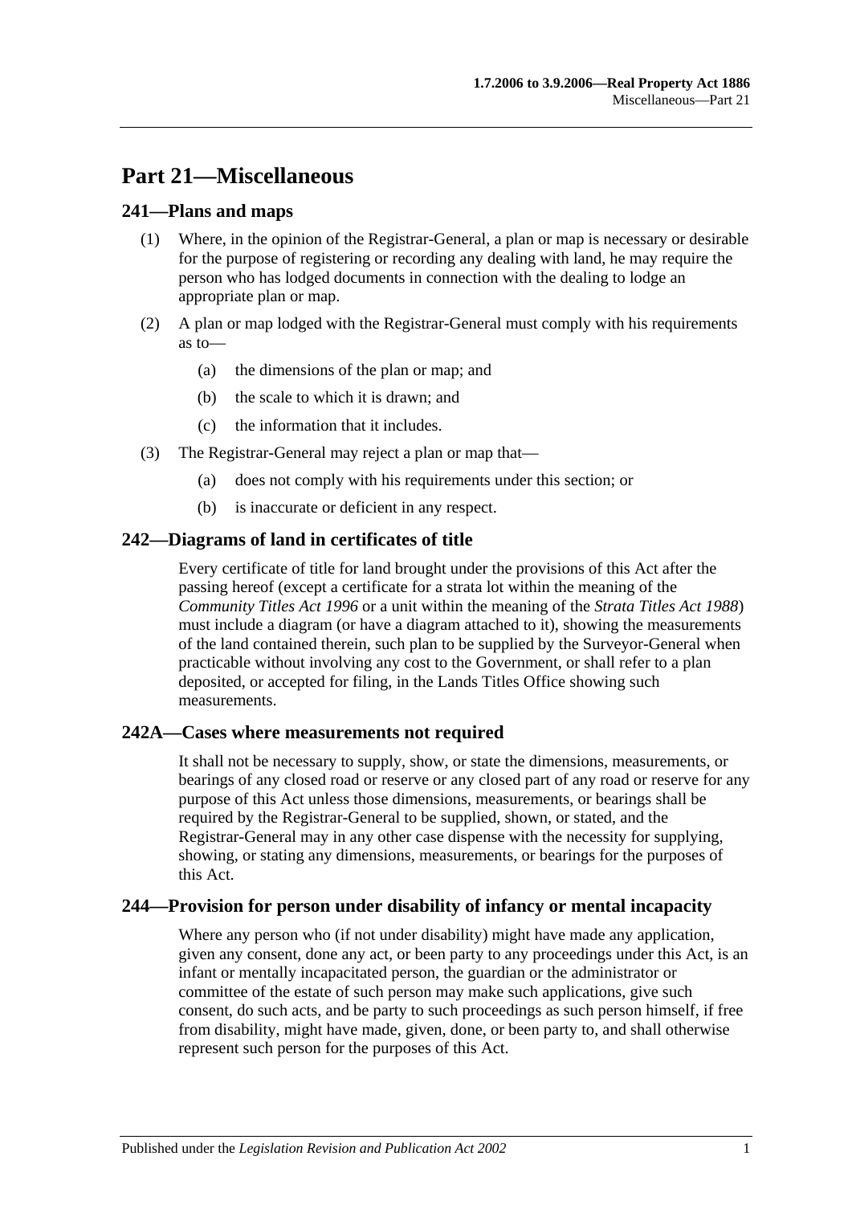# Part 21—Miscellaneous

## 241—Plans and maps

(1) Where, in the opinion of the Registrar-General, a plan or map is necessary or desirable for the purpose of registering or recording any dealing with land, he may require the person who has lodged documents in connection with the dealing to lodge an appropriate plan or map.

(2) A plan or map lodged with the Registrar-General must comply with his requirements as to—

(a) the dimensions of the plan or map; and

(b) the scale to which it is drawn; and

(c) the information that it includes.

(3) The Registrar-General may reject a plan or map that—

(a) does not comply with his requirements under this section; or

(b) is inaccurate or deficient in any respect.

## 242—Diagrams of land in certificates of title

Every certificate of title for land brought under the provisions of this Act after the passing hereof (except a certificate for a strata lot within the meaning of the *Community Titles Act 1996* or a unit within the meaning of the *Strata Titles Act 1988*) must include a diagram (or have a diagram attached to it), showing the measurements of the land contained therein, such plan to be supplied by the Surveyor-General when practicable without involving any cost to the Government, or shall refer to a plan deposited, or accepted for filing, in the Lands Titles Office showing such measurements.

## 242A—Cases where measurements not required

It shall not be necessary to supply, show, or state the dimensions, measurements, or bearings of any closed road or reserve or any closed part of any road or reserve for any purpose of this Act unless those dimensions, measurements, or bearings shall be required by the Registrar-General to be supplied, shown, or stated, and the Registrar-General may in any other case dispense with the necessity for supplying, showing, or stating any dimensions, measurements, or bearings for the purposes of this Act.

## 244—Provision for person under disability of infancy or mental incapacity

Where any person who (if not under disability) might have made any application, given any consent, done any act, or been party to any proceedings under this Act, is an infant or mentally incapacitated person, the guardian or the administrator or committee of the estate of such person may make such applications, give such consent, do such acts, and be party to such proceedings as such person himself, if free from disability, might have made, given, done, or been party to, and shall otherwise represent such person for the purposes of this Act.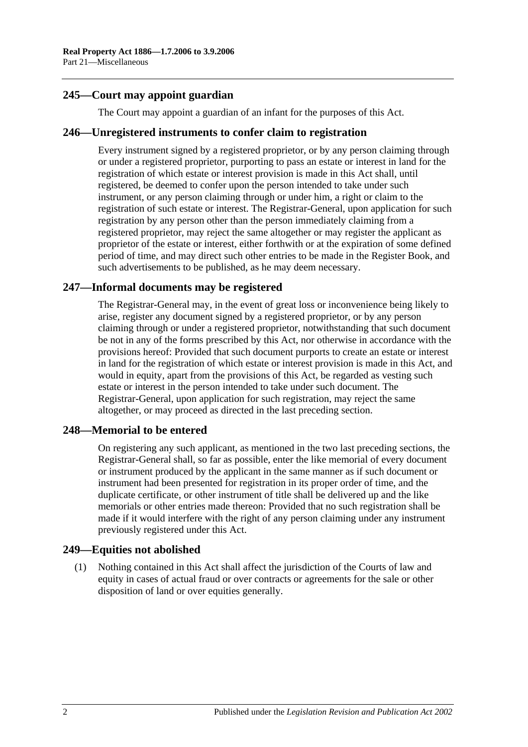## 245—Court may appoint guardian

The Court may appoint a guardian of an infant for the purposes of this Act.

## 246—Unregistered instruments to confer claim to registration

Every instrument signed by a registered proprietor, or by any person claiming through or under a registered proprietor, purporting to pass an estate or interest in land for the registration of which estate or interest provision is made in this Act shall, until registered, be deemed to confer upon the person intended to take under such instrument, or any person claiming through or under him, a right or claim to the registration of such estate or interest. The Registrar-General, upon application for such registration by any person other than the person immediately claiming from a registered proprietor, may reject the same altogether or may register the applicant as proprietor of the estate or interest, either forthwith or at the expiration of some defined period of time, and may direct such other entries to be made in the Register Book, and such advertisements to be published, as he may deem necessary.

## 247—Informal documents may be registered

The Registrar-General may, in the event of great loss or inconvenience being likely to arise, register any document signed by a registered proprietor, or by any person claiming through or under a registered proprietor, notwithstanding that such document be not in any of the forms prescribed by this Act, nor otherwise in accordance with the provisions hereof: Provided that such document purports to create an estate or interest in land for the registration of which estate or interest provision is made in this Act, and would in equity, apart from the provisions of this Act, be regarded as vesting such estate or interest in the person intended to take under such document. The Registrar-General, upon application for such registration, may reject the same altogether, or may proceed as directed in the last preceding section.

## 248—Memorial to be entered

On registering any such applicant, as mentioned in the two last preceding sections, the Registrar-General shall, so far as possible, enter the like memorial of every document or instrument produced by the applicant in the same manner as if such document or instrument had been presented for registration in its proper order of time, and the duplicate certificate, or other instrument of title shall be delivered up and the like memorials or other entries made thereon: Provided that no such registration shall be made if it would interfere with the right of any person claiming under any instrument previously registered under this Act.

## 249—Equities not abolished

(1) Nothing contained in this Act shall affect the jurisdiction of the Courts of law and equity in cases of actual fraud or over contracts or agreements for the sale or other disposition of land or over equities generally.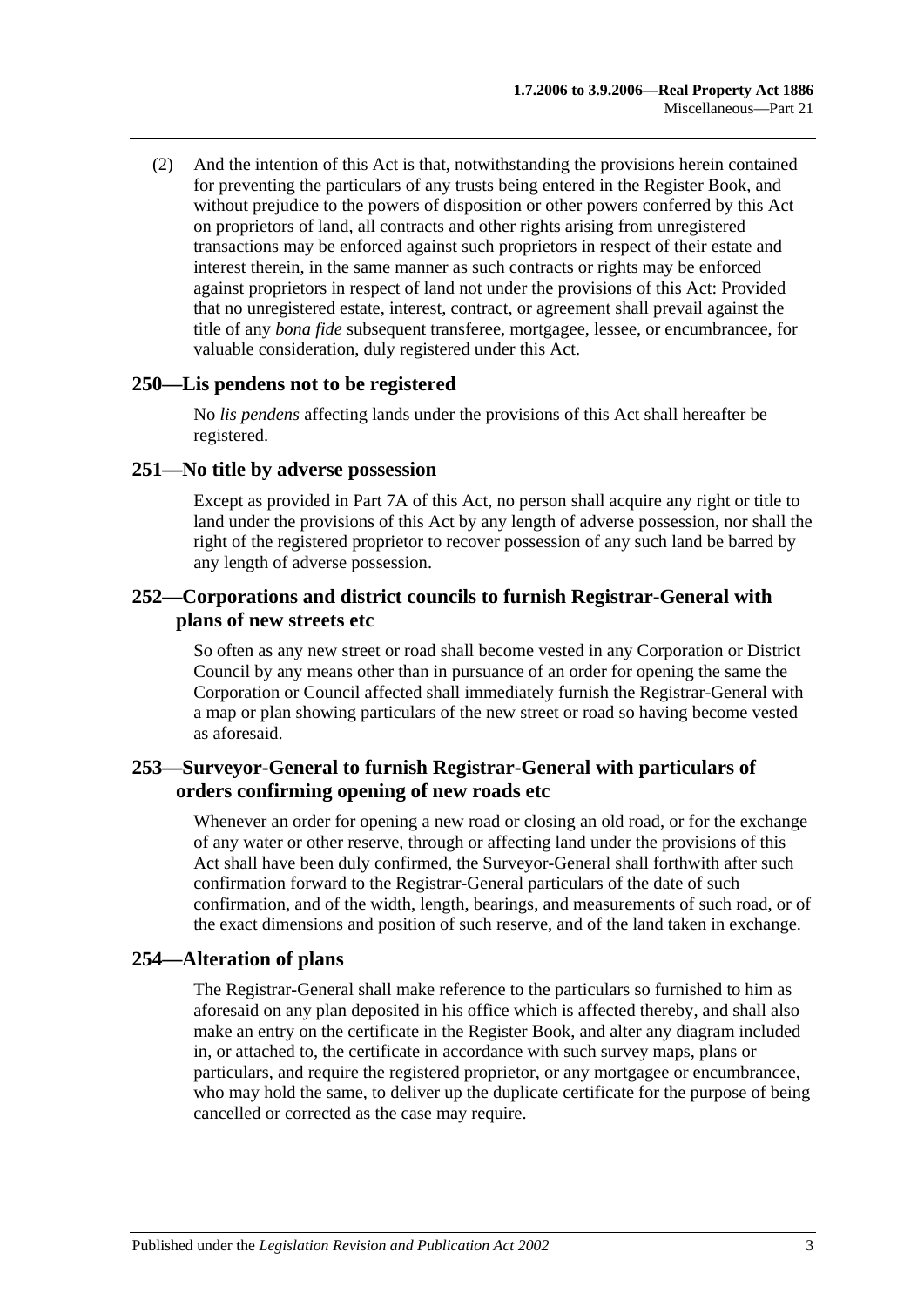(2) And the intention of this Act is that, notwithstanding the provisions herein contained for preventing the particulars of any trusts being entered in the Register Book, and without prejudice to the powers of disposition or other powers conferred by this Act on proprietors of land, all contracts and other rights arising from unregistered transactions may be enforced against such proprietors in respect of their estate and interest therein, in the same manner as such contracts or rights may be enforced against proprietors in respect of land not under the provisions of this Act: Provided that no unregistered estate, interest, contract, or agreement shall prevail against the title of any *bona fide* subsequent transferee, mortgagee, lessee, or encumbrancee, for valuable consideration, duly registered under this Act.

## 250—Lis pendens not to be registered

No *lis pendens* affecting lands under the provisions of this Act shall hereafter be registered.

## 251—No title by adverse possession

Except as provided in Part 7A of this Act, no person shall acquire any right or title to land under the provisions of this Act by any length of adverse possession, nor shall the right of the registered proprietor to recover possession of any such land be barred by any length of adverse possession.

## 252—Corporations and district councils to furnish Registrar-General with plans of new streets etc

So often as any new street or road shall become vested in any Corporation or District Council by any means other than in pursuance of an order for opening the same the Corporation or Council affected shall immediately furnish the Registrar-General with a map or plan showing particulars of the new street or road so having become vested as aforesaid.

## 253—Surveyor-General to furnish Registrar-General with particulars of orders confirming opening of new roads etc

Whenever an order for opening a new road or closing an old road, or for the exchange of any water or other reserve, through or affecting land under the provisions of this Act shall have been duly confirmed, the Surveyor-General shall forthwith after such confirmation forward to the Registrar-General particulars of the date of such confirmation, and of the width, length, bearings, and measurements of such road, or of the exact dimensions and position of such reserve, and of the land taken in exchange.

## 254—Alteration of plans

The Registrar-General shall make reference to the particulars so furnished to him as aforesaid on any plan deposited in his office which is affected thereby, and shall also make an entry on the certificate in the Register Book, and alter any diagram included in, or attached to, the certificate in accordance with such survey maps, plans or particulars, and require the registered proprietor, or any mortgagee or encumbrancee, who may hold the same, to deliver up the duplicate certificate for the purpose of being cancelled or corrected as the case may require.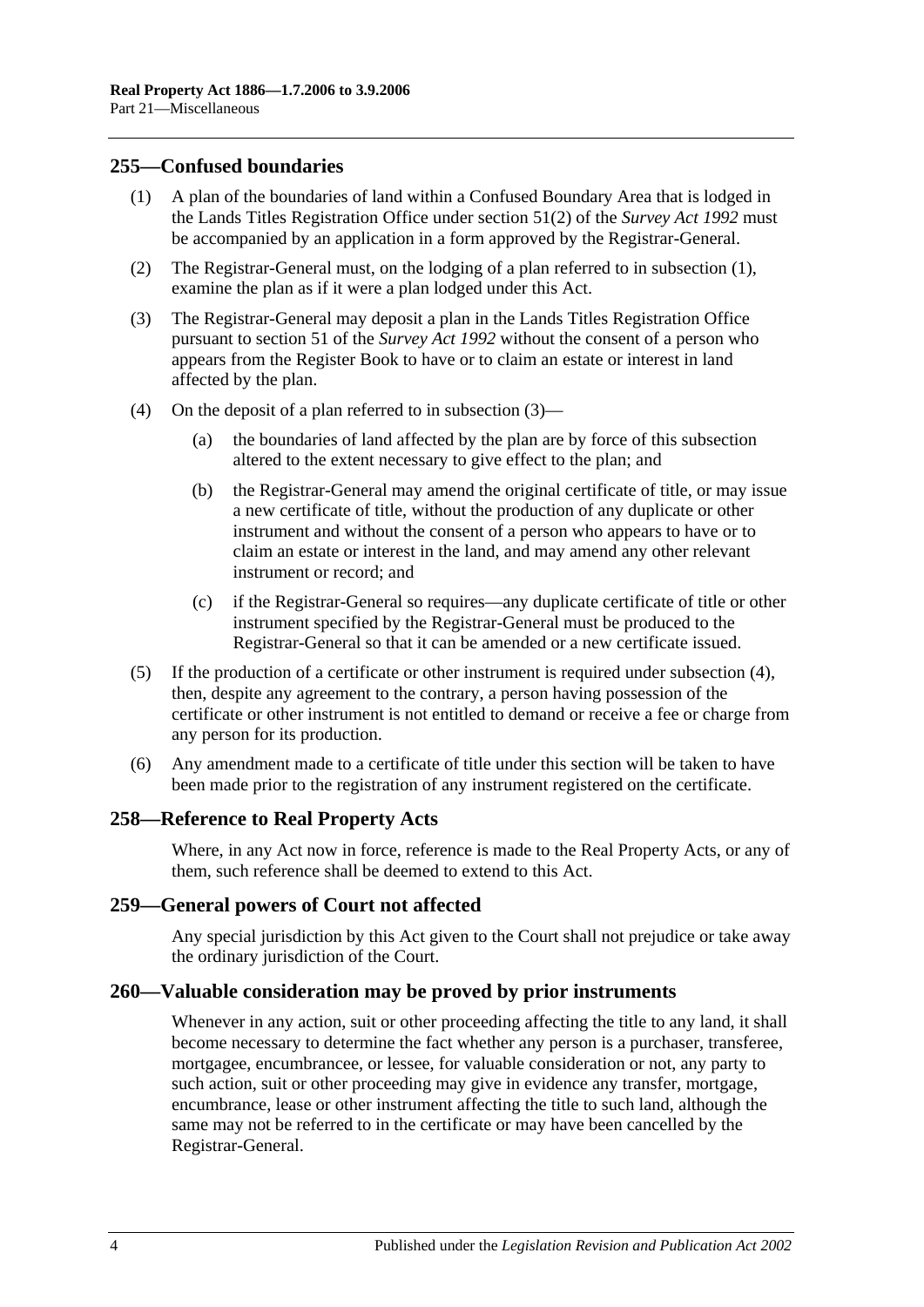## 255—Confused boundaries

(1) A plan of the boundaries of land within a Confused Boundary Area that is lodged in the Lands Titles Registration Office under section 51(2) of the *Survey Act 1992* must be accompanied by an application in a form approved by the Registrar-General.

(2) The Registrar-General must, on the lodging of a plan referred to in subsection (1), examine the plan as if it were a plan lodged under this Act.

(3) The Registrar-General may deposit a plan in the Lands Titles Registration Office pursuant to section 51 of the *Survey Act 1992* without the consent of a person who appears from the Register Book to have or to claim an estate or interest in land affected by the plan.

(4) On the deposit of a plan referred to in subsection (3)—

(a) the boundaries of land affected by the plan are by force of this subsection altered to the extent necessary to give effect to the plan; and

(b) the Registrar-General may amend the original certificate of title, or may issue a new certificate of title, without the production of any duplicate or other instrument and without the consent of a person who appears to have or to claim an estate or interest in the land, and may amend any other relevant instrument or record; and

(c) if the Registrar-General so requires—any duplicate certificate of title or other instrument specified by the Registrar-General must be produced to the Registrar-General so that it can be amended or a new certificate issued.

(5) If the production of a certificate or other instrument is required under subsection (4), then, despite any agreement to the contrary, a person having possession of the certificate or other instrument is not entitled to demand or receive a fee or charge from any person for its production.

(6) Any amendment made to a certificate of title under this section will be taken to have been made prior to the registration of any instrument registered on the certificate.

## 258—Reference to Real Property Acts

Where, in any Act now in force, reference is made to the Real Property Acts, or any of them, such reference shall be deemed to extend to this Act.

## 259—General powers of Court not affected

Any special jurisdiction by this Act given to the Court shall not prejudice or take away the ordinary jurisdiction of the Court.

## 260—Valuable consideration may be proved by prior instruments

Whenever in any action, suit or other proceeding affecting the title to any land, it shall become necessary to determine the fact whether any person is a purchaser, transferee, mortgagee, encumbrancee, or lessee, for valuable consideration or not, any party to such action, suit or other proceeding may give in evidence any transfer, mortgage, encumbrance, lease or other instrument affecting the title to such land, although the same may not be referred to in the certificate or may have been cancelled by the Registrar-General.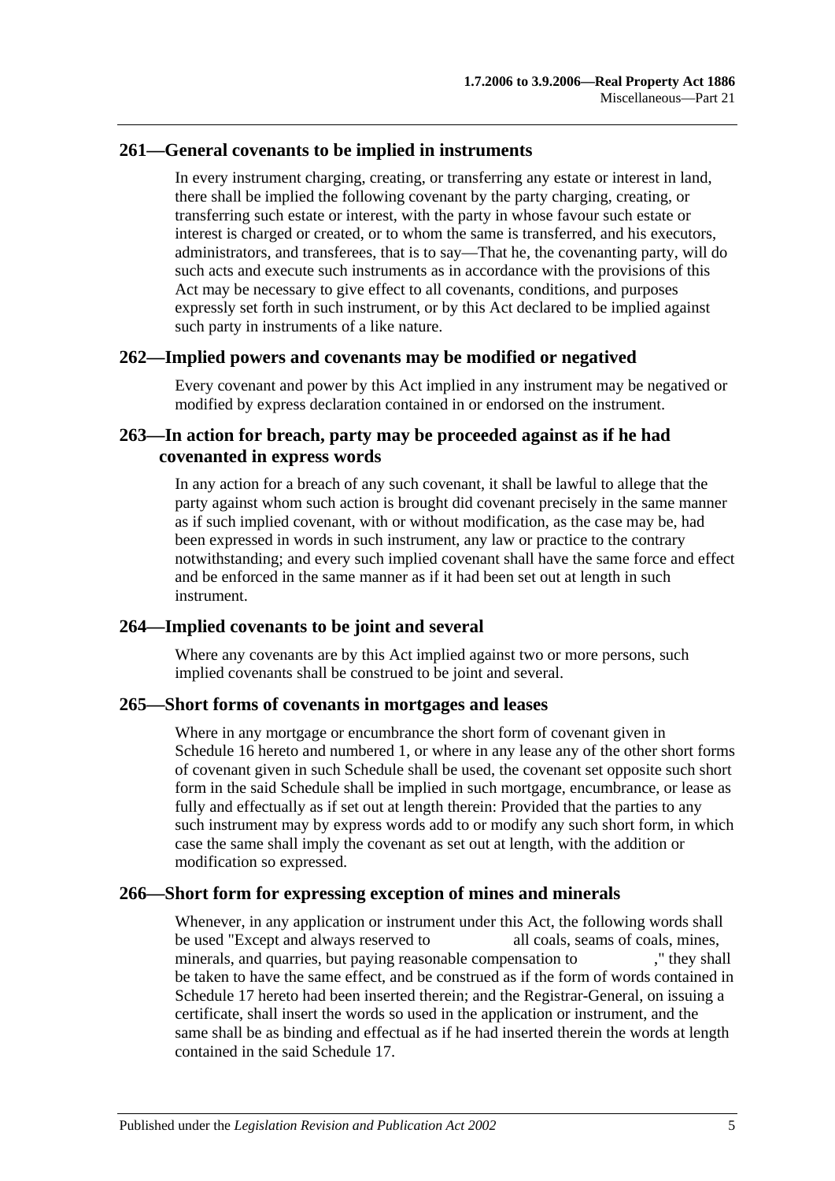## 261—General covenants to be implied in instruments

In every instrument charging, creating, or transferring any estate or interest in land, there shall be implied the following covenant by the party charging, creating, or transferring such estate or interest, with the party in whose favour such estate or interest is charged or created, or to whom the same is transferred, and his executors, administrators, and transferees, that is to say—That he, the covenanting party, will do such acts and execute such instruments as in accordance with the provisions of this Act may be necessary to give effect to all covenants, conditions, and purposes expressly set forth in such instrument, or by this Act declared to be implied against such party in instruments of a like nature.

## 262—Implied powers and covenants may be modified or negatived

Every covenant and power by this Act implied in any instrument may be negatived or modified by express declaration contained in or endorsed on the instrument.

## 263—In action for breach, party may be proceeded against as if he had covenanted in express words

In any action for a breach of any such covenant, it shall be lawful to allege that the party against whom such action is brought did covenant precisely in the same manner as if such implied covenant, with or without modification, as the case may be, had been expressed in words in such instrument, any law or practice to the contrary notwithstanding; and every such implied covenant shall have the same force and effect and be enforced in the same manner as if it had been set out at length in such instrument.

## 264—Implied covenants to be joint and several

Where any covenants are by this Act implied against two or more persons, such implied covenants shall be construed to be joint and several.

## 265—Short forms of covenants in mortgages and leases

Where in any mortgage or encumbrance the short form of covenant given in Schedule 16 hereto and numbered 1, or where in any lease any of the other short forms of covenant given in such Schedule shall be used, the covenant set opposite such short form in the said Schedule shall be implied in such mortgage, encumbrance, or lease as fully and effectually as if set out at length therein: Provided that the parties to any such instrument may by express words add to or modify any such short form, in which case the same shall imply the covenant as set out at length, with the addition or modification so expressed.

## 266—Short form for expressing exception of mines and minerals

Whenever, in any application or instrument under this Act, the following words shall be used "Except and always reserved to all coals, seams of coals, mines, minerals, and quarries, but paying reasonable compensation to ," they shall be taken to have the same effect, and be construed as if the form of words contained in Schedule 17 hereto had been inserted therein; and the Registrar-General, on issuing a certificate, shall insert the words so used in the application or instrument, and the same shall be as binding and effectual as if he had inserted therein the words at length contained in the said Schedule 17.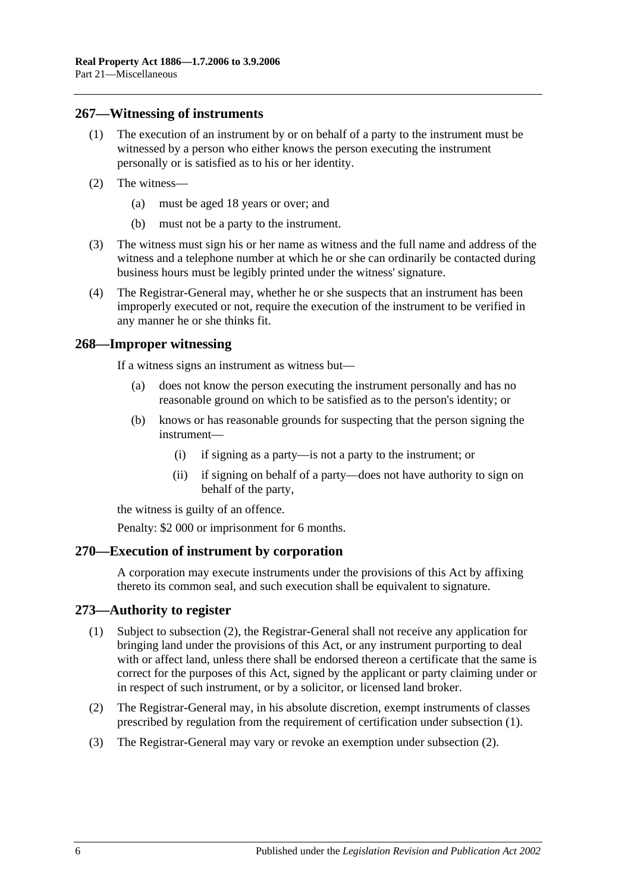## 267—Witnessing of instruments

(1) The execution of an instrument by or on behalf of a party to the instrument must be witnessed by a person who either knows the person executing the instrument personally or is satisfied as to his or her identity.

(2) The witness—

(a) must be aged 18 years or over; and

(b) must not be a party to the instrument.

(3) The witness must sign his or her name as witness and the full name and address of the witness and a telephone number at which he or she can ordinarily be contacted during business hours must be legibly printed under the witness' signature.

(4) The Registrar-General may, whether he or she suspects that an instrument has been improperly executed or not, require the execution of the instrument to be verified in any manner he or she thinks fit.

## 268—Improper witnessing

If a witness signs an instrument as witness but—

(a) does not know the person executing the instrument personally and has no reasonable ground on which to be satisfied as to the person's identity; or

(b) knows or has reasonable grounds for suspecting that the person signing the instrument—

(i) if signing as a party—is not a party to the instrument; or

(ii) if signing on behalf of a party—does not have authority to sign on behalf of the party,

the witness is guilty of an offence.

Penalty: $2 000 or imprisonment for 6 months.

## 270—Execution of instrument by corporation

A corporation may execute instruments under the provisions of this Act by affixing thereto its common seal, and such execution shall be equivalent to signature.

## 273—Authority to register

(1) Subject to subsection (2), the Registrar-General shall not receive any application for bringing land under the provisions of this Act, or any instrument purporting to deal with or affect land, unless there shall be endorsed thereon a certificate that the same is correct for the purposes of this Act, signed by the applicant or party claiming under or in respect of such instrument, or by a solicitor, or licensed land broker.

(2) The Registrar-General may, in his absolute discretion, exempt instruments of classes prescribed by regulation from the requirement of certification under subsection (1).

(3) The Registrar-General may vary or revoke an exemption under subsection (2).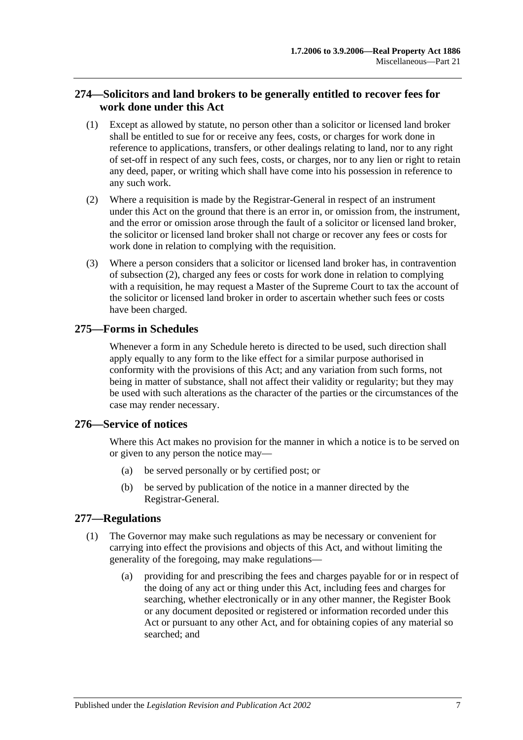## 274—Solicitors and land brokers to be generally entitled to recover fees for work done under this Act

(1) Except as allowed by statute, no person other than a solicitor or licensed land broker shall be entitled to sue for or receive any fees, costs, or charges for work done in reference to applications, transfers, or other dealings relating to land, nor to any right of set-off in respect of any such fees, costs, or charges, nor to any lien or right to retain any deed, paper, or writing which shall have come into his possession in reference to any such work.

(2) Where a requisition is made by the Registrar-General in respect of an instrument under this Act on the ground that there is an error in, or omission from, the instrument, and the error or omission arose through the fault of a solicitor or licensed land broker, the solicitor or licensed land broker shall not charge or recover any fees or costs for work done in relation to complying with the requisition.

(3) Where a person considers that a solicitor or licensed land broker has, in contravention of subsection (2), charged any fees or costs for work done in relation to complying with a requisition, he may request a Master of the Supreme Court to tax the account of the solicitor or licensed land broker in order to ascertain whether such fees or costs have been charged.

## 275—Forms in Schedules

Whenever a form in any Schedule hereto is directed to be used, such direction shall apply equally to any form to the like effect for a similar purpose authorised in conformity with the provisions of this Act; and any variation from such forms, not being in matter of substance, shall not affect their validity or regularity; but they may be used with such alterations as the character of the parties or the circumstances of the case may render necessary.

## 276—Service of notices

Where this Act makes no provision for the manner in which a notice is to be served on or given to any person the notice may—

(a) be served personally or by certified post; or

(b) be served by publication of the notice in a manner directed by the Registrar-General.

## 277—Regulations

(1) The Governor may make such regulations as may be necessary or convenient for carrying into effect the provisions and objects of this Act, and without limiting the generality of the foregoing, may make regulations—

(a) providing for and prescribing the fees and charges payable for or in respect of the doing of any act or thing under this Act, including fees and charges for searching, whether electronically or in any other manner, the Register Book or any document deposited or registered or information recorded under this Act or pursuant to any other Act, and for obtaining copies of any material so searched; and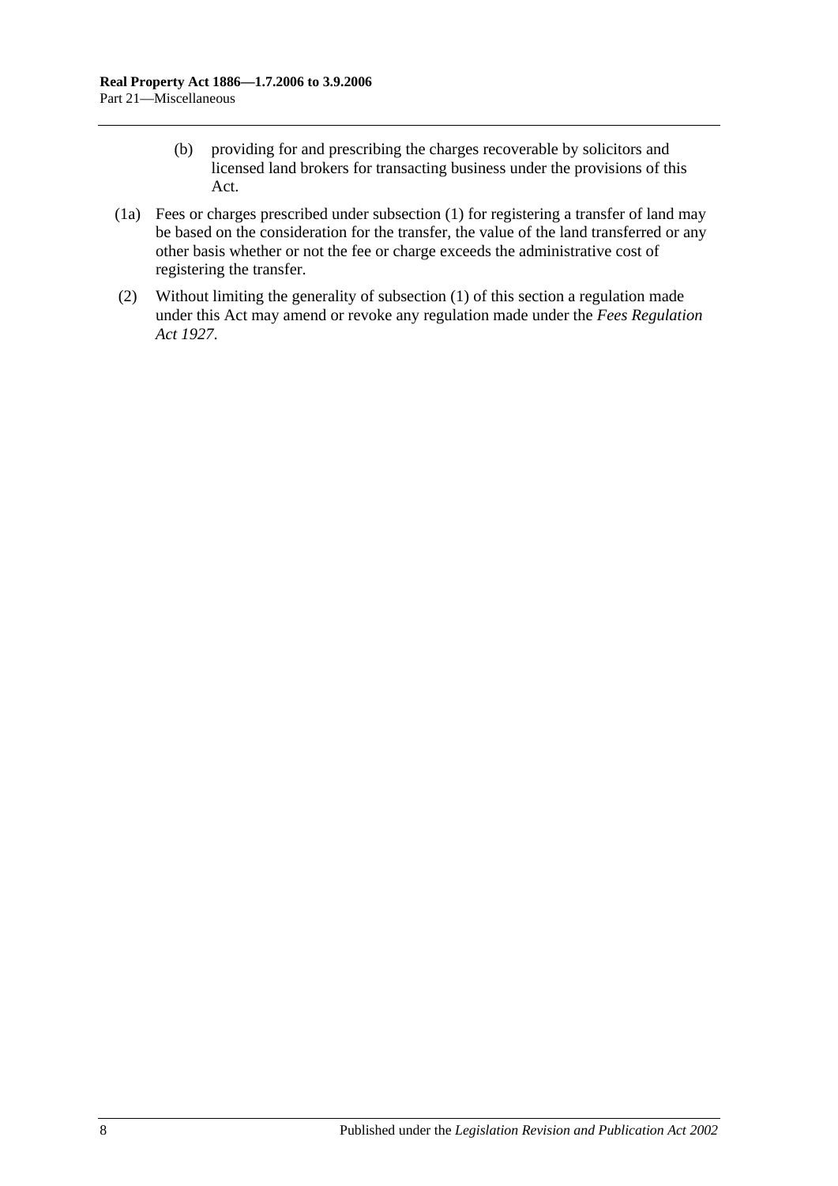(b) providing for and prescribing the charges recoverable by solicitors and licensed land brokers for transacting business under the provisions of this Act.

(1a) Fees or charges prescribed under subsection (1) for registering a transfer of land may be based on the consideration for the transfer, the value of the land transferred or any other basis whether or not the fee or charge exceeds the administrative cost of registering the transfer.

(2) Without limiting the generality of subsection (1) of this section a regulation made under this Act may amend or revoke any regulation made under the *Fees Regulation Act 1927*.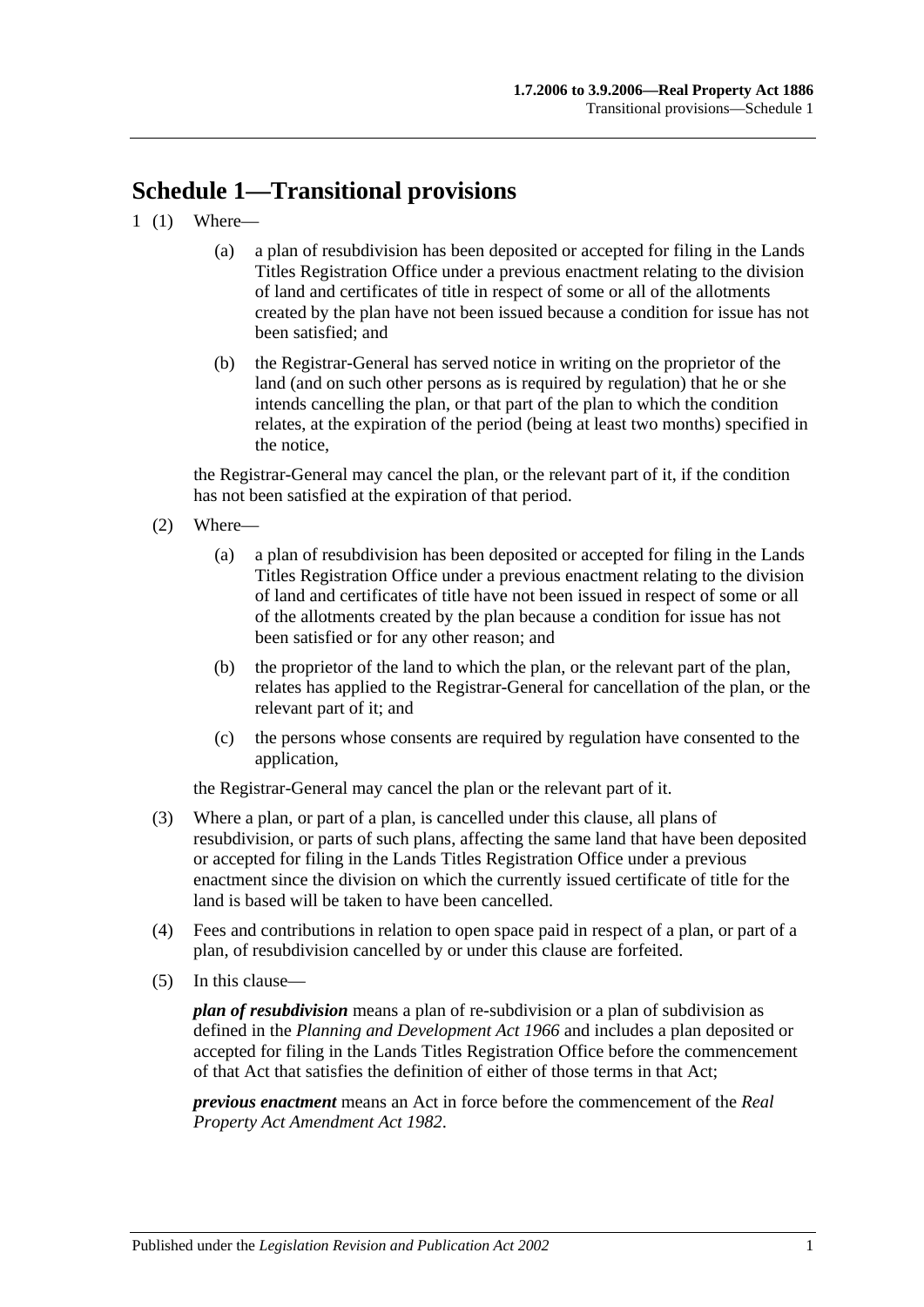# Schedule 1—Transitional provisions

1 (1) Where—

(a) a plan of resubdivision has been deposited or accepted for filing in the Lands Titles Registration Office under a previous enactment relating to the division of land and certificates of title in respect of some or all of the allotments created by the plan have not been issued because a condition for issue has not been satisfied; and

(b) the Registrar-General has served notice in writing on the proprietor of the land (and on such other persons as is required by regulation) that he or she intends cancelling the plan, or that part of the plan to which the condition relates, at the expiration of the period (being at least two months) specified in the notice,

the Registrar-General may cancel the plan, or the relevant part of it, if the condition has not been satisfied at the expiration of that period.

(2) Where—

(a) a plan of resubdivision has been deposited or accepted for filing in the Lands Titles Registration Office under a previous enactment relating to the division of land and certificates of title have not been issued in respect of some or all of the allotments created by the plan because a condition for issue has not been satisfied or for any other reason; and

(b) the proprietor of the land to which the plan, or the relevant part of the plan, relates has applied to the Registrar-General for cancellation of the plan, or the relevant part of it; and

(c) the persons whose consents are required by regulation have consented to the application,

the Registrar-General may cancel the plan or the relevant part of it.

(3) Where a plan, or part of a plan, is cancelled under this clause, all plans of resubdivision, or parts of such plans, affecting the same land that have been deposited or accepted for filing in the Lands Titles Registration Office under a previous enactment since the division on which the currently issued certificate of title for the land is based will be taken to have been cancelled.

(4) Fees and contributions in relation to open space paid in respect of a plan, or part of a plan, of resubdivision cancelled by or under this clause are forfeited.

(5) In this clause—

***plan of resubdivision*** means a plan of re-subdivision or a plan of subdivision as defined in the *Planning and Development Act 1966* and includes a plan deposited or accepted for filing in the Lands Titles Registration Office before the commencement of that Act that satisfies the definition of either of those terms in that Act;

***previous enactment*** means an Act in force before the commencement of the *Real Property Act Amendment Act 1982*.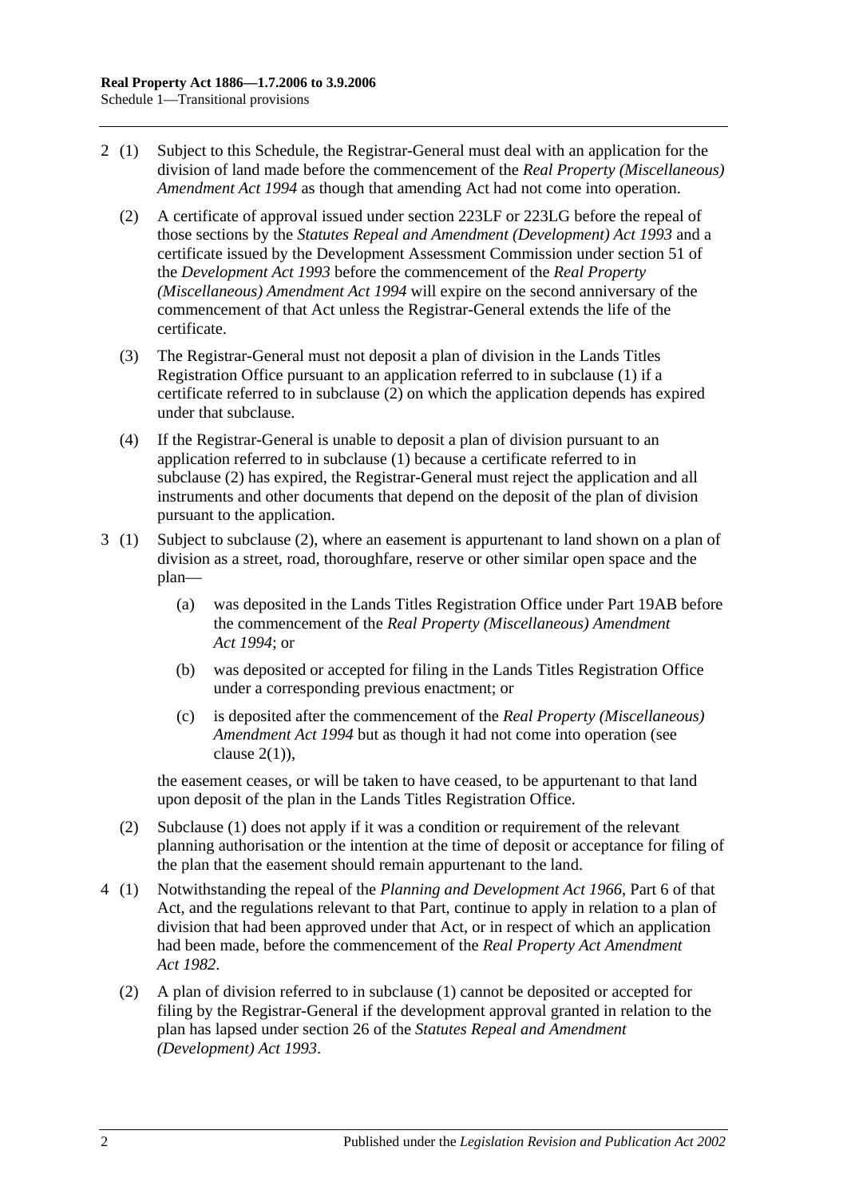2 (1) Subject to this Schedule, the Registrar-General must deal with an application for the division of land made before the commencement of the *Real Property (Miscellaneous) Amendment Act 1994* as though that amending Act had not come into operation.

(2) A certificate of approval issued under section 223LF or 223LG before the repeal of those sections by the *Statutes Repeal and Amendment (Development) Act 1993* and a certificate issued by the Development Assessment Commission under section 51 of the *Development Act 1993* before the commencement of the *Real Property (Miscellaneous) Amendment Act 1994* will expire on the second anniversary of the commencement of that Act unless the Registrar-General extends the life of the certificate.

(3) The Registrar-General must not deposit a plan of division in the Lands Titles Registration Office pursuant to an application referred to in subclause (1) if a certificate referred to in subclause (2) on which the application depends has expired under that subclause.

(4) If the Registrar-General is unable to deposit a plan of division pursuant to an application referred to in subclause (1) because a certificate referred to in subclause (2) has expired, the Registrar-General must reject the application and all instruments and other documents that depend on the deposit of the plan of division pursuant to the application.

3 (1) Subject to subclause (2), where an easement is appurtenant to land shown on a plan of division as a street, road, thoroughfare, reserve or other similar open space and the plan—

(a) was deposited in the Lands Titles Registration Office under Part 19AB before the commencement of the *Real Property (Miscellaneous) Amendment Act 1994*; or

(b) was deposited or accepted for filing in the Lands Titles Registration Office under a corresponding previous enactment; or

(c) is deposited after the commencement of the *Real Property (Miscellaneous) Amendment Act 1994* but as though it had not come into operation (see clause 2(1)),

the easement ceases, or will be taken to have ceased, to be appurtenant to that land upon deposit of the plan in the Lands Titles Registration Office.

(2) Subclause (1) does not apply if it was a condition or requirement of the relevant planning authorisation or the intention at the time of deposit or acceptance for filing of the plan that the easement should remain appurtenant to the land.

4 (1) Notwithstanding the repeal of the *Planning and Development Act 1966*, Part 6 of that Act, and the regulations relevant to that Part, continue to apply in relation to a plan of division that had been approved under that Act, or in respect of which an application had been made, before the commencement of the *Real Property Act Amendment Act 1982*.

(2) A plan of division referred to in subclause (1) cannot be deposited or accepted for filing by the Registrar-General if the development approval granted in relation to the plan has lapsed under section 26 of the *Statutes Repeal and Amendment (Development) Act 1993*.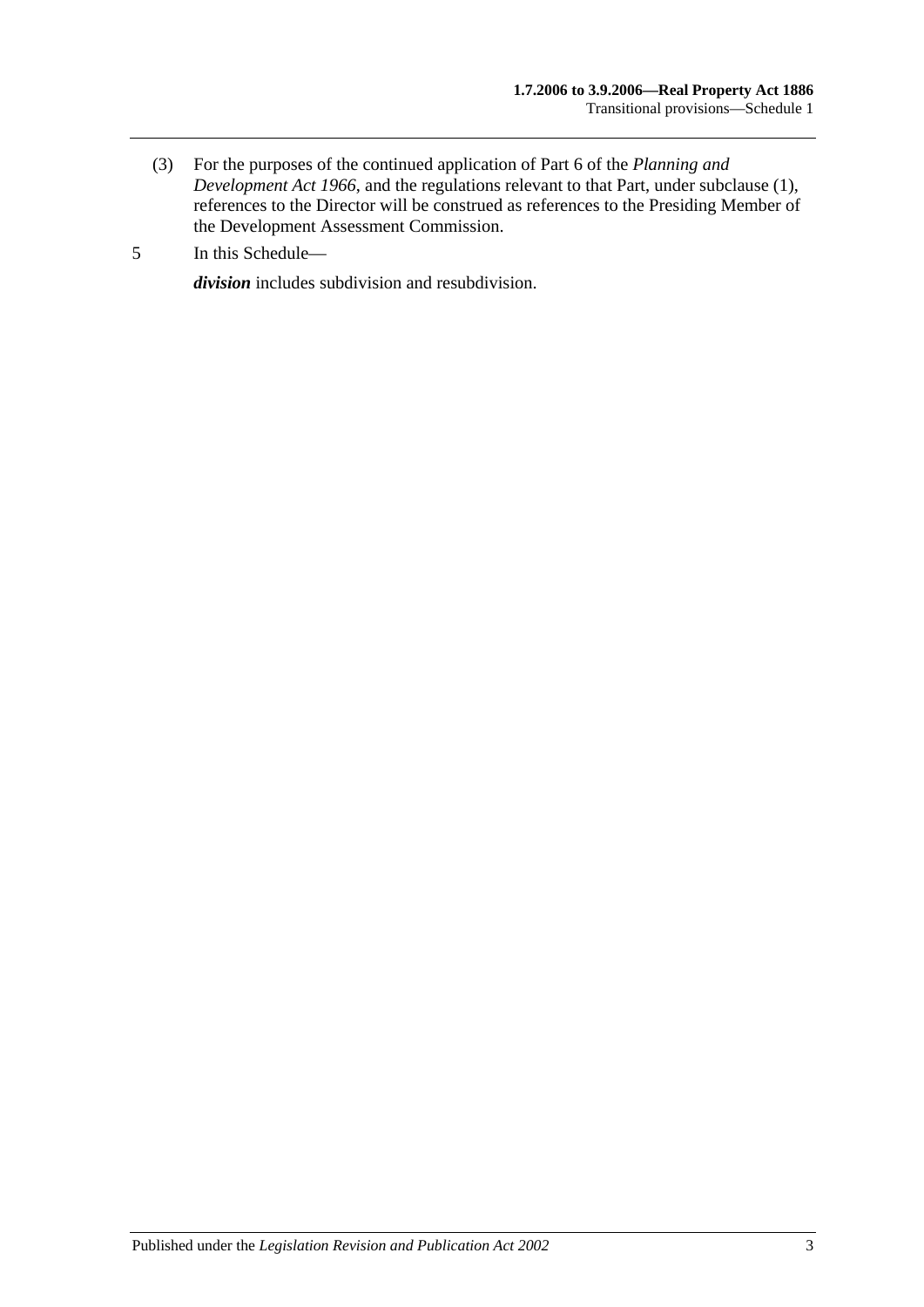(3) For the purposes of the continued application of Part 6 of the *Planning and Development Act 1966*, and the regulations relevant to that Part, under subclause (1), references to the Director will be construed as references to the Presiding Member of the Development Assessment Commission.

5 In this Schedule—

***division*** includes subdivision and resubdivision.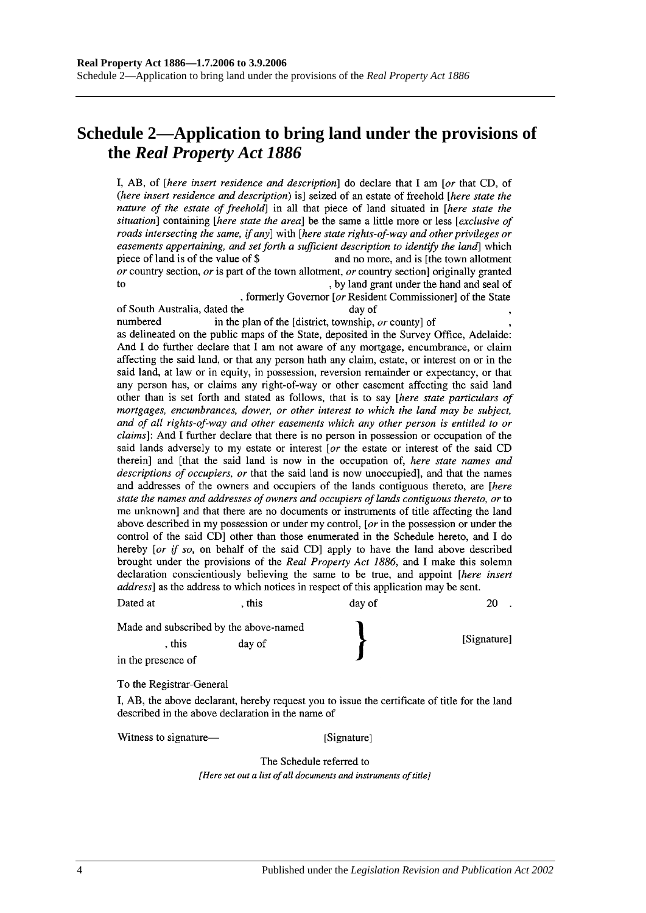# Schedule 2—Application to bring land under the provisions of the *Real Property Act 1886*

I, AB, of [*here insert residence and description*] do declare that I am [*or* that CD, of (*here insert residence and description*) is] seized of an estate of freehold [*here state the nature of the estate of freehold*] in all that piece of land situated in [*here state the situation*] containing [*here state the area*] be the same a little more or less [*exclusive of roads intersecting the same, if any*] with [*here state rights-of-way and other privileges or easements appertaining, and set forth a sufficient description to identify the land*] which piece of land is of the value of $ and no more, and is [the town allotment *or* country section, *or* is part of the town allotment, *or* country section] originally granted to , by land grant under the hand and seal of , formerly Governor [*or* Resident Commissioner] of the State of South Australia, dated the day of , numbered in the plan of the [district, township, *or* county] of , as delineated on the public maps of the State, deposited in the Survey Office, Adelaide: And I do further declare that I am not aware of any mortgage, encumbrance, or claim affecting the said land, or that any person hath any claim, estate, or interest on or in the said land, at law or in equity, in possession, reversion remainder or expectancy, or that any person has, or claims any right-of-way or other easement affecting the said land other than is set forth and stated as follows, that is to say [*here state particulars of mortgages, encumbrances, dower, or other interest to which the land may be subject, and of all rights-of-way and other easements which any other person is entitled to or claims*]: And I further declare that there is no person in possession or occupation of the said lands adversely to my estate or interest [*or* the estate or interest of the said CD therein] and [that the said land is now in the occupation of, *here state names and descriptions of occupiers, or* that the said land is now unoccupied], and that the names and addresses of the owners and occupiers of the lands contiguous thereto, are [*here state the names and addresses of owners and occupiers of lands contiguous thereto, or* to me unknown] and that there are no documents or instruments of title affecting the land above described in my possession or under my control, [*or* in the possession or under the control of the said CD] other than those enumerated in the Schedule hereto, and I do hereby [*or if so*, on behalf of the said CD] apply to have the land above described brought under the provisions of the *Real Property Act 1886*, and I make this solemn declaration conscientiously believing the same to be true, and appoint [*here insert address*] as the address to which notices in respect of this application may be sent.

Dated at , this day of 20 .

Made and subscribed by the above-named
, this day of
in the presence of

[Signature]

To the Registrar-General

I, AB, the above declarant, hereby request you to issue the certificate of title for the land described in the above declaration in the name of

Witness to signature— [Signature]

The Schedule referred to

*[Here set out a list of all documents and instruments of title]*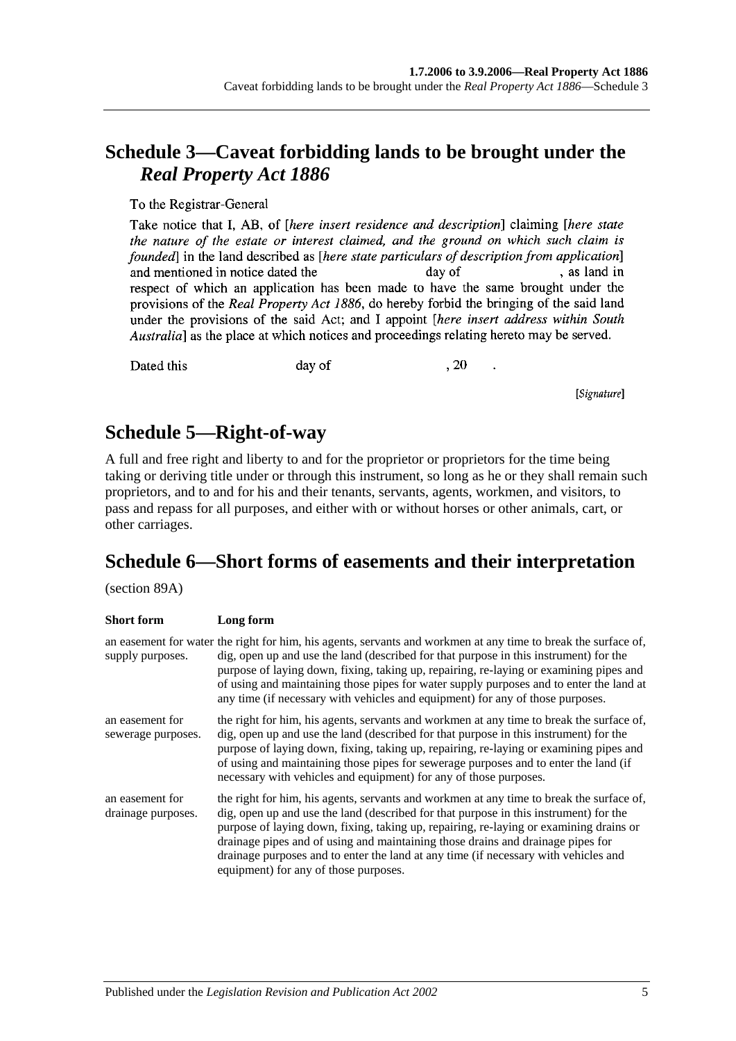## Schedule 3—Caveat forbidding lands to be brought under the *Real Property Act 1886*

To the Registrar-General

Take notice that I, AB, of [*here insert residence and description*] claiming [*here state the nature of the estate or interest claimed, and the ground on which such claim is founded*] in the land described as [*here state particulars of description from application*] and mentioned in notice dated the day of , as land in respect of which an application has been made to have the same brought under the provisions of the *Real Property Act 1886*, do hereby forbid the bringing of the said land under the provisions of the said Act; and I appoint [*here insert address within South Australia*] as the place at which notices and proceedings relating hereto may be served.

Dated this day of , 20 .

[*Signature*]

## Schedule 5—Right-of-way

A full and free right and liberty to and for the proprietor or proprietors for the time being taking or deriving title under or through this instrument, so long as he or they shall remain such proprietors, and to and for his and their tenants, servants, agents, workmen, and visitors, to pass and repass for all purposes, and either with or without horses or other animals, cart, or other carriages.

## Schedule 6—Short forms of easements and their interpretation

(section 89A)

| **Short form** | **Long form** |
|---|---|
| an easement for water supply purposes. | the right for him, his agents, servants and workmen at any time to break the surface of, dig, open up and use the land (described for that purpose in this instrument) for the purpose of laying down, fixing, taking up, repairing, re-laying or examining pipes and of using and maintaining those pipes for water supply purposes and to enter the land at any time (if necessary with vehicles and equipment) for any of those purposes. |
| an easement for sewerage purposes. | the right for him, his agents, servants and workmen at any time to break the surface of, dig, open up and use the land (described for that purpose in this instrument) for the purpose of laying down, fixing, taking up, repairing, re-laying or examining pipes and of using and maintaining those pipes for sewerage purposes and to enter the land (if necessary with vehicles and equipment) for any of those purposes. |
| an easement for drainage purposes. | the right for him, his agents, servants and workmen at any time to break the surface of, dig, open up and use the land (described for that purpose in this instrument) for the purpose of laying down, fixing, taking up, repairing, re-laying or examining drains or drainage pipes and of using and maintaining those drains and drainage pipes for drainage purposes and to enter the land at any time (if necessary with vehicles and equipment) for any of those purposes. |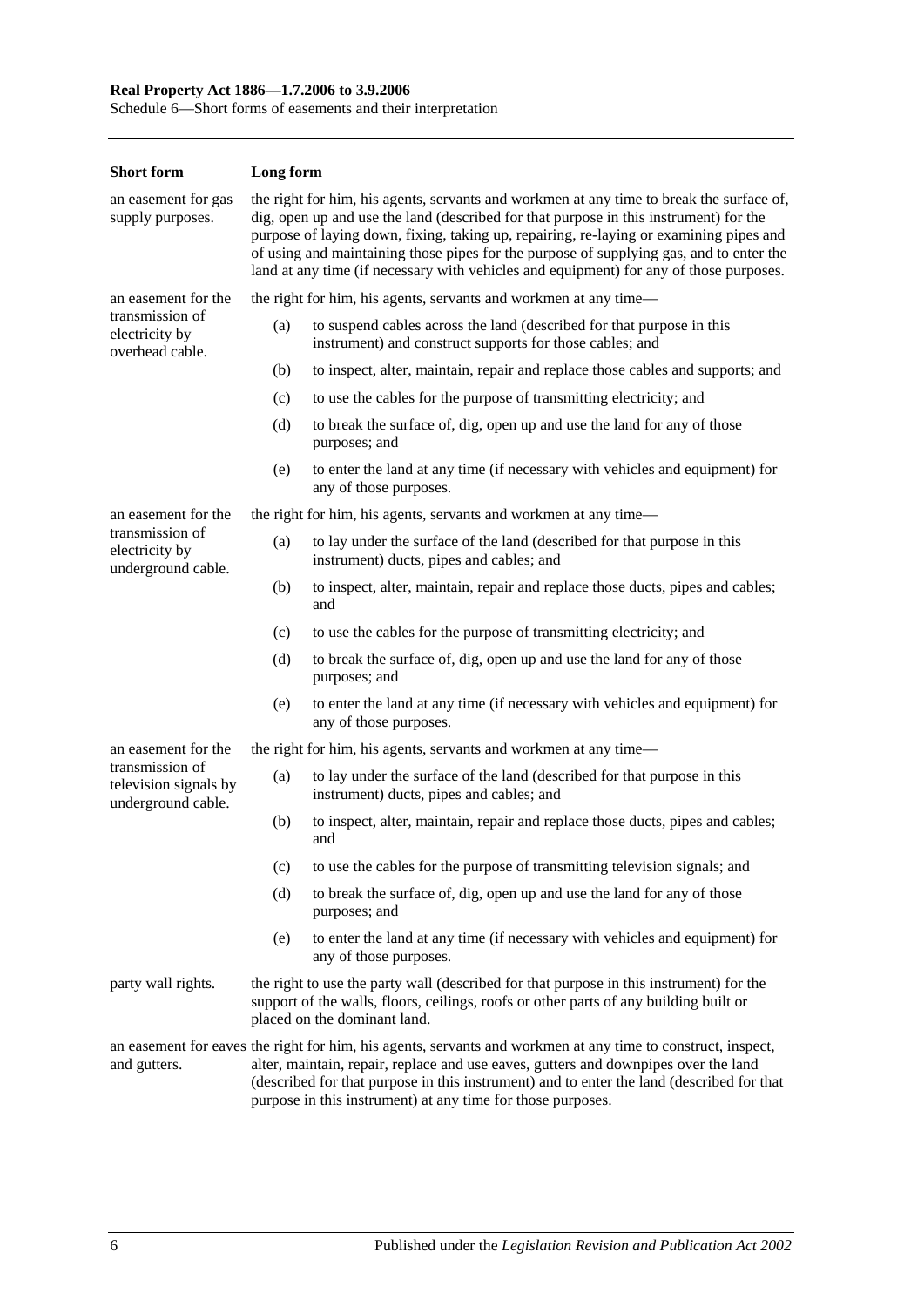| Short form | Long form |
|---|---|
| an easement for gas supply purposes. | the right for him, his agents, servants and workmen at any time to break the surface of, dig, open up and use the land (described for that purpose in this instrument) for the purpose of laying down, fixing, taking up, repairing, re-laying or examining pipes and of using and maintaining those pipes for the purpose of supplying gas, and to enter the land at any time (if necessary with vehicles and equipment) for any of those purposes. |
| an easement for the transmission of electricity by overhead cable. | the right for him, his agents, servants and workmen at any time—<br>(a) to suspend cables across the land (described for that purpose in this instrument) and construct supports for those cables; and<br>(b) to inspect, alter, maintain, repair and replace those cables and supports; and<br>(c) to use the cables for the purpose of transmitting electricity; and<br>(d) to break the surface of, dig, open up and use the land for any of those purposes; and<br>(e) to enter the land at any time (if necessary with vehicles and equipment) for any of those purposes. |
| an easement for the transmission of electricity by underground cable. | the right for him, his agents, servants and workmen at any time—<br>(a) to lay under the surface of the land (described for that purpose in this instrument) ducts, pipes and cables; and<br>(b) to inspect, alter, maintain, repair and replace those ducts, pipes and cables; and<br>(c) to use the cables for the purpose of transmitting electricity; and<br>(d) to break the surface of, dig, open up and use the land for any of those purposes; and<br>(e) to enter the land at any time (if necessary with vehicles and equipment) for any of those purposes. |
| an easement for the transmission of television signals by underground cable. | the right for him, his agents, servants and workmen at any time—<br>(a) to lay under the surface of the land (described for that purpose in this instrument) ducts, pipes and cables; and<br>(b) to inspect, alter, maintain, repair and replace those ducts, pipes and cables; and<br>(c) to use the cables for the purpose of transmitting television signals; and<br>(d) to break the surface of, dig, open up and use the land for any of those purposes; and<br>(e) to enter the land at any time (if necessary with vehicles and equipment) for any of those purposes. |
| party wall rights. | the right to use the party wall (described for that purpose in this instrument) for the support of the walls, floors, ceilings, roofs or other parts of any building built or placed on the dominant land. |
| an easement for eaves and gutters. | the right for him, his agents, servants and workmen at any time to construct, inspect, alter, maintain, repair, replace and use eaves, gutters and downpipes over the land (described for that purpose in this instrument) and to enter the land (described for that purpose in this instrument) at any time for those purposes. |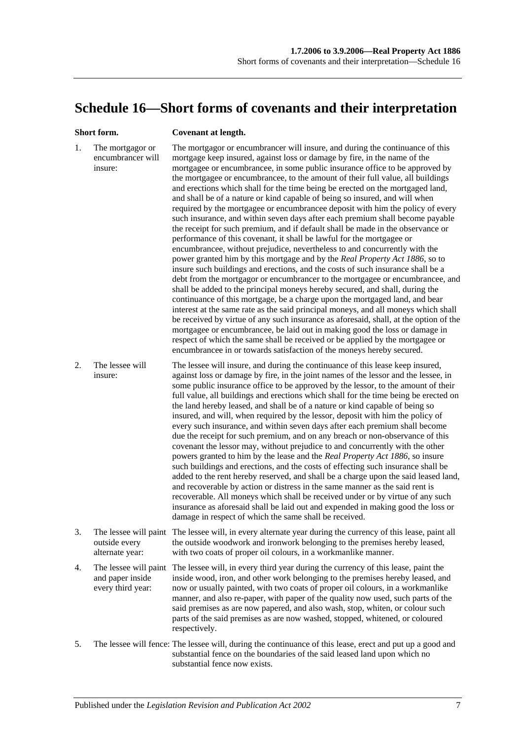# Schedule 16—Short forms of covenants and their interpretation

| Short form. | Covenant at length. |
|---|---|
| 1. The mortgagor or encumbrancer will insure: | The mortgagor or encumbrancer will insure, and during the continuance of this mortgage keep insured, against loss or damage by fire, in the name of the mortgagee or encumbrancee, in some public insurance office to be approved by the mortgagee or encumbrancee, to the amount of their full value, all buildings and erections which shall for the time being be erected on the mortgaged land, and shall be of a nature or kind capable of being so insured, and will when required by the mortgagee or encumbrancee deposit with him the policy of every such insurance, and within seven days after each premium shall become payable the receipt for such premium, and if default shall be made in the observance or performance of this covenant, it shall be lawful for the mortgagee or encumbrancee, without prejudice, nevertheless to and concurrently with the power granted him by this mortgage and by the *Real Property Act 1886*, so to insure such buildings and erections, and the costs of such insurance shall be a debt from the mortgagor or encumbrancer to the mortgagee or encumbrancee, and shall be added to the principal moneys hereby secured, and shall, during the continuance of this mortgage, be a charge upon the mortgaged land, and bear interest at the same rate as the said principal moneys, and all moneys which shall be received by virtue of any such insurance as aforesaid, shall, at the option of the mortgagee or encumbrancee, be laid out in making good the loss or damage in respect of which the same shall be received or be applied by the mortgagee or encumbrancee in or towards satisfaction of the moneys hereby secured. |
| 2. The lessee will insure: | The lessee will insure, and during the continuance of this lease keep insured, against loss or damage by fire, in the joint names of the lessor and the lessee, in some public insurance office to be approved by the lessor, to the amount of their full value, all buildings and erections which shall for the time being be erected on the land hereby leased, and shall be of a nature or kind capable of being so insured, and will, when required by the lessor, deposit with him the policy of every such insurance, and within seven days after each premium shall become due the receipt for such premium, and on any breach or non-observance of this covenant the lessor may, without prejudice to and concurrently with the other powers granted to him by the lease and the *Real Property Act 1886*, so insure such buildings and erections, and the costs of effecting such insurance shall be added to the rent hereby reserved, and shall be a charge upon the said leased land, and recoverable by action or distress in the same manner as the said rent is recoverable. All moneys which shall be received under or by virtue of any such insurance as aforesaid shall be laid out and expended in making good the loss or damage in respect of which the same shall be received. |
| 3. The lessee will paint outside every alternate year: | The lessee will, in every alternate year during the currency of this lease, paint all the outside woodwork and ironwork belonging to the premises hereby leased, with two coats of proper oil colours, in a workmanlike manner. |
| 4. The lessee will paint and paper inside every third year: | The lessee will, in every third year during the currency of this lease, paint the inside wood, iron, and other work belonging to the premises hereby leased, and now or usually painted, with two coats of proper oil colours, in a workmanlike manner, and also re-paper, with paper of the quality now used, such parts of the said premises as are now papered, and also wash, stop, whiten, or colour such parts of the said premises as are now washed, stopped, whitened, or coloured respectively. |
| 5. The lessee will fence: | The lessee will, during the continuance of this lease, erect and put up a good and substantial fence on the boundaries of the said leased land upon which no substantial fence now exists. |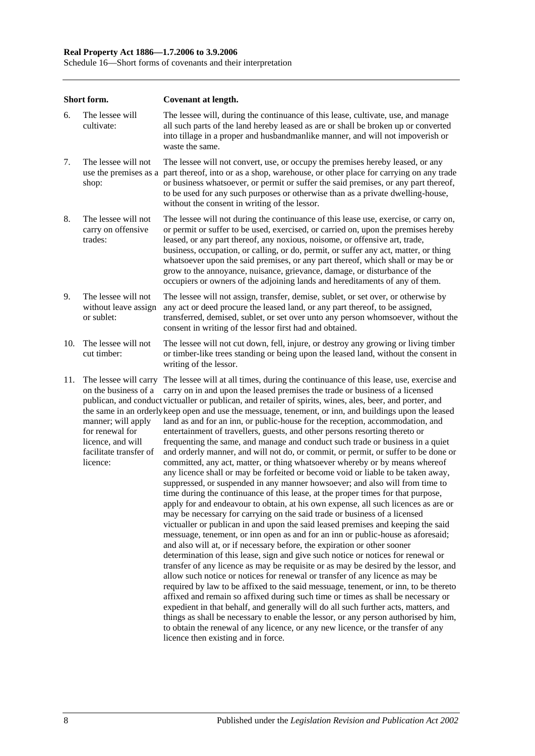| | Short form. | Covenant at length. |
|---|---|---|
| 6. | The lessee will cultivate: | The lessee will, during the continuance of this lease, cultivate, use, and manage all such parts of the land hereby leased as are or shall be broken up or converted into tillage in a proper and husbandmanlike manner, and will not impoverish or waste the same. |
| 7. | The lessee will not use the premises as a shop: | The lessee will not convert, use, or occupy the premises hereby leased, or any part thereof, into or as a shop, warehouse, or other place for carrying on any trade or business whatsoever, or permit or suffer the said premises, or any part thereof, to be used for any such purposes or otherwise than as a private dwelling-house, without the consent in writing of the lessor. |
| 8. | The lessee will not carry on offensive trades: | The lessee will not during the continuance of this lease use, exercise, or carry on, or permit or suffer to be used, exercised, or carried on, upon the premises hereby leased, or any part thereof, any noxious, noisome, or offensive art, trade, business, occupation, or calling, or do, permit, or suffer any act, matter, or thing whatsoever upon the said premises, or any part thereof, which shall or may be or grow to the annoyance, nuisance, grievance, damage, or disturbance of the occupiers or owners of the adjoining lands and hereditaments of any of them. |
| 9. | The lessee will not without leave assign or sublet: | The lessee will not assign, transfer, demise, sublet, or set over, or otherwise by any act or deed procure the leased land, or any part thereof, to be assigned, transferred, demised, sublet, or set over unto any person whomsoever, without the consent in writing of the lessor first had and obtained. |
| 10. | The lessee will not cut timber: | The lessee will not cut down, fell, injure, or destroy any growing or living timber or timber-like trees standing or being upon the leased land, without the consent in writing of the lessor. |
| 11. | The lessee will carry on the business of a publican, and conduct the same in an orderly manner; will apply for renewal for licence, and will facilitate transfer of licence: | The lessee will at all times, during the continuance of this lease, use, exercise and carry on in and upon the leased premises the trade or business of a licensed victualler or publican, and retailer of spirits, wines, ales, beer, and porter, and keep open and use the messuage, tenement, or inn, and buildings upon the leased land as and for an inn, or public-house for the reception, accommodation, and entertainment of travellers, guests, and other persons resorting thereto or frequenting the same, and manage and conduct such trade or business in a quiet and orderly manner, and will not do, or commit, or permit, or suffer to be done or committed, any act, matter, or thing whatsoever whereby or by means whereof any licence shall or may be forfeited or become void or liable to be taken away, suppressed, or suspended in any manner howsoever; and also will from time to time during the continuance of this lease, at the proper times for that purpose, apply for and endeavour to obtain, at his own expense, all such licences as are or may be necessary for carrying on the said trade or business of a licensed victualler or publican in and upon the said leased premises and keeping the said messuage, tenement, or inn open as and for an inn or public-house as aforesaid; and also will at, or if necessary before, the expiration or other sooner determination of this lease, sign and give such notice or notices for renewal or transfer of any licence as may be requisite or as may be desired by the lessor, and allow such notice or notices for renewal or transfer of any licence as may be required by law to be affixed to the said messuage, tenement, or inn, to be thereto affixed and remain so affixed during such time or times as shall be necessary or expedient in that behalf, and generally will do all such further acts, matters, and things as shall be necessary to enable the lessor, or any person authorised by him, to obtain the renewal of any licence, or any new licence, or the transfer of any licence then existing and in force. |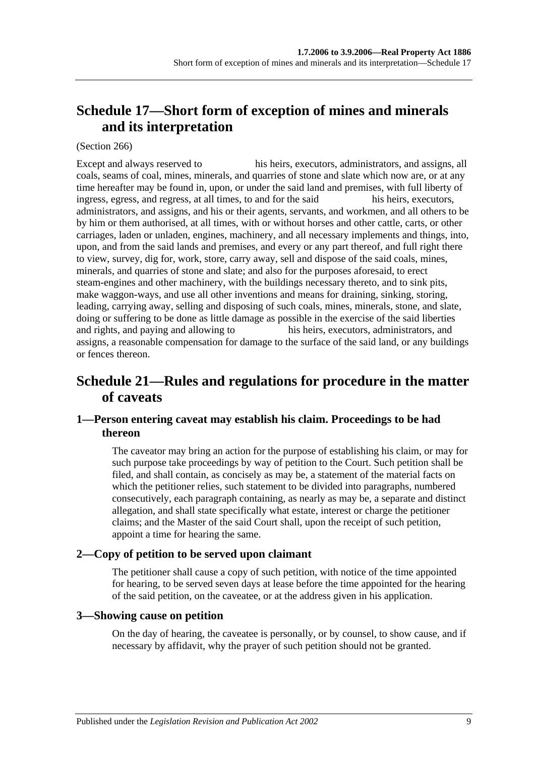## Schedule 17—Short form of exception of mines and minerals and its interpretation

(Section 266)

Except and always reserved to his heirs, executors, administrators, and assigns, all coals, seams of coal, mines, minerals, and quarries of stone and slate which now are, or at any time hereafter may be found in, upon, or under the said land and premises, with full liberty of ingress, egress, and regress, at all times, to and for the said his heirs, executors, administrators, and assigns, and his or their agents, servants, and workmen, and all others to be by him or them authorised, at all times, with or without horses and other cattle, carts, or other carriages, laden or unladen, engines, machinery, and all necessary implements and things, into, upon, and from the said lands and premises, and every or any part thereof, and full right there to view, survey, dig for, work, store, carry away, sell and dispose of the said coals, mines, minerals, and quarries of stone and slate; and also for the purposes aforesaid, to erect steam-engines and other machinery, with the buildings necessary thereto, and to sink pits, make waggon-ways, and use all other inventions and means for draining, sinking, storing, leading, carrying away, selling and disposing of such coals, mines, minerals, stone, and slate, doing or suffering to be done as little damage as possible in the exercise of the said liberties and rights, and paying and allowing to his heirs, executors, administrators, and assigns, a reasonable compensation for damage to the surface of the said land, or any buildings or fences thereon.

## Schedule 21—Rules and regulations for procedure in the matter of caveats

### 1—Person entering caveat may establish his claim. Proceedings to be had thereon

The caveator may bring an action for the purpose of establishing his claim, or may for such purpose take proceedings by way of petition to the Court. Such petition shall be filed, and shall contain, as concisely as may be, a statement of the material facts on which the petitioner relies, such statement to be divided into paragraphs, numbered consecutively, each paragraph containing, as nearly as may be, a separate and distinct allegation, and shall state specifically what estate, interest or charge the petitioner claims; and the Master of the said Court shall, upon the receipt of such petition, appoint a time for hearing the same.

### 2—Copy of petition to be served upon claimant

The petitioner shall cause a copy of such petition, with notice of the time appointed for hearing, to be served seven days at lease before the time appointed for the hearing of the said petition, on the caveatee, or at the address given in his application.

### 3—Showing cause on petition

On the day of hearing, the caveatee is personally, or by counsel, to show cause, and if necessary by affidavit, why the prayer of such petition should not be granted.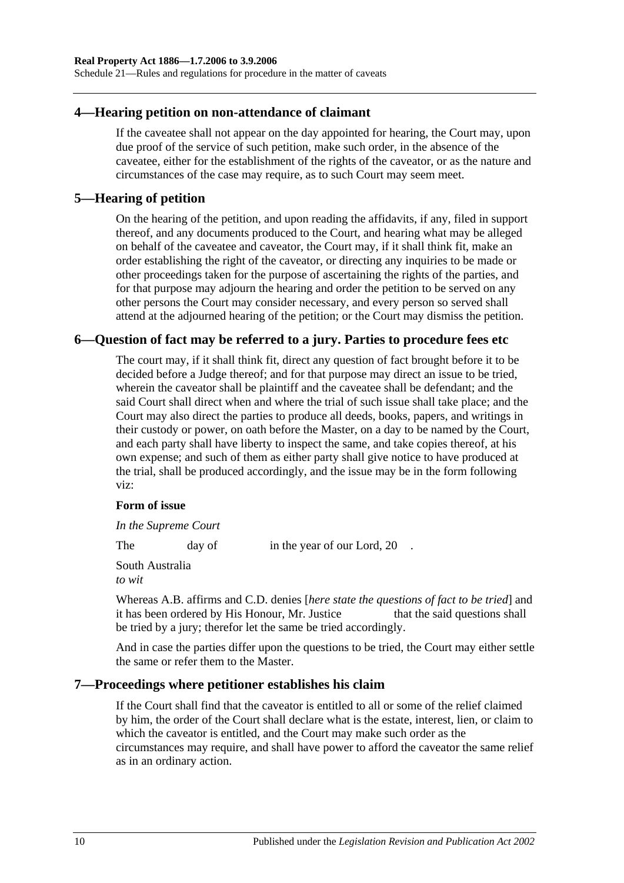## 4—Hearing petition on non-attendance of claimant

If the caveatee shall not appear on the day appointed for hearing, the Court may, upon due proof of the service of such petition, make such order, in the absence of the caveatee, either for the establishment of the rights of the caveator, or as the nature and circumstances of the case may require, as to such Court may seem meet.

## 5—Hearing of petition

On the hearing of the petition, and upon reading the affidavits, if any, filed in support thereof, and any documents produced to the Court, and hearing what may be alleged on behalf of the caveatee and caveator, the Court may, if it shall think fit, make an order establishing the right of the caveator, or directing any inquiries to be made or other proceedings taken for the purpose of ascertaining the rights of the parties, and for that purpose may adjourn the hearing and order the petition to be served on any other persons the Court may consider necessary, and every person so served shall attend at the adjourned hearing of the petition; or the Court may dismiss the petition.

## 6—Question of fact may be referred to a jury. Parties to procedure fees etc

The court may, if it shall think fit, direct any question of fact brought before it to be decided before a Judge thereof; and for that purpose may direct an issue to be tried, wherein the caveator shall be plaintiff and the caveatee shall be defendant; and the said Court shall direct when and where the trial of such issue shall take place; and the Court may also direct the parties to produce all deeds, books, papers, and writings in their custody or power, on oath before the Master, on a day to be named by the Court, and each party shall have liberty to inspect the same, and take copies thereof, at his own expense; and such of them as either party shall give notice to have produced at the trial, shall be produced accordingly, and the issue may be in the form following viz:

**Form of issue**

*In the Supreme Court*

The          day of          in the year of our Lord, 20    .

South Australia
*to wit*

Whereas A.B. affirms and C.D. denies [*here state the questions of fact to be tried*] and it has been ordered by His Honour, Mr. Justice          that the said questions shall be tried by a jury; therefor let the same be tried accordingly.

And in case the parties differ upon the questions to be tried, the Court may either settle the same or refer them to the Master.

## 7—Proceedings where petitioner establishes his claim

If the Court shall find that the caveator is entitled to all or some of the relief claimed by him, the order of the Court shall declare what is the estate, interest, lien, or claim to which the caveator is entitled, and the Court may make such order as the circumstances may require, and shall have power to afford the caveator the same relief as in an ordinary action.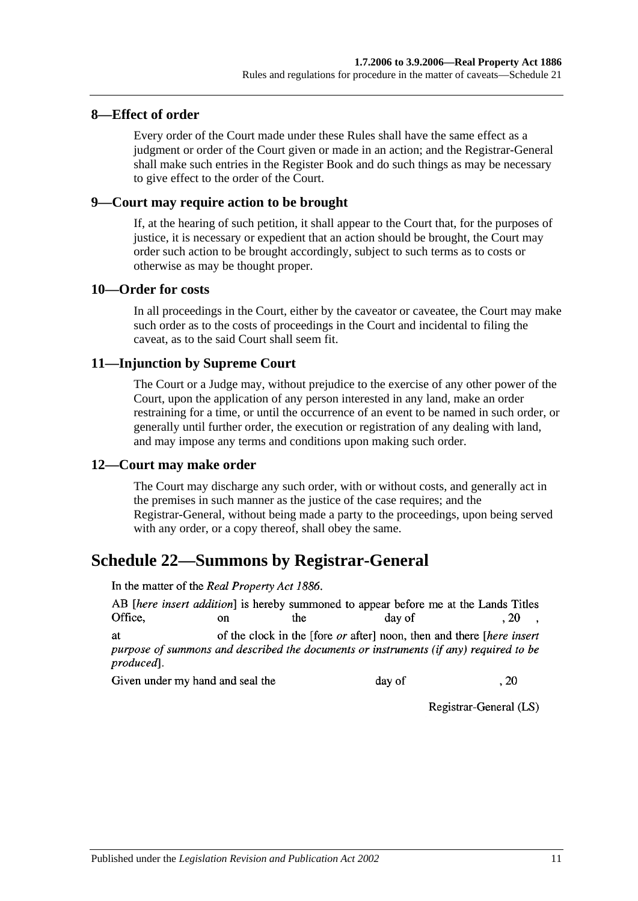## 8—Effect of order

Every order of the Court made under these Rules shall have the same effect as a judgment or order of the Court given or made in an action; and the Registrar-General shall make such entries in the Register Book and do such things as may be necessary to give effect to the order of the Court.

## 9—Court may require action to be brought

If, at the hearing of such petition, it shall appear to the Court that, for the purposes of justice, it is necessary or expedient that an action should be brought, the Court may order such action to be brought accordingly, subject to such terms as to costs or otherwise as may be thought proper.

## 10—Order for costs

In all proceedings in the Court, either by the caveator or caveatee, the Court may make such order as to the costs of proceedings in the Court and incidental to filing the caveat, as to the said Court shall seem fit.

## 11—Injunction by Supreme Court

The Court or a Judge may, without prejudice to the exercise of any other power of the Court, upon the application of any person interested in any land, make an order restraining for a time, or until the occurrence of an event to be named in such order, or generally until further order, the execution or registration of any dealing with land, and may impose any terms and conditions upon making such order.

## 12—Court may make order

The Court may discharge any such order, with or without costs, and generally act in the premises in such manner as the justice of the case requires; and the Registrar-General, without being made a party to the proceedings, upon being served with any order, or a copy thereof, shall obey the same.

# Schedule 22—Summons by Registrar-General

In the matter of the *Real Property Act 1886*.

AB [*here insert addition*] is hereby summoned to appear before me at the Lands Titles Office, on the day of , 20 , at of the clock in the [fore *or* after] noon, then and there [*here insert purpose of summons and described the documents or instruments (if any) required to be produced*].

Given under my hand and seal the day of , 20

Registrar-General (LS)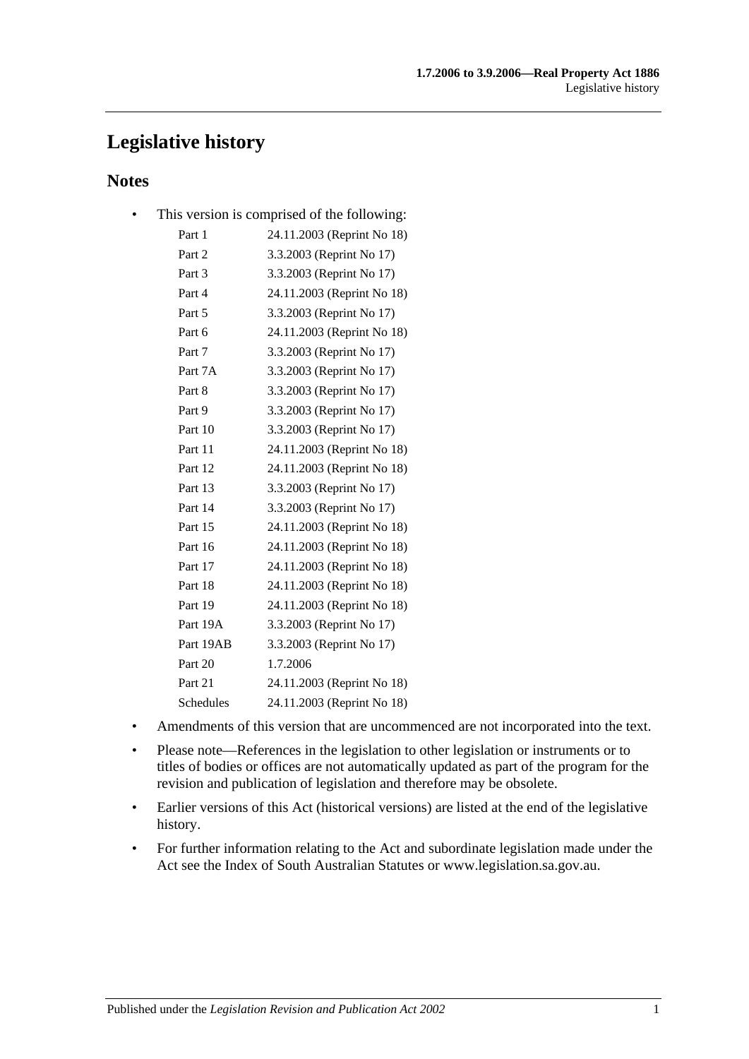# Legislative history

## Notes

- This version is comprised of the following:

| | |
|---|---|
| Part 1 | 24.11.2003 (Reprint No 18) |
| Part 2 | 3.3.2003 (Reprint No 17) |
| Part 3 | 3.3.2003 (Reprint No 17) |
| Part 4 | 24.11.2003 (Reprint No 18) |
| Part 5 | 3.3.2003 (Reprint No 17) |
| Part 6 | 24.11.2003 (Reprint No 18) |
| Part 7 | 3.3.2003 (Reprint No 17) |
| Part 7A | 3.3.2003 (Reprint No 17) |
| Part 8 | 3.3.2003 (Reprint No 17) |
| Part 9 | 3.3.2003 (Reprint No 17) |
| Part 10 | 3.3.2003 (Reprint No 17) |
| Part 11 | 24.11.2003 (Reprint No 18) |
| Part 12 | 24.11.2003 (Reprint No 18) |
| Part 13 | 3.3.2003 (Reprint No 17) |
| Part 14 | 3.3.2003 (Reprint No 17) |
| Part 15 | 24.11.2003 (Reprint No 18) |
| Part 16 | 24.11.2003 (Reprint No 18) |
| Part 17 | 24.11.2003 (Reprint No 18) |
| Part 18 | 24.11.2003 (Reprint No 18) |
| Part 19 | 24.11.2003 (Reprint No 18) |
| Part 19A | 3.3.2003 (Reprint No 17) |
| Part 19AB | 3.3.2003 (Reprint No 17) |
| Part 20 | 1.7.2006 |
| Part 21 | 24.11.2003 (Reprint No 18) |
| Schedules | 24.11.2003 (Reprint No 18) |

- Amendments of this version that are uncommenced are not incorporated into the text.
- Please note—References in the legislation to other legislation or instruments or to titles of bodies or offices are not automatically updated as part of the program for the revision and publication of legislation and therefore may be obsolete.
- Earlier versions of this Act (historical versions) are listed at the end of the legislative history.
- For further information relating to the Act and subordinate legislation made under the Act see the Index of South Australian Statutes or www.legislation.sa.gov.au.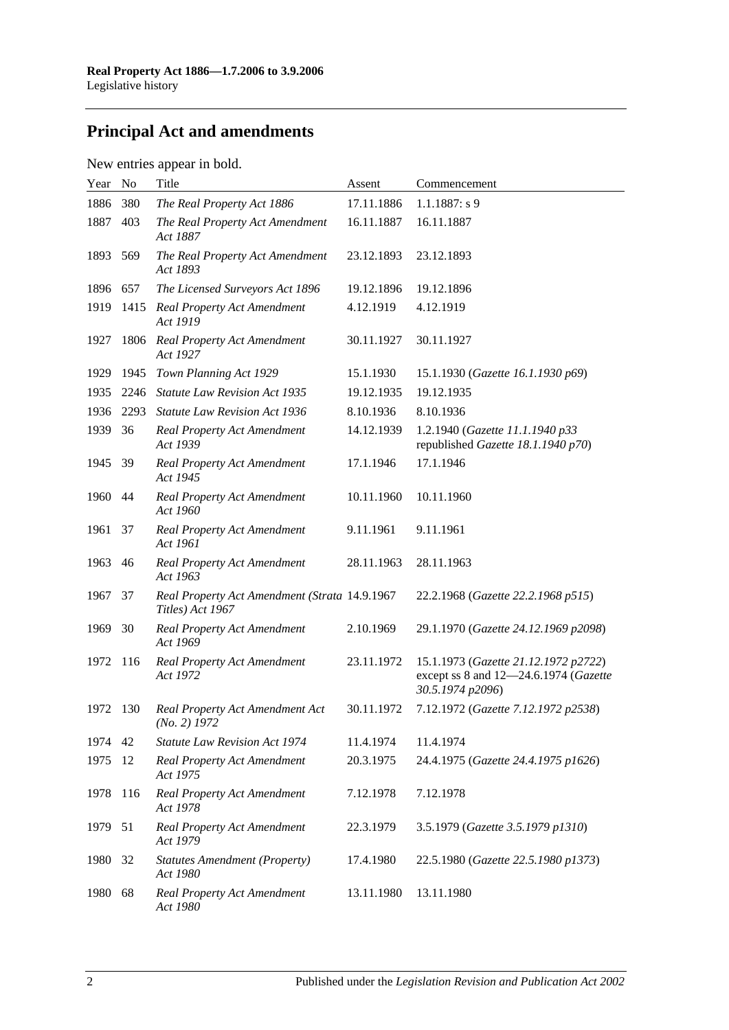## Principal Act and amendments

New entries appear in bold.

| Year | No | Title | Assent | Commencement |
|---|---|---|---|---|
| 1886 | 380 | *The Real Property Act 1886* | 17.11.1886 | 1.1.1887: s 9 |
| 1887 | 403 | *The Real Property Act Amendment Act 1887* | 16.11.1887 | 16.11.1887 |
| 1893 | 569 | *The Real Property Act Amendment Act 1893* | 23.12.1893 | 23.12.1893 |
| 1896 | 657 | *The Licensed Surveyors Act 1896* | 19.12.1896 | 19.12.1896 |
| 1919 | 1415 | *Real Property Act Amendment Act 1919* | 4.12.1919 | 4.12.1919 |
| 1927 | 1806 | *Real Property Act Amendment Act 1927* | 30.11.1927 | 30.11.1927 |
| 1929 | 1945 | *Town Planning Act 1929* | 15.1.1930 | 15.1.1930 (*Gazette 16.1.1930 p69*) |
| 1935 | 2246 | *Statute Law Revision Act 1935* | 19.12.1935 | 19.12.1935 |
| 1936 | 2293 | *Statute Law Revision Act 1936* | 8.10.1936 | 8.10.1936 |
| 1939 | 36 | *Real Property Act Amendment Act 1939* | 14.12.1939 | 1.2.1940 (*Gazette 11.1.1940 p33* republished *Gazette 18.1.1940 p70*) |
| 1945 | 39 | *Real Property Act Amendment Act 1945* | 17.1.1946 | 17.1.1946 |
| 1960 | 44 | *Real Property Act Amendment Act 1960* | 10.11.1960 | 10.11.1960 |
| 1961 | 37 | *Real Property Act Amendment Act 1961* | 9.11.1961 | 9.11.1961 |
| 1963 | 46 | *Real Property Act Amendment Act 1963* | 28.11.1963 | 28.11.1963 |
| 1967 | 37 | *Real Property Act Amendment (Strata Titles) Act 1967* | 14.9.1967 | 22.2.1968 (*Gazette 22.2.1968 p515*) |
| 1969 | 30 | *Real Property Act Amendment Act 1969* | 2.10.1969 | 29.1.1970 (*Gazette 24.12.1969 p2098*) |
| 1972 | 116 | *Real Property Act Amendment Act 1972* | 23.11.1972 | 15.1.1973 (*Gazette 21.12.1972 p2722*) except ss 8 and 12—24.6.1974 (*Gazette 30.5.1974 p2096*) |
| 1972 | 130 | *Real Property Act Amendment Act (No. 2) 1972* | 30.11.1972 | 7.12.1972 (*Gazette 7.12.1972 p2538*) |
| 1974 | 42 | *Statute Law Revision Act 1974* | 11.4.1974 | 11.4.1974 |
| 1975 | 12 | *Real Property Act Amendment Act 1975* | 20.3.1975 | 24.4.1975 (*Gazette 24.4.1975 p1626*) |
| 1978 | 116 | *Real Property Act Amendment Act 1978* | 7.12.1978 | 7.12.1978 |
| 1979 | 51 | *Real Property Act Amendment Act 1979* | 22.3.1979 | 3.5.1979 (*Gazette 3.5.1979 p1310*) |
| 1980 | 32 | *Statutes Amendment (Property) Act 1980* | 17.4.1980 | 22.5.1980 (*Gazette 22.5.1980 p1373*) |
| 1980 | 68 | *Real Property Act Amendment Act 1980* | 13.11.1980 | 13.11.1980 |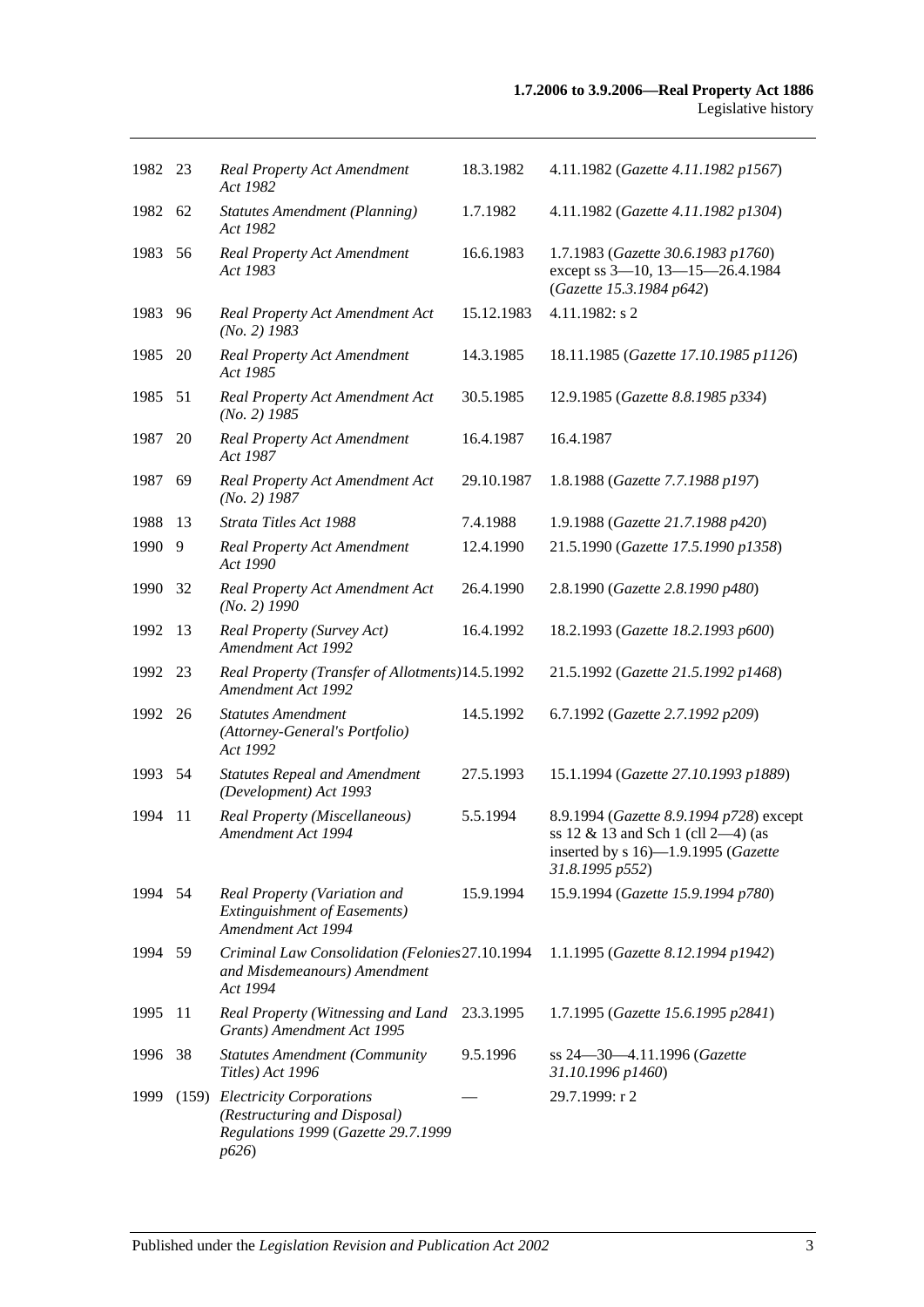| | | | | |
|---|---|---|---|---|
| 1982 | 23 | *Real Property Act Amendment Act 1982* | 18.3.1982 | 4.11.1982 (*Gazette 4.11.1982 p1567*) |
| 1982 | 62 | *Statutes Amendment (Planning) Act 1982* | 1.7.1982 | 4.11.1982 (*Gazette 4.11.1982 p1304*) |
| 1983 | 56 | *Real Property Act Amendment Act 1983* | 16.6.1983 | 1.7.1983 (*Gazette 30.6.1983 p1760*) except ss 3—10, 13—15—26.4.1984 (*Gazette 15.3.1984 p642*) |
| 1983 | 96 | *Real Property Act Amendment Act (No. 2) 1983* | 15.12.1983 | 4.11.1982: s 2 |
| 1985 | 20 | *Real Property Act Amendment Act 1985* | 14.3.1985 | 18.11.1985 (*Gazette 17.10.1985 p1126*) |
| 1985 | 51 | *Real Property Act Amendment Act (No. 2) 1985* | 30.5.1985 | 12.9.1985 (*Gazette 8.8.1985 p334*) |
| 1987 | 20 | *Real Property Act Amendment Act 1987* | 16.4.1987 | 16.4.1987 |
| 1987 | 69 | *Real Property Act Amendment Act (No. 2) 1987* | 29.10.1987 | 1.8.1988 (*Gazette 7.7.1988 p197*) |
| 1988 | 13 | *Strata Titles Act 1988* | 7.4.1988 | 1.9.1988 (*Gazette 21.7.1988 p420*) |
| 1990 | 9 | *Real Property Act Amendment Act 1990* | 12.4.1990 | 21.5.1990 (*Gazette 17.5.1990 p1358*) |
| 1990 | 32 | *Real Property Act Amendment Act (No. 2) 1990* | 26.4.1990 | 2.8.1990 (*Gazette 2.8.1990 p480*) |
| 1992 | 13 | *Real Property (Survey Act) Amendment Act 1992* | 16.4.1992 | 18.2.1993 (*Gazette 18.2.1993 p600*) |
| 1992 | 23 | *Real Property (Transfer of Allotments) Amendment Act 1992* | 14.5.1992 | 21.5.1992 (*Gazette 21.5.1992 p1468*) |
| 1992 | 26 | *Statutes Amendment (Attorney-General's Portfolio) Act 1992* | 14.5.1992 | 6.7.1992 (*Gazette 2.7.1992 p209*) |
| 1993 | 54 | *Statutes Repeal and Amendment (Development) Act 1993* | 27.5.1993 | 15.1.1994 (*Gazette 27.10.1993 p1889*) |
| 1994 | 11 | *Real Property (Miscellaneous) Amendment Act 1994* | 5.5.1994 | 8.9.1994 (*Gazette 8.9.1994 p728*) except ss 12 & 13 and Sch 1 (cll 2—4) (as inserted by s 16)—1.9.1995 (*Gazette 31.8.1995 p552*) |
| 1994 | 54 | *Real Property (Variation and Extinguishment of Easements) Amendment Act 1994* | 15.9.1994 | 15.9.1994 (*Gazette 15.9.1994 p780*) |
| 1994 | 59 | *Criminal Law Consolidation (Felonies and Misdemeanours) Amendment Act 1994* | 27.10.1994 | 1.1.1995 (*Gazette 8.12.1994 p1942*) |
| 1995 | 11 | *Real Property (Witnessing and Land Grants) Amendment Act 1995* | 23.3.1995 | 1.7.1995 (*Gazette 15.6.1995 p2841*) |
| 1996 | 38 | *Statutes Amendment (Community Titles) Act 1996* | 9.5.1996 | ss 24—30—4.11.1996 (*Gazette 31.10.1996 p1460*) |
| 1999 | (159) | *Electricity Corporations (Restructuring and Disposal) Regulations 1999* (*Gazette 29.7.1999 p626*) | — | 29.7.1999: r 2 |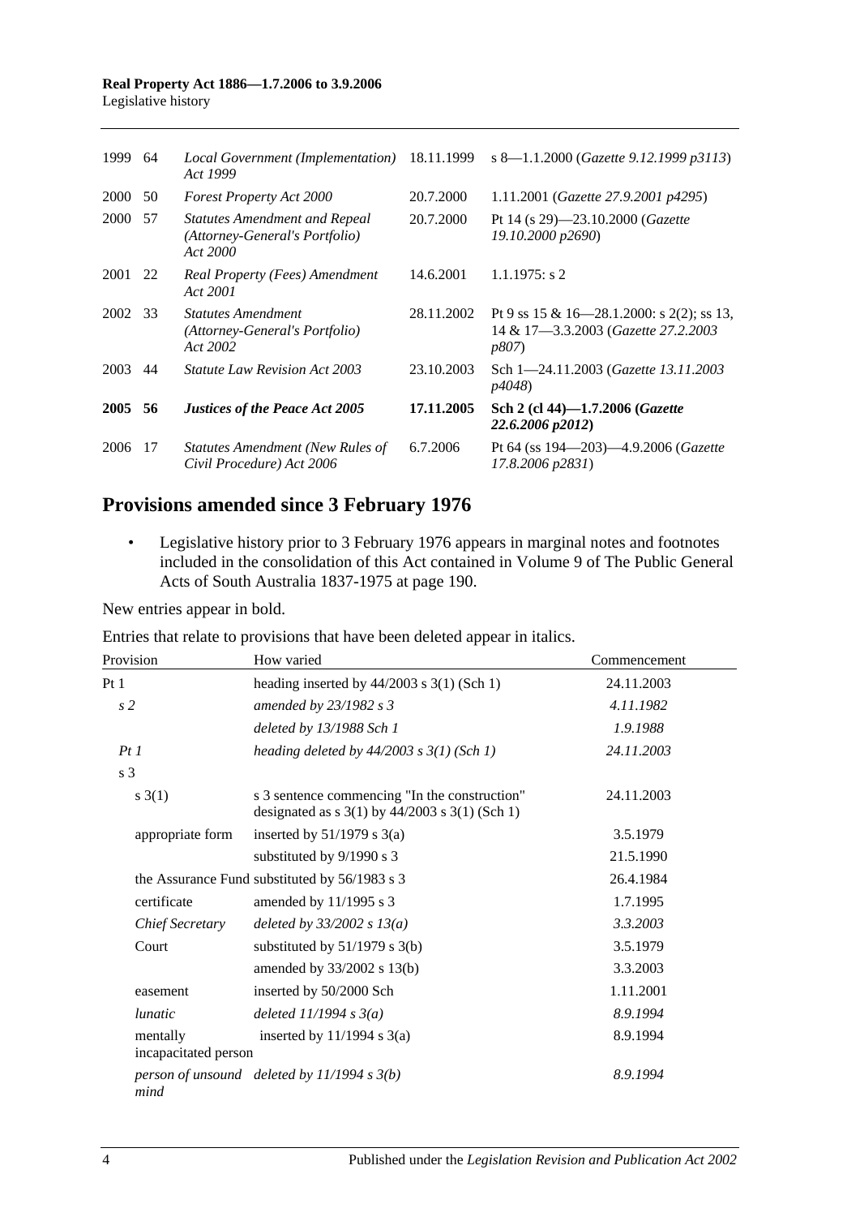| | | | | |
|---|---|---|---|---|
| 1999 | 64 | *Local Government (Implementation) Act 1999* | 18.11.1999 | s 8—1.1.2000 (*Gazette 9.12.1999 p3113*) |
| 2000 | 50 | *Forest Property Act 2000* | 20.7.2000 | 1.11.2001 (*Gazette 27.9.2001 p4295*) |
| 2000 | 57 | *Statutes Amendment and Repeal (Attorney-General's Portfolio) Act 2000* | 20.7.2000 | Pt 14 (s 29)—23.10.2000 (*Gazette 19.10.2000 p2690*) |
| 2001 | 22 | *Real Property (Fees) Amendment Act 2001* | 14.6.2001 | 1.1.1975: s 2 |
| 2002 | 33 | *Statutes Amendment (Attorney-General's Portfolio) Act 2002* | 28.11.2002 | Pt 9 ss 15 & 16—28.1.2000: s 2(2); ss 13, 14 & 17—3.3.2003 (*Gazette 27.2.2003 p807*) |
| 2003 | 44 | *Statute Law Revision Act 2003* | 23.10.2003 | Sch 1—24.11.2003 (*Gazette 13.11.2003 p4048*) |
| **2005** | **56** | ***Justices of the Peace Act 2005*** | **17.11.2005** | **Sch 2 (cl 44)—1.7.2006 (*Gazette 22.6.2006 p2012*)** |
| 2006 | 17 | *Statutes Amendment (New Rules of Civil Procedure) Act 2006* | 6.7.2006 | Pt 64 (ss 194—203)—4.9.2006 (*Gazette 17.8.2006 p2831*) |

## Provisions amended since 3 February 1976

- Legislative history prior to 3 February 1976 appears in marginal notes and footnotes included in the consolidation of this Act contained in Volume 9 of The Public General Acts of South Australia 1837-1975 at page 190.

New entries appear in bold.

Entries that relate to provisions that have been deleted appear in italics.

| Provision | How varied | Commencement |
|---|---|---|
| Pt 1 | heading inserted by 44/2003 s 3(1) (Sch 1) | 24.11.2003 |
| *s 2* | *amended by 23/1982 s 3* | *4.11.1982* |
| | *deleted by 13/1988 Sch 1* | *1.9.1988* |
| *Pt 1* | *heading deleted by 44/2003 s 3(1) (Sch 1)* | *24.11.2003* |
| s 3 | | |
| s 3(1) | s 3 sentence commencing "In the construction" designated as s 3(1) by 44/2003 s 3(1) (Sch 1) | 24.11.2003 |
| appropriate form | inserted by 51/1979 s 3(a) | 3.5.1979 |
| | substituted by 9/1990 s 3 | 21.5.1990 |
| the Assurance Fund | substituted by 56/1983 s 3 | 26.4.1984 |
| certificate | amended by 11/1995 s 3 | 1.7.1995 |
| *Chief Secretary* | *deleted by 33/2002 s 13(a)* | *3.3.2003* |
| Court | substituted by 51/1979 s 3(b) | 3.5.1979 |
| | amended by 33/2002 s 13(b) | 3.3.2003 |
| easement | inserted by 50/2000 Sch | 1.11.2001 |
| *lunatic* | *deleted 11/1994 s 3(a)* | *8.9.1994* |
| mentally incapacitated person | inserted by 11/1994 s 3(a) | 8.9.1994 |
| *person of unsound mind* | *deleted by 11/1994 s 3(b)* | *8.9.1994* |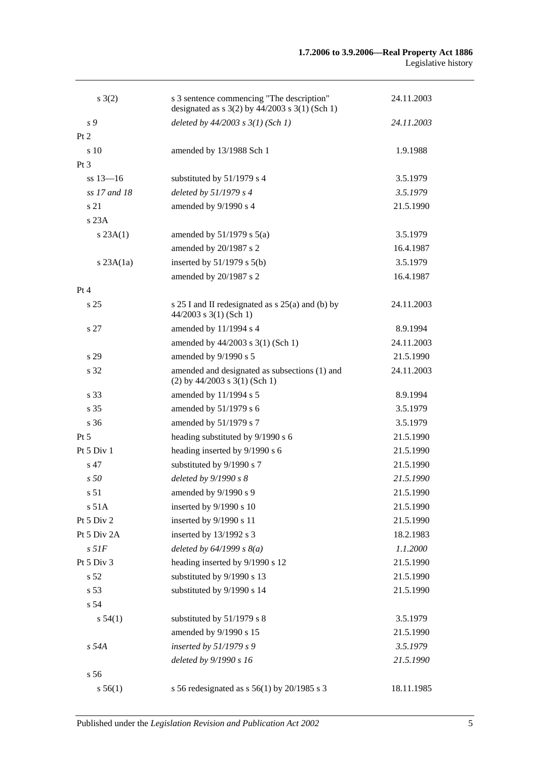| | | |
|---|---|---|
| s 3(2) | s 3 sentence commencing "The description" designated as s 3(2) by 44/2003 s 3(1) (Sch 1) | 24.11.2003 |
| *s 9* | *deleted by 44/2003 s 3(1) (Sch 1)* | *24.11.2003* |
| Pt 2 | | |
| s 10 | amended by 13/1988 Sch 1 | 1.9.1988 |
| Pt 3 | | |
| ss 13—16 | substituted by 51/1979 s 4 | 3.5.1979 |
| *ss 17 and 18* | *deleted by 51/1979 s 4* | *3.5.1979* |
| s 21 | amended by 9/1990 s 4 | 21.5.1990 |
| s 23A | | |
| s 23A(1) | amended by 51/1979 s 5(a) | 3.5.1979 |
| | amended by 20/1987 s 2 | 16.4.1987 |
| s 23A(1a) | inserted by 51/1979 s 5(b) | 3.5.1979 |
| | amended by 20/1987 s 2 | 16.4.1987 |
| Pt 4 | | |
| s 25 | s 25 I and II redesignated as s 25(a) and (b) by 44/2003 s 3(1) (Sch 1) | 24.11.2003 |
| s 27 | amended by 11/1994 s 4 | 8.9.1994 |
| | amended by 44/2003 s 3(1) (Sch 1) | 24.11.2003 |
| s 29 | amended by 9/1990 s 5 | 21.5.1990 |
| s 32 | amended and designated as subsections (1) and (2) by 44/2003 s 3(1) (Sch 1) | 24.11.2003 |
| s 33 | amended by 11/1994 s 5 | 8.9.1994 |
| s 35 | amended by 51/1979 s 6 | 3.5.1979 |
| s 36 | amended by 51/1979 s 7 | 3.5.1979 |
| Pt 5 | heading substituted by 9/1990 s 6 | 21.5.1990 |
| Pt 5 Div 1 | heading inserted by 9/1990 s 6 | 21.5.1990 |
| s 47 | substituted by 9/1990 s 7 | 21.5.1990 |
| *s 50* | *deleted by 9/1990 s 8* | *21.5.1990* |
| s 51 | amended by 9/1990 s 9 | 21.5.1990 |
| s 51A | inserted by 9/1990 s 10 | 21.5.1990 |
| Pt 5 Div 2 | inserted by 9/1990 s 11 | 21.5.1990 |
| Pt 5 Div 2A | inserted by 13/1992 s 3 | 18.2.1983 |
| *s 51F* | *deleted by 64/1999 s 8(a)* | *1.1.2000* |
| Pt 5 Div 3 | heading inserted by 9/1990 s 12 | 21.5.1990 |
| s 52 | substituted by 9/1990 s 13 | 21.5.1990 |
| s 53 | substituted by 9/1990 s 14 | 21.5.1990 |
| s 54 | | |
| s 54(1) | substituted by 51/1979 s 8 | 3.5.1979 |
| | amended by 9/1990 s 15 | 21.5.1990 |
| *s 54A* | *inserted by 51/1979 s 9* | *3.5.1979* |
| | *deleted by 9/1990 s 16* | *21.5.1990* |
| s 56 | | |
| s 56(1) | s 56 redesignated as s 56(1) by 20/1985 s 3 | 18.11.1985 |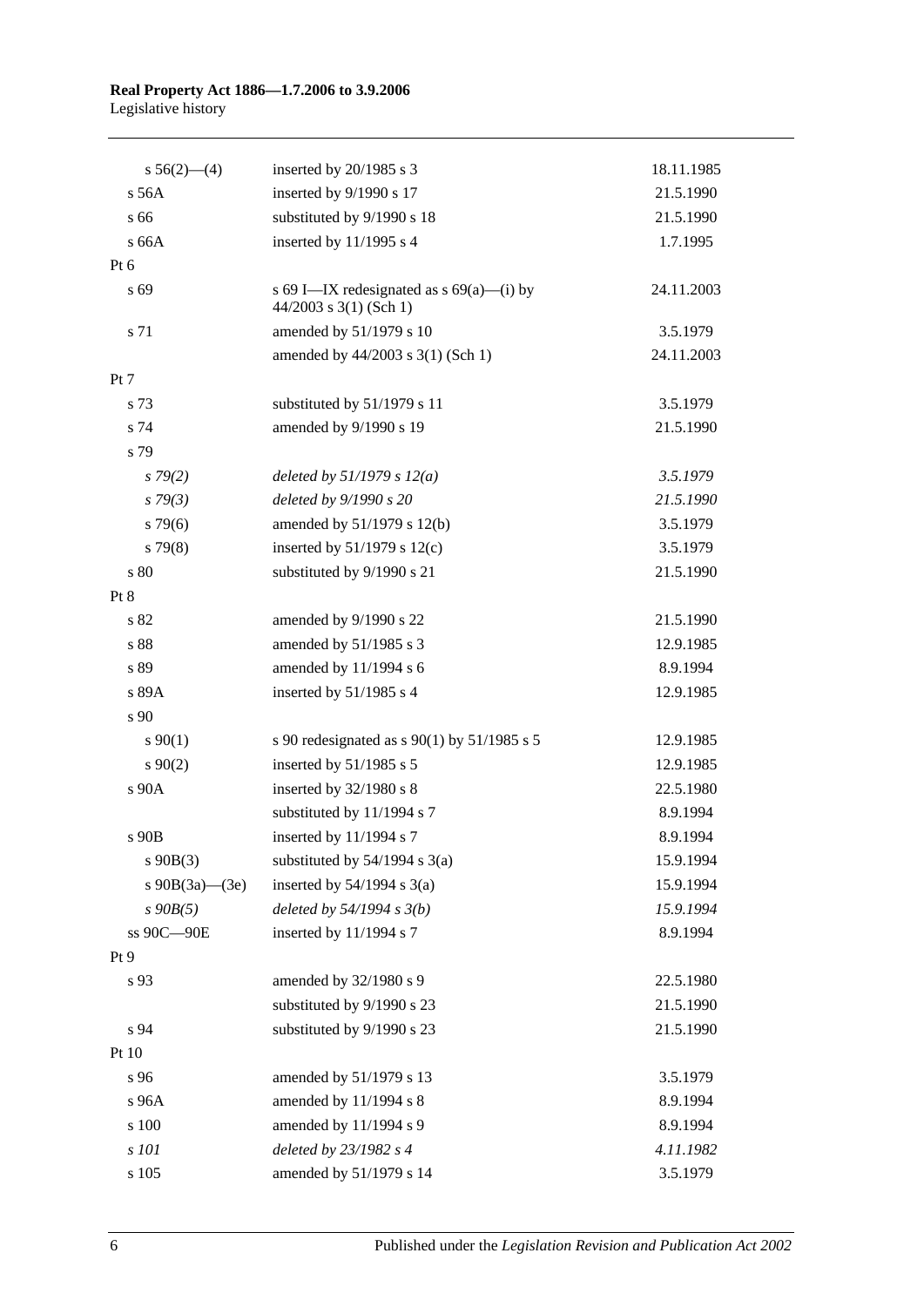| | | |
|---|---|---|
| s 56(2)—(4) | inserted by 20/1985 s 3 | 18.11.1985 |
| s 56A | inserted by 9/1990 s 17 | 21.5.1990 |
| s 66 | substituted by 9/1990 s 18 | 21.5.1990 |
| s 66A | inserted by 11/1995 s 4 | 1.7.1995 |
| Pt 6 | | |
| s 69 | s 69 I—IX redesignated as s 69(a)—(i) by 44/2003 s 3(1) (Sch 1) | 24.11.2003 |
| s 71 | amended by 51/1979 s 10 | 3.5.1979 |
| | amended by 44/2003 s 3(1) (Sch 1) | 24.11.2003 |
| Pt 7 | | |
| s 73 | substituted by 51/1979 s 11 | 3.5.1979 |
| s 74 | amended by 9/1990 s 19 | 21.5.1990 |
| s 79 | | |
| *s 79(2)* | *deleted by 51/1979 s 12(a)* | *3.5.1979* |
| *s 79(3)* | *deleted by 9/1990 s 20* | *21.5.1990* |
| s 79(6) | amended by 51/1979 s 12(b) | 3.5.1979 |
| s 79(8) | inserted by 51/1979 s 12(c) | 3.5.1979 |
| s 80 | substituted by 9/1990 s 21 | 21.5.1990 |
| Pt 8 | | |
| s 82 | amended by 9/1990 s 22 | 21.5.1990 |
| s 88 | amended by 51/1985 s 3 | 12.9.1985 |
| s 89 | amended by 11/1994 s 6 | 8.9.1994 |
| s 89A | inserted by 51/1985 s 4 | 12.9.1985 |
| s 90 | | |
| s 90(1) | s 90 redesignated as s 90(1) by 51/1985 s 5 | 12.9.1985 |
| s 90(2) | inserted by 51/1985 s 5 | 12.9.1985 |
| s 90A | inserted by 32/1980 s 8 | 22.5.1980 |
| | substituted by 11/1994 s 7 | 8.9.1994 |
| s 90B | inserted by 11/1994 s 7 | 8.9.1994 |
| s 90B(3) | substituted by 54/1994 s 3(a) | 15.9.1994 |
| s 90B(3a)—(3e) | inserted by 54/1994 s 3(a) | 15.9.1994 |
| *s 90B(5)* | *deleted by 54/1994 s 3(b)* | *15.9.1994* |
| ss 90C—90E | inserted by 11/1994 s 7 | 8.9.1994 |
| Pt 9 | | |
| s 93 | amended by 32/1980 s 9 | 22.5.1980 |
| | substituted by 9/1990 s 23 | 21.5.1990 |
| s 94 | substituted by 9/1990 s 23 | 21.5.1990 |
| Pt 10 | | |
| s 96 | amended by 51/1979 s 13 | 3.5.1979 |
| s 96A | amended by 11/1994 s 8 | 8.9.1994 |
| s 100 | amended by 11/1994 s 9 | 8.9.1994 |
| *s 101* | *deleted by 23/1982 s 4* | *4.11.1982* |
| s 105 | amended by 51/1979 s 14 | 3.5.1979 |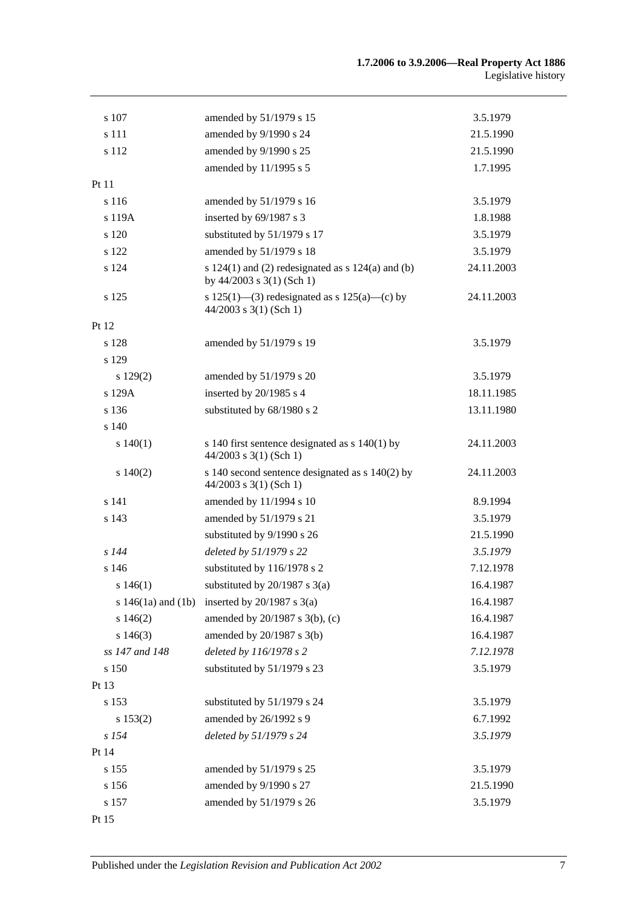| | | |
|---|---|---|
| s 107 | amended by 51/1979 s 15 | 3.5.1979 |
| s 111 | amended by 9/1990 s 24 | 21.5.1990 |
| s 112 | amended by 9/1990 s 25 | 21.5.1990 |
| | amended by 11/1995 s 5 | 1.7.1995 |
| Pt 11 | | |
| s 116 | amended by 51/1979 s 16 | 3.5.1979 |
| s 119A | inserted by 69/1987 s 3 | 1.8.1988 |
| s 120 | substituted by 51/1979 s 17 | 3.5.1979 |
| s 122 | amended by 51/1979 s 18 | 3.5.1979 |
| s 124 | s 124(1) and (2) redesignated as s 124(a) and (b) by 44/2003 s 3(1) (Sch 1) | 24.11.2003 |
| s 125 | s 125(1)—(3) redesignated as s 125(a)—(c) by 44/2003 s 3(1) (Sch 1) | 24.11.2003 |
| Pt 12 | | |
| s 128 | amended by 51/1979 s 19 | 3.5.1979 |
| s 129 | | |
| s 129(2) | amended by 51/1979 s 20 | 3.5.1979 |
| s 129A | inserted by 20/1985 s 4 | 18.11.1985 |
| s 136 | substituted by 68/1980 s 2 | 13.11.1980 |
| s 140 | | |
| s 140(1) | s 140 first sentence designated as s 140(1) by 44/2003 s 3(1) (Sch 1) | 24.11.2003 |
| s 140(2) | s 140 second sentence designated as s 140(2) by 44/2003 s 3(1) (Sch 1) | 24.11.2003 |
| s 141 | amended by 11/1994 s 10 | 8.9.1994 |
| s 143 | amended by 51/1979 s 21 | 3.5.1979 |
| | substituted by 9/1990 s 26 | 21.5.1990 |
| *s 144* | *deleted by 51/1979 s 22* | *3.5.1979* |
| s 146 | substituted by 116/1978 s 2 | 7.12.1978 |
| s 146(1) | substituted by 20/1987 s 3(a) | 16.4.1987 |
| s 146(1a) and (1b) | inserted by 20/1987 s 3(a) | 16.4.1987 |
| s 146(2) | amended by 20/1987 s 3(b), (c) | 16.4.1987 |
| s 146(3) | amended by 20/1987 s 3(b) | 16.4.1987 |
| *ss 147 and 148* | *deleted by 116/1978 s 2* | *7.12.1978* |
| s 150 | substituted by 51/1979 s 23 | 3.5.1979 |
| Pt 13 | | |
| s 153 | substituted by 51/1979 s 24 | 3.5.1979 |
| s 153(2) | amended by 26/1992 s 9 | 6.7.1992 |
| *s 154* | *deleted by 51/1979 s 24* | *3.5.1979* |
| Pt 14 | | |
| s 155 | amended by 51/1979 s 25 | 3.5.1979 |
| s 156 | amended by 9/1990 s 27 | 21.5.1990 |
| s 157 | amended by 51/1979 s 26 | 3.5.1979 |
| Pt 15 | | |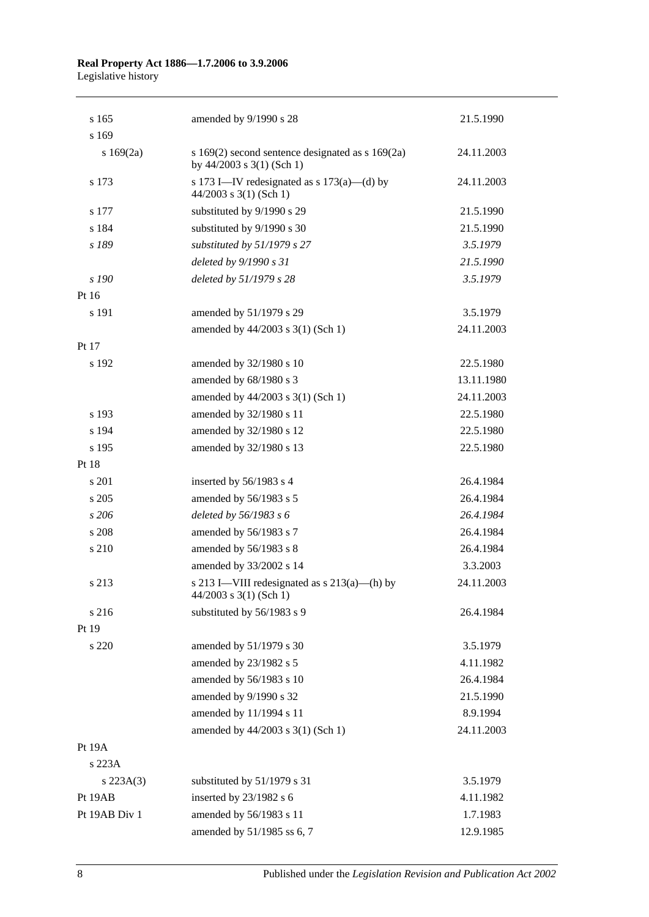| | | |
|---|---|---|
| s 165 | amended by 9/1990 s 28 | 21.5.1990 |
| s 169 | | |
| s 169(2a) | s 169(2) second sentence designated as s 169(2a) by 44/2003 s 3(1) (Sch 1) | 24.11.2003 |
| s 173 | s 173 I—IV redesignated as s 173(a)—(d) by 44/2003 s 3(1) (Sch 1) | 24.11.2003 |
| s 177 | substituted by 9/1990 s 29 | 21.5.1990 |
| s 184 | substituted by 9/1990 s 30 | 21.5.1990 |
| *s 189* | *substituted by 51/1979 s 27* | *3.5.1979* |
| | *deleted by 9/1990 s 31* | *21.5.1990* |
| *s 190* | *deleted by 51/1979 s 28* | *3.5.1979* |
| Pt 16 | | |
| s 191 | amended by 51/1979 s 29 | 3.5.1979 |
| | amended by 44/2003 s 3(1) (Sch 1) | 24.11.2003 |
| Pt 17 | | |
| s 192 | amended by 32/1980 s 10 | 22.5.1980 |
| | amended by 68/1980 s 3 | 13.11.1980 |
| | amended by 44/2003 s 3(1) (Sch 1) | 24.11.2003 |
| s 193 | amended by 32/1980 s 11 | 22.5.1980 |
| s 194 | amended by 32/1980 s 12 | 22.5.1980 |
| s 195 | amended by 32/1980 s 13 | 22.5.1980 |
| Pt 18 | | |
| s 201 | inserted by 56/1983 s 4 | 26.4.1984 |
| s 205 | amended by 56/1983 s 5 | 26.4.1984 |
| *s 206* | *deleted by 56/1983 s 6* | *26.4.1984* |
| s 208 | amended by 56/1983 s 7 | 26.4.1984 |
| s 210 | amended by 56/1983 s 8 | 26.4.1984 |
| | amended by 33/2002 s 14 | 3.3.2003 |
| s 213 | s 213 I—VIII redesignated as s 213(a)—(h) by 44/2003 s 3(1) (Sch 1) | 24.11.2003 |
| s 216 | substituted by 56/1983 s 9 | 26.4.1984 |
| Pt 19 | | |
| s 220 | amended by 51/1979 s 30 | 3.5.1979 |
| | amended by 23/1982 s 5 | 4.11.1982 |
| | amended by 56/1983 s 10 | 26.4.1984 |
| | amended by 9/1990 s 32 | 21.5.1990 |
| | amended by 11/1994 s 11 | 8.9.1994 |
| | amended by 44/2003 s 3(1) (Sch 1) | 24.11.2003 |
| Pt 19A | | |
| s 223A | | |
| s 223A(3) | substituted by 51/1979 s 31 | 3.5.1979 |
| Pt 19AB | inserted by 23/1982 s 6 | 4.11.1982 |
| Pt 19AB Div 1 | amended by 56/1983 s 11 | 1.7.1983 |
| | amended by 51/1985 ss 6, 7 | 12.9.1985 |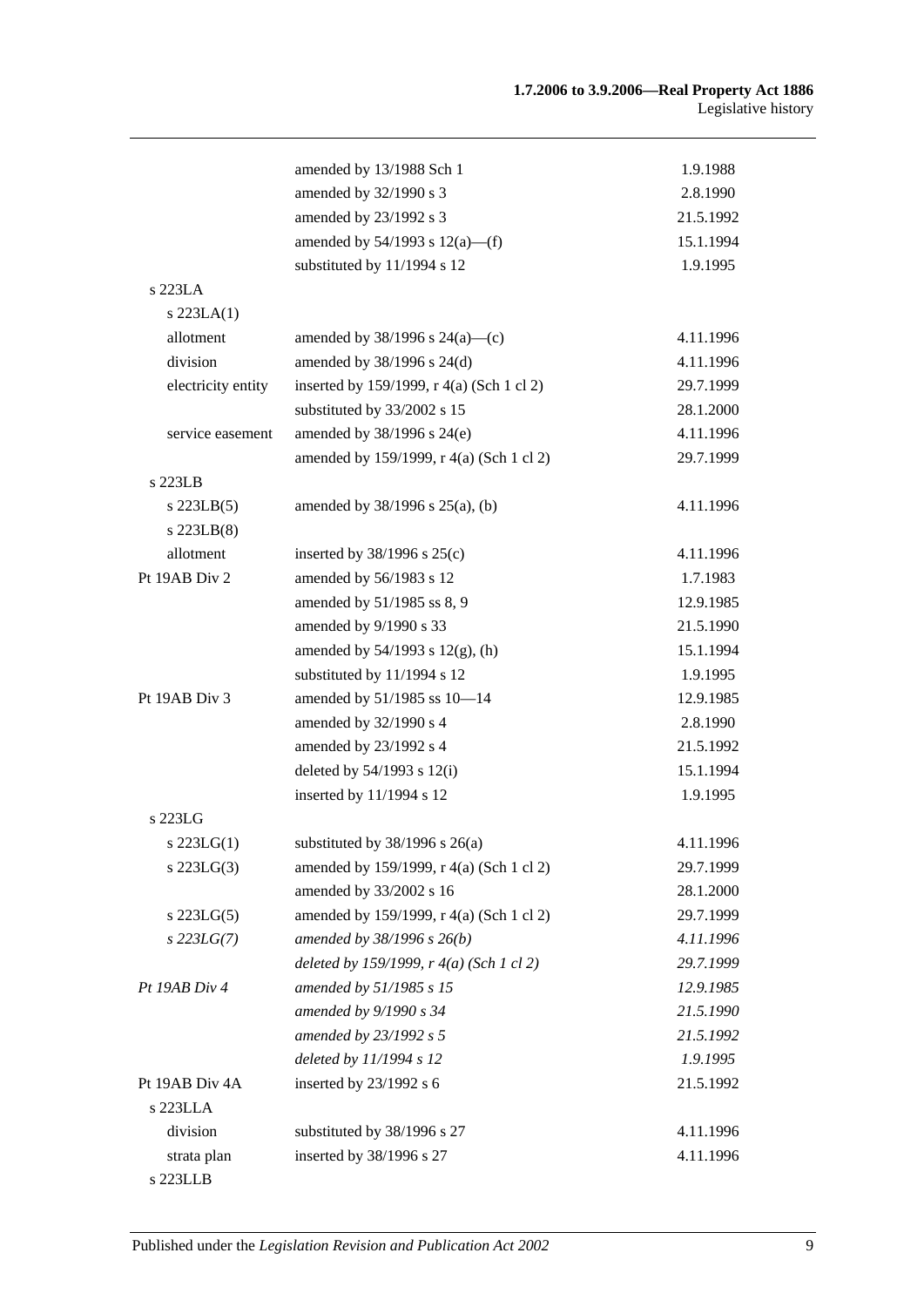| | | |
|---|---|---|
| | amended by 13/1988 Sch 1 | 1.9.1988 |
| | amended by 32/1990 s 3 | 2.8.1990 |
| | amended by 23/1992 s 3 | 21.5.1992 |
| | amended by 54/1993 s 12(a)—(f) | 15.1.1994 |
| | substituted by 11/1994 s 12 | 1.9.1995 |
| s 223LA | | |
| s 223LA(1) | | |
| allotment | amended by 38/1996 s 24(a)—(c) | 4.11.1996 |
| division | amended by 38/1996 s 24(d) | 4.11.1996 |
| electricity entity | inserted by 159/1999, r 4(a) (Sch 1 cl 2) | 29.7.1999 |
| | substituted by 33/2002 s 15 | 28.1.2000 |
| service easement | amended by 38/1996 s 24(e) | 4.11.1996 |
| | amended by 159/1999, r 4(a) (Sch 1 cl 2) | 29.7.1999 |
| s 223LB | | |
| s 223LB(5) | amended by 38/1996 s 25(a), (b) | 4.11.1996 |
| s 223LB(8) | | |
| allotment | inserted by 38/1996 s 25(c) | 4.11.1996 |
| Pt 19AB Div 2 | amended by 56/1983 s 12 | 1.7.1983 |
| | amended by 51/1985 ss 8, 9 | 12.9.1985 |
| | amended by 9/1990 s 33 | 21.5.1990 |
| | amended by 54/1993 s 12(g), (h) | 15.1.1994 |
| | substituted by 11/1994 s 12 | 1.9.1995 |
| Pt 19AB Div 3 | amended by 51/1985 ss 10—14 | 12.9.1985 |
| | amended by 32/1990 s 4 | 2.8.1990 |
| | amended by 23/1992 s 4 | 21.5.1992 |
| | deleted by 54/1993 s 12(i) | 15.1.1994 |
| | inserted by 11/1994 s 12 | 1.9.1995 |
| s 223LG | | |
| s 223LG(1) | substituted by 38/1996 s 26(a) | 4.11.1996 |
| s 223LG(3) | amended by 159/1999, r 4(a) (Sch 1 cl 2) | 29.7.1999 |
| | amended by 33/2002 s 16 | 28.1.2000 |
| s 223LG(5) | amended by 159/1999, r 4(a) (Sch 1 cl 2) | 29.7.1999 |
| *s 223LG(7)* | *amended by 38/1996 s 26(b)* | *4.11.1996* |
| | *deleted by 159/1999, r 4(a) (Sch 1 cl 2)* | *29.7.1999* |
| *Pt 19AB Div 4* | *amended by 51/1985 s 15* | *12.9.1985* |
| | *amended by 9/1990 s 34* | *21.5.1990* |
| | *amended by 23/1992 s 5* | *21.5.1992* |
| | *deleted by 11/1994 s 12* | *1.9.1995* |
| Pt 19AB Div 4A | inserted by 23/1992 s 6 | 21.5.1992 |
| s 223LLA | | |
| division | substituted by 38/1996 s 27 | 4.11.1996 |
| strata plan | inserted by 38/1996 s 27 | 4.11.1996 |
| s 223LLB | | |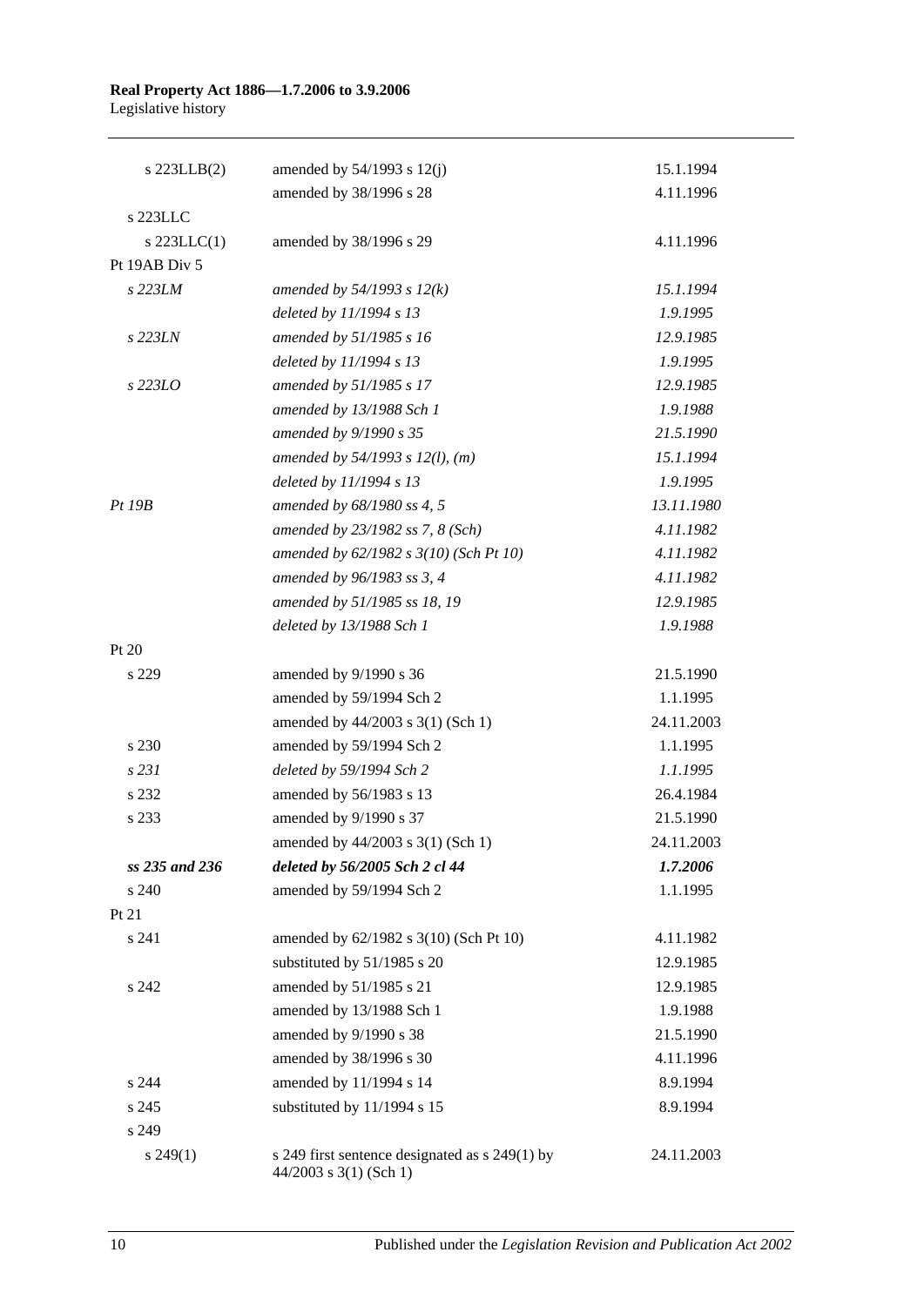| | | |
|---|---|---|
| s 223LLB(2) | amended by 54/1993 s 12(j) | 15.1.1994 |
| | amended by 38/1996 s 28 | 4.11.1996 |
| s 223LLC | | |
| s 223LLC(1) | amended by 38/1996 s 29 | 4.11.1996 |
| Pt 19AB Div 5 | | |
| *s 223LM* | *amended by 54/1993 s 12(k)* | *15.1.1994* |
| | *deleted by 11/1994 s 13* | *1.9.1995* |
| *s 223LN* | *amended by 51/1985 s 16* | *12.9.1985* |
| | *deleted by 11/1994 s 13* | *1.9.1995* |
| *s 223LO* | *amended by 51/1985 s 17* | *12.9.1985* |
| | *amended by 13/1988 Sch 1* | *1.9.1988* |
| | *amended by 9/1990 s 35* | *21.5.1990* |
| | *amended by 54/1993 s 12(l), (m)* | *15.1.1994* |
| | *deleted by 11/1994 s 13* | *1.9.1995* |
| *Pt 19B* | *amended by 68/1980 ss 4, 5* | *13.11.1980* |
| | *amended by 23/1982 ss 7, 8 (Sch)* | *4.11.1982* |
| | *amended by 62/1982 s 3(10) (Sch Pt 10)* | *4.11.1982* |
| | *amended by 96/1983 ss 3, 4* | *4.11.1982* |
| | *amended by 51/1985 ss 18, 19* | *12.9.1985* |
| | *deleted by 13/1988 Sch 1* | *1.9.1988* |
| Pt 20 | | |
| s 229 | amended by 9/1990 s 36 | 21.5.1990 |
| | amended by 59/1994 Sch 2 | 1.1.1995 |
| | amended by 44/2003 s 3(1) (Sch 1) | 24.11.2003 |
| s 230 | amended by 59/1994 Sch 2 | 1.1.1995 |
| *s 231* | *deleted by 59/1994 Sch 2* | *1.1.1995* |
| s 232 | amended by 56/1983 s 13 | 26.4.1984 |
| s 233 | amended by 9/1990 s 37 | 21.5.1990 |
| | amended by 44/2003 s 3(1) (Sch 1) | 24.11.2003 |
| ***ss 235 and 236*** | ***deleted by 56/2005 Sch 2 cl 44*** | ***1.7.2006*** |
| s 240 | amended by 59/1994 Sch 2 | 1.1.1995 |
| Pt 21 | | |
| s 241 | amended by 62/1982 s 3(10) (Sch Pt 10) | 4.11.1982 |
| | substituted by 51/1985 s 20 | 12.9.1985 |
| s 242 | amended by 51/1985 s 21 | 12.9.1985 |
| | amended by 13/1988 Sch 1 | 1.9.1988 |
| | amended by 9/1990 s 38 | 21.5.1990 |
| | amended by 38/1996 s 30 | 4.11.1996 |
| s 244 | amended by 11/1994 s 14 | 8.9.1994 |
| s 245 | substituted by 11/1994 s 15 | 8.9.1994 |
| s 249 | | |
| s 249(1) | s 249 first sentence designated as s 249(1) by 44/2003 s 3(1) (Sch 1) | 24.11.2003 |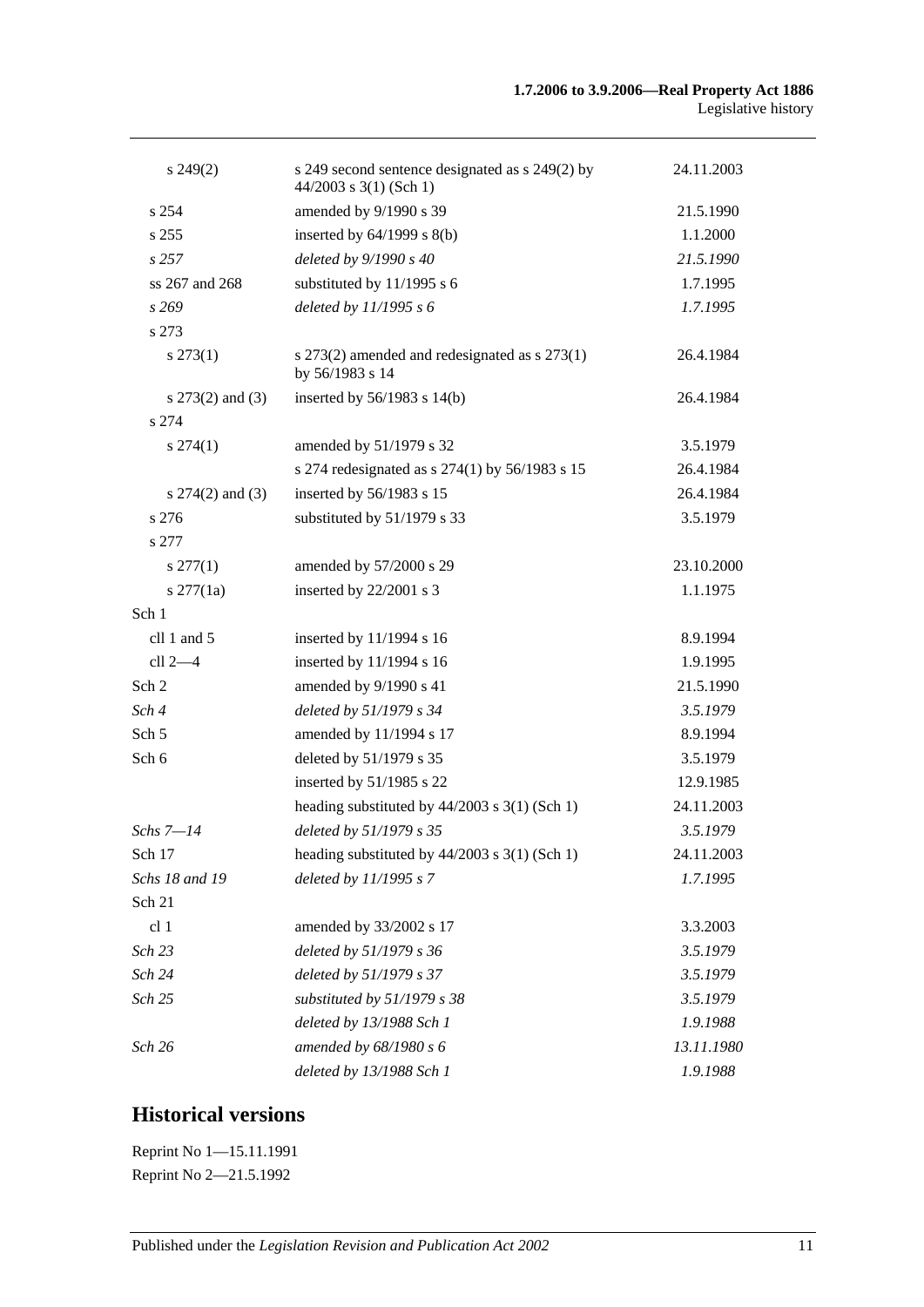| | | |
|---|---|---|
| s 249(2) | s 249 second sentence designated as s 249(2) by 44/2003 s 3(1) (Sch 1) | 24.11.2003 |
| s 254 | amended by 9/1990 s 39 | 21.5.1990 |
| s 255 | inserted by 64/1999 s 8(b) | 1.1.2000 |
| *s 257* | *deleted by 9/1990 s 40* | *21.5.1990* |
| ss 267 and 268 | substituted by 11/1995 s 6 | 1.7.1995 |
| *s 269* | *deleted by 11/1995 s 6* | *1.7.1995* |
| s 273 | | |
| s 273(1) | s 273(2) amended and redesignated as s 273(1) by 56/1983 s 14 | 26.4.1984 |
| s 273(2) and (3) | inserted by 56/1983 s 14(b) | 26.4.1984 |
| s 274 | | |
| s 274(1) | amended by 51/1979 s 32 | 3.5.1979 |
| | s 274 redesignated as s 274(1) by 56/1983 s 15 | 26.4.1984 |
| s 274(2) and (3) | inserted by 56/1983 s 15 | 26.4.1984 |
| s 276 | substituted by 51/1979 s 33 | 3.5.1979 |
| s 277 | | |
| s 277(1) | amended by 57/2000 s 29 | 23.10.2000 |
| s 277(1a) | inserted by 22/2001 s 3 | 1.1.1975 |
| Sch 1 | | |
| cll 1 and 5 | inserted by 11/1994 s 16 | 8.9.1994 |
| cll 2—4 | inserted by 11/1994 s 16 | 1.9.1995 |
| Sch 2 | amended by 9/1990 s 41 | 21.5.1990 |
| *Sch 4* | *deleted by 51/1979 s 34* | *3.5.1979* |
| Sch 5 | amended by 11/1994 s 17 | 8.9.1994 |
| Sch 6 | deleted by 51/1979 s 35 | 3.5.1979 |
| | inserted by 51/1985 s 22 | 12.9.1985 |
| | heading substituted by 44/2003 s 3(1) (Sch 1) | 24.11.2003 |
| *Schs 7—14* | *deleted by 51/1979 s 35* | *3.5.1979* |
| Sch 17 | heading substituted by 44/2003 s 3(1) (Sch 1) | 24.11.2003 |
| *Schs 18 and 19* | *deleted by 11/1995 s 7* | *1.7.1995* |
| Sch 21 | | |
| cl 1 | amended by 33/2002 s 17 | 3.3.2003 |
| *Sch 23* | *deleted by 51/1979 s 36* | *3.5.1979* |
| *Sch 24* | *deleted by 51/1979 s 37* | *3.5.1979* |
| *Sch 25* | *substituted by 51/1979 s 38* | *3.5.1979* |
| | *deleted by 13/1988 Sch 1* | *1.9.1988* |
| *Sch 26* | *amended by 68/1980 s 6* | *13.11.1980* |
| | *deleted by 13/1988 Sch 1* | *1.9.1988* |

## Historical versions

Reprint No 1—15.11.1991
Reprint No 2—21.5.1992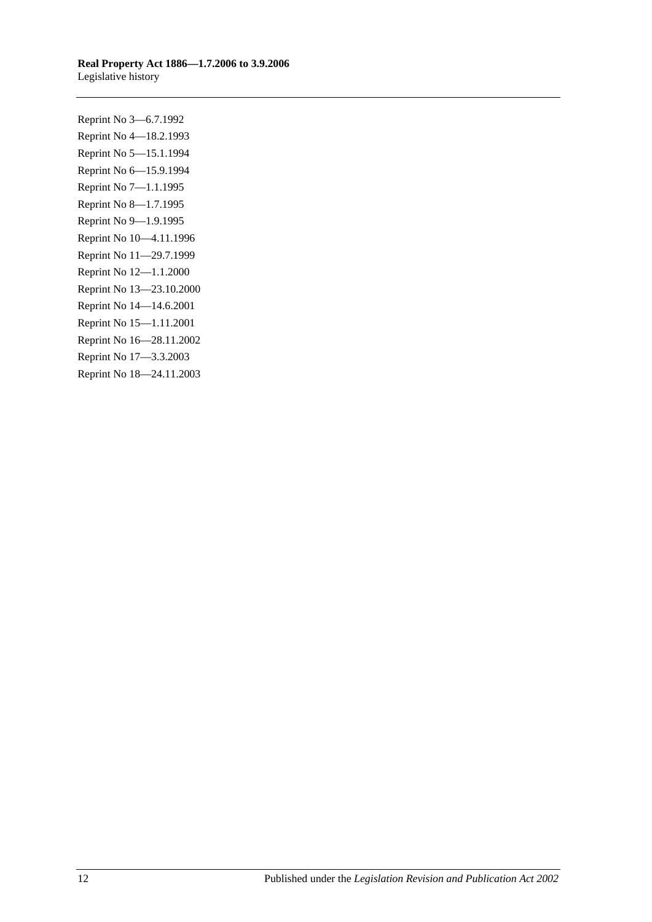Reprint No 3—6.7.1992

Reprint No 4—18.2.1993

Reprint No 5—15.1.1994

Reprint No 6—15.9.1994

Reprint No 7—1.1.1995

Reprint No 8—1.7.1995

Reprint No 9—1.9.1995

Reprint No 10—4.11.1996

Reprint No 11—29.7.1999

Reprint No 12—1.1.2000

Reprint No 13—23.10.2000

Reprint No 14—14.6.2001

Reprint No 15—1.11.2001

Reprint No 16—28.11.2002

Reprint No 17—3.3.2003

Reprint No 18—24.11.2003